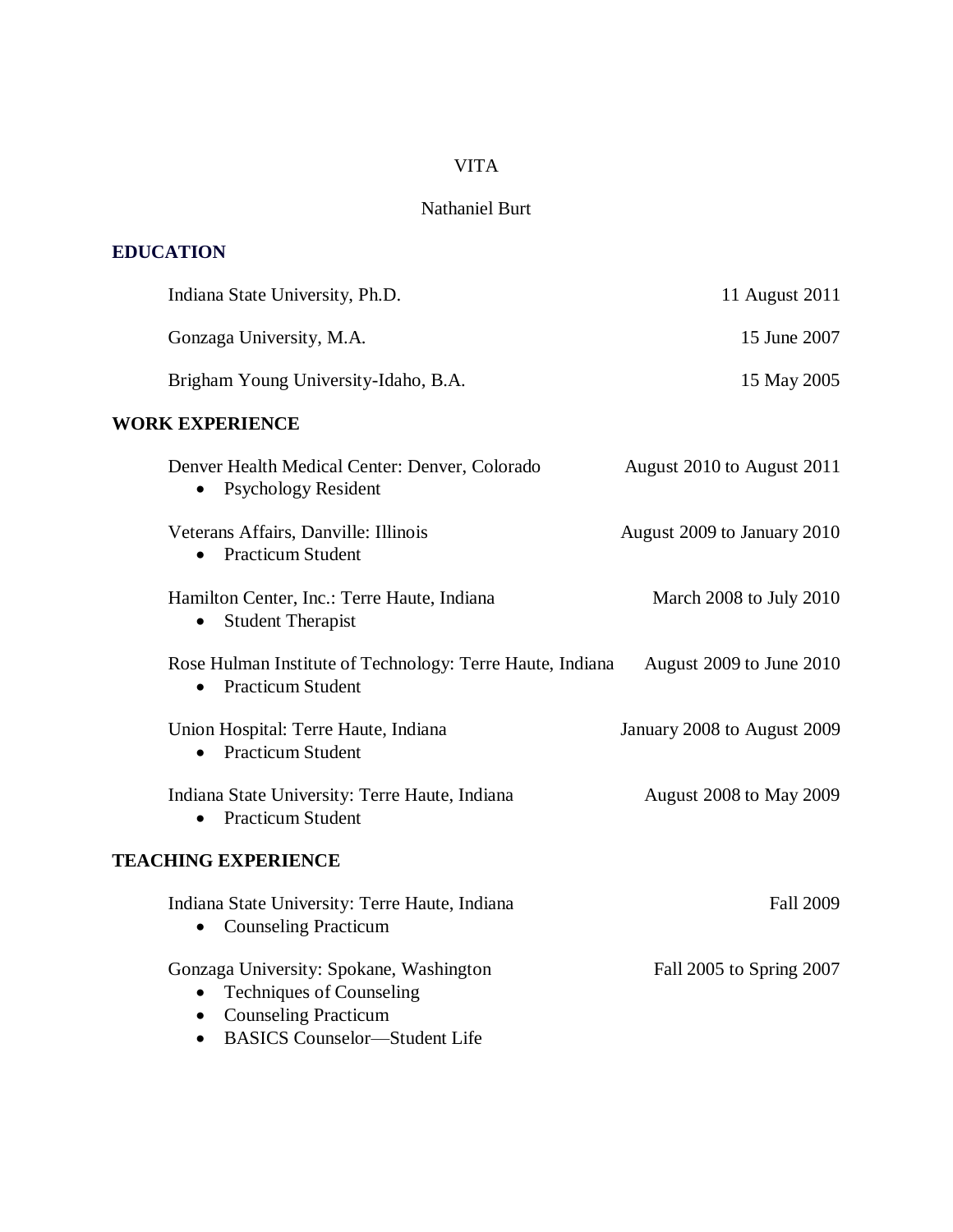# VITA

Nathaniel Burt

## EDUCATION

Indiana State University, Ph.D. — 11 August 2011

Gonzaga University, M.A. — 15 June 2007

Brigham Young University-Idaho, B.A. — 15 May 2005

## WORK EXPERIENCE

Denver Health Medical Center: Denver, Colorado — August 2010 to August 2011

- Psychology Resident

Veterans Affairs, Danville: Illinois — August 2009 to January 2010

- Practicum Student

Hamilton Center, Inc.: Terre Haute, Indiana — March 2008 to July 2010

- Student Therapist

Rose Hulman Institute of Technology: Terre Haute, Indiana — August 2009 to June 2010

- Practicum Student

Union Hospital: Terre Haute, Indiana — January 2008 to August 2009

- Practicum Student

Indiana State University: Terre Haute, Indiana — August 2008 to May 2009

- Practicum Student

## TEACHING EXPERIENCE

Indiana State University: Terre Haute, Indiana — Fall 2009

- Counseling Practicum

Gonzaga University: Spokane, Washington — Fall 2005 to Spring 2007

- Techniques of Counseling
- Counseling Practicum
- BASICS Counselor—Student Life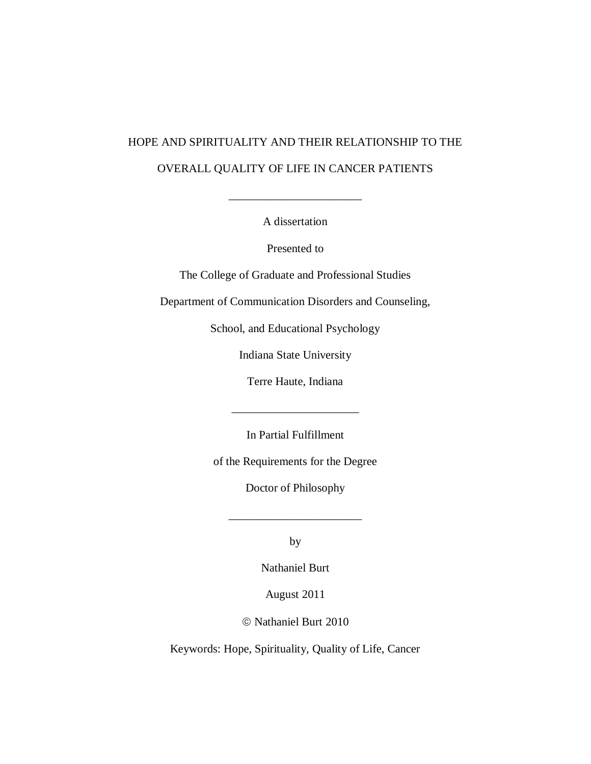# HOPE AND SPIRITUALITY AND THEIR RELATIONSHIP TO THE OVERALL QUALITY OF LIFE IN CANCER PATIENTS

---

A dissertation

Presented to

The College of Graduate and Professional Studies

Department of Communication Disorders and Counseling,

School, and Educational Psychology

Indiana State University

Terre Haute, Indiana

---

In Partial Fulfillment

of the Requirements for the Degree

Doctor of Philosophy

---

by

Nathaniel Burt

August 2011

© Nathaniel Burt 2010

Keywords: Hope, Spirituality, Quality of Life, Cancer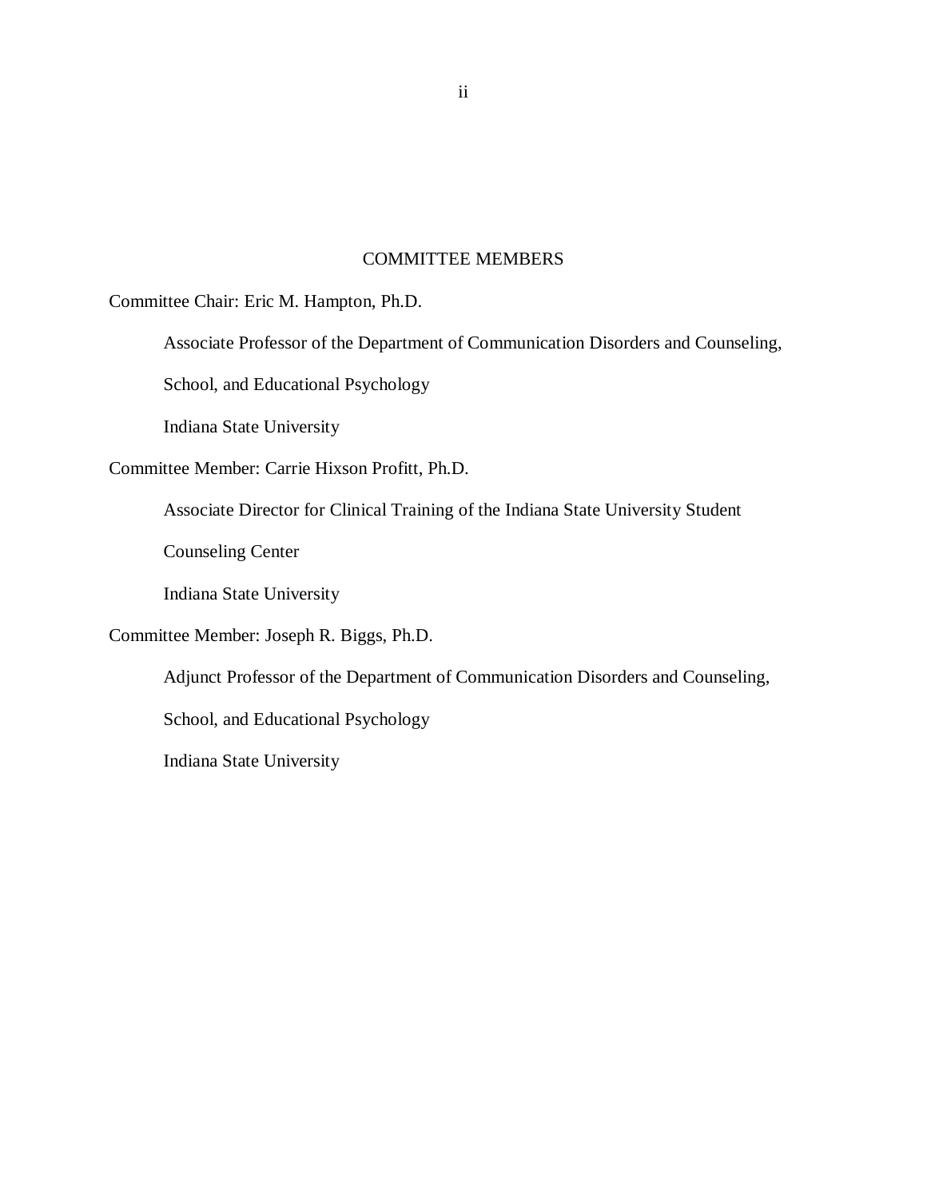# COMMITTEE MEMBERS

Committee Chair: Eric M. Hampton, Ph.D.

Associate Professor of the Department of Communication Disorders and Counseling, School, and Educational Psychology

Indiana State University

Committee Member: Carrie Hixson Profitt, Ph.D.

Associate Director for Clinical Training of the Indiana State University Student Counseling Center

Indiana State University

Committee Member: Joseph R. Biggs, Ph.D.

Adjunct Professor of the Department of Communication Disorders and Counseling, School, and Educational Psychology

Indiana State University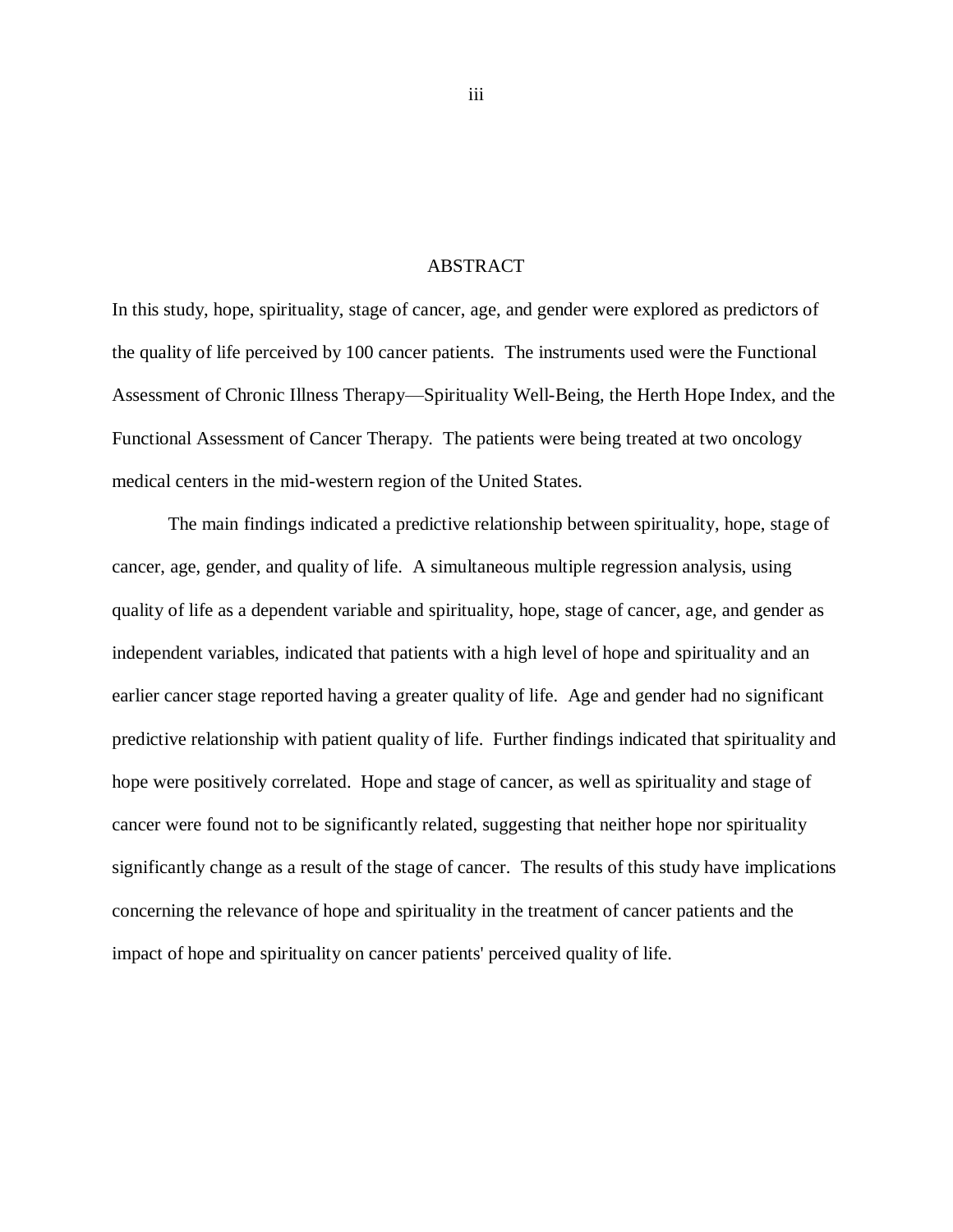# ABSTRACT

In this study, hope, spirituality, stage of cancer, age, and gender were explored as predictors of the quality of life perceived by 100 cancer patients. The instruments used were the Functional Assessment of Chronic Illness Therapy—Spirituality Well-Being, the Herth Hope Index, and the Functional Assessment of Cancer Therapy. The patients were being treated at two oncology medical centers in the mid-western region of the United States.

The main findings indicated a predictive relationship between spirituality, hope, stage of cancer, age, gender, and quality of life. A simultaneous multiple regression analysis, using quality of life as a dependent variable and spirituality, hope, stage of cancer, age, and gender as independent variables, indicated that patients with a high level of hope and spirituality and an earlier cancer stage reported having a greater quality of life. Age and gender had no significant predictive relationship with patient quality of life. Further findings indicated that spirituality and hope were positively correlated. Hope and stage of cancer, as well as spirituality and stage of cancer were found not to be significantly related, suggesting that neither hope nor spirituality significantly change as a result of the stage of cancer. The results of this study have implications concerning the relevance of hope and spirituality in the treatment of cancer patients and the impact of hope and spirituality on cancer patients' perceived quality of life.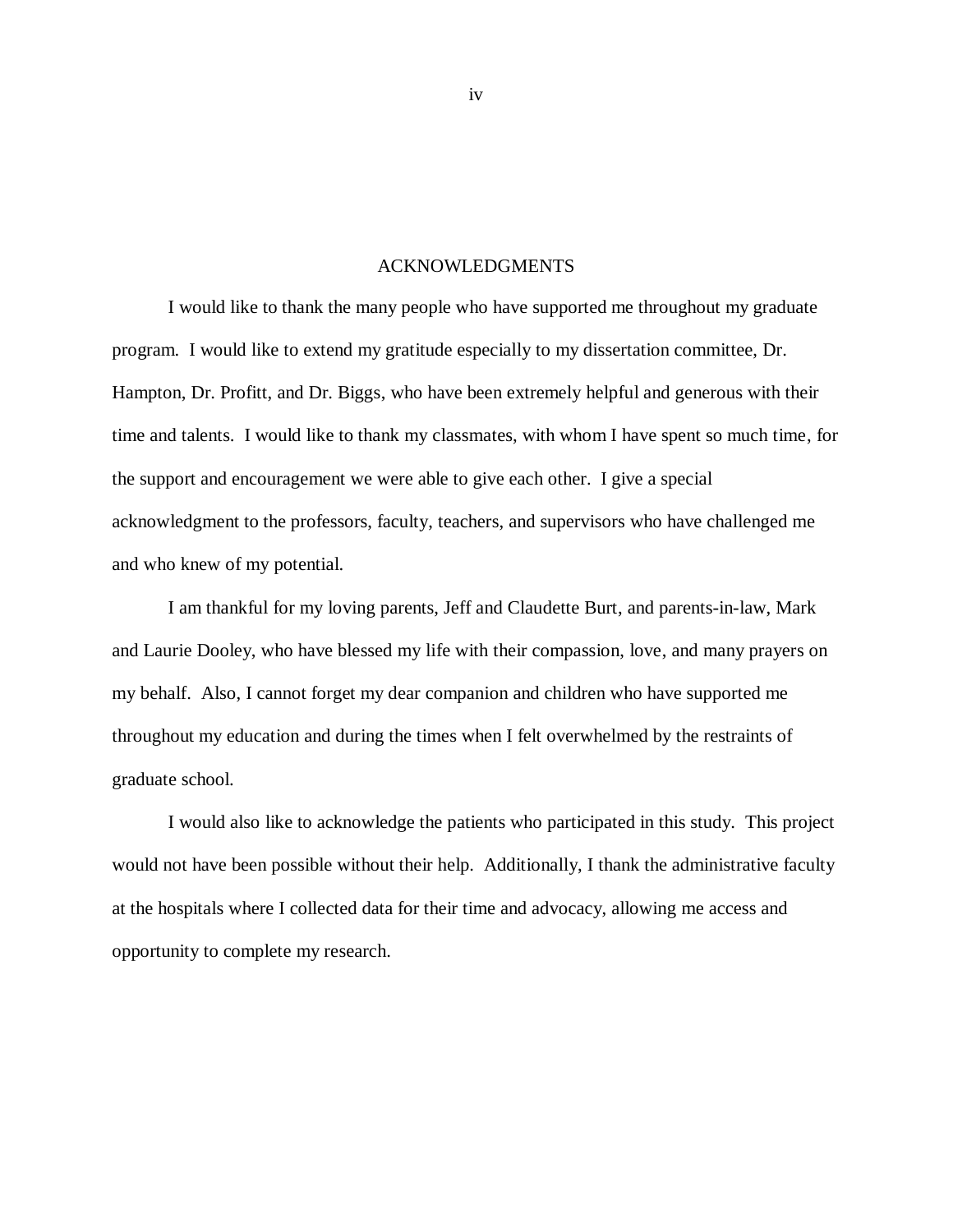# ACKNOWLEDGMENTS

I would like to thank the many people who have supported me throughout my graduate program. I would like to extend my gratitude especially to my dissertation committee, Dr. Hampton, Dr. Profitt, and Dr. Biggs, who have been extremely helpful and generous with their time and talents. I would like to thank my classmates, with whom I have spent so much time, for the support and encouragement we were able to give each other. I give a special acknowledgment to the professors, faculty, teachers, and supervisors who have challenged me and who knew of my potential.

I am thankful for my loving parents, Jeff and Claudette Burt, and parents-in-law, Mark and Laurie Dooley, who have blessed my life with their compassion, love, and many prayers on my behalf. Also, I cannot forget my dear companion and children who have supported me throughout my education and during the times when I felt overwhelmed by the restraints of graduate school.

I would also like to acknowledge the patients who participated in this study. This project would not have been possible without their help. Additionally, I thank the administrative faculty at the hospitals where I collected data for their time and advocacy, allowing me access and opportunity to complete my research.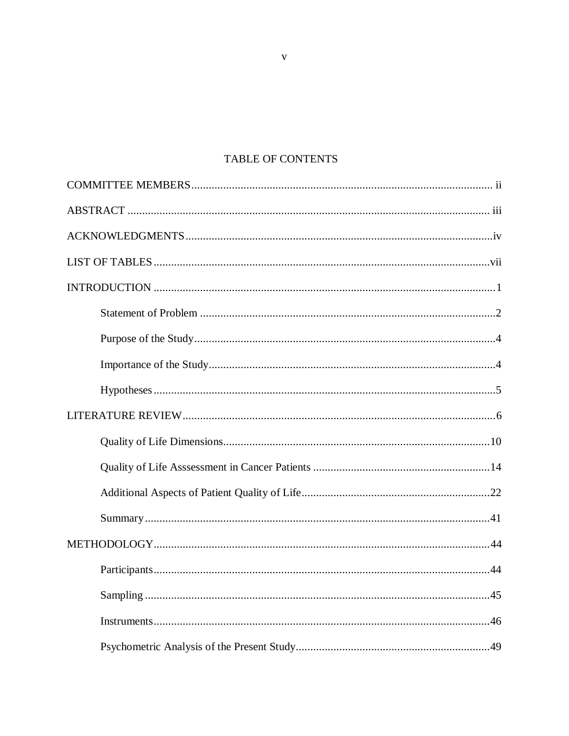# TABLE OF CONTENTS

COMMITTEE MEMBERS ........................................................................................................ ii

ABSTRACT ............................................................................................................................ iii

ACKNOWLEDGMENTS .......................................................................................................iv

LIST OF TABLES .................................................................................................................vii

INTRODUCTION .....................................................................................................................1

- Statement of Problem .......................................................................................................2
- Purpose of the Study.........................................................................................................4
- Importance of the Study....................................................................................................4
- Hypotheses .......................................................................................................................5

LITERATURE REVIEW.............................................................................................................6

- Quality of Life Dimensions.............................................................................................10
- Quality of Life Asssessment in Cancer Patients .............................................................14
- Additional Aspects of Patient Quality of Life.................................................................22
- Summary .........................................................................................................................41

METHODOLOGY.....................................................................................................................44

- Participants......................................................................................................................44
- Sampling .........................................................................................................................45
- Instruments......................................................................................................................46
- Psychometric Analysis of the Present Study...................................................................49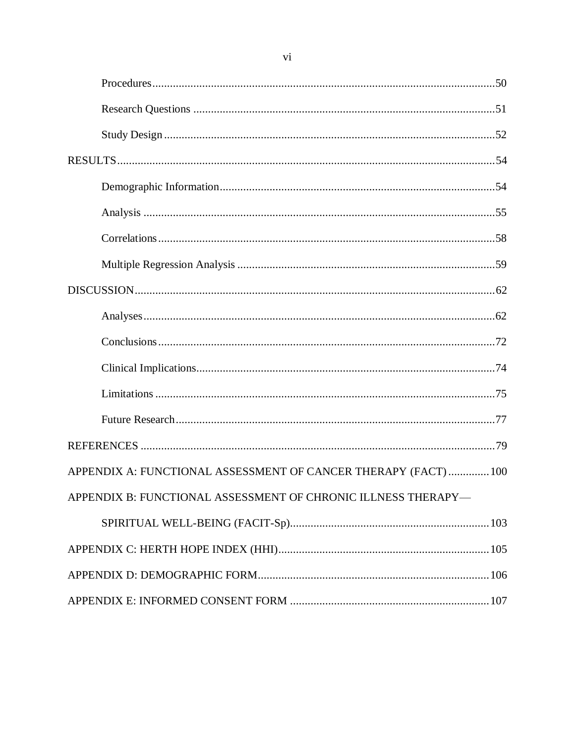Procedures....................................................................................................................50

Research Questions ......................................................................................................51

Study Design ................................................................................................................52

RESULTS..........................................................................................................................54

Demographic Information............................................................................................54

Analysis ........................................................................................................................55

Correlations..................................................................................................................58

Multiple Regression Analysis .......................................................................................59

DISCUSSION....................................................................................................................62

Analyses.......................................................................................................................62

Conclusions..................................................................................................................72

Clinical Implications....................................................................................................74

Limitations ...................................................................................................................75

Future Research............................................................................................................77

REFERENCES ..................................................................................................................79

APPENDIX A: FUNCTIONAL ASSESSMENT OF CANCER THERAPY (FACT) .............100

APPENDIX B: FUNCTIONAL ASSESSMENT OF CHRONIC ILLNESS THERAPY—

SPIRITUAL WELL-BEING (FACIT-Sp)...................................................................103

APPENDIX C: HERTH HOPE INDEX (HHI).......................................................................105

APPENDIX D: DEMOGRAPHIC FORM..............................................................................106

APPENDIX E: INFORMED CONSENT FORM ...................................................................107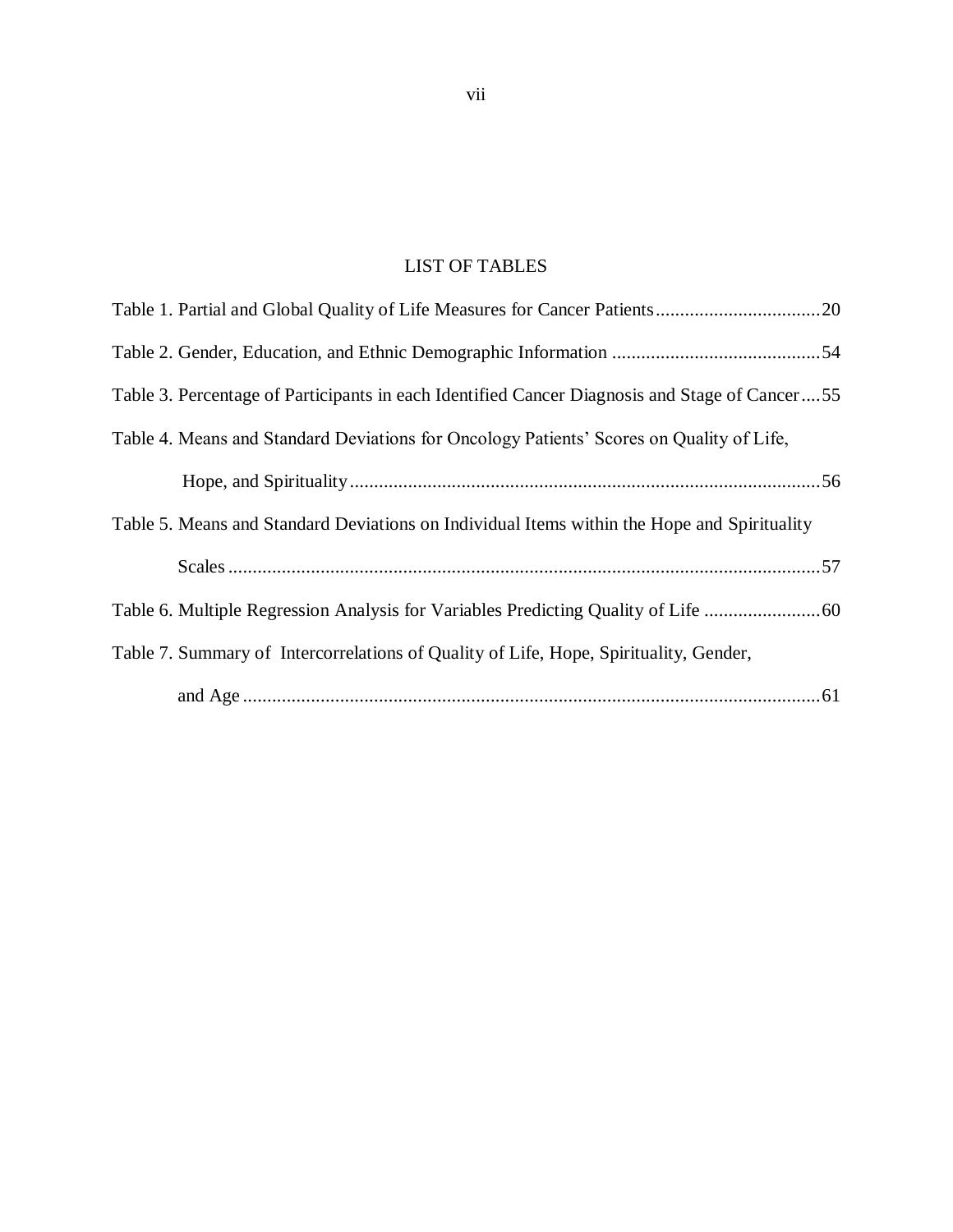## LIST OF TABLES

Table 1. Partial and Global Quality of Life Measures for Cancer Patients..................................20

Table 2. Gender, Education, and Ethnic Demographic Information ...........................................54

Table 3. Percentage of Participants in each Identified Cancer Diagnosis and Stage of Cancer....55

Table 4. Means and Standard Deviations for Oncology Patients' Scores on Quality of Life, Hope, and Spirituality.................................................................................................56

Table 5. Means and Standard Deviations on Individual Items within the Hope and Spirituality Scales..........................................................................................................................57

Table 6. Multiple Regression Analysis for Variables Predicting Quality of Life ........................60

Table 7. Summary of Intercorrelations of Quality of Life, Hope, Spirituality, Gender, and Age.......................................................................................................................61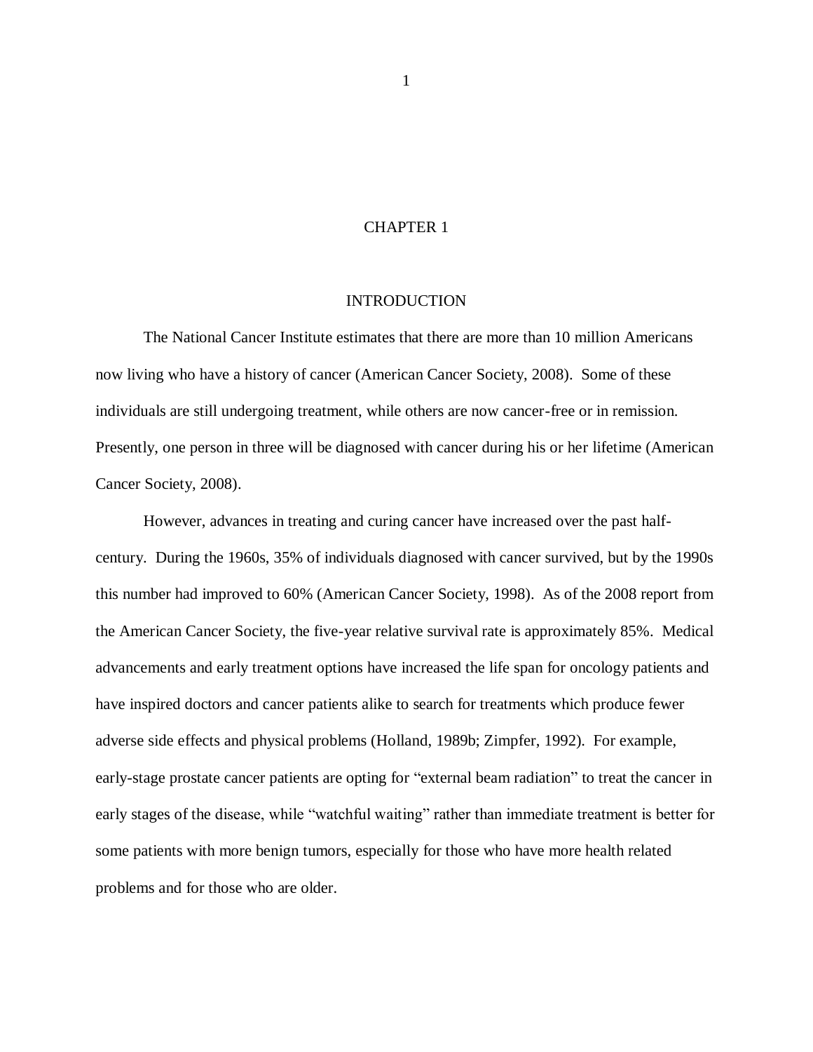# CHAPTER 1

## INTRODUCTION

The National Cancer Institute estimates that there are more than 10 million Americans now living who have a history of cancer (American Cancer Society, 2008). Some of these individuals are still undergoing treatment, while others are now cancer-free or in remission. Presently, one person in three will be diagnosed with cancer during his or her lifetime (American Cancer Society, 2008).

However, advances in treating and curing cancer have increased over the past half-century. During the 1960s, 35% of individuals diagnosed with cancer survived, but by the 1990s this number had improved to 60% (American Cancer Society, 1998). As of the 2008 report from the American Cancer Society, the five-year relative survival rate is approximately 85%. Medical advancements and early treatment options have increased the life span for oncology patients and have inspired doctors and cancer patients alike to search for treatments which produce fewer adverse side effects and physical problems (Holland, 1989b; Zimpfer, 1992). For example, early-stage prostate cancer patients are opting for "external beam radiation" to treat the cancer in early stages of the disease, while "watchful waiting" rather than immediate treatment is better for some patients with more benign tumors, especially for those who have more health related problems and for those who are older.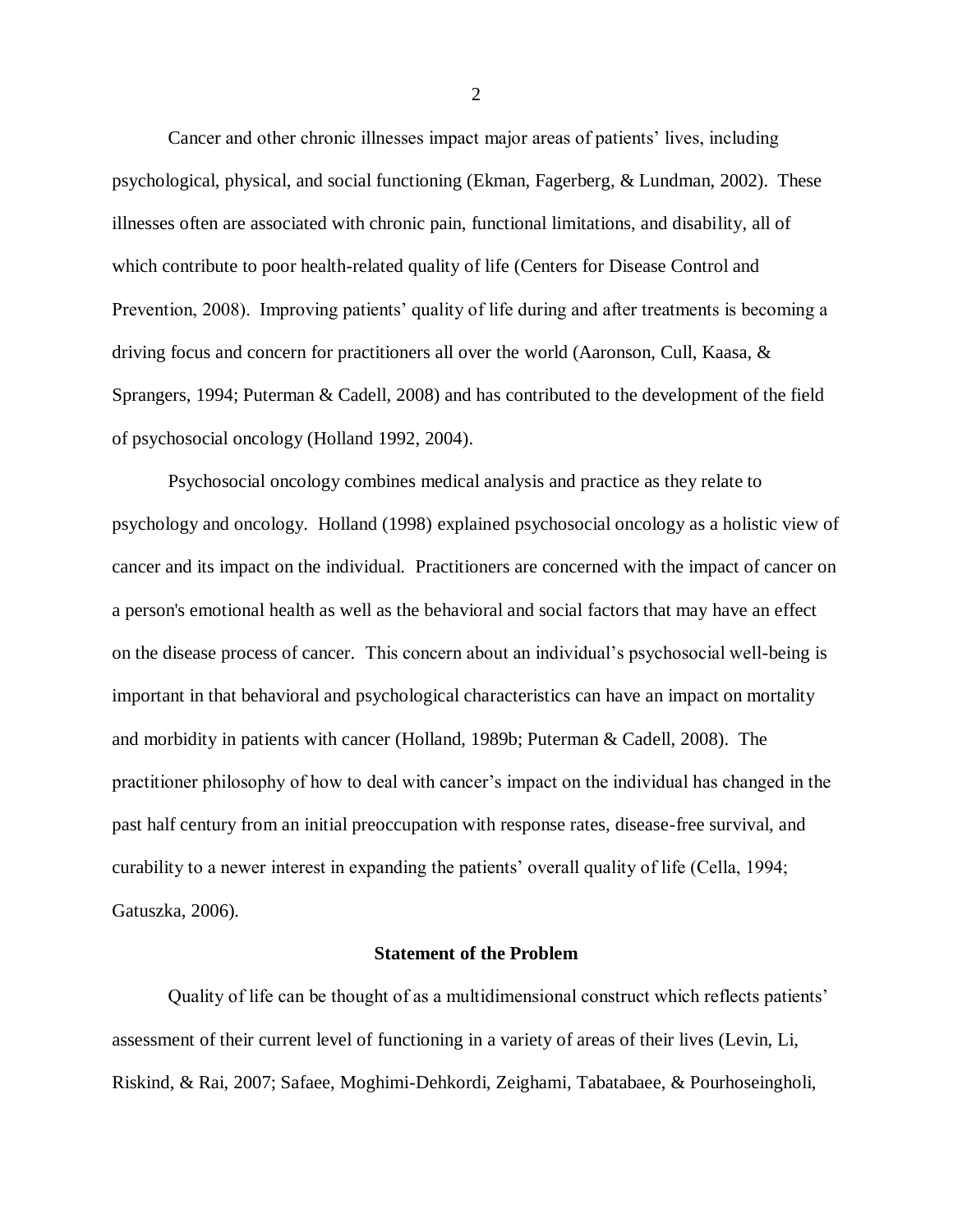Cancer and other chronic illnesses impact major areas of patients' lives, including psychological, physical, and social functioning (Ekman, Fagerberg, & Lundman, 2002). These illnesses often are associated with chronic pain, functional limitations, and disability, all of which contribute to poor health-related quality of life (Centers for Disease Control and Prevention, 2008). Improving patients' quality of life during and after treatments is becoming a driving focus and concern for practitioners all over the world (Aaronson, Cull, Kaasa, & Sprangers, 1994; Puterman & Cadell, 2008) and has contributed to the development of the field of psychosocial oncology (Holland 1992, 2004).

Psychosocial oncology combines medical analysis and practice as they relate to psychology and oncology. Holland (1998) explained psychosocial oncology as a holistic view of cancer and its impact on the individual. Practitioners are concerned with the impact of cancer on a person's emotional health as well as the behavioral and social factors that may have an effect on the disease process of cancer. This concern about an individual's psychosocial well-being is important in that behavioral and psychological characteristics can have an impact on mortality and morbidity in patients with cancer (Holland, 1989b; Puterman & Cadell, 2008). The practitioner philosophy of how to deal with cancer's impact on the individual has changed in the past half century from an initial preoccupation with response rates, disease-free survival, and curability to a newer interest in expanding the patients' overall quality of life (Cella, 1994; Gatuszka, 2006).

## Statement of the Problem

Quality of life can be thought of as a multidimensional construct which reflects patients' assessment of their current level of functioning in a variety of areas of their lives (Levin, Li, Riskind, & Rai, 2007; Safaee, Moghimi-Dehkordi, Zeighami, Tabatabaee, & Pourhoseingholi,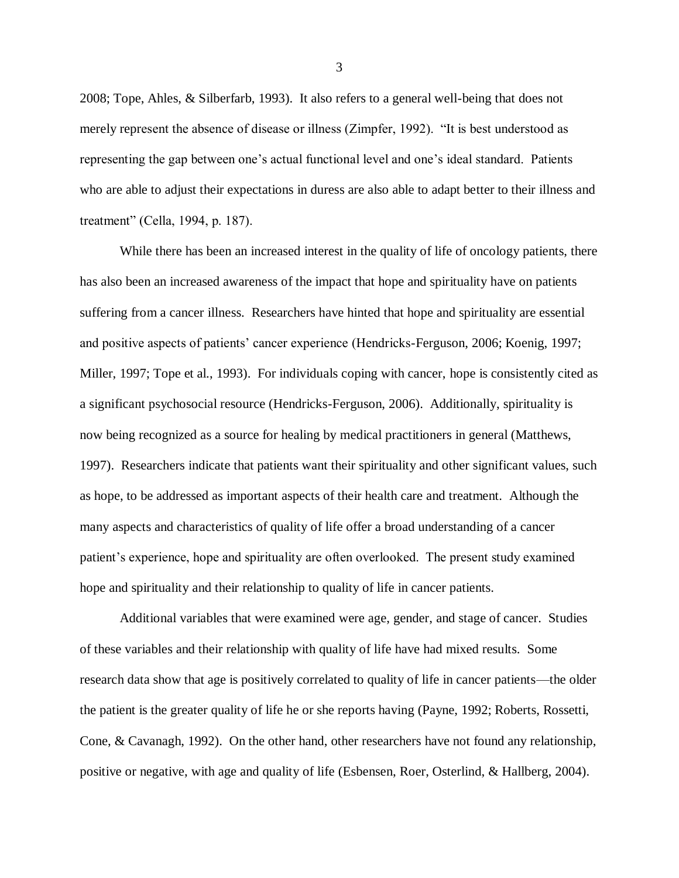2008; Tope, Ahles, & Silberfarb, 1993). It also refers to a general well-being that does not merely represent the absence of disease or illness (Zimpfer, 1992). "It is best understood as representing the gap between one's actual functional level and one's ideal standard. Patients who are able to adjust their expectations in duress are also able to adapt better to their illness and treatment" (Cella, 1994, p. 187).

While there has been an increased interest in the quality of life of oncology patients, there has also been an increased awareness of the impact that hope and spirituality have on patients suffering from a cancer illness. Researchers have hinted that hope and spirituality are essential and positive aspects of patients' cancer experience (Hendricks-Ferguson, 2006; Koenig, 1997; Miller, 1997; Tope et al., 1993). For individuals coping with cancer, hope is consistently cited as a significant psychosocial resource (Hendricks-Ferguson, 2006). Additionally, spirituality is now being recognized as a source for healing by medical practitioners in general (Matthews, 1997). Researchers indicate that patients want their spirituality and other significant values, such as hope, to be addressed as important aspects of their health care and treatment. Although the many aspects and characteristics of quality of life offer a broad understanding of a cancer patient's experience, hope and spirituality are often overlooked. The present study examined hope and spirituality and their relationship to quality of life in cancer patients.

Additional variables that were examined were age, gender, and stage of cancer. Studies of these variables and their relationship with quality of life have had mixed results. Some research data show that age is positively correlated to quality of life in cancer patients—the older the patient is the greater quality of life he or she reports having (Payne, 1992; Roberts, Rossetti, Cone, & Cavanagh, 1992). On the other hand, other researchers have not found any relationship, positive or negative, with age and quality of life (Esbensen, Roer, Osterlind, & Hallberg, 2004).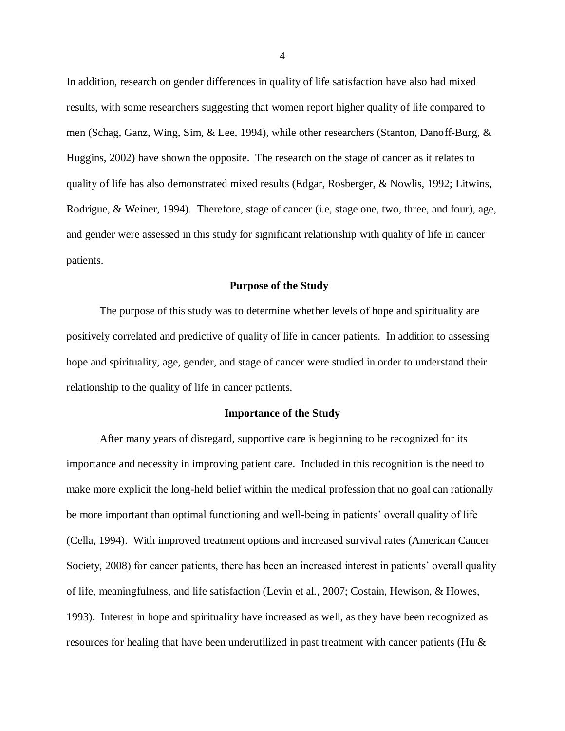In addition, research on gender differences in quality of life satisfaction have also had mixed results, with some researchers suggesting that women report higher quality of life compared to men (Schag, Ganz, Wing, Sim, & Lee, 1994), while other researchers (Stanton, Danoff-Burg, & Huggins, 2002) have shown the opposite. The research on the stage of cancer as it relates to quality of life has also demonstrated mixed results (Edgar, Rosberger, & Nowlis, 1992; Litwins, Rodrigue, & Weiner, 1994). Therefore, stage of cancer (i.e, stage one, two, three, and four), age, and gender were assessed in this study for significant relationship with quality of life in cancer patients.

## Purpose of the Study

The purpose of this study was to determine whether levels of hope and spirituality are positively correlated and predictive of quality of life in cancer patients. In addition to assessing hope and spirituality, age, gender, and stage of cancer were studied in order to understand their relationship to the quality of life in cancer patients.

## Importance of the Study

After many years of disregard, supportive care is beginning to be recognized for its importance and necessity in improving patient care. Included in this recognition is the need to make more explicit the long-held belief within the medical profession that no goal can rationally be more important than optimal functioning and well-being in patients' overall quality of life (Cella, 1994). With improved treatment options and increased survival rates (American Cancer Society, 2008) for cancer patients, there has been an increased interest in patients' overall quality of life, meaningfulness, and life satisfaction (Levin et al., 2007; Costain, Hewison, & Howes, 1993). Interest in hope and spirituality have increased as well, as they have been recognized as resources for healing that have been underutilized in past treatment with cancer patients (Hu &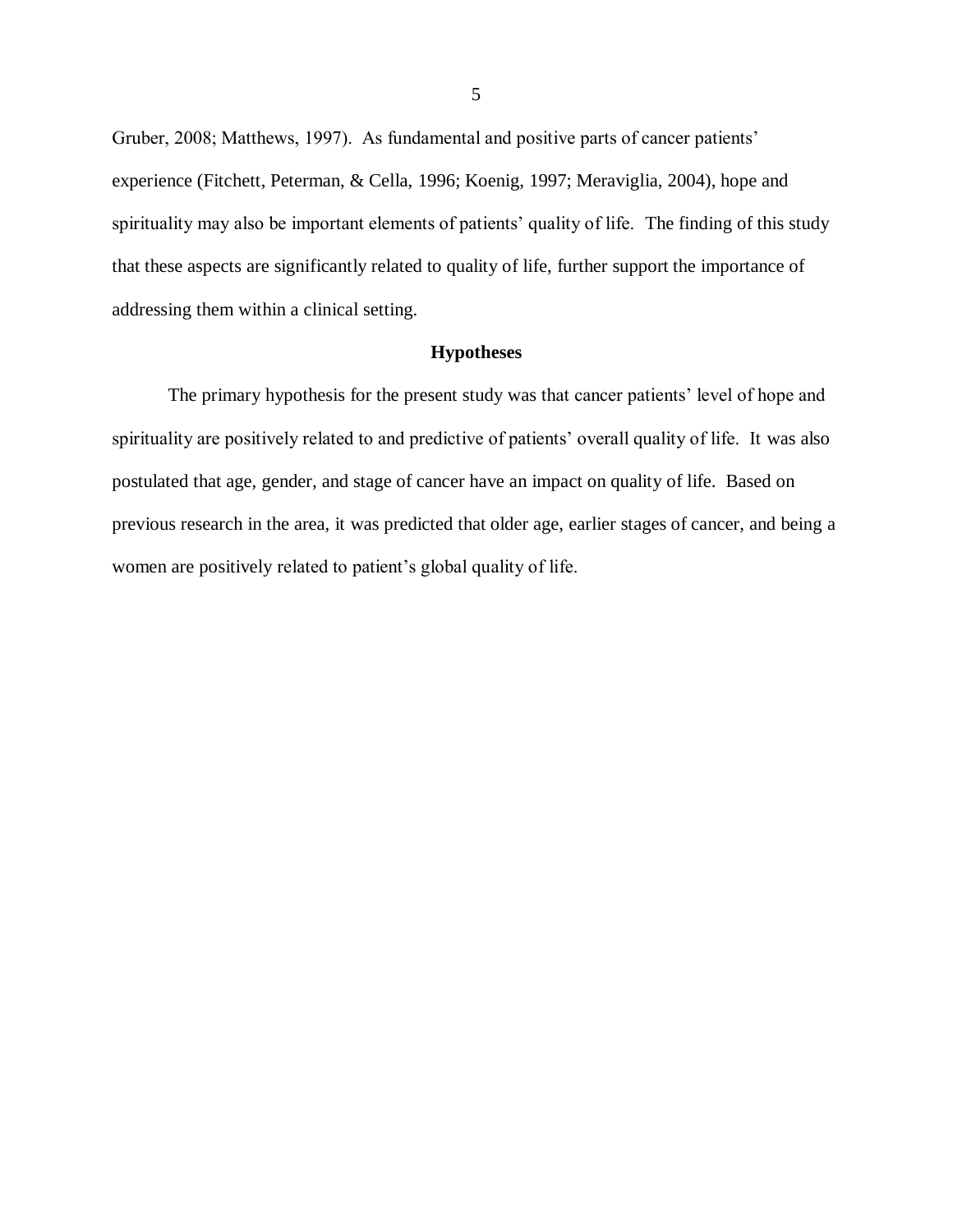Gruber, 2008; Matthews, 1997). As fundamental and positive parts of cancer patients' experience (Fitchett, Peterman, & Cella, 1996; Koenig, 1997; Meraviglia, 2004), hope and spirituality may also be important elements of patients' quality of life. The finding of this study that these aspects are significantly related to quality of life, further support the importance of addressing them within a clinical setting.

## Hypotheses

The primary hypothesis for the present study was that cancer patients' level of hope and spirituality are positively related to and predictive of patients' overall quality of life. It was also postulated that age, gender, and stage of cancer have an impact on quality of life. Based on previous research in the area, it was predicted that older age, earlier stages of cancer, and being a women are positively related to patient's global quality of life.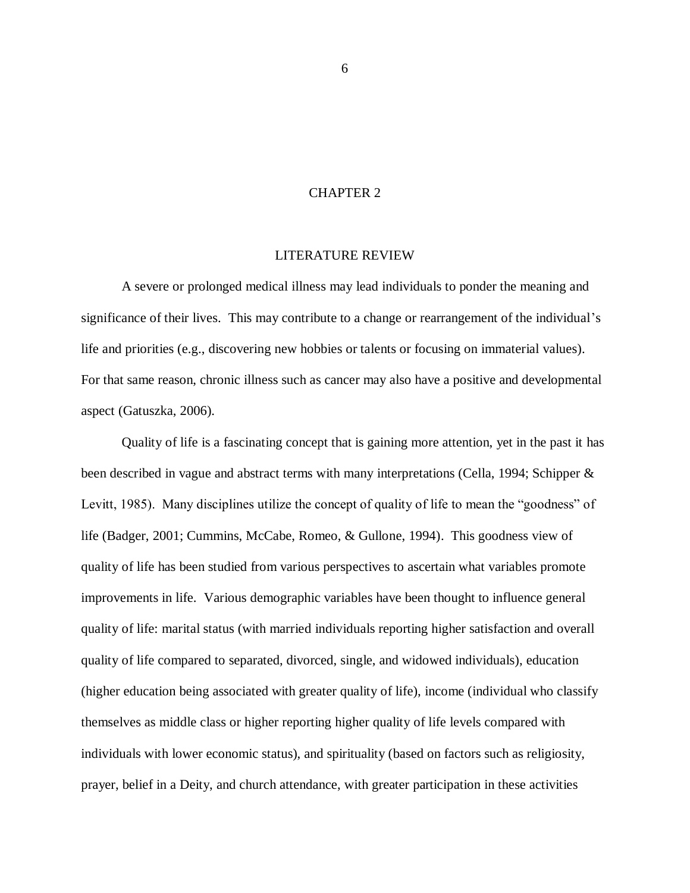# CHAPTER 2

## LITERATURE REVIEW

A severe or prolonged medical illness may lead individuals to ponder the meaning and significance of their lives. This may contribute to a change or rearrangement of the individual's life and priorities (e.g., discovering new hobbies or talents or focusing on immaterial values). For that same reason, chronic illness such as cancer may also have a positive and developmental aspect (Gatuszka, 2006).

Quality of life is a fascinating concept that is gaining more attention, yet in the past it has been described in vague and abstract terms with many interpretations (Cella, 1994; Schipper & Levitt, 1985). Many disciplines utilize the concept of quality of life to mean the "goodness" of life (Badger, 2001; Cummins, McCabe, Romeo, & Gullone, 1994). This goodness view of quality of life has been studied from various perspectives to ascertain what variables promote improvements in life. Various demographic variables have been thought to influence general quality of life: marital status (with married individuals reporting higher satisfaction and overall quality of life compared to separated, divorced, single, and widowed individuals), education (higher education being associated with greater quality of life), income (individual who classify themselves as middle class or higher reporting higher quality of life levels compared with individuals with lower economic status), and spirituality (based on factors such as religiosity, prayer, belief in a Deity, and church attendance, with greater participation in these activities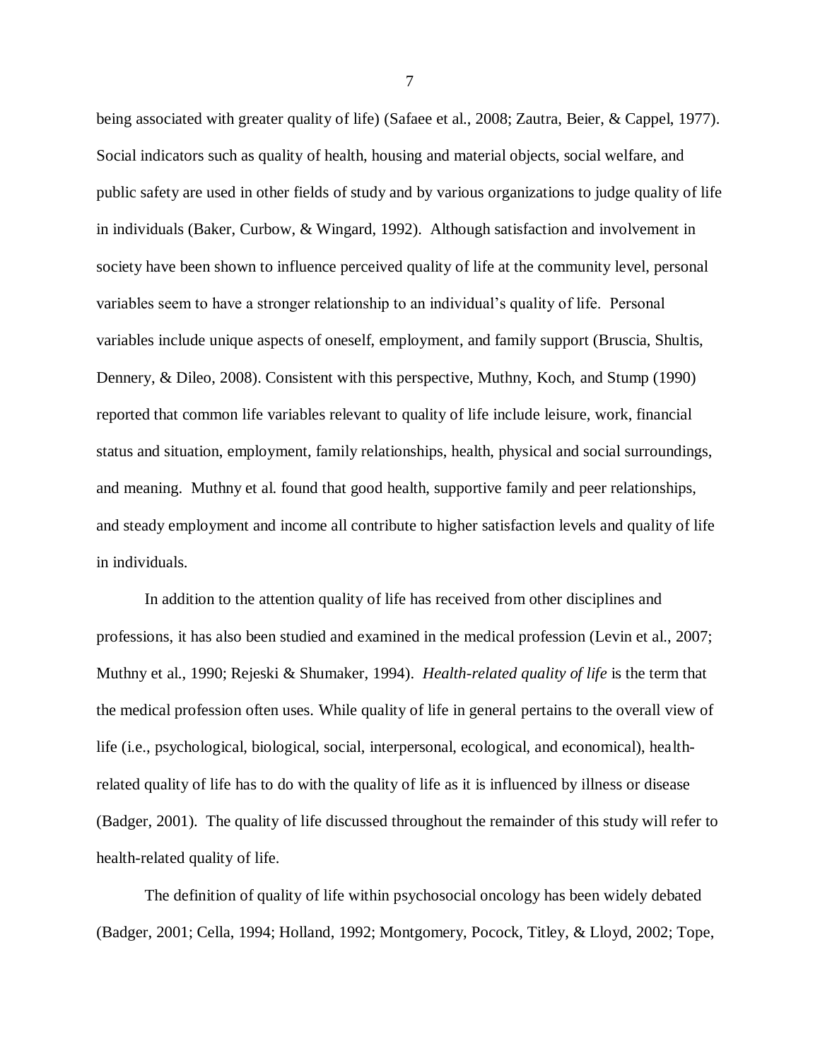being associated with greater quality of life) (Safaee et al., 2008; Zautra, Beier, & Cappel, 1977). Social indicators such as quality of health, housing and material objects, social welfare, and public safety are used in other fields of study and by various organizations to judge quality of life in individuals (Baker, Curbow, & Wingard, 1992). Although satisfaction and involvement in society have been shown to influence perceived quality of life at the community level, personal variables seem to have a stronger relationship to an individual's quality of life. Personal variables include unique aspects of oneself, employment, and family support (Bruscia, Shultis, Dennery, & Dileo, 2008). Consistent with this perspective, Muthny, Koch, and Stump (1990) reported that common life variables relevant to quality of life include leisure, work, financial status and situation, employment, family relationships, health, physical and social surroundings, and meaning. Muthny et al. found that good health, supportive family and peer relationships, and steady employment and income all contribute to higher satisfaction levels and quality of life in individuals.

In addition to the attention quality of life has received from other disciplines and professions, it has also been studied and examined in the medical profession (Levin et al., 2007; Muthny et al., 1990; Rejeski & Shumaker, 1994). *Health-related quality of life* is the term that the medical profession often uses. While quality of life in general pertains to the overall view of life (i.e., psychological, biological, social, interpersonal, ecological, and economical), health-related quality of life has to do with the quality of life as it is influenced by illness or disease (Badger, 2001). The quality of life discussed throughout the remainder of this study will refer to health-related quality of life.

The definition of quality of life within psychosocial oncology has been widely debated (Badger, 2001; Cella, 1994; Holland, 1992; Montgomery, Pocock, Titley, & Lloyd, 2002; Tope,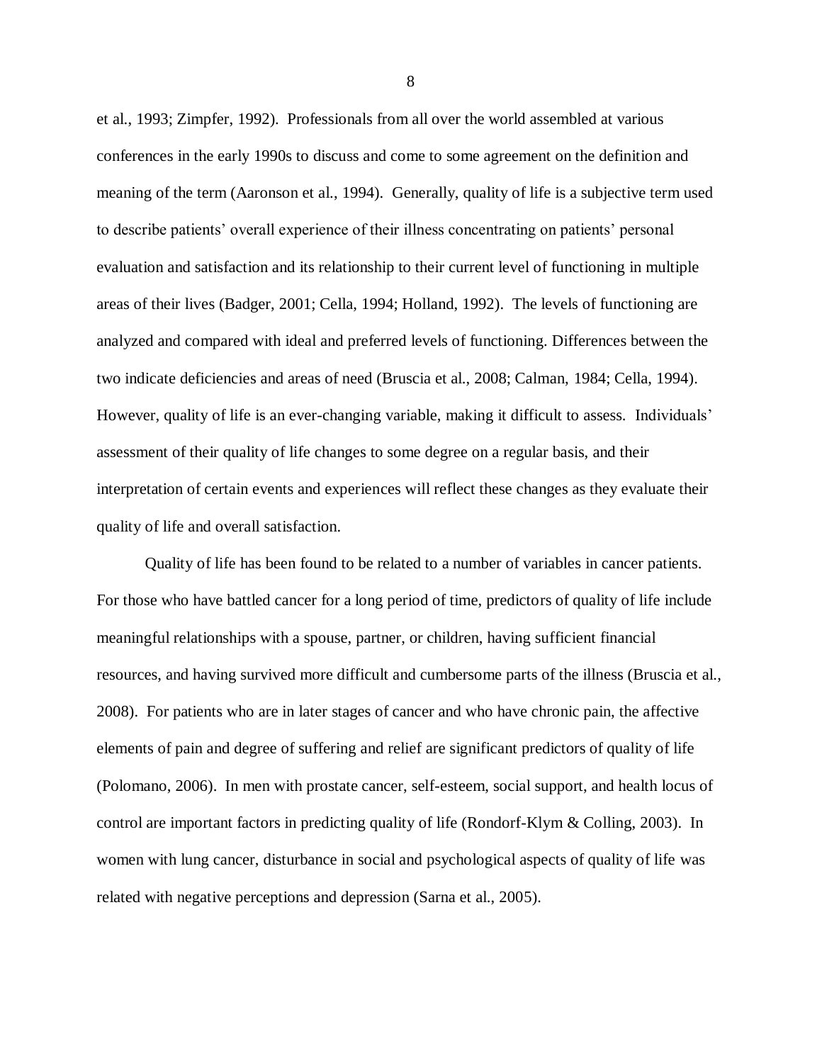et al., 1993; Zimpfer, 1992). Professionals from all over the world assembled at various conferences in the early 1990s to discuss and come to some agreement on the definition and meaning of the term (Aaronson et al., 1994). Generally, quality of life is a subjective term used to describe patients' overall experience of their illness concentrating on patients' personal evaluation and satisfaction and its relationship to their current level of functioning in multiple areas of their lives (Badger, 2001; Cella, 1994; Holland, 1992). The levels of functioning are analyzed and compared with ideal and preferred levels of functioning. Differences between the two indicate deficiencies and areas of need (Bruscia et al., 2008; Calman, 1984; Cella, 1994). However, quality of life is an ever-changing variable, making it difficult to assess. Individuals' assessment of their quality of life changes to some degree on a regular basis, and their interpretation of certain events and experiences will reflect these changes as they evaluate their quality of life and overall satisfaction.

Quality of life has been found to be related to a number of variables in cancer patients. For those who have battled cancer for a long period of time, predictors of quality of life include meaningful relationships with a spouse, partner, or children, having sufficient financial resources, and having survived more difficult and cumbersome parts of the illness (Bruscia et al., 2008). For patients who are in later stages of cancer and who have chronic pain, the affective elements of pain and degree of suffering and relief are significant predictors of quality of life (Polomano, 2006). In men with prostate cancer, self-esteem, social support, and health locus of control are important factors in predicting quality of life (Rondorf-Klym & Colling, 2003). In women with lung cancer, disturbance in social and psychological aspects of quality of life was related with negative perceptions and depression (Sarna et al., 2005).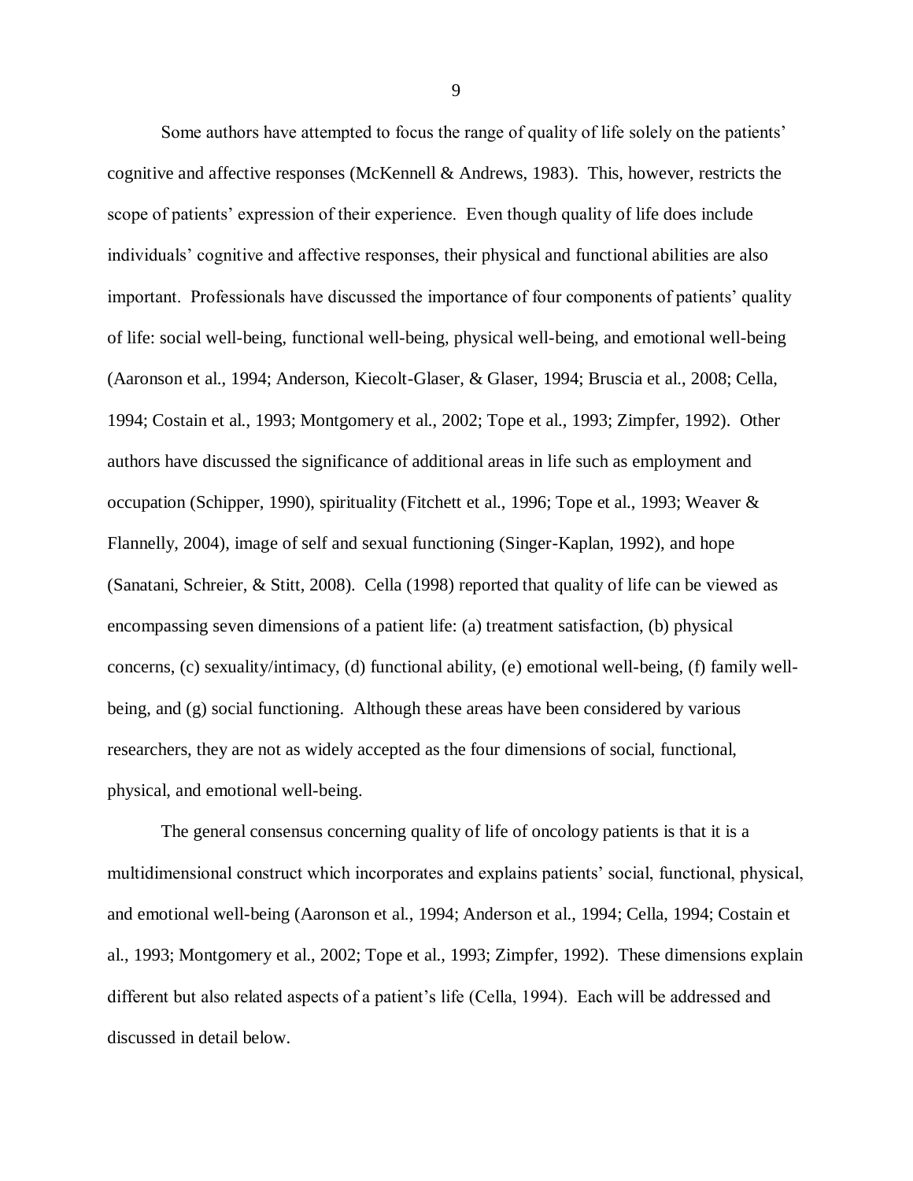Some authors have attempted to focus the range of quality of life solely on the patients' cognitive and affective responses (McKennell & Andrews, 1983). This, however, restricts the scope of patients' expression of their experience. Even though quality of life does include individuals' cognitive and affective responses, their physical and functional abilities are also important. Professionals have discussed the importance of four components of patients' quality of life: social well-being, functional well-being, physical well-being, and emotional well-being (Aaronson et al., 1994; Anderson, Kiecolt-Glaser, & Glaser, 1994; Bruscia et al., 2008; Cella, 1994; Costain et al., 1993; Montgomery et al., 2002; Tope et al., 1993; Zimpfer, 1992). Other authors have discussed the significance of additional areas in life such as employment and occupation (Schipper, 1990), spirituality (Fitchett et al., 1996; Tope et al., 1993; Weaver & Flannelly, 2004), image of self and sexual functioning (Singer-Kaplan, 1992), and hope (Sanatani, Schreier, & Stitt, 2008). Cella (1998) reported that quality of life can be viewed as encompassing seven dimensions of a patient life: (a) treatment satisfaction, (b) physical concerns, (c) sexuality/intimacy, (d) functional ability, (e) emotional well-being, (f) family well-being, and (g) social functioning. Although these areas have been considered by various researchers, they are not as widely accepted as the four dimensions of social, functional, physical, and emotional well-being.

The general consensus concerning quality of life of oncology patients is that it is a multidimensional construct which incorporates and explains patients' social, functional, physical, and emotional well-being (Aaronson et al., 1994; Anderson et al., 1994; Cella, 1994; Costain et al., 1993; Montgomery et al., 2002; Tope et al., 1993; Zimpfer, 1992). These dimensions explain different but also related aspects of a patient's life (Cella, 1994). Each will be addressed and discussed in detail below.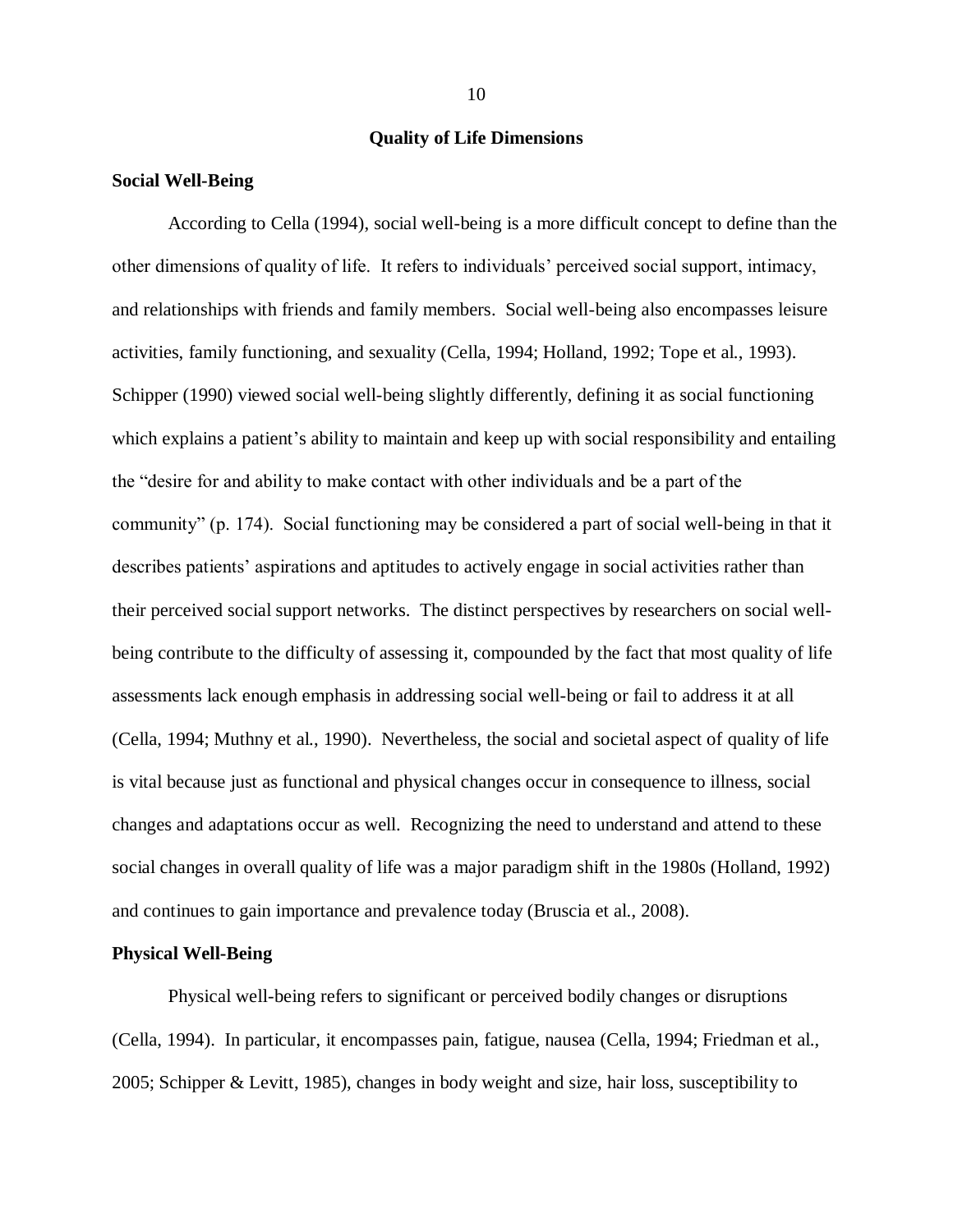## Quality of Life Dimensions

### Social Well-Being

According to Cella (1994), social well-being is a more difficult concept to define than the other dimensions of quality of life. It refers to individuals' perceived social support, intimacy, and relationships with friends and family members. Social well-being also encompasses leisure activities, family functioning, and sexuality (Cella, 1994; Holland, 1992; Tope et al., 1993). Schipper (1990) viewed social well-being slightly differently, defining it as social functioning which explains a patient's ability to maintain and keep up with social responsibility and entailing the "desire for and ability to make contact with other individuals and be a part of the community" (p. 174). Social functioning may be considered a part of social well-being in that it describes patients' aspirations and aptitudes to actively engage in social activities rather than their perceived social support networks. The distinct perspectives by researchers on social well-being contribute to the difficulty of assessing it, compounded by the fact that most quality of life assessments lack enough emphasis in addressing social well-being or fail to address it at all (Cella, 1994; Muthny et al., 1990). Nevertheless, the social and societal aspect of quality of life is vital because just as functional and physical changes occur in consequence to illness, social changes and adaptations occur as well. Recognizing the need to understand and attend to these social changes in overall quality of life was a major paradigm shift in the 1980s (Holland, 1992) and continues to gain importance and prevalence today (Bruscia et al., 2008).

### Physical Well-Being

Physical well-being refers to significant or perceived bodily changes or disruptions (Cella, 1994). In particular, it encompasses pain, fatigue, nausea (Cella, 1994; Friedman et al., 2005; Schipper & Levitt, 1985), changes in body weight and size, hair loss, susceptibility to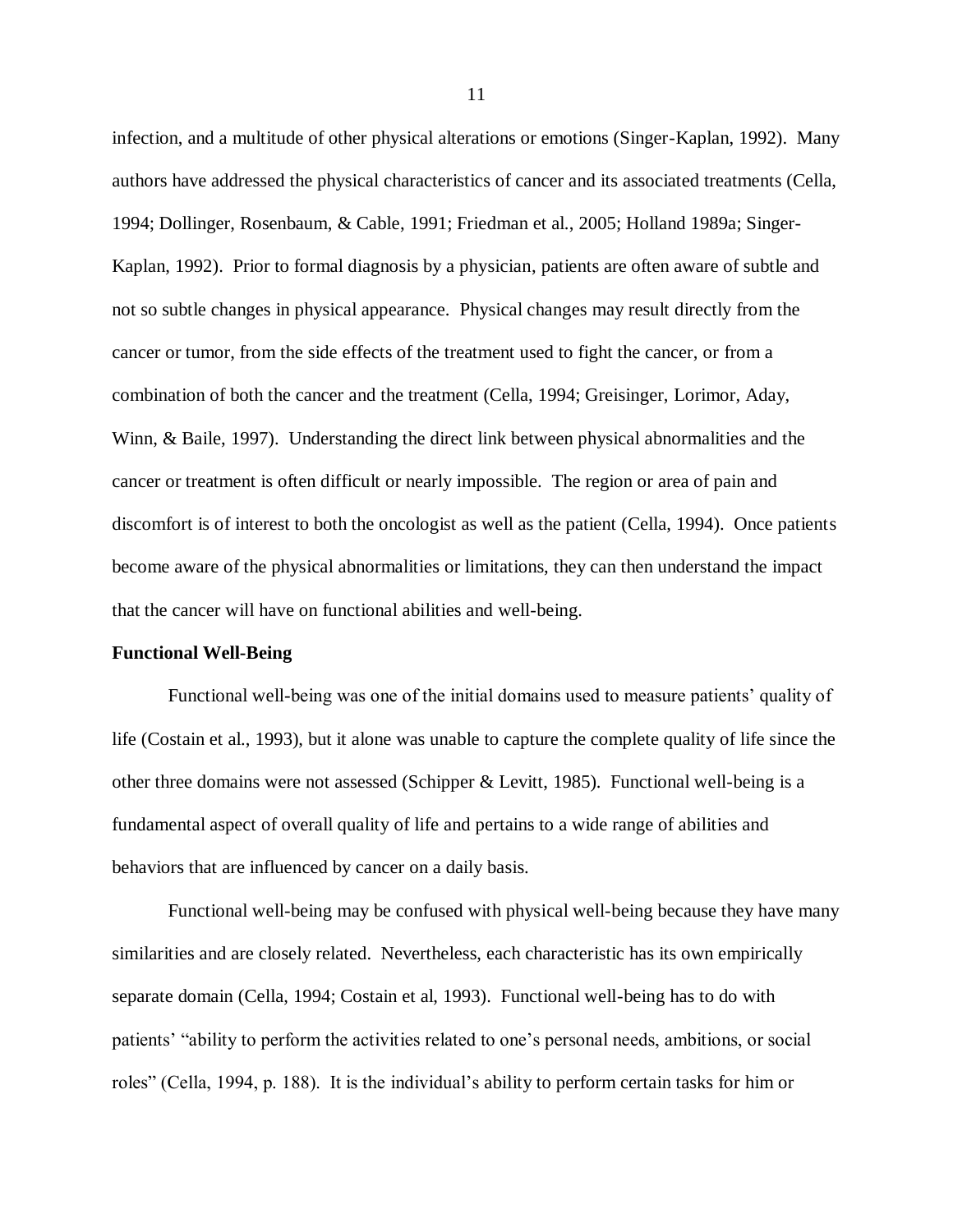infection, and a multitude of other physical alterations or emotions (Singer-Kaplan, 1992). Many authors have addressed the physical characteristics of cancer and its associated treatments (Cella, 1994; Dollinger, Rosenbaum, & Cable, 1991; Friedman et al., 2005; Holland 1989a; Singer-Kaplan, 1992). Prior to formal diagnosis by a physician, patients are often aware of subtle and not so subtle changes in physical appearance. Physical changes may result directly from the cancer or tumor, from the side effects of the treatment used to fight the cancer, or from a combination of both the cancer and the treatment (Cella, 1994; Greisinger, Lorimor, Aday, Winn, & Baile, 1997). Understanding the direct link between physical abnormalities and the cancer or treatment is often difficult or nearly impossible. The region or area of pain and discomfort is of interest to both the oncologist as well as the patient (Cella, 1994). Once patients become aware of the physical abnormalities or limitations, they can then understand the impact that the cancer will have on functional abilities and well-being.

**Functional Well-Being**

Functional well-being was one of the initial domains used to measure patients' quality of life (Costain et al., 1993), but it alone was unable to capture the complete quality of life since the other three domains were not assessed (Schipper & Levitt, 1985). Functional well-being is a fundamental aspect of overall quality of life and pertains to a wide range of abilities and behaviors that are influenced by cancer on a daily basis.

Functional well-being may be confused with physical well-being because they have many similarities and are closely related. Nevertheless, each characteristic has its own empirically separate domain (Cella, 1994; Costain et al, 1993). Functional well-being has to do with patients' "ability to perform the activities related to one's personal needs, ambitions, or social roles" (Cella, 1994, p. 188). It is the individual's ability to perform certain tasks for him or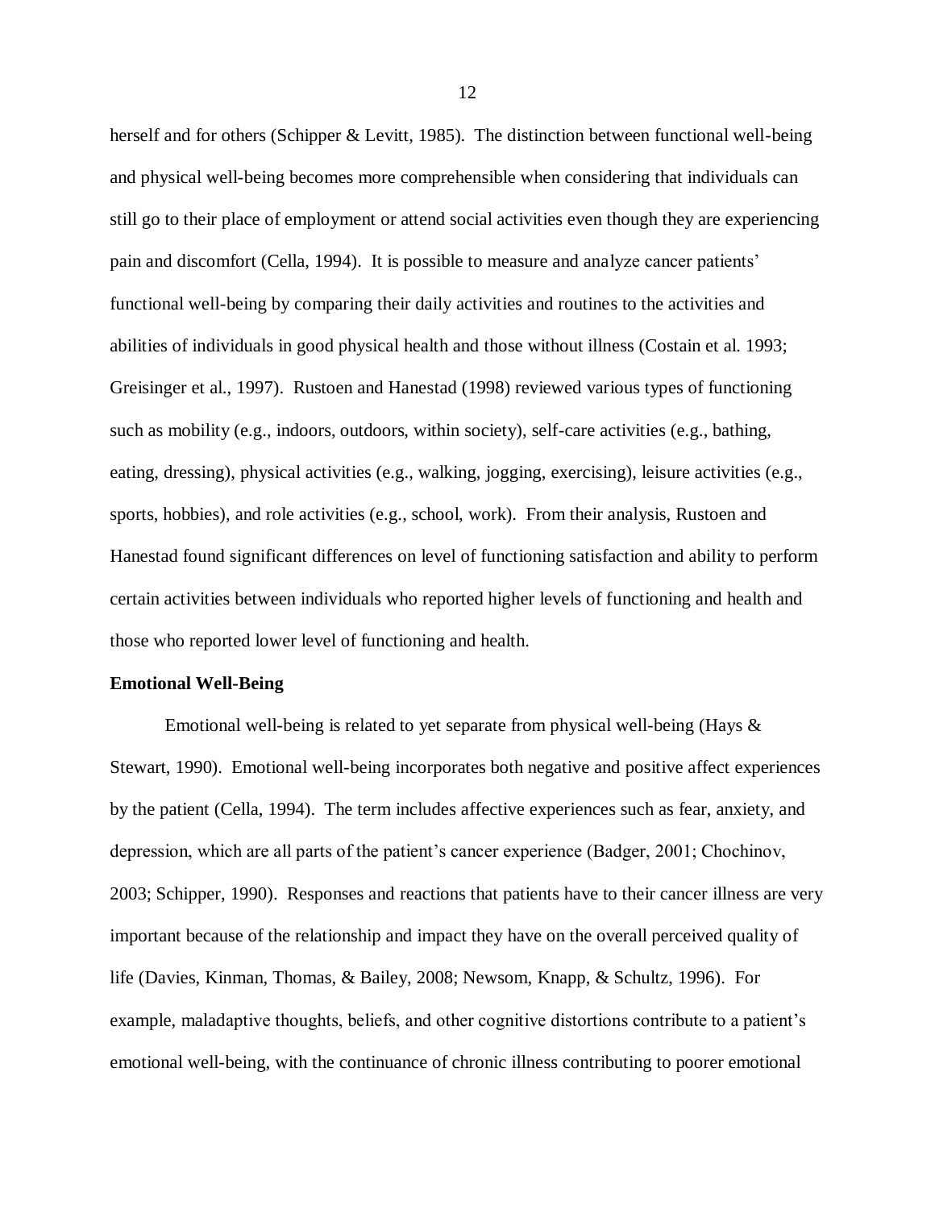herself and for others (Schipper & Levitt, 1985). The distinction between functional well-being and physical well-being becomes more comprehensible when considering that individuals can still go to their place of employment or attend social activities even though they are experiencing pain and discomfort (Cella, 1994). It is possible to measure and analyze cancer patients' functional well-being by comparing their daily activities and routines to the activities and abilities of individuals in good physical health and those without illness (Costain et al. 1993; Greisinger et al., 1997). Rustoen and Hanestad (1998) reviewed various types of functioning such as mobility (e.g., indoors, outdoors, within society), self-care activities (e.g., bathing, eating, dressing), physical activities (e.g., walking, jogging, exercising), leisure activities (e.g., sports, hobbies), and role activities (e.g., school, work). From their analysis, Rustoen and Hanestad found significant differences on level of functioning satisfaction and ability to perform certain activities between individuals who reported higher levels of functioning and health and those who reported lower level of functioning and health.

**Emotional Well-Being**

Emotional well-being is related to yet separate from physical well-being (Hays & Stewart, 1990). Emotional well-being incorporates both negative and positive affect experiences by the patient (Cella, 1994). The term includes affective experiences such as fear, anxiety, and depression, which are all parts of the patient's cancer experience (Badger, 2001; Chochinov, 2003; Schipper, 1990). Responses and reactions that patients have to their cancer illness are very important because of the relationship and impact they have on the overall perceived quality of life (Davies, Kinman, Thomas, & Bailey, 2008; Newsom, Knapp, & Schultz, 1996). For example, maladaptive thoughts, beliefs, and other cognitive distortions contribute to a patient's emotional well-being, with the continuance of chronic illness contributing to poorer emotional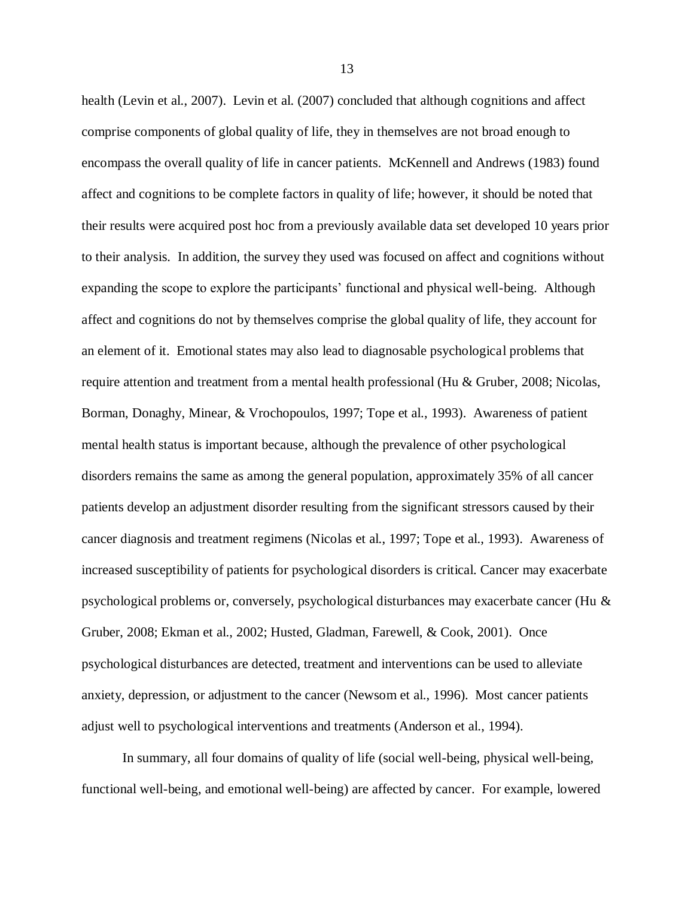health (Levin et al., 2007). Levin et al. (2007) concluded that although cognitions and affect comprise components of global quality of life, they in themselves are not broad enough to encompass the overall quality of life in cancer patients. McKennell and Andrews (1983) found affect and cognitions to be complete factors in quality of life; however, it should be noted that their results were acquired post hoc from a previously available data set developed 10 years prior to their analysis. In addition, the survey they used was focused on affect and cognitions without expanding the scope to explore the participants' functional and physical well-being. Although affect and cognitions do not by themselves comprise the global quality of life, they account for an element of it. Emotional states may also lead to diagnosable psychological problems that require attention and treatment from a mental health professional (Hu & Gruber, 2008; Nicolas, Borman, Donaghy, Minear, & Vrochopoulos, 1997; Tope et al., 1993). Awareness of patient mental health status is important because, although the prevalence of other psychological disorders remains the same as among the general population, approximately 35% of all cancer patients develop an adjustment disorder resulting from the significant stressors caused by their cancer diagnosis and treatment regimens (Nicolas et al., 1997; Tope et al., 1993). Awareness of increased susceptibility of patients for psychological disorders is critical. Cancer may exacerbate psychological problems or, conversely, psychological disturbances may exacerbate cancer (Hu & Gruber, 2008; Ekman et al., 2002; Husted, Gladman, Farewell, & Cook, 2001). Once psychological disturbances are detected, treatment and interventions can be used to alleviate anxiety, depression, or adjustment to the cancer (Newsom et al., 1996). Most cancer patients adjust well to psychological interventions and treatments (Anderson et al., 1994).

In summary, all four domains of quality of life (social well-being, physical well-being, functional well-being, and emotional well-being) are affected by cancer. For example, lowered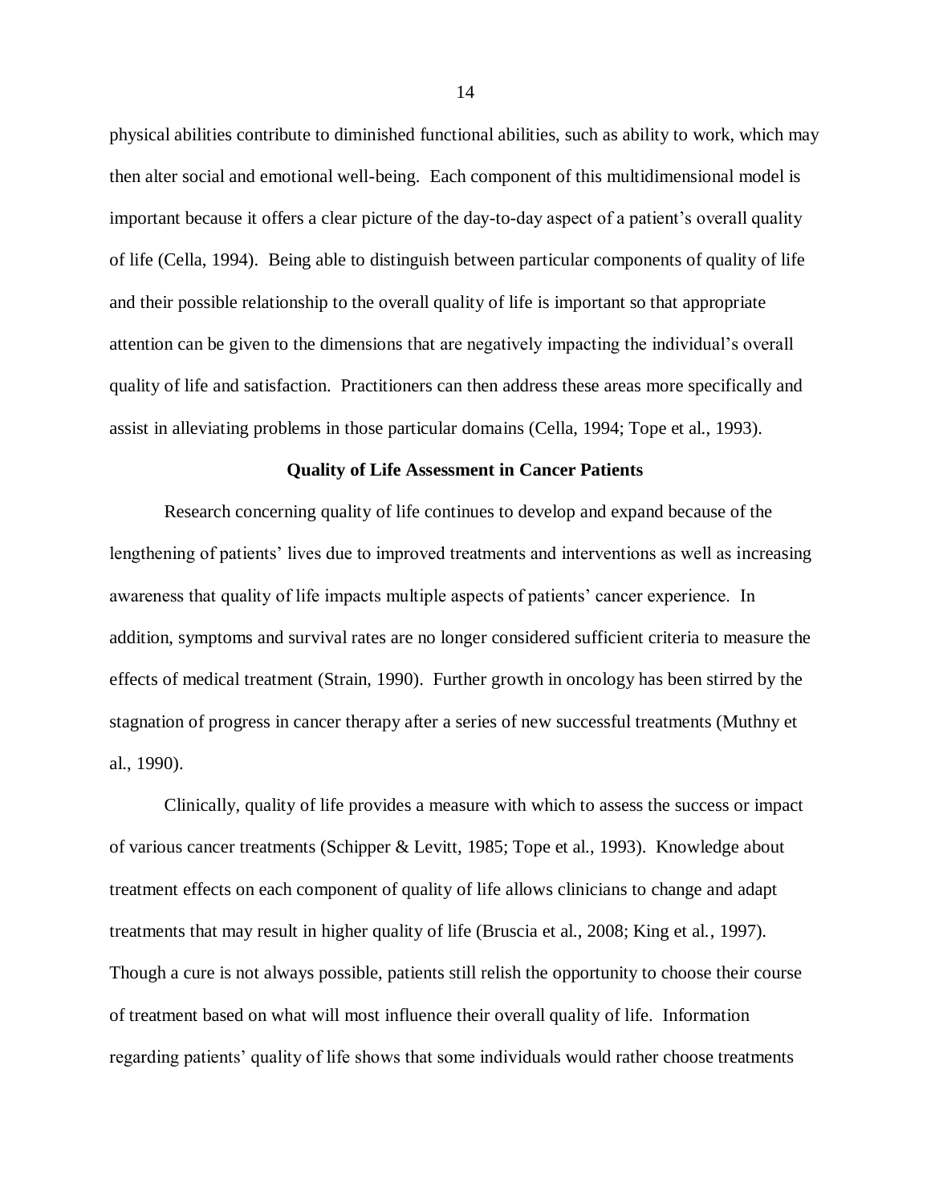physical abilities contribute to diminished functional abilities, such as ability to work, which may then alter social and emotional well-being. Each component of this multidimensional model is important because it offers a clear picture of the day-to-day aspect of a patient's overall quality of life (Cella, 1994). Being able to distinguish between particular components of quality of life and their possible relationship to the overall quality of life is important so that appropriate attention can be given to the dimensions that are negatively impacting the individual's overall quality of life and satisfaction. Practitioners can then address these areas more specifically and assist in alleviating problems in those particular domains (Cella, 1994; Tope et al., 1993).

## Quality of Life Assessment in Cancer Patients

Research concerning quality of life continues to develop and expand because of the lengthening of patients' lives due to improved treatments and interventions as well as increasing awareness that quality of life impacts multiple aspects of patients' cancer experience. In addition, symptoms and survival rates are no longer considered sufficient criteria to measure the effects of medical treatment (Strain, 1990). Further growth in oncology has been stirred by the stagnation of progress in cancer therapy after a series of new successful treatments (Muthny et al., 1990).

Clinically, quality of life provides a measure with which to assess the success or impact of various cancer treatments (Schipper & Levitt, 1985; Tope et al., 1993). Knowledge about treatment effects on each component of quality of life allows clinicians to change and adapt treatments that may result in higher quality of life (Bruscia et al., 2008; King et al., 1997). Though a cure is not always possible, patients still relish the opportunity to choose their course of treatment based on what will most influence their overall quality of life. Information regarding patients' quality of life shows that some individuals would rather choose treatments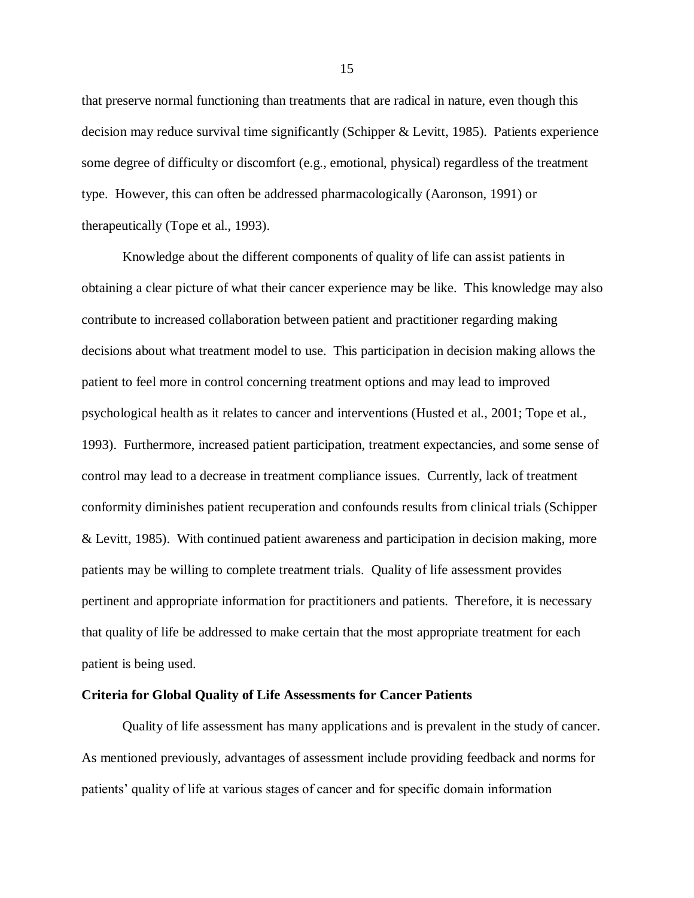that preserve normal functioning than treatments that are radical in nature, even though this decision may reduce survival time significantly (Schipper & Levitt, 1985). Patients experience some degree of difficulty or discomfort (e.g., emotional, physical) regardless of the treatment type. However, this can often be addressed pharmacologically (Aaronson, 1991) or therapeutically (Tope et al., 1993).

Knowledge about the different components of quality of life can assist patients in obtaining a clear picture of what their cancer experience may be like. This knowledge may also contribute to increased collaboration between patient and practitioner regarding making decisions about what treatment model to use. This participation in decision making allows the patient to feel more in control concerning treatment options and may lead to improved psychological health as it relates to cancer and interventions (Husted et al., 2001; Tope et al., 1993). Furthermore, increased patient participation, treatment expectancies, and some sense of control may lead to a decrease in treatment compliance issues. Currently, lack of treatment conformity diminishes patient recuperation and confounds results from clinical trials (Schipper & Levitt, 1985). With continued patient awareness and participation in decision making, more patients may be willing to complete treatment trials. Quality of life assessment provides pertinent and appropriate information for practitioners and patients. Therefore, it is necessary that quality of life be addressed to make certain that the most appropriate treatment for each patient is being used.

**Criteria for Global Quality of Life Assessments for Cancer Patients**

Quality of life assessment has many applications and is prevalent in the study of cancer. As mentioned previously, advantages of assessment include providing feedback and norms for patients' quality of life at various stages of cancer and for specific domain information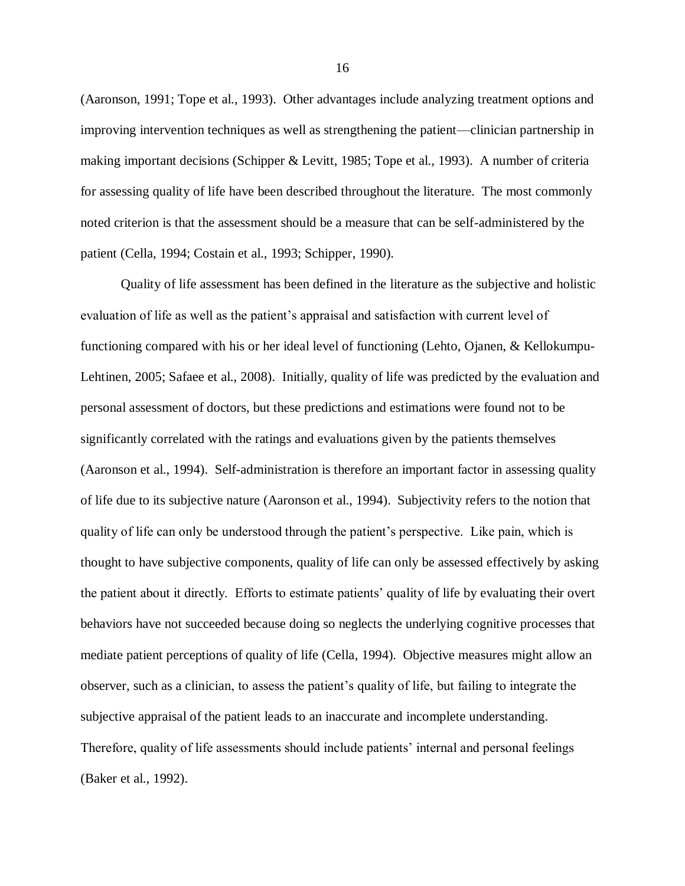(Aaronson, 1991; Tope et al., 1993). Other advantages include analyzing treatment options and improving intervention techniques as well as strengthening the patient—clinician partnership in making important decisions (Schipper & Levitt, 1985; Tope et al., 1993). A number of criteria for assessing quality of life have been described throughout the literature. The most commonly noted criterion is that the assessment should be a measure that can be self-administered by the patient (Cella, 1994; Costain et al., 1993; Schipper, 1990).

Quality of life assessment has been defined in the literature as the subjective and holistic evaluation of life as well as the patient's appraisal and satisfaction with current level of functioning compared with his or her ideal level of functioning (Lehto, Ojanen, & Kellokumpu-Lehtinen, 2005; Safaee et al., 2008). Initially, quality of life was predicted by the evaluation and personal assessment of doctors, but these predictions and estimations were found not to be significantly correlated with the ratings and evaluations given by the patients themselves (Aaronson et al., 1994). Self-administration is therefore an important factor in assessing quality of life due to its subjective nature (Aaronson et al., 1994). Subjectivity refers to the notion that quality of life can only be understood through the patient's perspective. Like pain, which is thought to have subjective components, quality of life can only be assessed effectively by asking the patient about it directly. Efforts to estimate patients' quality of life by evaluating their overt behaviors have not succeeded because doing so neglects the underlying cognitive processes that mediate patient perceptions of quality of life (Cella, 1994). Objective measures might allow an observer, such as a clinician, to assess the patient's quality of life, but failing to integrate the subjective appraisal of the patient leads to an inaccurate and incomplete understanding. Therefore, quality of life assessments should include patients' internal and personal feelings (Baker et al., 1992).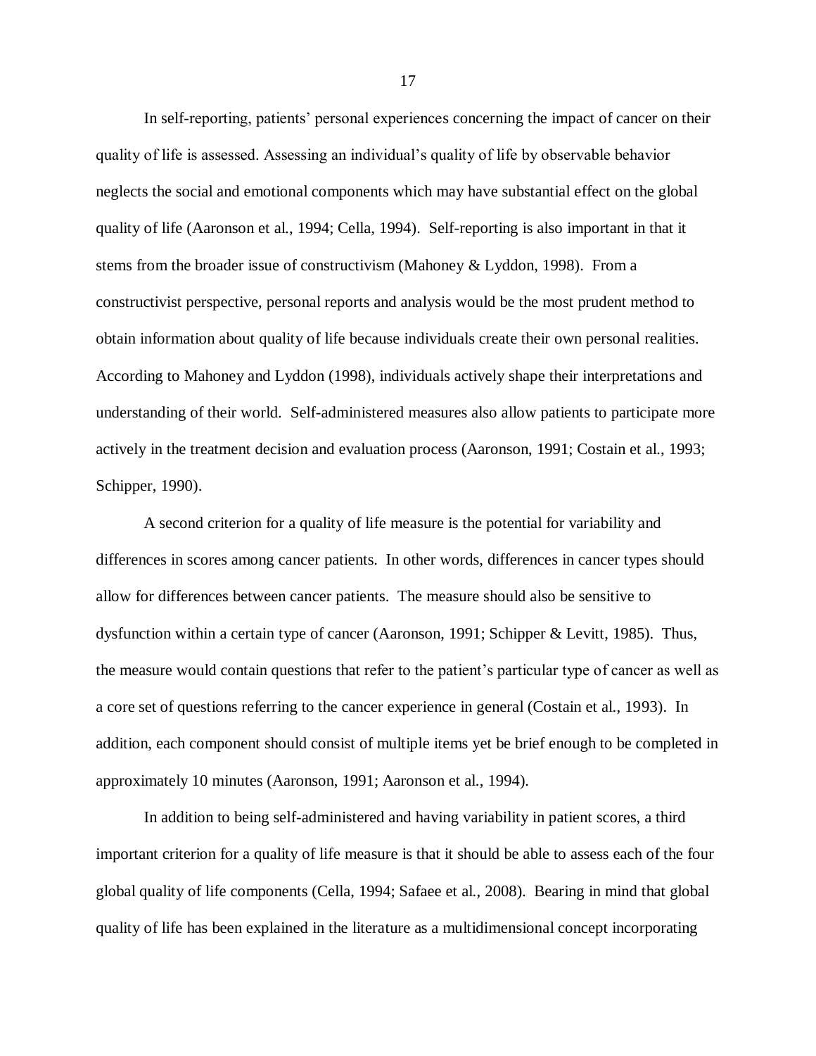In self-reporting, patients' personal experiences concerning the impact of cancer on their quality of life is assessed. Assessing an individual's quality of life by observable behavior neglects the social and emotional components which may have substantial effect on the global quality of life (Aaronson et al., 1994; Cella, 1994). Self-reporting is also important in that it stems from the broader issue of constructivism (Mahoney & Lyddon, 1998). From a constructivist perspective, personal reports and analysis would be the most prudent method to obtain information about quality of life because individuals create their own personal realities. According to Mahoney and Lyddon (1998), individuals actively shape their interpretations and understanding of their world. Self-administered measures also allow patients to participate more actively in the treatment decision and evaluation process (Aaronson, 1991; Costain et al., 1993; Schipper, 1990).

A second criterion for a quality of life measure is the potential for variability and differences in scores among cancer patients. In other words, differences in cancer types should allow for differences between cancer patients. The measure should also be sensitive to dysfunction within a certain type of cancer (Aaronson, 1991; Schipper & Levitt, 1985). Thus, the measure would contain questions that refer to the patient's particular type of cancer as well as a core set of questions referring to the cancer experience in general (Costain et al., 1993). In addition, each component should consist of multiple items yet be brief enough to be completed in approximately 10 minutes (Aaronson, 1991; Aaronson et al., 1994).

In addition to being self-administered and having variability in patient scores, a third important criterion for a quality of life measure is that it should be able to assess each of the four global quality of life components (Cella, 1994; Safaee et al., 2008). Bearing in mind that global quality of life has been explained in the literature as a multidimensional concept incorporating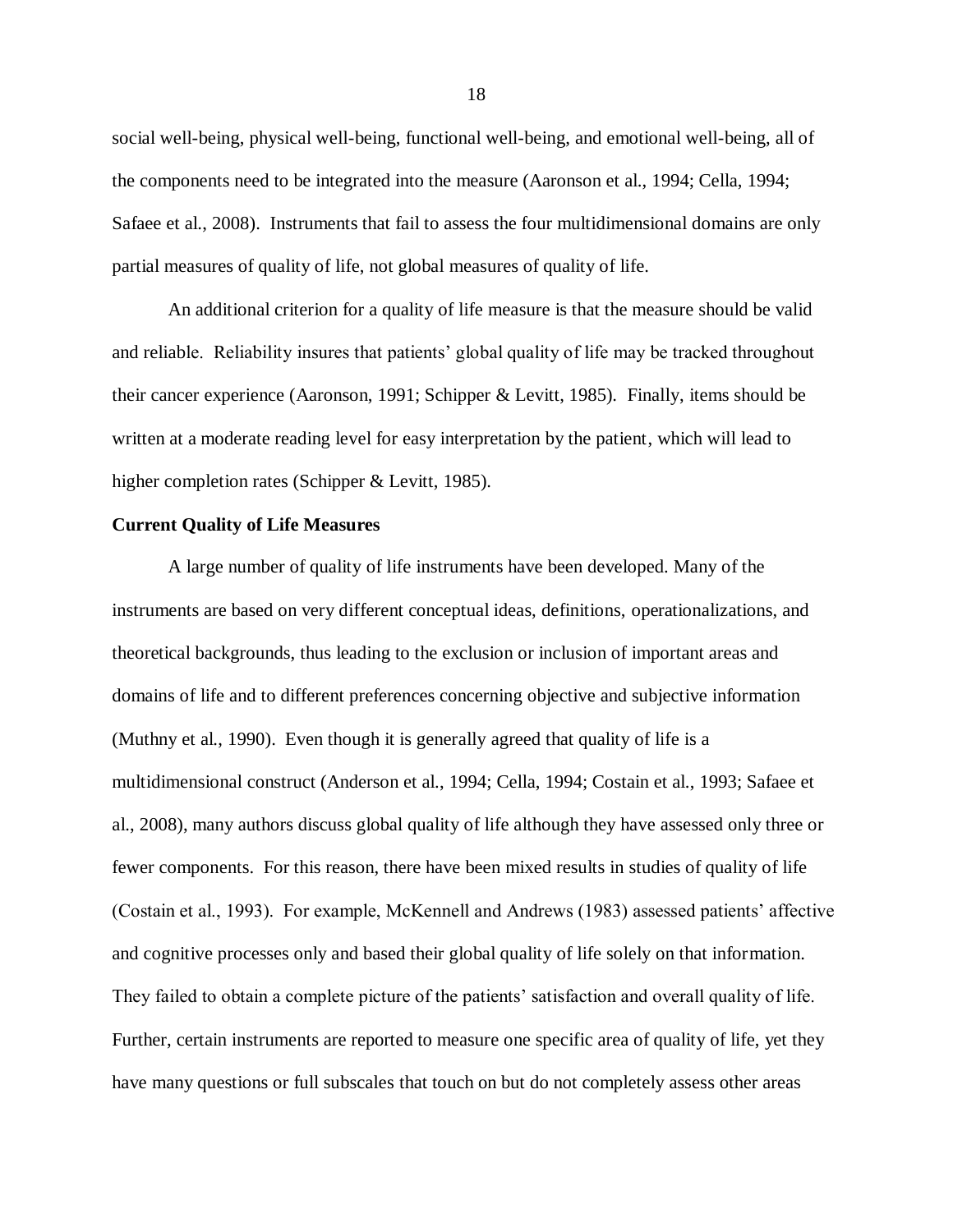social well-being, physical well-being, functional well-being, and emotional well-being, all of the components need to be integrated into the measure (Aaronson et al., 1994; Cella, 1994; Safaee et al., 2008). Instruments that fail to assess the four multidimensional domains are only partial measures of quality of life, not global measures of quality of life.

An additional criterion for a quality of life measure is that the measure should be valid and reliable. Reliability insures that patients' global quality of life may be tracked throughout their cancer experience (Aaronson, 1991; Schipper & Levitt, 1985). Finally, items should be written at a moderate reading level for easy interpretation by the patient, which will lead to higher completion rates (Schipper & Levitt, 1985).

**Current Quality of Life Measures**

A large number of quality of life instruments have been developed. Many of the instruments are based on very different conceptual ideas, definitions, operationalizations, and theoretical backgrounds, thus leading to the exclusion or inclusion of important areas and domains of life and to different preferences concerning objective and subjective information (Muthny et al., 1990). Even though it is generally agreed that quality of life is a multidimensional construct (Anderson et al., 1994; Cella, 1994; Costain et al., 1993; Safaee et al., 2008), many authors discuss global quality of life although they have assessed only three or fewer components. For this reason, there have been mixed results in studies of quality of life (Costain et al., 1993). For example, McKennell and Andrews (1983) assessed patients' affective and cognitive processes only and based their global quality of life solely on that information. They failed to obtain a complete picture of the patients' satisfaction and overall quality of life. Further, certain instruments are reported to measure one specific area of quality of life, yet they have many questions or full subscales that touch on but do not completely assess other areas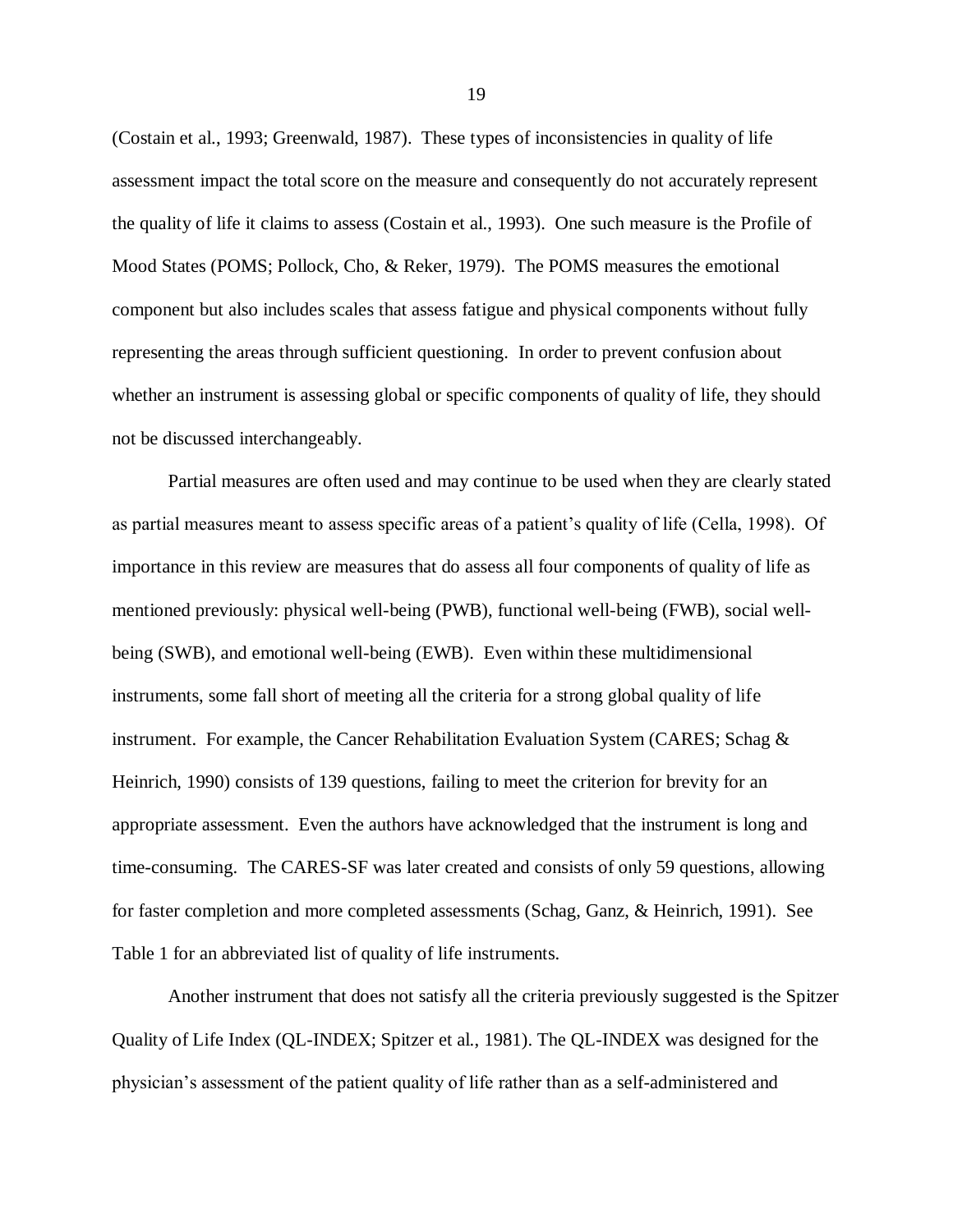(Costain et al., 1993; Greenwald, 1987). These types of inconsistencies in quality of life assessment impact the total score on the measure and consequently do not accurately represent the quality of life it claims to assess (Costain et al., 1993). One such measure is the Profile of Mood States (POMS; Pollock, Cho, & Reker, 1979). The POMS measures the emotional component but also includes scales that assess fatigue and physical components without fully representing the areas through sufficient questioning. In order to prevent confusion about whether an instrument is assessing global or specific components of quality of life, they should not be discussed interchangeably.

Partial measures are often used and may continue to be used when they are clearly stated as partial measures meant to assess specific areas of a patient's quality of life (Cella, 1998). Of importance in this review are measures that do assess all four components of quality of life as mentioned previously: physical well-being (PWB), functional well-being (FWB), social well-being (SWB), and emotional well-being (EWB). Even within these multidimensional instruments, some fall short of meeting all the criteria for a strong global quality of life instrument. For example, the Cancer Rehabilitation Evaluation System (CARES; Schag & Heinrich, 1990) consists of 139 questions, failing to meet the criterion for brevity for an appropriate assessment. Even the authors have acknowledged that the instrument is long and time-consuming. The CARES-SF was later created and consists of only 59 questions, allowing for faster completion and more completed assessments (Schag, Ganz, & Heinrich, 1991). See Table 1 for an abbreviated list of quality of life instruments.

Another instrument that does not satisfy all the criteria previously suggested is the Spitzer Quality of Life Index (QL-INDEX; Spitzer et al., 1981). The QL-INDEX was designed for the physician's assessment of the patient quality of life rather than as a self-administered and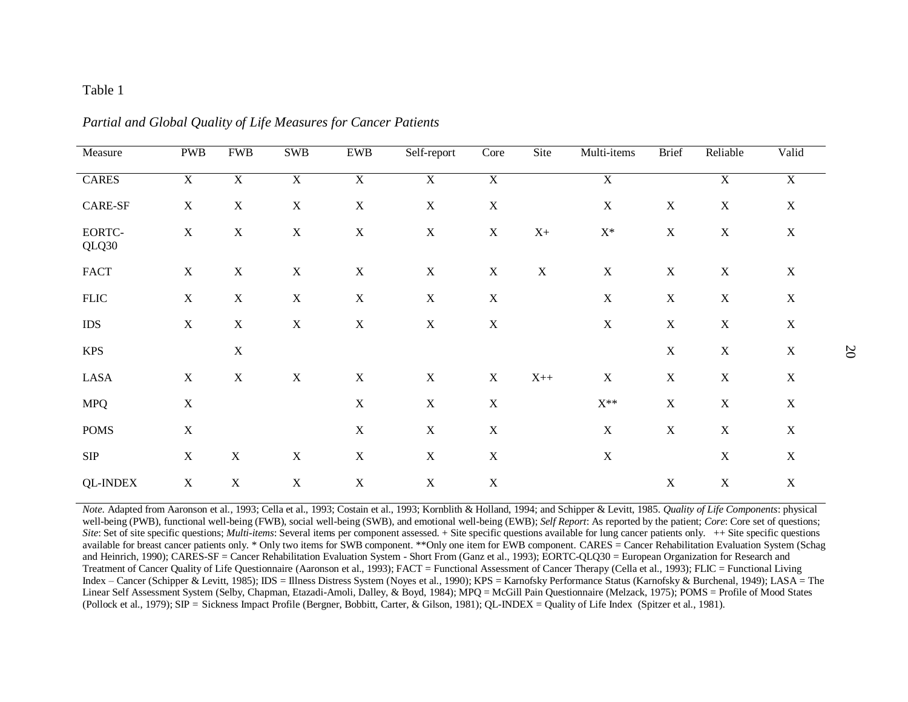Table 1

*Partial and Global Quality of Life Measures for Cancer Patients*

| Measure | PWB | FWB | SWB | EWB | Self-report | Core | Site | Multi-items | Brief | Reliable | Valid |
|---|---|---|---|---|---|---|---|---|---|---|---|
| CARES | X | X | X | X | X | X | | X | | X | X |
| CARE-SF | X | X | X | X | X | X | | X | X | X | X |
| EORTC-QLQ30 | X | X | X | X | X | X | X+ | X* | X | X | X |
| FACT | X | X | X | X | X | X | X | X | X | X | X |
| FLIC | X | X | X | X | X | X | | X | X | X | X |
| IDS | X | X | X | X | X | X | | X | X | X | X |
| KPS | | X | | | | | | | X | X | X |
| LASA | X | X | X | X | X | X | X++ | X | X | X | X |
| MPQ | X | | | X | X | X | | X** | X | X | X |
| POMS | X | | | X | X | X | | X | X | X | X |
| SIP | X | X | X | X | X | X | | X | | X | X |
| QL-INDEX | X | X | X | X | X | X | | | X | X | X |

*Note.* Adapted from Aaronson et al., 1993; Cella et al., 1993; Costain et al., 1993; Kornblith & Holland, 1994; and Schipper & Levitt, 1985. *Quality of Life Components*: physical well-being (PWB), functional well-being (FWB), social well-being (SWB), and emotional well-being (EWB); *Self Report*: As reported by the patient; *Core*: Core set of questions; *Site*: Set of site specific questions; *Multi-items*: Several items per component assessed. + Site specific questions available for lung cancer patients only. ++ Site specific questions available for breast cancer patients only. * Only two items for SWB component. **Only one item for EWB component. CARES = Cancer Rehabilitation Evaluation System (Schag and Heinrich, 1990); CARES-SF = Cancer Rehabilitation Evaluation System - Short From (Ganz et al., 1993); EORTC-QLQ30 = European Organization for Research and Treatment of Cancer Quality of Life Questionnaire (Aaronson et al., 1993); FACT = Functional Assessment of Cancer Therapy (Cella et al., 1993); FLIC = Functional Living Index – Cancer (Schipper & Levitt, 1985); IDS = Illness Distress System (Noyes et al., 1990); KPS = Karnofsky Performance Status (Karnofsky & Burchenal, 1949); LASA = The Linear Self Assessment System (Selby, Chapman, Etazadi-Amoli, Dalley, & Boyd, 1984); MPQ = McGill Pain Questionnaire (Melzack, 1975); POMS = Profile of Mood States (Pollock et al., 1979); SIP = Sickness Impact Profile (Bergner, Bobbitt, Carter, & Gilson, 1981); QL-INDEX = Quality of Life Index (Spitzer et al., 1981).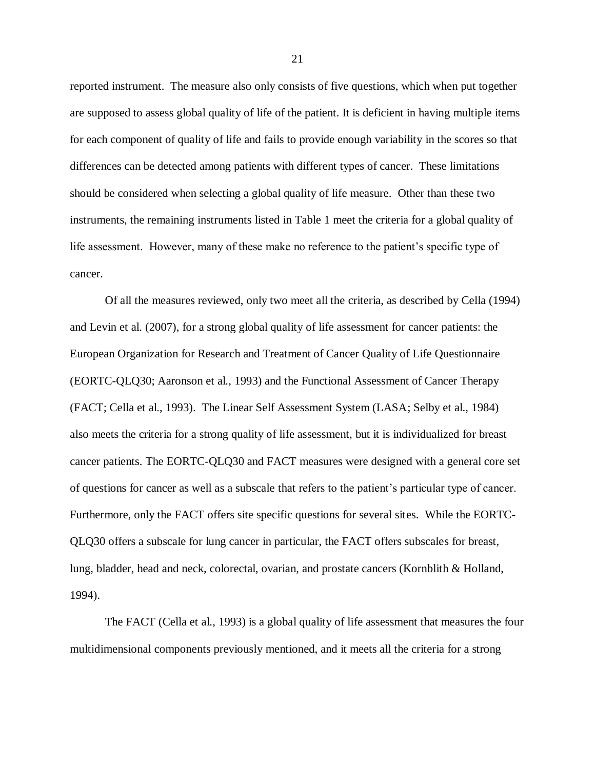reported instrument. The measure also only consists of five questions, which when put together are supposed to assess global quality of life of the patient. It is deficient in having multiple items for each component of quality of life and fails to provide enough variability in the scores so that differences can be detected among patients with different types of cancer. These limitations should be considered when selecting a global quality of life measure. Other than these two instruments, the remaining instruments listed in Table 1 meet the criteria for a global quality of life assessment. However, many of these make no reference to the patient's specific type of cancer.

Of all the measures reviewed, only two meet all the criteria, as described by Cella (1994) and Levin et al. (2007), for a strong global quality of life assessment for cancer patients: the European Organization for Research and Treatment of Cancer Quality of Life Questionnaire (EORTC-QLQ30; Aaronson et al., 1993) and the Functional Assessment of Cancer Therapy (FACT; Cella et al., 1993). The Linear Self Assessment System (LASA; Selby et al., 1984) also meets the criteria for a strong quality of life assessment, but it is individualized for breast cancer patients. The EORTC-QLQ30 and FACT measures were designed with a general core set of questions for cancer as well as a subscale that refers to the patient's particular type of cancer. Furthermore, only the FACT offers site specific questions for several sites. While the EORTC-QLQ30 offers a subscale for lung cancer in particular, the FACT offers subscales for breast, lung, bladder, head and neck, colorectal, ovarian, and prostate cancers (Kornblith & Holland, 1994).

The FACT (Cella et al., 1993) is a global quality of life assessment that measures the four multidimensional components previously mentioned, and it meets all the criteria for a strong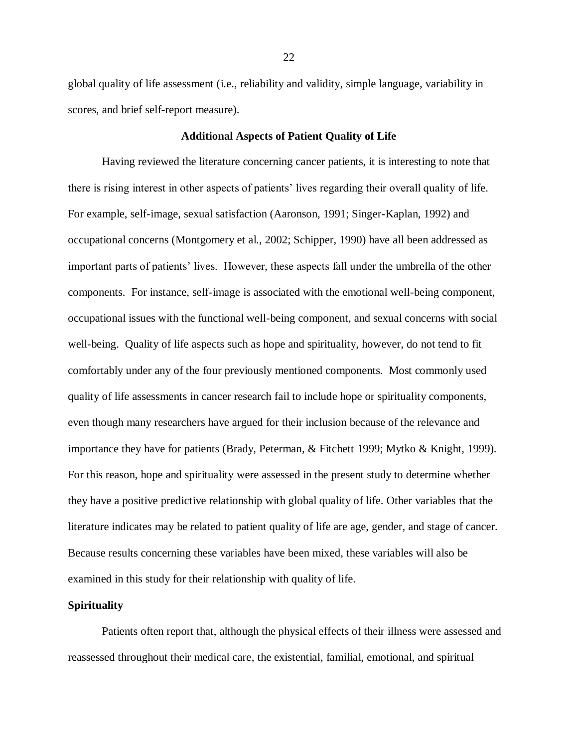global quality of life assessment (i.e., reliability and validity, simple language, variability in scores, and brief self-report measure).

## Additional Aspects of Patient Quality of Life

Having reviewed the literature concerning cancer patients, it is interesting to note that there is rising interest in other aspects of patients' lives regarding their overall quality of life. For example, self-image, sexual satisfaction (Aaronson, 1991; Singer-Kaplan, 1992) and occupational concerns (Montgomery et al., 2002; Schipper, 1990) have all been addressed as important parts of patients' lives. However, these aspects fall under the umbrella of the other components. For instance, self-image is associated with the emotional well-being component, occupational issues with the functional well-being component, and sexual concerns with social well-being. Quality of life aspects such as hope and spirituality, however, do not tend to fit comfortably under any of the four previously mentioned components. Most commonly used quality of life assessments in cancer research fail to include hope or spirituality components, even though many researchers have argued for their inclusion because of the relevance and importance they have for patients (Brady, Peterman, & Fitchett 1999; Mytko & Knight, 1999). For this reason, hope and spirituality were assessed in the present study to determine whether they have a positive predictive relationship with global quality of life. Other variables that the literature indicates may be related to patient quality of life are age, gender, and stage of cancer. Because results concerning these variables have been mixed, these variables will also be examined in this study for their relationship with quality of life.

### Spirituality

Patients often report that, although the physical effects of their illness were assessed and reassessed throughout their medical care, the existential, familial, emotional, and spiritual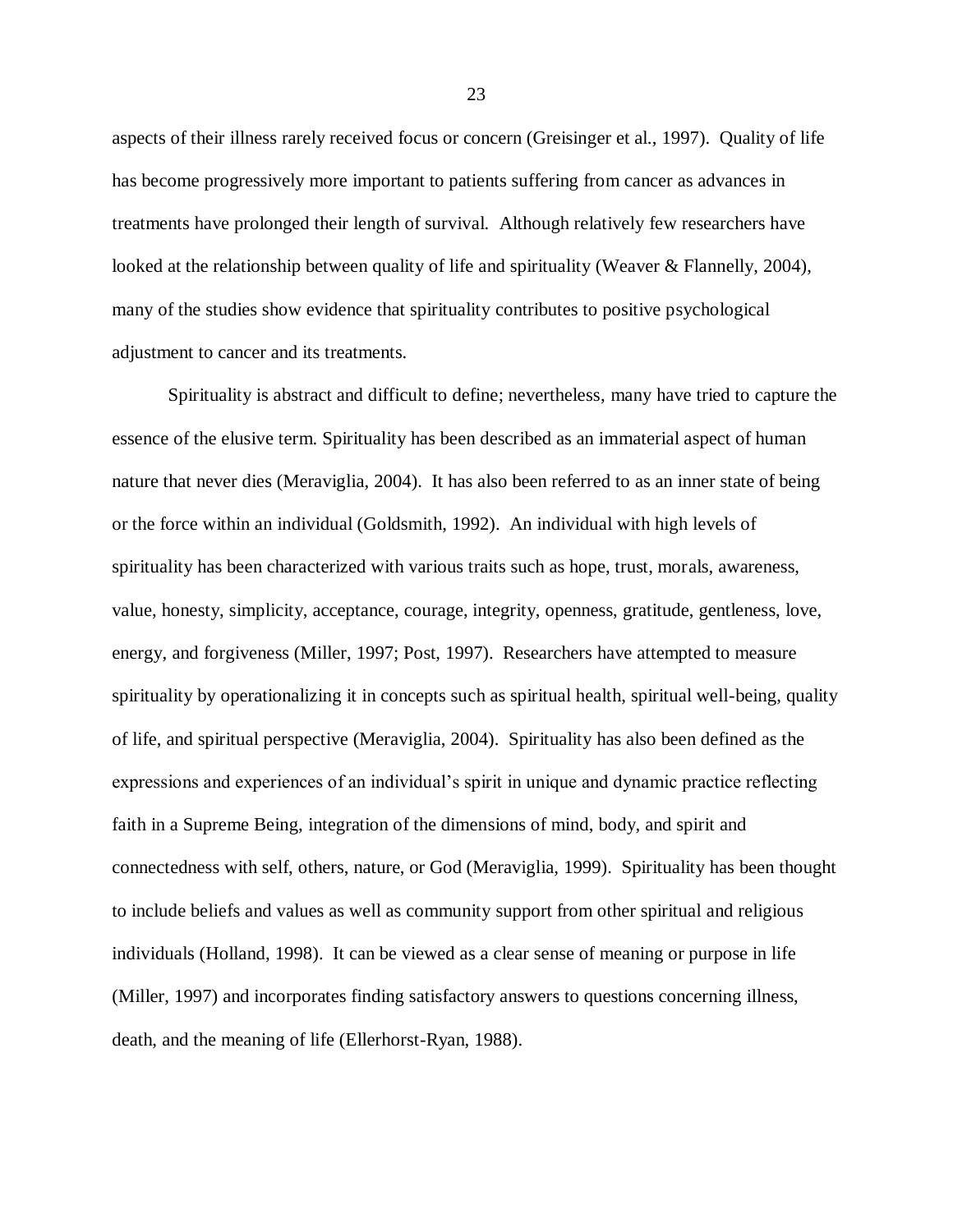aspects of their illness rarely received focus or concern (Greisinger et al., 1997). Quality of life has become progressively more important to patients suffering from cancer as advances in treatments have prolonged their length of survival. Although relatively few researchers have looked at the relationship between quality of life and spirituality (Weaver & Flannelly, 2004), many of the studies show evidence that spirituality contributes to positive psychological adjustment to cancer and its treatments.

Spirituality is abstract and difficult to define; nevertheless, many have tried to capture the essence of the elusive term. Spirituality has been described as an immaterial aspect of human nature that never dies (Meraviglia, 2004). It has also been referred to as an inner state of being or the force within an individual (Goldsmith, 1992). An individual with high levels of spirituality has been characterized with various traits such as hope, trust, morals, awareness, value, honesty, simplicity, acceptance, courage, integrity, openness, gratitude, gentleness, love, energy, and forgiveness (Miller, 1997; Post, 1997). Researchers have attempted to measure spirituality by operationalizing it in concepts such as spiritual health, spiritual well-being, quality of life, and spiritual perspective (Meraviglia, 2004). Spirituality has also been defined as the expressions and experiences of an individual's spirit in unique and dynamic practice reflecting faith in a Supreme Being, integration of the dimensions of mind, body, and spirit and connectedness with self, others, nature, or God (Meraviglia, 1999). Spirituality has been thought to include beliefs and values as well as community support from other spiritual and religious individuals (Holland, 1998). It can be viewed as a clear sense of meaning or purpose in life (Miller, 1997) and incorporates finding satisfactory answers to questions concerning illness, death, and the meaning of life (Ellerhorst-Ryan, 1988).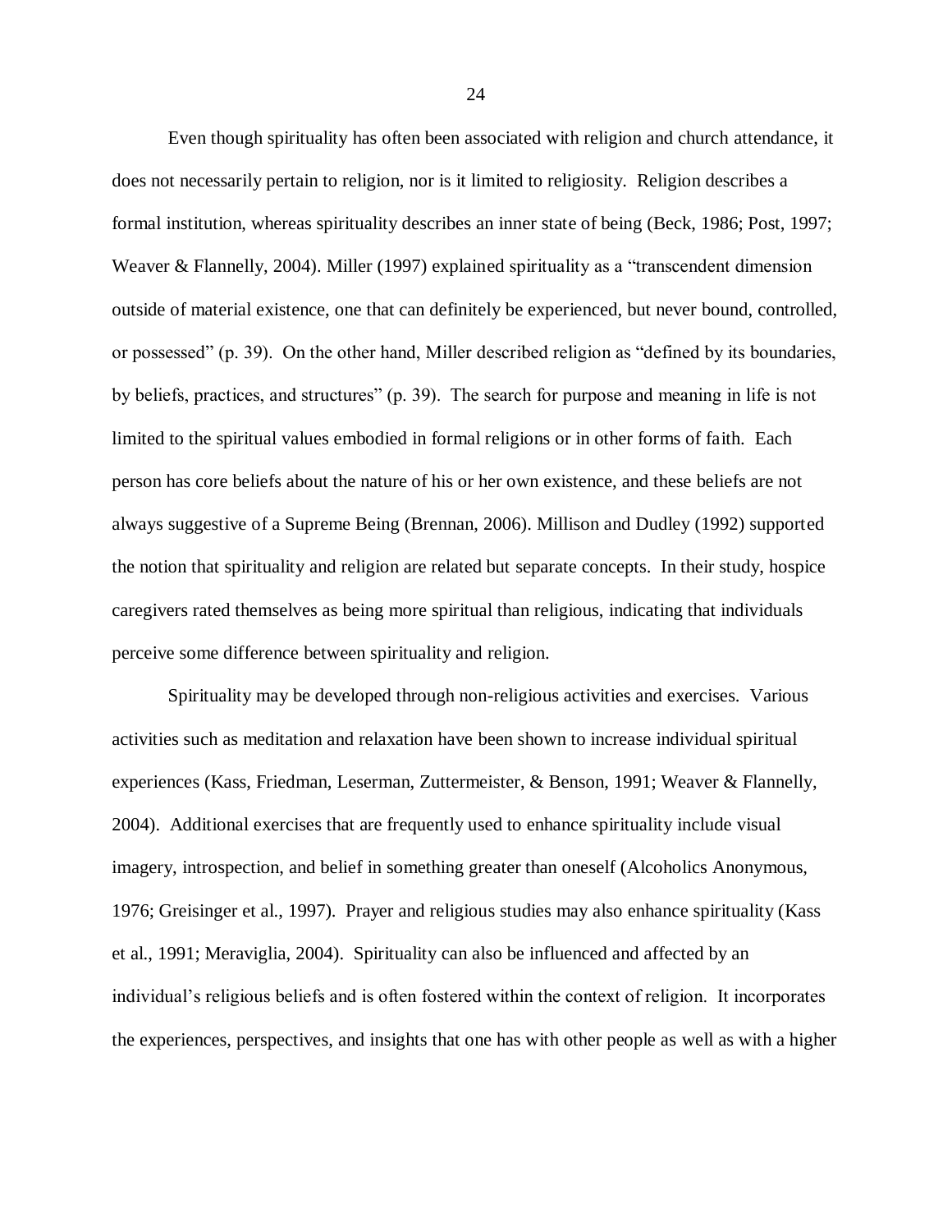Even though spirituality has often been associated with religion and church attendance, it does not necessarily pertain to religion, nor is it limited to religiosity. Religion describes a formal institution, whereas spirituality describes an inner state of being (Beck, 1986; Post, 1997; Weaver & Flannelly, 2004). Miller (1997) explained spirituality as a "transcendent dimension outside of material existence, one that can definitely be experienced, but never bound, controlled, or possessed" (p. 39). On the other hand, Miller described religion as "defined by its boundaries, by beliefs, practices, and structures" (p. 39). The search for purpose and meaning in life is not limited to the spiritual values embodied in formal religions or in other forms of faith. Each person has core beliefs about the nature of his or her own existence, and these beliefs are not always suggestive of a Supreme Being (Brennan, 2006). Millison and Dudley (1992) supported the notion that spirituality and religion are related but separate concepts. In their study, hospice caregivers rated themselves as being more spiritual than religious, indicating that individuals perceive some difference between spirituality and religion.

Spirituality may be developed through non-religious activities and exercises. Various activities such as meditation and relaxation have been shown to increase individual spiritual experiences (Kass, Friedman, Leserman, Zuttermeister, & Benson, 1991; Weaver & Flannelly, 2004). Additional exercises that are frequently used to enhance spirituality include visual imagery, introspection, and belief in something greater than oneself (Alcoholics Anonymous, 1976; Greisinger et al., 1997). Prayer and religious studies may also enhance spirituality (Kass et al., 1991; Meraviglia, 2004). Spirituality can also be influenced and affected by an individual's religious beliefs and is often fostered within the context of religion. It incorporates the experiences, perspectives, and insights that one has with other people as well as with a higher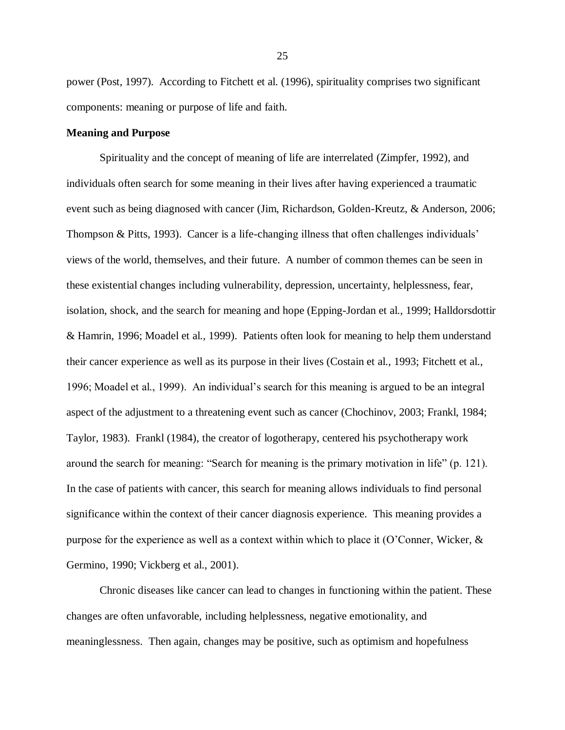power (Post, 1997). According to Fitchett et al. (1996), spirituality comprises two significant components: meaning or purpose of life and faith.

**Meaning and Purpose**

Spirituality and the concept of meaning of life are interrelated (Zimpfer, 1992), and individuals often search for some meaning in their lives after having experienced a traumatic event such as being diagnosed with cancer (Jim, Richardson, Golden-Kreutz, & Anderson, 2006; Thompson & Pitts, 1993). Cancer is a life-changing illness that often challenges individuals' views of the world, themselves, and their future. A number of common themes can be seen in these existential changes including vulnerability, depression, uncertainty, helplessness, fear, isolation, shock, and the search for meaning and hope (Epping-Jordan et al., 1999; Halldorsdottir & Hamrin, 1996; Moadel et al., 1999). Patients often look for meaning to help them understand their cancer experience as well as its purpose in their lives (Costain et al., 1993; Fitchett et al., 1996; Moadel et al., 1999). An individual's search for this meaning is argued to be an integral aspect of the adjustment to a threatening event such as cancer (Chochinov, 2003; Frankl, 1984; Taylor, 1983). Frankl (1984), the creator of logotherapy, centered his psychotherapy work around the search for meaning: "Search for meaning is the primary motivation in life" (p. 121). In the case of patients with cancer, this search for meaning allows individuals to find personal significance within the context of their cancer diagnosis experience. This meaning provides a purpose for the experience as well as a context within which to place it (O'Conner, Wicker, & Germino, 1990; Vickberg et al., 2001).

Chronic diseases like cancer can lead to changes in functioning within the patient. These changes are often unfavorable, including helplessness, negative emotionality, and meaninglessness. Then again, changes may be positive, such as optimism and hopefulness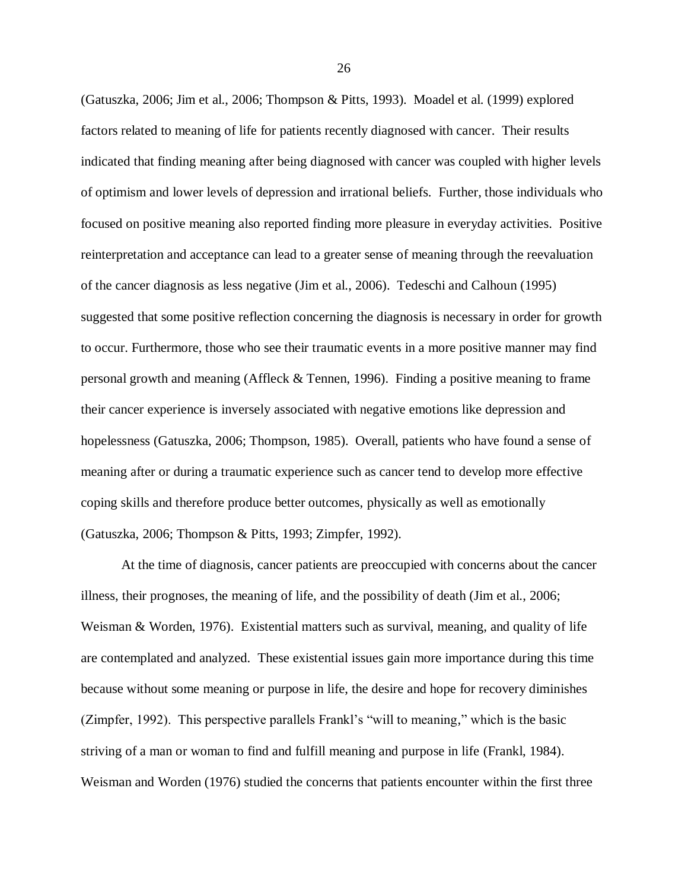(Gatuszka, 2006; Jim et al., 2006; Thompson & Pitts, 1993). Moadel et al. (1999) explored factors related to meaning of life for patients recently diagnosed with cancer. Their results indicated that finding meaning after being diagnosed with cancer was coupled with higher levels of optimism and lower levels of depression and irrational beliefs. Further, those individuals who focused on positive meaning also reported finding more pleasure in everyday activities. Positive reinterpretation and acceptance can lead to a greater sense of meaning through the reevaluation of the cancer diagnosis as less negative (Jim et al., 2006). Tedeschi and Calhoun (1995) suggested that some positive reflection concerning the diagnosis is necessary in order for growth to occur. Furthermore, those who see their traumatic events in a more positive manner may find personal growth and meaning (Affleck & Tennen, 1996). Finding a positive meaning to frame their cancer experience is inversely associated with negative emotions like depression and hopelessness (Gatuszka, 2006; Thompson, 1985). Overall, patients who have found a sense of meaning after or during a traumatic experience such as cancer tend to develop more effective coping skills and therefore produce better outcomes, physically as well as emotionally (Gatuszka, 2006; Thompson & Pitts, 1993; Zimpfer, 1992).

At the time of diagnosis, cancer patients are preoccupied with concerns about the cancer illness, their prognoses, the meaning of life, and the possibility of death (Jim et al., 2006; Weisman & Worden, 1976). Existential matters such as survival, meaning, and quality of life are contemplated and analyzed. These existential issues gain more importance during this time because without some meaning or purpose in life, the desire and hope for recovery diminishes (Zimpfer, 1992). This perspective parallels Frankl's "will to meaning," which is the basic striving of a man or woman to find and fulfill meaning and purpose in life (Frankl, 1984). Weisman and Worden (1976) studied the concerns that patients encounter within the first three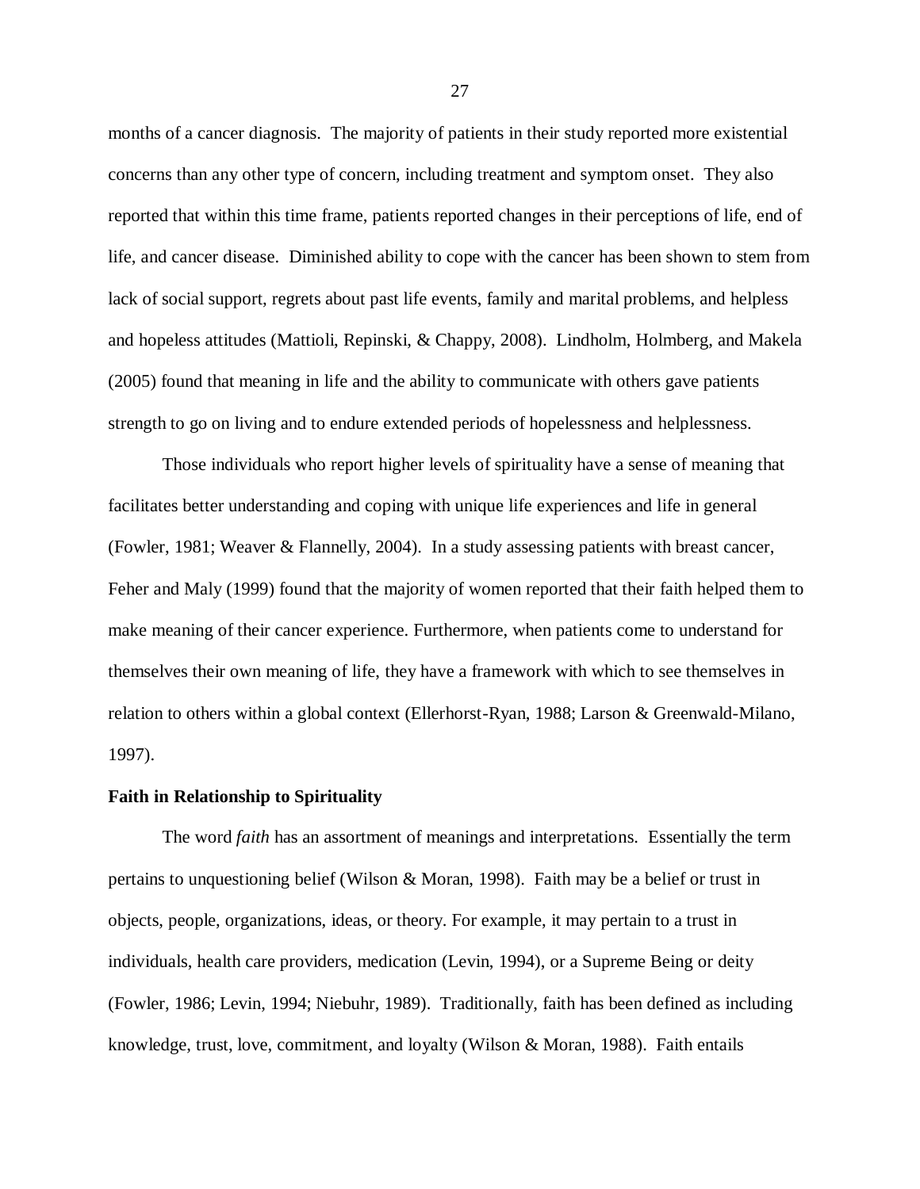months of a cancer diagnosis. The majority of patients in their study reported more existential concerns than any other type of concern, including treatment and symptom onset. They also reported that within this time frame, patients reported changes in their perceptions of life, end of life, and cancer disease. Diminished ability to cope with the cancer has been shown to stem from lack of social support, regrets about past life events, family and marital problems, and helpless and hopeless attitudes (Mattioli, Repinski, & Chappy, 2008). Lindholm, Holmberg, and Makela (2005) found that meaning in life and the ability to communicate with others gave patients strength to go on living and to endure extended periods of hopelessness and helplessness.

Those individuals who report higher levels of spirituality have a sense of meaning that facilitates better understanding and coping with unique life experiences and life in general (Fowler, 1981; Weaver & Flannelly, 2004). In a study assessing patients with breast cancer, Feher and Maly (1999) found that the majority of women reported that their faith helped them to make meaning of their cancer experience. Furthermore, when patients come to understand for themselves their own meaning of life, they have a framework with which to see themselves in relation to others within a global context (Ellerhorst-Ryan, 1988; Larson & Greenwald-Milano, 1997).

**Faith in Relationship to Spirituality**

The word *faith* has an assortment of meanings and interpretations. Essentially the term pertains to unquestioning belief (Wilson & Moran, 1998). Faith may be a belief or trust in objects, people, organizations, ideas, or theory. For example, it may pertain to a trust in individuals, health care providers, medication (Levin, 1994), or a Supreme Being or deity (Fowler, 1986; Levin, 1994; Niebuhr, 1989). Traditionally, faith has been defined as including knowledge, trust, love, commitment, and loyalty (Wilson & Moran, 1988). Faith entails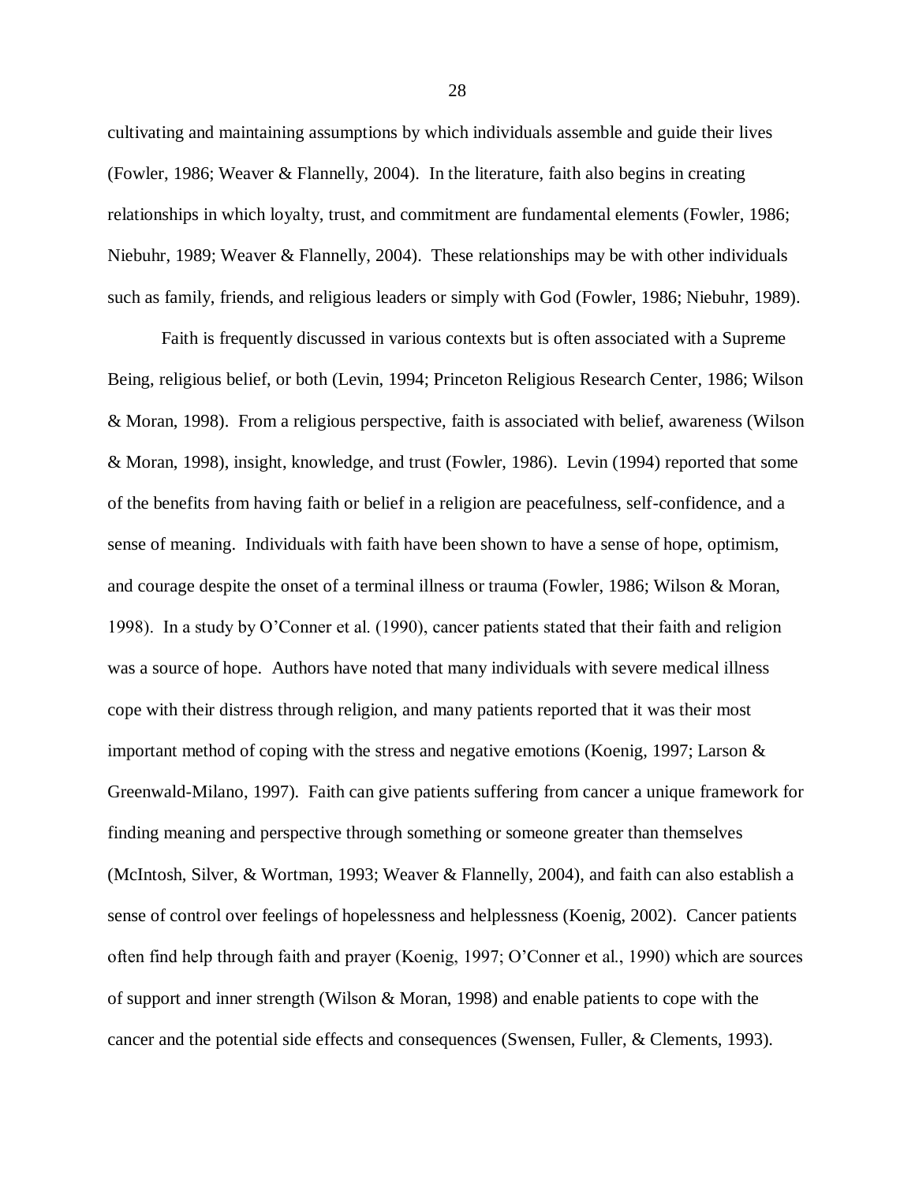cultivating and maintaining assumptions by which individuals assemble and guide their lives (Fowler, 1986; Weaver & Flannelly, 2004). In the literature, faith also begins in creating relationships in which loyalty, trust, and commitment are fundamental elements (Fowler, 1986; Niebuhr, 1989; Weaver & Flannelly, 2004). These relationships may be with other individuals such as family, friends, and religious leaders or simply with God (Fowler, 1986; Niebuhr, 1989).

Faith is frequently discussed in various contexts but is often associated with a Supreme Being, religious belief, or both (Levin, 1994; Princeton Religious Research Center, 1986; Wilson & Moran, 1998). From a religious perspective, faith is associated with belief, awareness (Wilson & Moran, 1998), insight, knowledge, and trust (Fowler, 1986). Levin (1994) reported that some of the benefits from having faith or belief in a religion are peacefulness, self-confidence, and a sense of meaning. Individuals with faith have been shown to have a sense of hope, optimism, and courage despite the onset of a terminal illness or trauma (Fowler, 1986; Wilson & Moran, 1998). In a study by O'Conner et al. (1990), cancer patients stated that their faith and religion was a source of hope. Authors have noted that many individuals with severe medical illness cope with their distress through religion, and many patients reported that it was their most important method of coping with the stress and negative emotions (Koenig, 1997; Larson & Greenwald-Milano, 1997). Faith can give patients suffering from cancer a unique framework for finding meaning and perspective through something or someone greater than themselves (McIntosh, Silver, & Wortman, 1993; Weaver & Flannelly, 2004), and faith can also establish a sense of control over feelings of hopelessness and helplessness (Koenig, 2002). Cancer patients often find help through faith and prayer (Koenig, 1997; O'Conner et al., 1990) which are sources of support and inner strength (Wilson & Moran, 1998) and enable patients to cope with the cancer and the potential side effects and consequences (Swensen, Fuller, & Clements, 1993).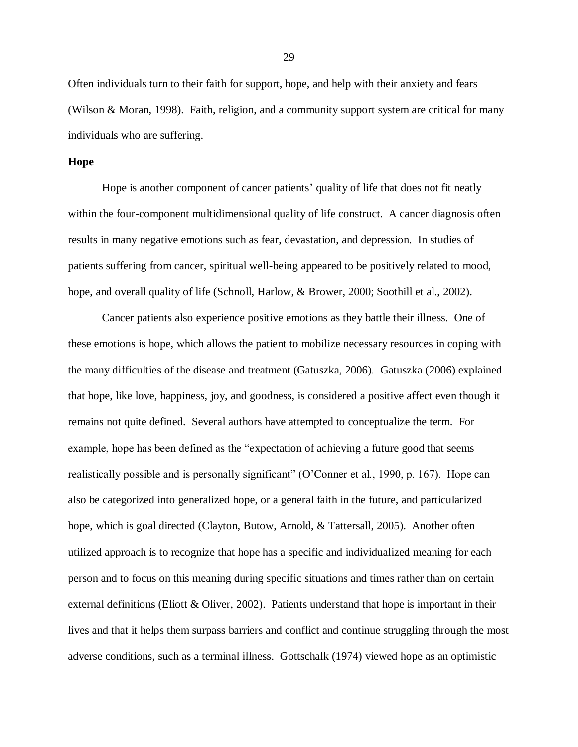Often individuals turn to their faith for support, hope, and help with their anxiety and fears (Wilson & Moran, 1998). Faith, religion, and a community support system are critical for many individuals who are suffering.

**Hope**

Hope is another component of cancer patients' quality of life that does not fit neatly within the four-component multidimensional quality of life construct. A cancer diagnosis often results in many negative emotions such as fear, devastation, and depression. In studies of patients suffering from cancer, spiritual well-being appeared to be positively related to mood, hope, and overall quality of life (Schnoll, Harlow, & Brower, 2000; Soothill et al., 2002).

Cancer patients also experience positive emotions as they battle their illness. One of these emotions is hope, which allows the patient to mobilize necessary resources in coping with the many difficulties of the disease and treatment (Gatuszka, 2006). Gatuszka (2006) explained that hope, like love, happiness, joy, and goodness, is considered a positive affect even though it remains not quite defined. Several authors have attempted to conceptualize the term. For example, hope has been defined as the "expectation of achieving a future good that seems realistically possible and is personally significant" (O'Conner et al., 1990, p. 167). Hope can also be categorized into generalized hope, or a general faith in the future, and particularized hope, which is goal directed (Clayton, Butow, Arnold, & Tattersall, 2005). Another often utilized approach is to recognize that hope has a specific and individualized meaning for each person and to focus on this meaning during specific situations and times rather than on certain external definitions (Eliott & Oliver, 2002). Patients understand that hope is important in their lives and that it helps them surpass barriers and conflict and continue struggling through the most adverse conditions, such as a terminal illness. Gottschalk (1974) viewed hope as an optimistic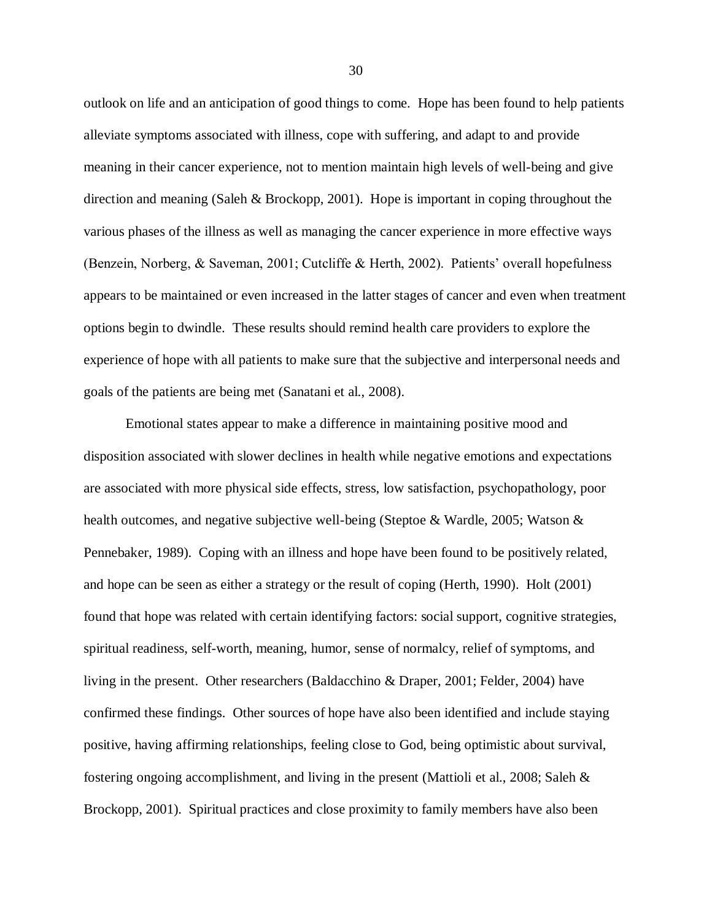outlook on life and an anticipation of good things to come. Hope has been found to help patients alleviate symptoms associated with illness, cope with suffering, and adapt to and provide meaning in their cancer experience, not to mention maintain high levels of well-being and give direction and meaning (Saleh & Brockopp, 2001). Hope is important in coping throughout the various phases of the illness as well as managing the cancer experience in more effective ways (Benzein, Norberg, & Saveman, 2001; Cutcliffe & Herth, 2002). Patients' overall hopefulness appears to be maintained or even increased in the latter stages of cancer and even when treatment options begin to dwindle. These results should remind health care providers to explore the experience of hope with all patients to make sure that the subjective and interpersonal needs and goals of the patients are being met (Sanatani et al., 2008).

Emotional states appear to make a difference in maintaining positive mood and disposition associated with slower declines in health while negative emotions and expectations are associated with more physical side effects, stress, low satisfaction, psychopathology, poor health outcomes, and negative subjective well-being (Steptoe & Wardle, 2005; Watson & Pennebaker, 1989). Coping with an illness and hope have been found to be positively related, and hope can be seen as either a strategy or the result of coping (Herth, 1990). Holt (2001) found that hope was related with certain identifying factors: social support, cognitive strategies, spiritual readiness, self-worth, meaning, humor, sense of normalcy, relief of symptoms, and living in the present. Other researchers (Baldacchino & Draper, 2001; Felder, 2004) have confirmed these findings. Other sources of hope have also been identified and include staying positive, having affirming relationships, feeling close to God, being optimistic about survival, fostering ongoing accomplishment, and living in the present (Mattioli et al., 2008; Saleh & Brockopp, 2001). Spiritual practices and close proximity to family members have also been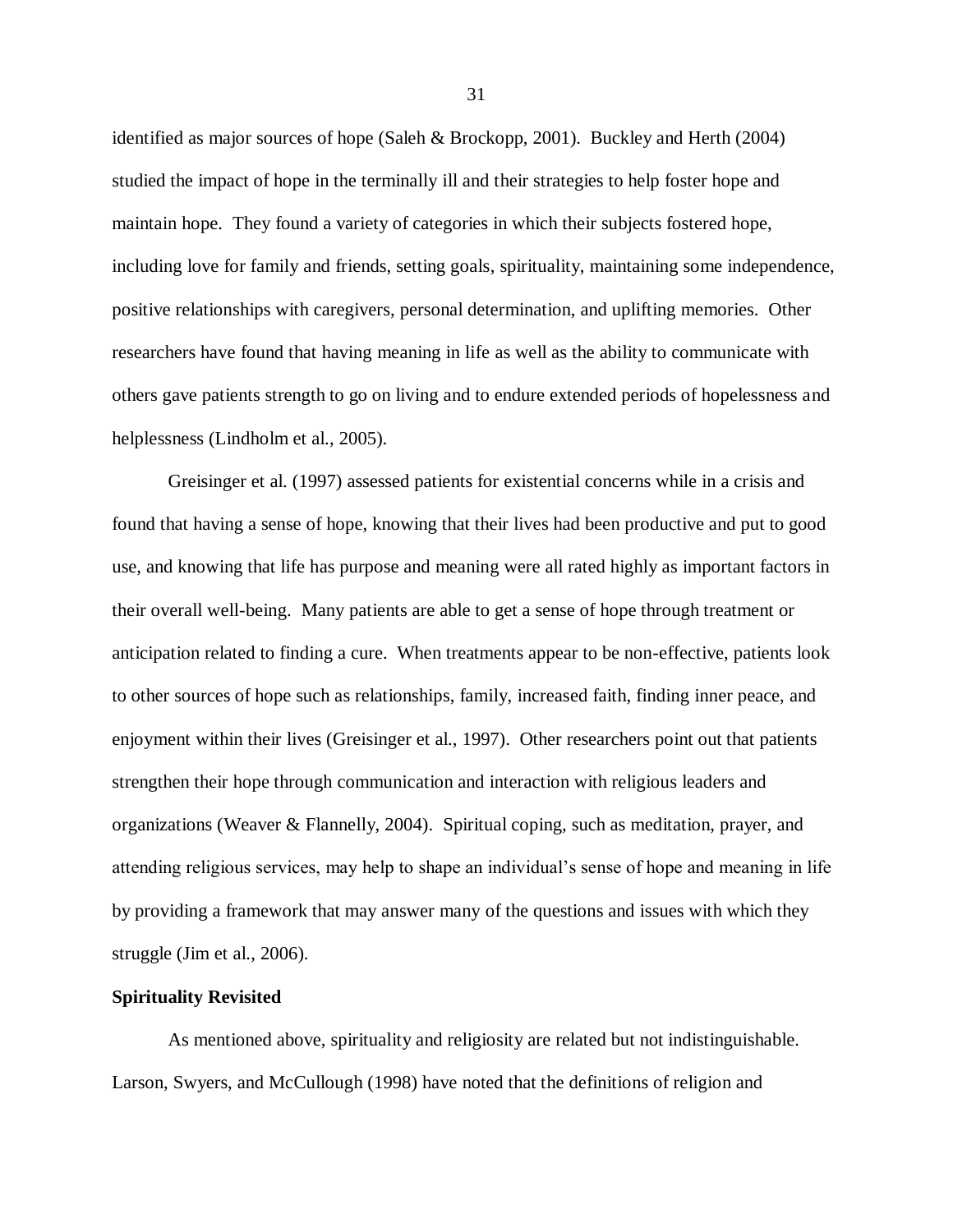identified as major sources of hope (Saleh & Brockopp, 2001). Buckley and Herth (2004) studied the impact of hope in the terminally ill and their strategies to help foster hope and maintain hope. They found a variety of categories in which their subjects fostered hope, including love for family and friends, setting goals, spirituality, maintaining some independence, positive relationships with caregivers, personal determination, and uplifting memories. Other researchers have found that having meaning in life as well as the ability to communicate with others gave patients strength to go on living and to endure extended periods of hopelessness and helplessness (Lindholm et al., 2005).

Greisinger et al. (1997) assessed patients for existential concerns while in a crisis and found that having a sense of hope, knowing that their lives had been productive and put to good use, and knowing that life has purpose and meaning were all rated highly as important factors in their overall well-being. Many patients are able to get a sense of hope through treatment or anticipation related to finding a cure. When treatments appear to be non-effective, patients look to other sources of hope such as relationships, family, increased faith, finding inner peace, and enjoyment within their lives (Greisinger et al., 1997). Other researchers point out that patients strengthen their hope through communication and interaction with religious leaders and organizations (Weaver & Flannelly, 2004). Spiritual coping, such as meditation, prayer, and attending religious services, may help to shape an individual's sense of hope and meaning in life by providing a framework that may answer many of the questions and issues with which they struggle (Jim et al., 2006).

**Spirituality Revisited**

As mentioned above, spirituality and religiosity are related but not indistinguishable. Larson, Swyers, and McCullough (1998) have noted that the definitions of religion and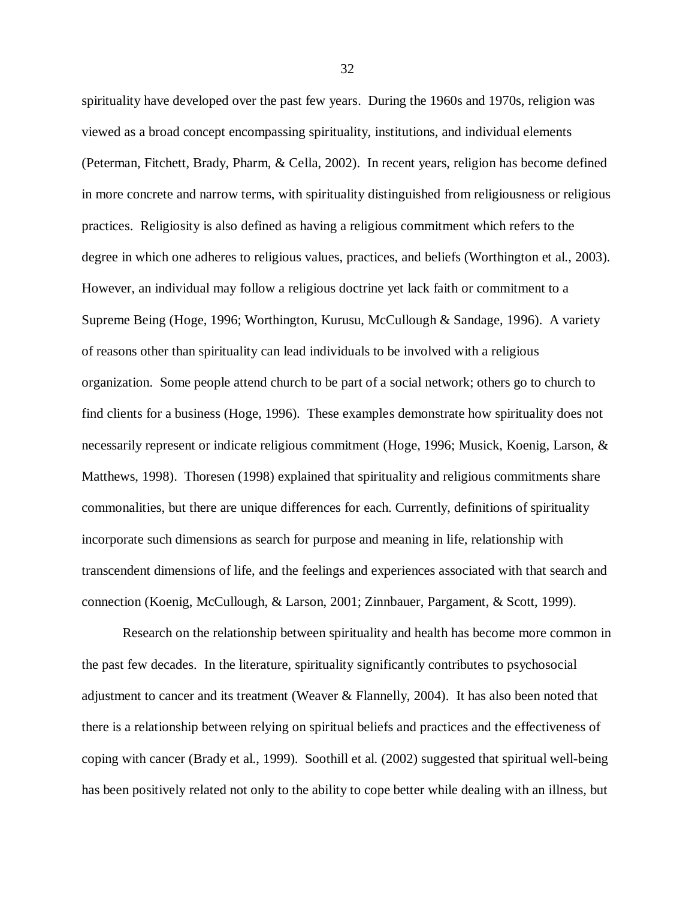spirituality have developed over the past few years. During the 1960s and 1970s, religion was viewed as a broad concept encompassing spirituality, institutions, and individual elements (Peterman, Fitchett, Brady, Pharm, & Cella, 2002). In recent years, religion has become defined in more concrete and narrow terms, with spirituality distinguished from religiousness or religious practices. Religiosity is also defined as having a religious commitment which refers to the degree in which one adheres to religious values, practices, and beliefs (Worthington et al., 2003). However, an individual may follow a religious doctrine yet lack faith or commitment to a Supreme Being (Hoge, 1996; Worthington, Kurusu, McCullough & Sandage, 1996). A variety of reasons other than spirituality can lead individuals to be involved with a religious organization. Some people attend church to be part of a social network; others go to church to find clients for a business (Hoge, 1996). These examples demonstrate how spirituality does not necessarily represent or indicate religious commitment (Hoge, 1996; Musick, Koenig, Larson, & Matthews, 1998). Thoresen (1998) explained that spirituality and religious commitments share commonalities, but there are unique differences for each. Currently, definitions of spirituality incorporate such dimensions as search for purpose and meaning in life, relationship with transcendent dimensions of life, and the feelings and experiences associated with that search and connection (Koenig, McCullough, & Larson, 2001; Zinnbauer, Pargament, & Scott, 1999).

Research on the relationship between spirituality and health has become more common in the past few decades. In the literature, spirituality significantly contributes to psychosocial adjustment to cancer and its treatment (Weaver & Flannelly, 2004). It has also been noted that there is a relationship between relying on spiritual beliefs and practices and the effectiveness of coping with cancer (Brady et al., 1999). Soothill et al. (2002) suggested that spiritual well-being has been positively related not only to the ability to cope better while dealing with an illness, but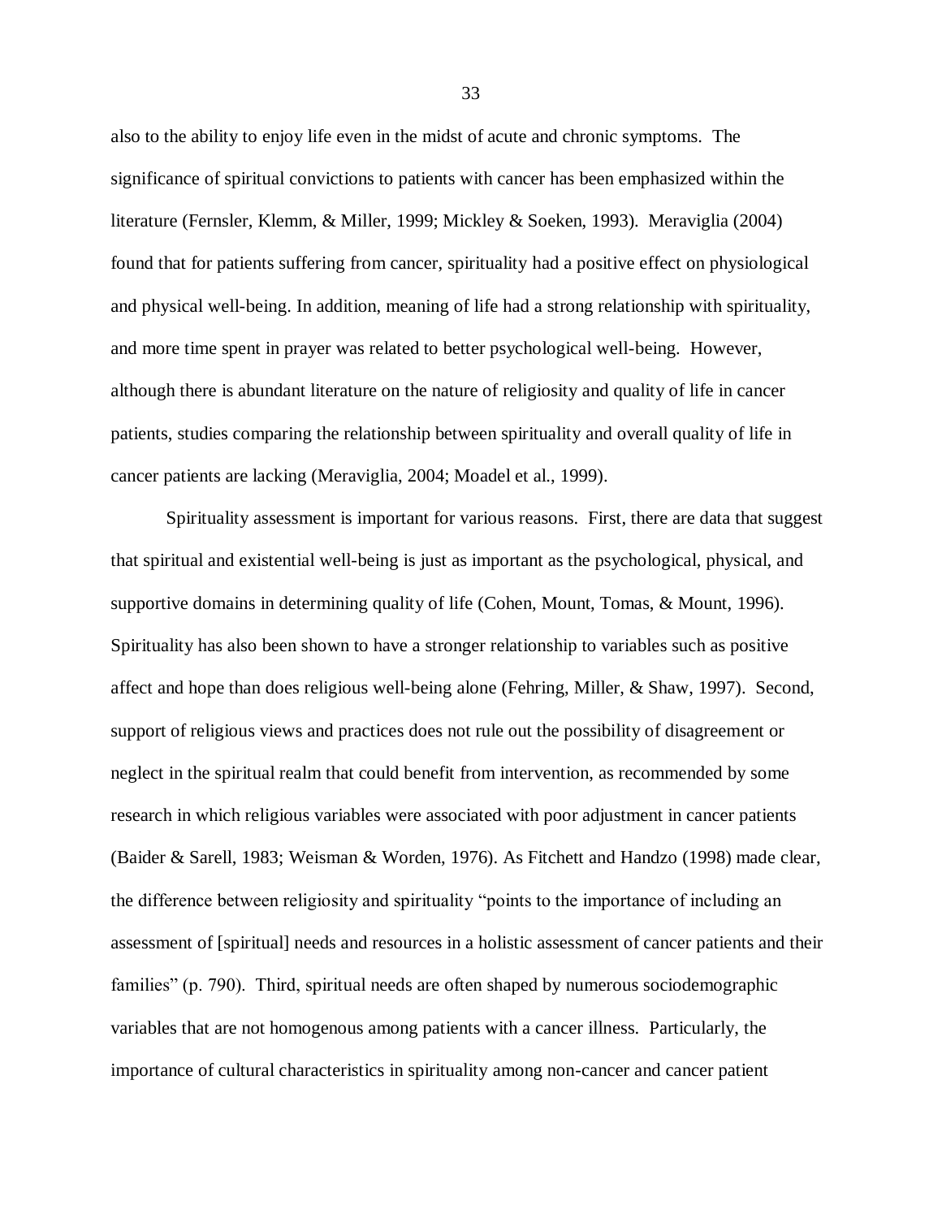also to the ability to enjoy life even in the midst of acute and chronic symptoms. The significance of spiritual convictions to patients with cancer has been emphasized within the literature (Fernsler, Klemm, & Miller, 1999; Mickley & Soeken, 1993). Meraviglia (2004) found that for patients suffering from cancer, spirituality had a positive effect on physiological and physical well-being. In addition, meaning of life had a strong relationship with spirituality, and more time spent in prayer was related to better psychological well-being. However, although there is abundant literature on the nature of religiosity and quality of life in cancer patients, studies comparing the relationship between spirituality and overall quality of life in cancer patients are lacking (Meraviglia, 2004; Moadel et al., 1999).

Spirituality assessment is important for various reasons. First, there are data that suggest that spiritual and existential well-being is just as important as the psychological, physical, and supportive domains in determining quality of life (Cohen, Mount, Tomas, & Mount, 1996). Spirituality has also been shown to have a stronger relationship to variables such as positive affect and hope than does religious well-being alone (Fehring, Miller, & Shaw, 1997). Second, support of religious views and practices does not rule out the possibility of disagreement or neglect in the spiritual realm that could benefit from intervention, as recommended by some research in which religious variables were associated with poor adjustment in cancer patients (Baider & Sarell, 1983; Weisman & Worden, 1976). As Fitchett and Handzo (1998) made clear, the difference between religiosity and spirituality "points to the importance of including an assessment of [spiritual] needs and resources in a holistic assessment of cancer patients and their families" (p. 790). Third, spiritual needs are often shaped by numerous sociodemographic variables that are not homogenous among patients with a cancer illness. Particularly, the importance of cultural characteristics in spirituality among non-cancer and cancer patient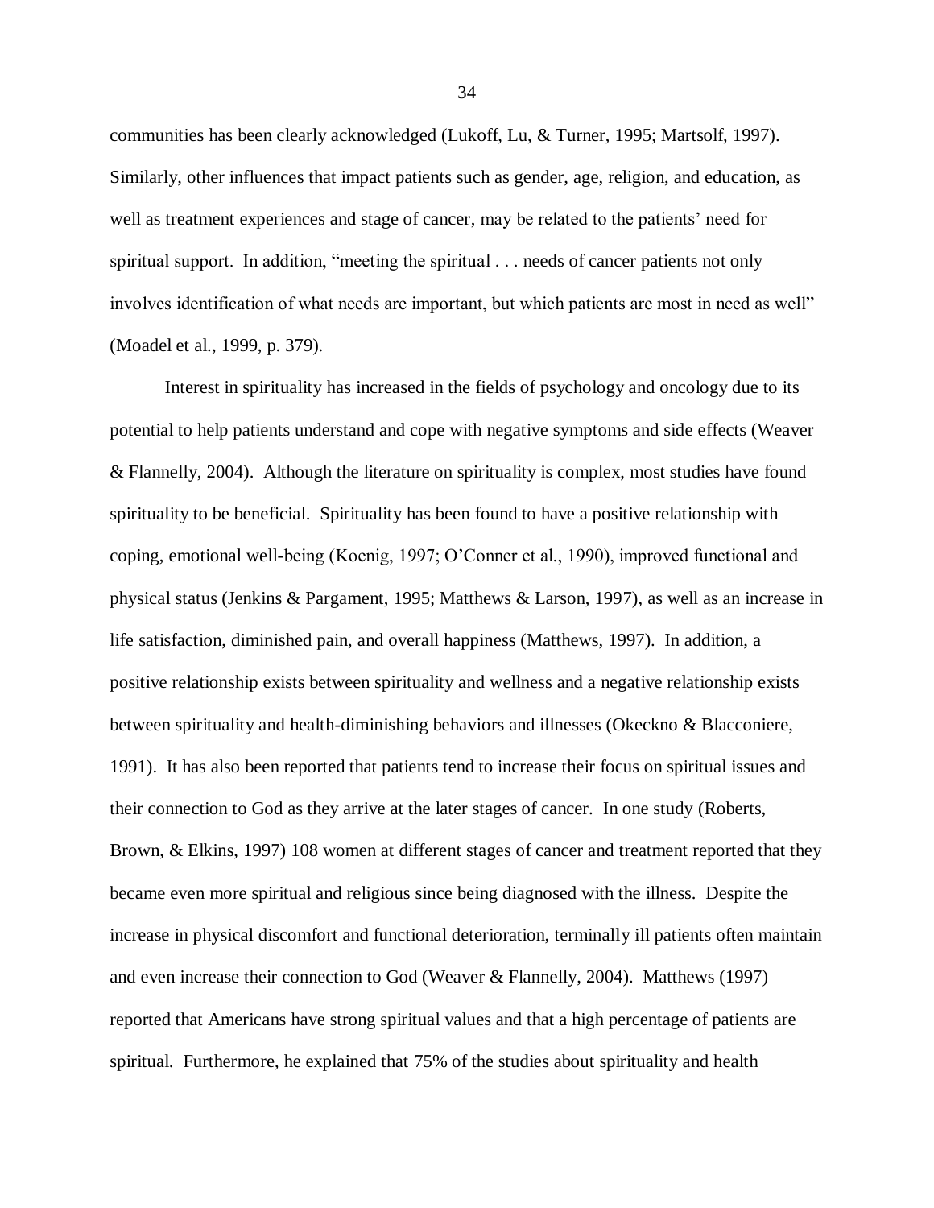communities has been clearly acknowledged (Lukoff, Lu, & Turner, 1995; Martsolf, 1997). Similarly, other influences that impact patients such as gender, age, religion, and education, as well as treatment experiences and stage of cancer, may be related to the patients' need for spiritual support. In addition, "meeting the spiritual . . . needs of cancer patients not only involves identification of what needs are important, but which patients are most in need as well" (Moadel et al., 1999, p. 379).

Interest in spirituality has increased in the fields of psychology and oncology due to its potential to help patients understand and cope with negative symptoms and side effects (Weaver & Flannelly, 2004). Although the literature on spirituality is complex, most studies have found spirituality to be beneficial. Spirituality has been found to have a positive relationship with coping, emotional well-being (Koenig, 1997; O'Conner et al., 1990), improved functional and physical status (Jenkins & Pargament, 1995; Matthews & Larson, 1997), as well as an increase in life satisfaction, diminished pain, and overall happiness (Matthews, 1997). In addition, a positive relationship exists between spirituality and wellness and a negative relationship exists between spirituality and health-diminishing behaviors and illnesses (Okeckno & Blacconiere, 1991). It has also been reported that patients tend to increase their focus on spiritual issues and their connection to God as they arrive at the later stages of cancer. In one study (Roberts, Brown, & Elkins, 1997) 108 women at different stages of cancer and treatment reported that they became even more spiritual and religious since being diagnosed with the illness. Despite the increase in physical discomfort and functional deterioration, terminally ill patients often maintain and even increase their connection to God (Weaver & Flannelly, 2004). Matthews (1997) reported that Americans have strong spiritual values and that a high percentage of patients are spiritual. Furthermore, he explained that 75% of the studies about spirituality and health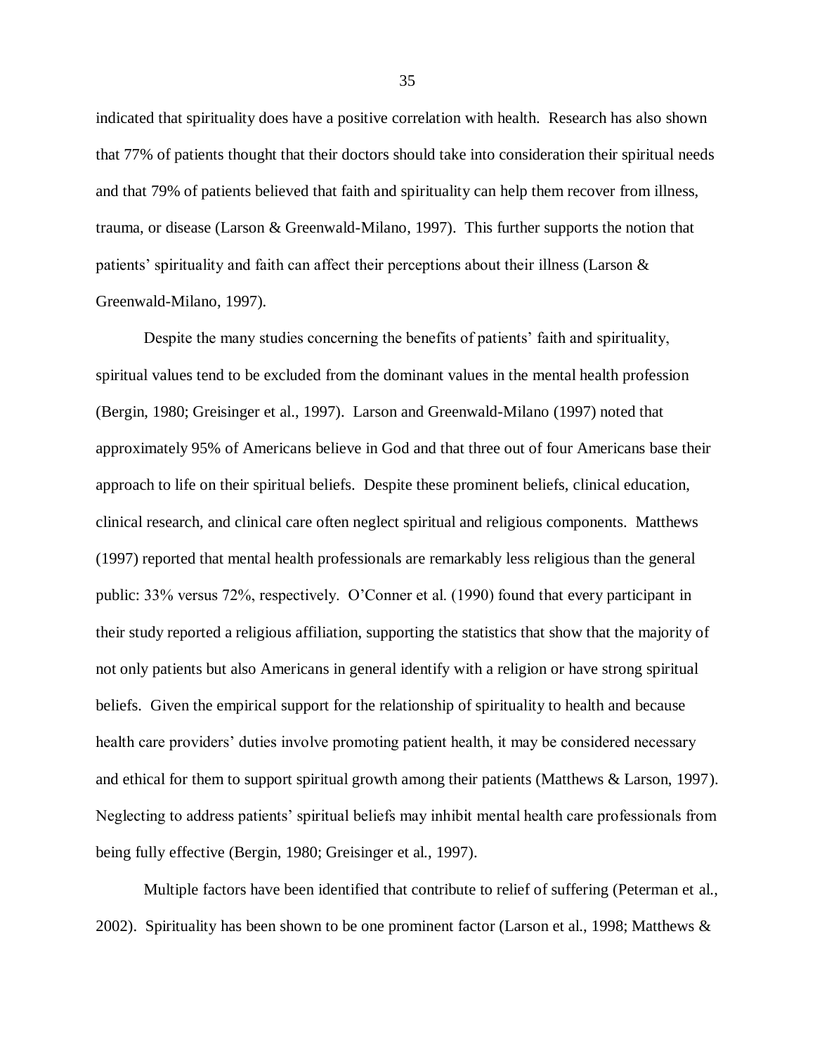indicated that spirituality does have a positive correlation with health. Research has also shown that 77% of patients thought that their doctors should take into consideration their spiritual needs and that 79% of patients believed that faith and spirituality can help them recover from illness, trauma, or disease (Larson & Greenwald-Milano, 1997). This further supports the notion that patients' spirituality and faith can affect their perceptions about their illness (Larson & Greenwald-Milano, 1997).

Despite the many studies concerning the benefits of patients' faith and spirituality, spiritual values tend to be excluded from the dominant values in the mental health profession (Bergin, 1980; Greisinger et al., 1997). Larson and Greenwald-Milano (1997) noted that approximately 95% of Americans believe in God and that three out of four Americans base their approach to life on their spiritual beliefs. Despite these prominent beliefs, clinical education, clinical research, and clinical care often neglect spiritual and religious components. Matthews (1997) reported that mental health professionals are remarkably less religious than the general public: 33% versus 72%, respectively. O'Conner et al. (1990) found that every participant in their study reported a religious affiliation, supporting the statistics that show that the majority of not only patients but also Americans in general identify with a religion or have strong spiritual beliefs. Given the empirical support for the relationship of spirituality to health and because health care providers' duties involve promoting patient health, it may be considered necessary and ethical for them to support spiritual growth among their patients (Matthews & Larson, 1997). Neglecting to address patients' spiritual beliefs may inhibit mental health care professionals from being fully effective (Bergin, 1980; Greisinger et al., 1997).

Multiple factors have been identified that contribute to relief of suffering (Peterman et al., 2002). Spirituality has been shown to be one prominent factor (Larson et al., 1998; Matthews &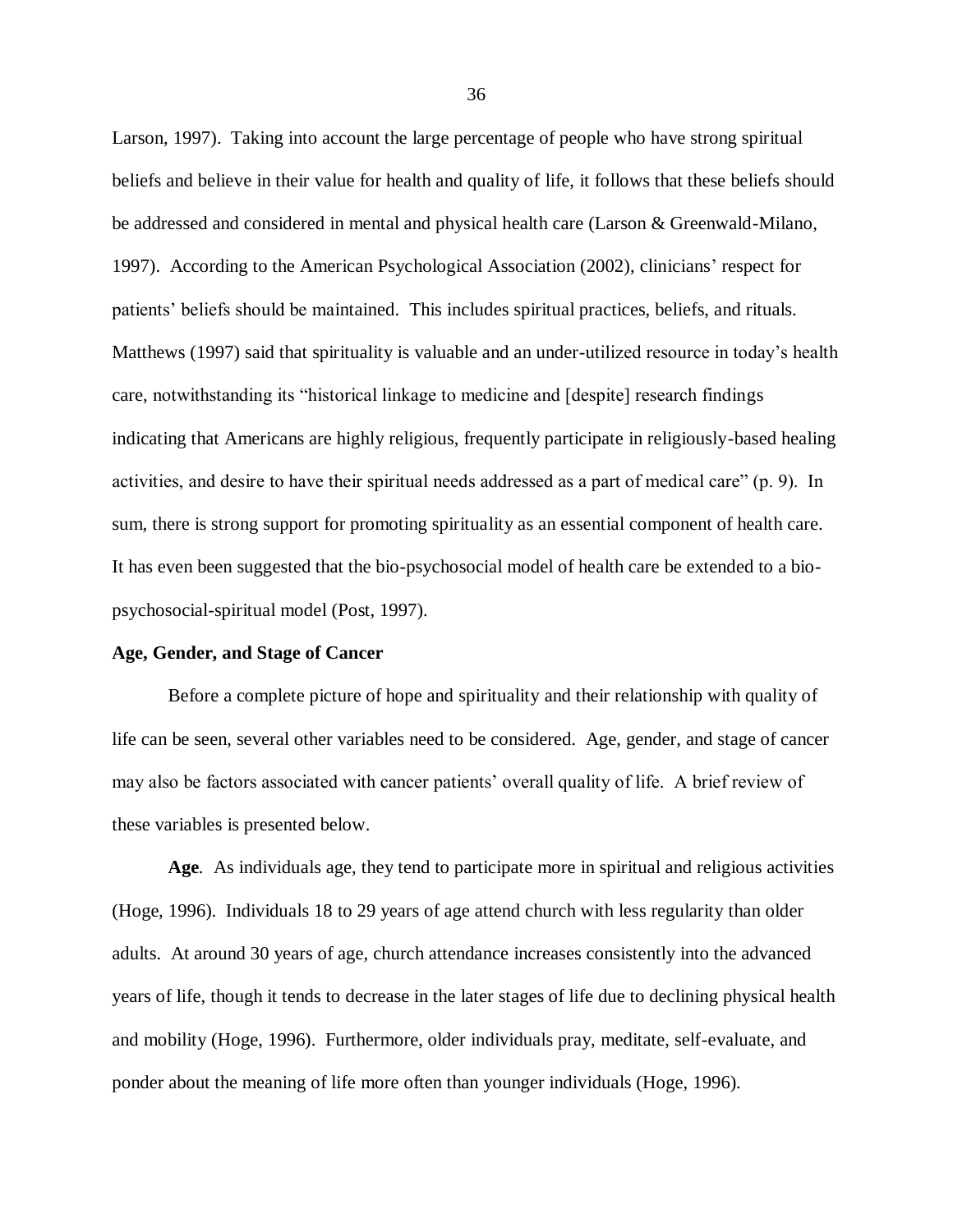Larson, 1997). Taking into account the large percentage of people who have strong spiritual beliefs and believe in their value for health and quality of life, it follows that these beliefs should be addressed and considered in mental and physical health care (Larson & Greenwald-Milano, 1997). According to the American Psychological Association (2002), clinicians' respect for patients' beliefs should be maintained. This includes spiritual practices, beliefs, and rituals. Matthews (1997) said that spirituality is valuable and an under-utilized resource in today's health care, notwithstanding its "historical linkage to medicine and [despite] research findings indicating that Americans are highly religious, frequently participate in religiously-based healing activities, and desire to have their spiritual needs addressed as a part of medical care" (p. 9). In sum, there is strong support for promoting spirituality as an essential component of health care. It has even been suggested that the bio-psychosocial model of health care be extended to a bio-psychosocial-spiritual model (Post, 1997).

**Age, Gender, and Stage of Cancer**

Before a complete picture of hope and spirituality and their relationship with quality of life can be seen, several other variables need to be considered. Age, gender, and stage of cancer may also be factors associated with cancer patients' overall quality of life. A brief review of these variables is presented below.

**Age**. As individuals age, they tend to participate more in spiritual and religious activities (Hoge, 1996). Individuals 18 to 29 years of age attend church with less regularity than older adults. At around 30 years of age, church attendance increases consistently into the advanced years of life, though it tends to decrease in the later stages of life due to declining physical health and mobility (Hoge, 1996). Furthermore, older individuals pray, meditate, self-evaluate, and ponder about the meaning of life more often than younger individuals (Hoge, 1996).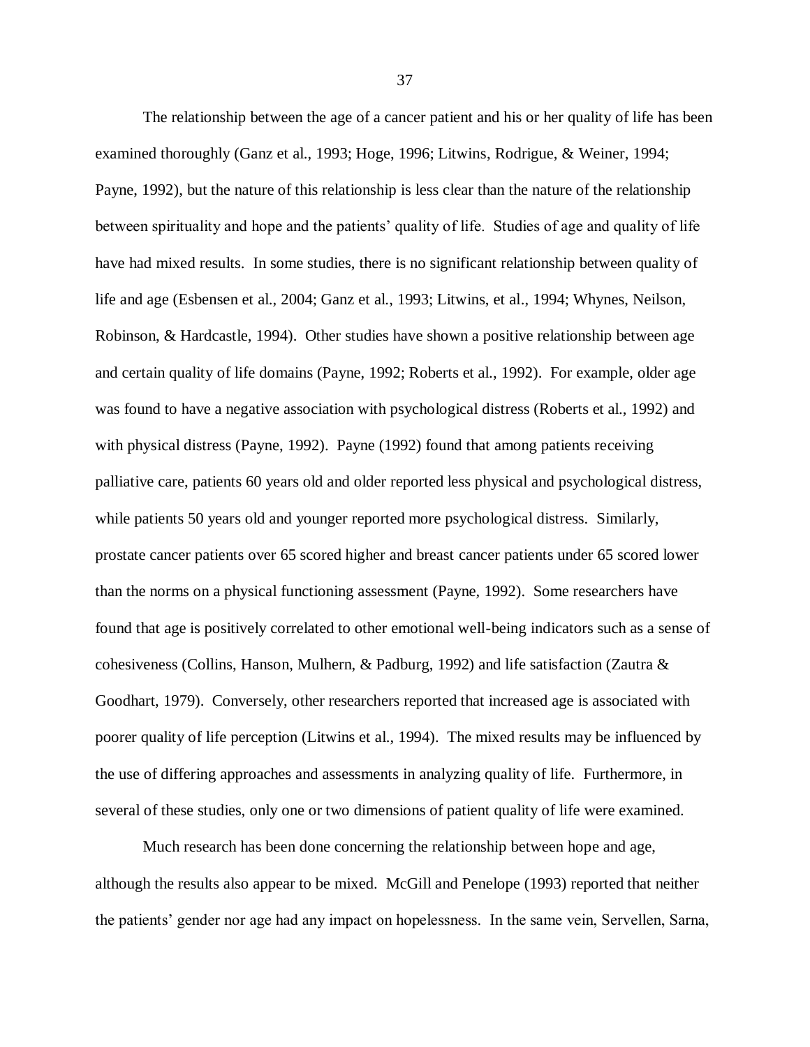The relationship between the age of a cancer patient and his or her quality of life has been examined thoroughly (Ganz et al., 1993; Hoge, 1996; Litwins, Rodrigue, & Weiner, 1994; Payne, 1992), but the nature of this relationship is less clear than the nature of the relationship between spirituality and hope and the patients' quality of life. Studies of age and quality of life have had mixed results. In some studies, there is no significant relationship between quality of life and age (Esbensen et al., 2004; Ganz et al., 1993; Litwins, et al., 1994; Whynes, Neilson, Robinson, & Hardcastle, 1994). Other studies have shown a positive relationship between age and certain quality of life domains (Payne, 1992; Roberts et al., 1992). For example, older age was found to have a negative association with psychological distress (Roberts et al., 1992) and with physical distress (Payne, 1992). Payne (1992) found that among patients receiving palliative care, patients 60 years old and older reported less physical and psychological distress, while patients 50 years old and younger reported more psychological distress. Similarly, prostate cancer patients over 65 scored higher and breast cancer patients under 65 scored lower than the norms on a physical functioning assessment (Payne, 1992). Some researchers have found that age is positively correlated to other emotional well-being indicators such as a sense of cohesiveness (Collins, Hanson, Mulhern, & Padburg, 1992) and life satisfaction (Zautra & Goodhart, 1979). Conversely, other researchers reported that increased age is associated with poorer quality of life perception (Litwins et al., 1994). The mixed results may be influenced by the use of differing approaches and assessments in analyzing quality of life. Furthermore, in several of these studies, only one or two dimensions of patient quality of life were examined.

Much research has been done concerning the relationship between hope and age, although the results also appear to be mixed. McGill and Penelope (1993) reported that neither the patients' gender nor age had any impact on hopelessness. In the same vein, Servellen, Sarna,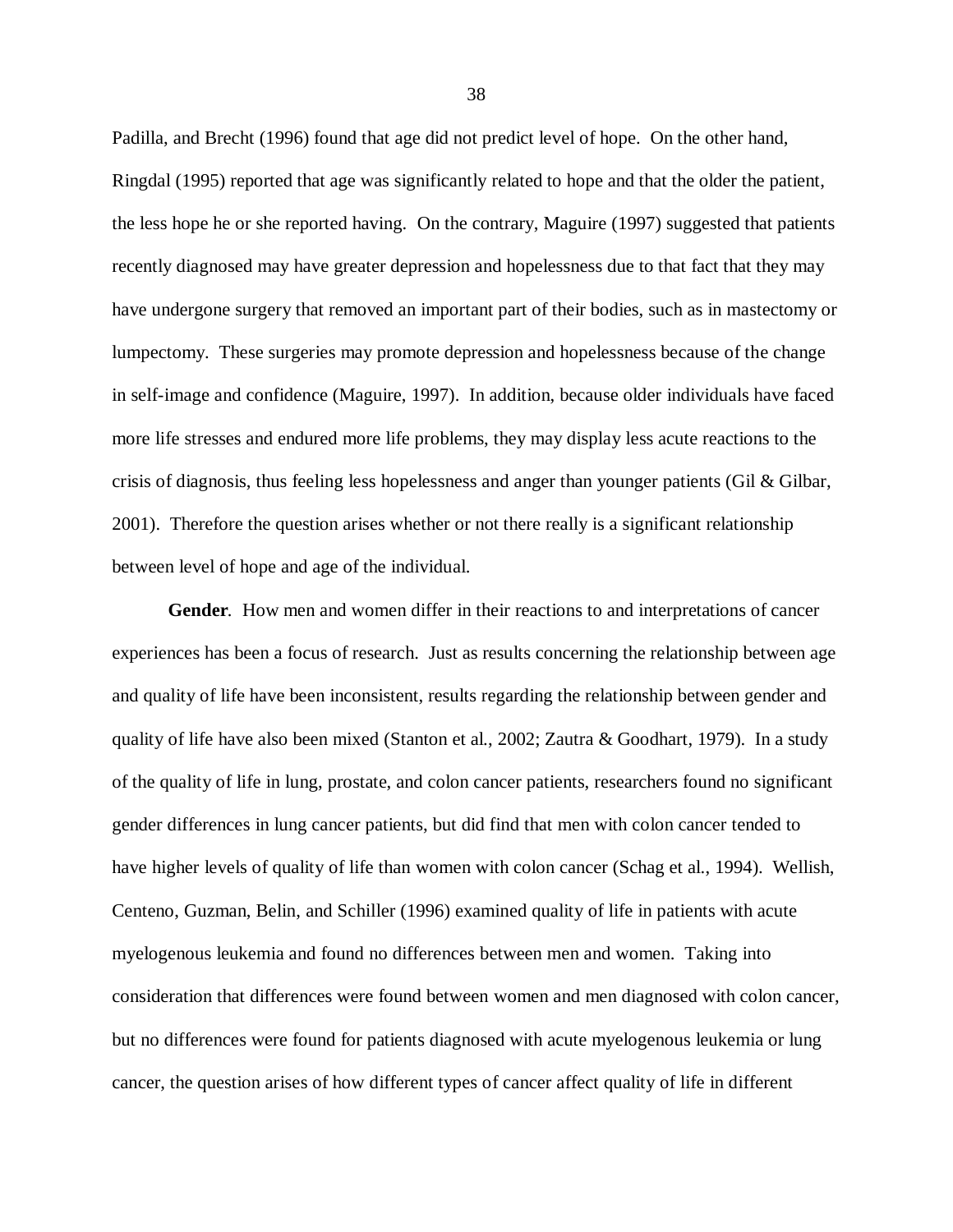Padilla, and Brecht (1996) found that age did not predict level of hope. On the other hand, Ringdal (1995) reported that age was significantly related to hope and that the older the patient, the less hope he or she reported having. On the contrary, Maguire (1997) suggested that patients recently diagnosed may have greater depression and hopelessness due to that fact that they may have undergone surgery that removed an important part of their bodies, such as in mastectomy or lumpectomy. These surgeries may promote depression and hopelessness because of the change in self-image and confidence (Maguire, 1997). In addition, because older individuals have faced more life stresses and endured more life problems, they may display less acute reactions to the crisis of diagnosis, thus feeling less hopelessness and anger than younger patients (Gil & Gilbar, 2001). Therefore the question arises whether or not there really is a significant relationship between level of hope and age of the individual.

**Gender**. How men and women differ in their reactions to and interpretations of cancer experiences has been a focus of research. Just as results concerning the relationship between age and quality of life have been inconsistent, results regarding the relationship between gender and quality of life have also been mixed (Stanton et al., 2002; Zautra & Goodhart, 1979). In a study of the quality of life in lung, prostate, and colon cancer patients, researchers found no significant gender differences in lung cancer patients, but did find that men with colon cancer tended to have higher levels of quality of life than women with colon cancer (Schag et al., 1994). Wellish, Centeno, Guzman, Belin, and Schiller (1996) examined quality of life in patients with acute myelogenous leukemia and found no differences between men and women. Taking into consideration that differences were found between women and men diagnosed with colon cancer, but no differences were found for patients diagnosed with acute myelogenous leukemia or lung cancer, the question arises of how different types of cancer affect quality of life in different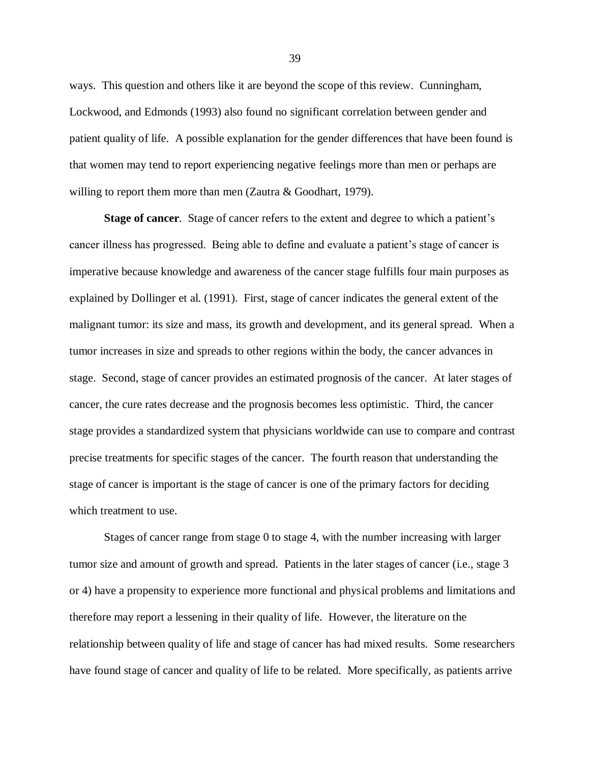ways. This question and others like it are beyond the scope of this review. Cunningham, Lockwood, and Edmonds (1993) also found no significant correlation between gender and patient quality of life. A possible explanation for the gender differences that have been found is that women may tend to report experiencing negative feelings more than men or perhaps are willing to report them more than men (Zautra & Goodhart, 1979).

**Stage of cancer**. Stage of cancer refers to the extent and degree to which a patient's cancer illness has progressed. Being able to define and evaluate a patient's stage of cancer is imperative because knowledge and awareness of the cancer stage fulfills four main purposes as explained by Dollinger et al. (1991). First, stage of cancer indicates the general extent of the malignant tumor: its size and mass, its growth and development, and its general spread. When a tumor increases in size and spreads to other regions within the body, the cancer advances in stage. Second, stage of cancer provides an estimated prognosis of the cancer. At later stages of cancer, the cure rates decrease and the prognosis becomes less optimistic. Third, the cancer stage provides a standardized system that physicians worldwide can use to compare and contrast precise treatments for specific stages of the cancer. The fourth reason that understanding the stage of cancer is important is the stage of cancer is one of the primary factors for deciding which treatment to use.

Stages of cancer range from stage 0 to stage 4, with the number increasing with larger tumor size and amount of growth and spread. Patients in the later stages of cancer (i.e., stage 3 or 4) have a propensity to experience more functional and physical problems and limitations and therefore may report a lessening in their quality of life. However, the literature on the relationship between quality of life and stage of cancer has had mixed results. Some researchers have found stage of cancer and quality of life to be related. More specifically, as patients arrive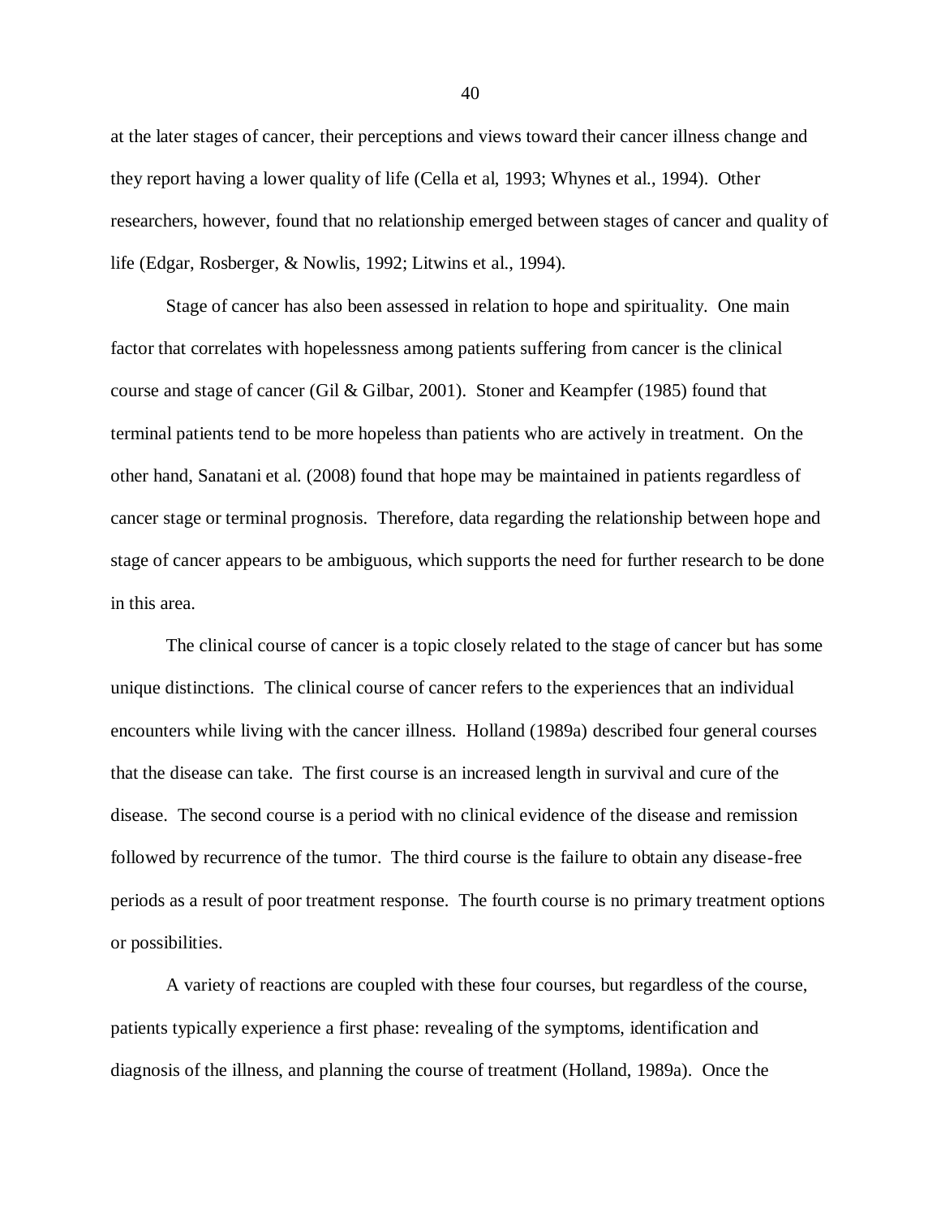at the later stages of cancer, their perceptions and views toward their cancer illness change and they report having a lower quality of life (Cella et al, 1993; Whynes et al., 1994). Other researchers, however, found that no relationship emerged between stages of cancer and quality of life (Edgar, Rosberger, & Nowlis, 1992; Litwins et al., 1994).

Stage of cancer has also been assessed in relation to hope and spirituality. One main factor that correlates with hopelessness among patients suffering from cancer is the clinical course and stage of cancer (Gil & Gilbar, 2001). Stoner and Keampfer (1985) found that terminal patients tend to be more hopeless than patients who are actively in treatment. On the other hand, Sanatani et al. (2008) found that hope may be maintained in patients regardless of cancer stage or terminal prognosis. Therefore, data regarding the relationship between hope and stage of cancer appears to be ambiguous, which supports the need for further research to be done in this area.

The clinical course of cancer is a topic closely related to the stage of cancer but has some unique distinctions. The clinical course of cancer refers to the experiences that an individual encounters while living with the cancer illness. Holland (1989a) described four general courses that the disease can take. The first course is an increased length in survival and cure of the disease. The second course is a period with no clinical evidence of the disease and remission followed by recurrence of the tumor. The third course is the failure to obtain any disease-free periods as a result of poor treatment response. The fourth course is no primary treatment options or possibilities.

A variety of reactions are coupled with these four courses, but regardless of the course, patients typically experience a first phase: revealing of the symptoms, identification and diagnosis of the illness, and planning the course of treatment (Holland, 1989a). Once the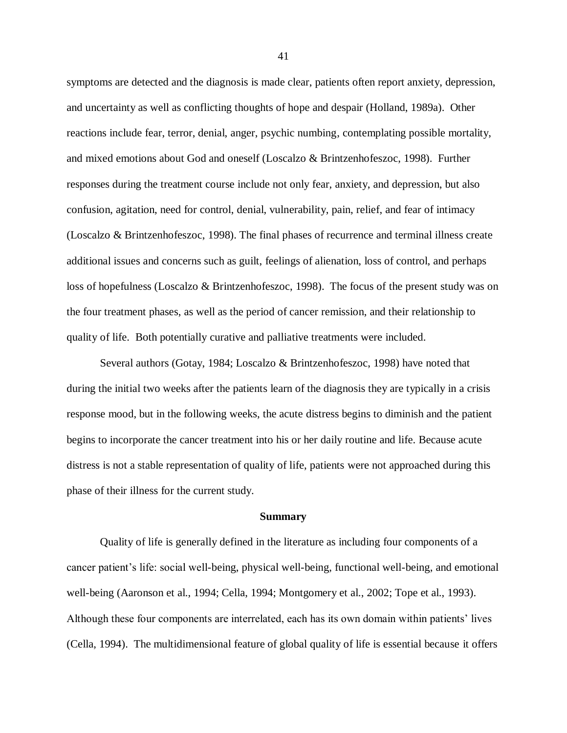symptoms are detected and the diagnosis is made clear, patients often report anxiety, depression, and uncertainty as well as conflicting thoughts of hope and despair (Holland, 1989a). Other reactions include fear, terror, denial, anger, psychic numbing, contemplating possible mortality, and mixed emotions about God and oneself (Loscalzo & Brintzenhofeszoc, 1998). Further responses during the treatment course include not only fear, anxiety, and depression, but also confusion, agitation, need for control, denial, vulnerability, pain, relief, and fear of intimacy (Loscalzo & Brintzenhofeszoc, 1998). The final phases of recurrence and terminal illness create additional issues and concerns such as guilt, feelings of alienation, loss of control, and perhaps loss of hopefulness (Loscalzo & Brintzenhofeszoc, 1998). The focus of the present study was on the four treatment phases, as well as the period of cancer remission, and their relationship to quality of life. Both potentially curative and palliative treatments were included.

Several authors (Gotay, 1984; Loscalzo & Brintzenhofeszoc, 1998) have noted that during the initial two weeks after the patients learn of the diagnosis they are typically in a crisis response mood, but in the following weeks, the acute distress begins to diminish and the patient begins to incorporate the cancer treatment into his or her daily routine and life. Because acute distress is not a stable representation of quality of life, patients were not approached during this phase of their illness for the current study.

## Summary

Quality of life is generally defined in the literature as including four components of a cancer patient's life: social well-being, physical well-being, functional well-being, and emotional well-being (Aaronson et al., 1994; Cella, 1994; Montgomery et al., 2002; Tope et al., 1993). Although these four components are interrelated, each has its own domain within patients' lives (Cella, 1994). The multidimensional feature of global quality of life is essential because it offers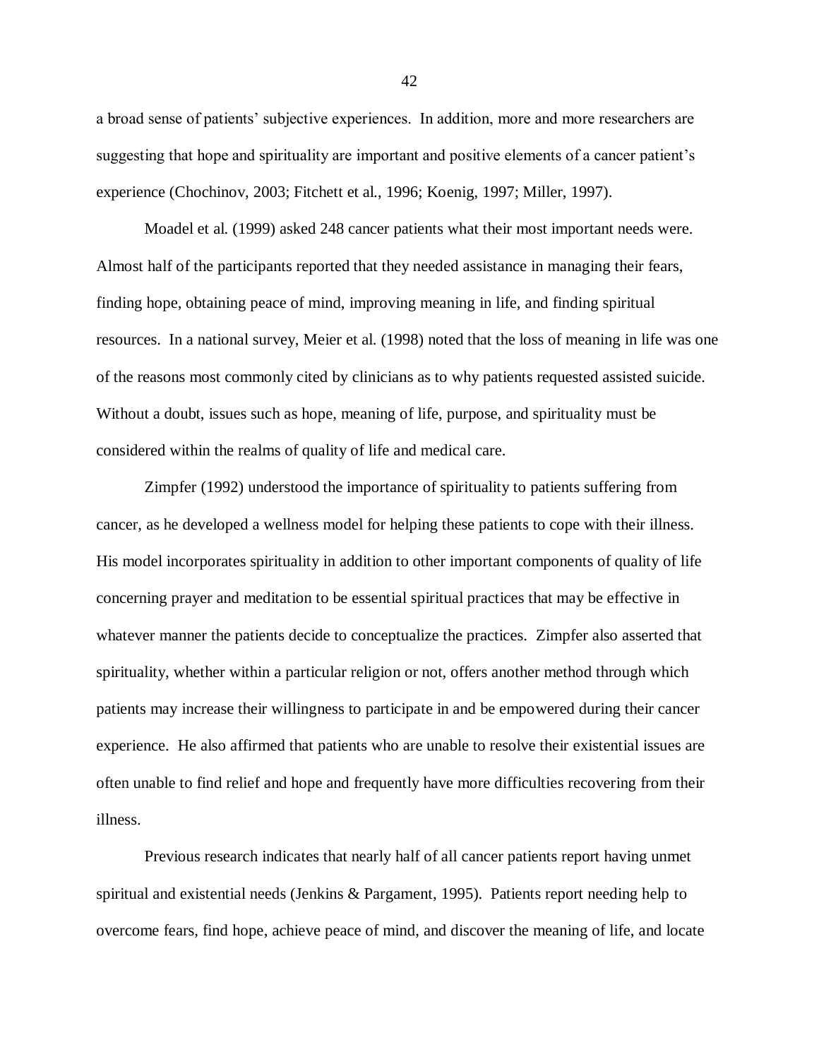a broad sense of patients' subjective experiences. In addition, more and more researchers are suggesting that hope and spirituality are important and positive elements of a cancer patient's experience (Chochinov, 2003; Fitchett et al., 1996; Koenig, 1997; Miller, 1997).

Moadel et al. (1999) asked 248 cancer patients what their most important needs were. Almost half of the participants reported that they needed assistance in managing their fears, finding hope, obtaining peace of mind, improving meaning in life, and finding spiritual resources. In a national survey, Meier et al. (1998) noted that the loss of meaning in life was one of the reasons most commonly cited by clinicians as to why patients requested assisted suicide. Without a doubt, issues such as hope, meaning of life, purpose, and spirituality must be considered within the realms of quality of life and medical care.

Zimpfer (1992) understood the importance of spirituality to patients suffering from cancer, as he developed a wellness model for helping these patients to cope with their illness. His model incorporates spirituality in addition to other important components of quality of life concerning prayer and meditation to be essential spiritual practices that may be effective in whatever manner the patients decide to conceptualize the practices. Zimpfer also asserted that spirituality, whether within a particular religion or not, offers another method through which patients may increase their willingness to participate in and be empowered during their cancer experience. He also affirmed that patients who are unable to resolve their existential issues are often unable to find relief and hope and frequently have more difficulties recovering from their illness.

Previous research indicates that nearly half of all cancer patients report having unmet spiritual and existential needs (Jenkins & Pargament, 1995). Patients report needing help to overcome fears, find hope, achieve peace of mind, and discover the meaning of life, and locate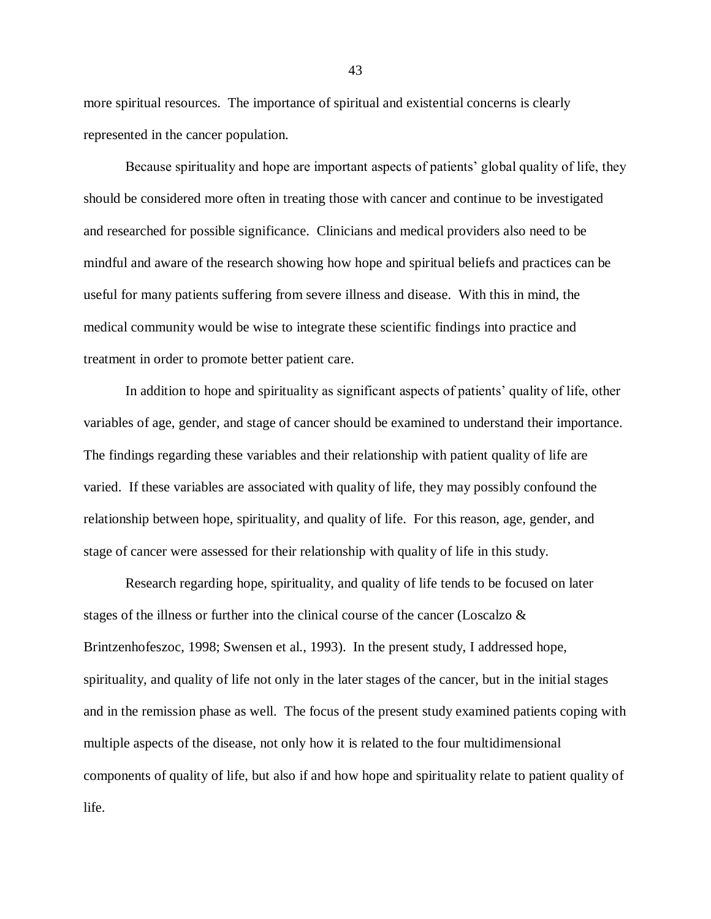more spiritual resources. The importance of spiritual and existential concerns is clearly represented in the cancer population.

Because spirituality and hope are important aspects of patients' global quality of life, they should be considered more often in treating those with cancer and continue to be investigated and researched for possible significance. Clinicians and medical providers also need to be mindful and aware of the research showing how hope and spiritual beliefs and practices can be useful for many patients suffering from severe illness and disease. With this in mind, the medical community would be wise to integrate these scientific findings into practice and treatment in order to promote better patient care.

In addition to hope and spirituality as significant aspects of patients' quality of life, other variables of age, gender, and stage of cancer should be examined to understand their importance. The findings regarding these variables and their relationship with patient quality of life are varied. If these variables are associated with quality of life, they may possibly confound the relationship between hope, spirituality, and quality of life. For this reason, age, gender, and stage of cancer were assessed for their relationship with quality of life in this study.

Research regarding hope, spirituality, and quality of life tends to be focused on later stages of the illness or further into the clinical course of the cancer (Loscalzo & Brintzenhofeszoc, 1998; Swensen et al., 1993). In the present study, I addressed hope, spirituality, and quality of life not only in the later stages of the cancer, but in the initial stages and in the remission phase as well. The focus of the present study examined patients coping with multiple aspects of the disease, not only how it is related to the four multidimensional components of quality of life, but also if and how hope and spirituality relate to patient quality of life.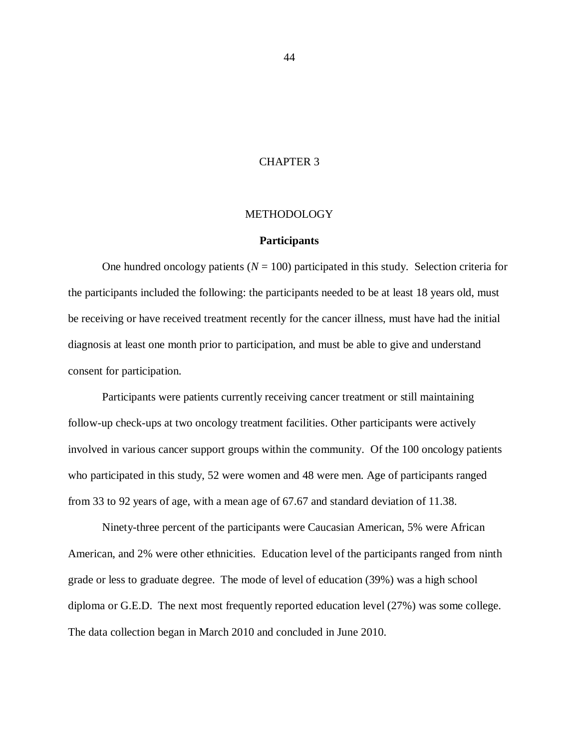# CHAPTER 3

## METHODOLOGY

### Participants

One hundred oncology patients (*N* = 100) participated in this study. Selection criteria for the participants included the following: the participants needed to be at least 18 years old, must be receiving or have received treatment recently for the cancer illness, must have had the initial diagnosis at least one month prior to participation, and must be able to give and understand consent for participation.

Participants were patients currently receiving cancer treatment or still maintaining follow-up check-ups at two oncology treatment facilities. Other participants were actively involved in various cancer support groups within the community. Of the 100 oncology patients who participated in this study, 52 were women and 48 were men. Age of participants ranged from 33 to 92 years of age, with a mean age of 67.67 and standard deviation of 11.38.

Ninety-three percent of the participants were Caucasian American, 5% were African American, and 2% were other ethnicities. Education level of the participants ranged from ninth grade or less to graduate degree. The mode of level of education (39%) was a high school diploma or G.E.D. The next most frequently reported education level (27%) was some college. The data collection began in March 2010 and concluded in June 2010.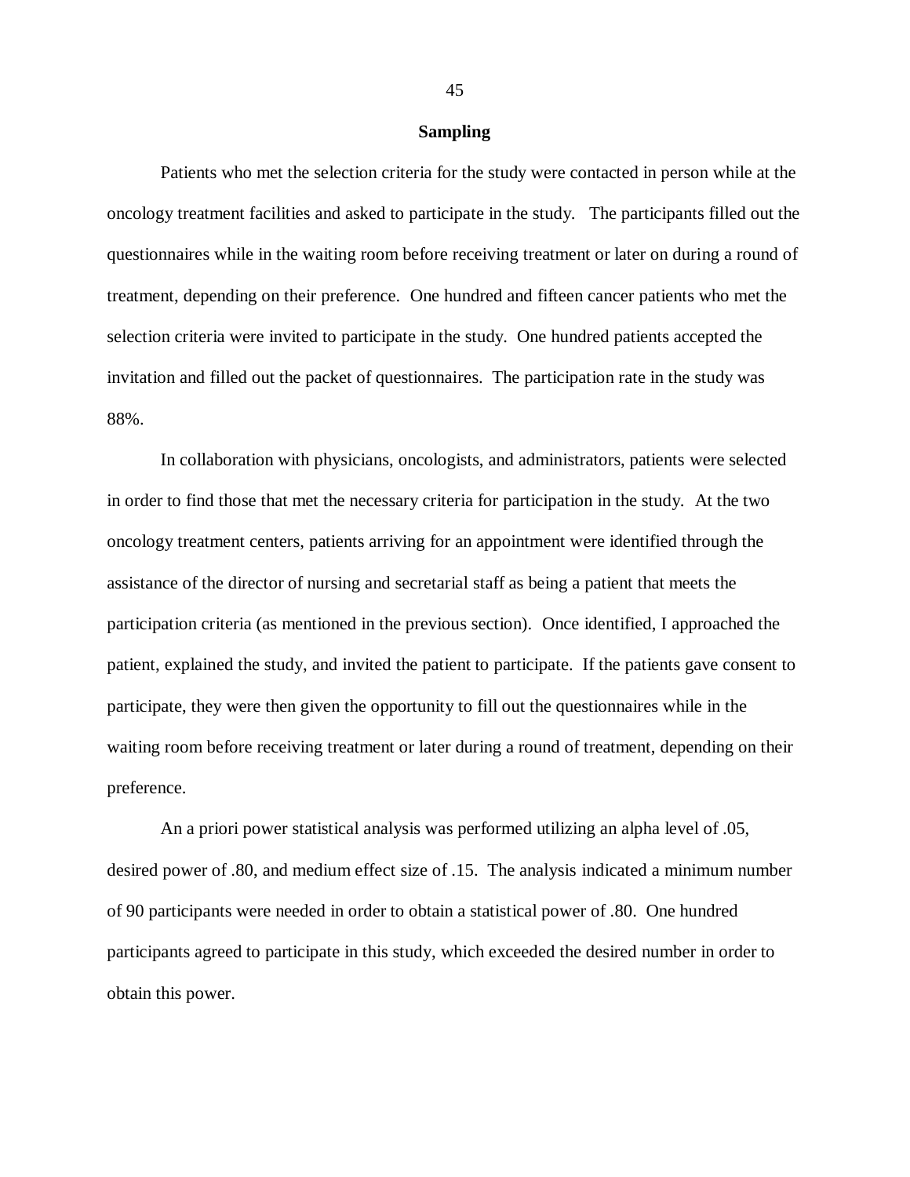## Sampling

Patients who met the selection criteria for the study were contacted in person while at the oncology treatment facilities and asked to participate in the study. The participants filled out the questionnaires while in the waiting room before receiving treatment or later on during a round of treatment, depending on their preference. One hundred and fifteen cancer patients who met the selection criteria were invited to participate in the study. One hundred patients accepted the invitation and filled out the packet of questionnaires. The participation rate in the study was 88%.

In collaboration with physicians, oncologists, and administrators, patients were selected in order to find those that met the necessary criteria for participation in the study. At the two oncology treatment centers, patients arriving for an appointment were identified through the assistance of the director of nursing and secretarial staff as being a patient that meets the participation criteria (as mentioned in the previous section). Once identified, I approached the patient, explained the study, and invited the patient to participate. If the patients gave consent to participate, they were then given the opportunity to fill out the questionnaires while in the waiting room before receiving treatment or later during a round of treatment, depending on their preference.

An a priori power statistical analysis was performed utilizing an alpha level of .05, desired power of .80, and medium effect size of .15. The analysis indicated a minimum number of 90 participants were needed in order to obtain a statistical power of .80. One hundred participants agreed to participate in this study, which exceeded the desired number in order to obtain this power.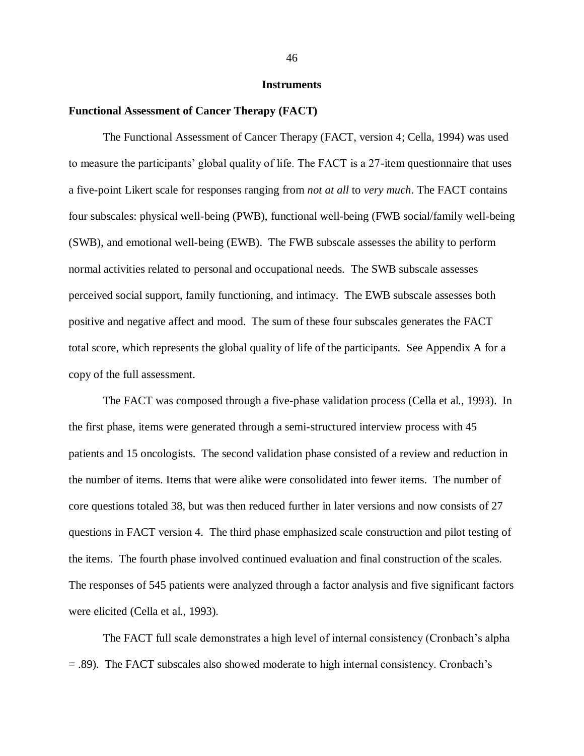## Instruments

### Functional Assessment of Cancer Therapy (FACT)

The Functional Assessment of Cancer Therapy (FACT, version 4; Cella, 1994) was used to measure the participants' global quality of life. The FACT is a 27-item questionnaire that uses a five-point Likert scale for responses ranging from *not at all* to *very much*. The FACT contains four subscales: physical well-being (PWB), functional well-being (FWB social/family well-being (SWB), and emotional well-being (EWB). The FWB subscale assesses the ability to perform normal activities related to personal and occupational needs. The SWB subscale assesses perceived social support, family functioning, and intimacy. The EWB subscale assesses both positive and negative affect and mood. The sum of these four subscales generates the FACT total score, which represents the global quality of life of the participants. See Appendix A for a copy of the full assessment.

The FACT was composed through a five-phase validation process (Cella et al., 1993). In the first phase, items were generated through a semi-structured interview process with 45 patients and 15 oncologists. The second validation phase consisted of a review and reduction in the number of items. Items that were alike were consolidated into fewer items. The number of core questions totaled 38, but was then reduced further in later versions and now consists of 27 questions in FACT version 4. The third phase emphasized scale construction and pilot testing of the items. The fourth phase involved continued evaluation and final construction of the scales. The responses of 545 patients were analyzed through a factor analysis and five significant factors were elicited (Cella et al., 1993).

The FACT full scale demonstrates a high level of internal consistency (Cronbach's alpha = .89). The FACT subscales also showed moderate to high internal consistency. Cronbach's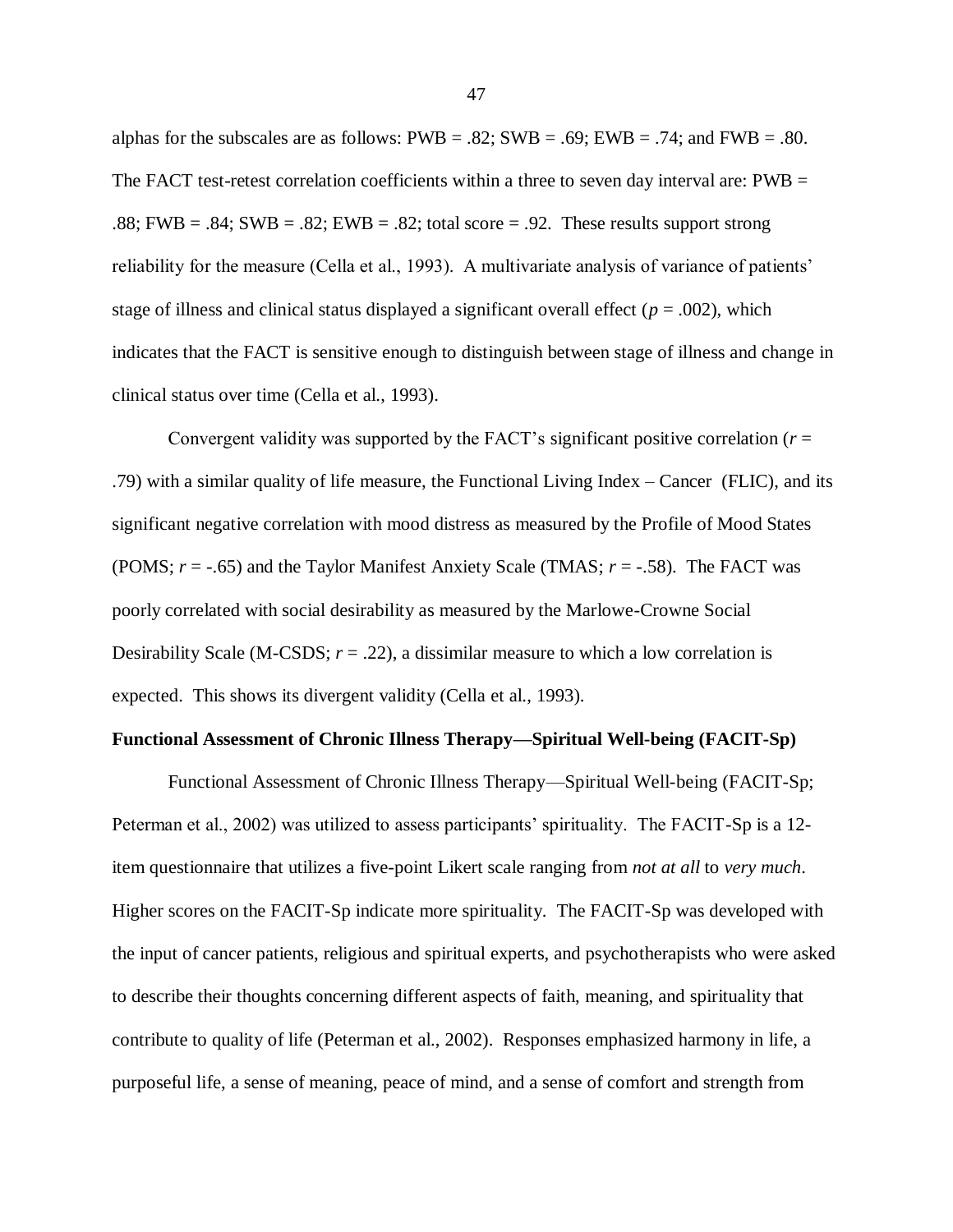alphas for the subscales are as follows: PWB = .82; SWB = .69; EWB = .74; and FWB = .80. The FACT test-retest correlation coefficients within a three to seven day interval are: PWB = .88; FWB = .84; SWB = .82; EWB = .82; total score = .92. These results support strong reliability for the measure (Cella et al., 1993). A multivariate analysis of variance of patients' stage of illness and clinical status displayed a significant overall effect ($p = .002$), which indicates that the FACT is sensitive enough to distinguish between stage of illness and change in clinical status over time (Cella et al., 1993).

Convergent validity was supported by the FACT's significant positive correlation ($r = .79$) with a similar quality of life measure, the Functional Living Index – Cancer (FLIC), and its significant negative correlation with mood distress as measured by the Profile of Mood States (POMS; $r = -.65$) and the Taylor Manifest Anxiety Scale (TMAS; $r = -.58$). The FACT was poorly correlated with social desirability as measured by the Marlowe-Crowne Social Desirability Scale (M-CSDS; $r = .22$), a dissimilar measure to which a low correlation is expected. This shows its divergent validity (Cella et al., 1993).

**Functional Assessment of Chronic Illness Therapy—Spiritual Well-being (FACIT-Sp)**

Functional Assessment of Chronic Illness Therapy—Spiritual Well-being (FACIT-Sp; Peterman et al., 2002) was utilized to assess participants' spirituality. The FACIT-Sp is a 12-item questionnaire that utilizes a five-point Likert scale ranging from *not at all* to *very much*. Higher scores on the FACIT-Sp indicate more spirituality. The FACIT-Sp was developed with the input of cancer patients, religious and spiritual experts, and psychotherapists who were asked to describe their thoughts concerning different aspects of faith, meaning, and spirituality that contribute to quality of life (Peterman et al., 2002). Responses emphasized harmony in life, a purposeful life, a sense of meaning, peace of mind, and a sense of comfort and strength from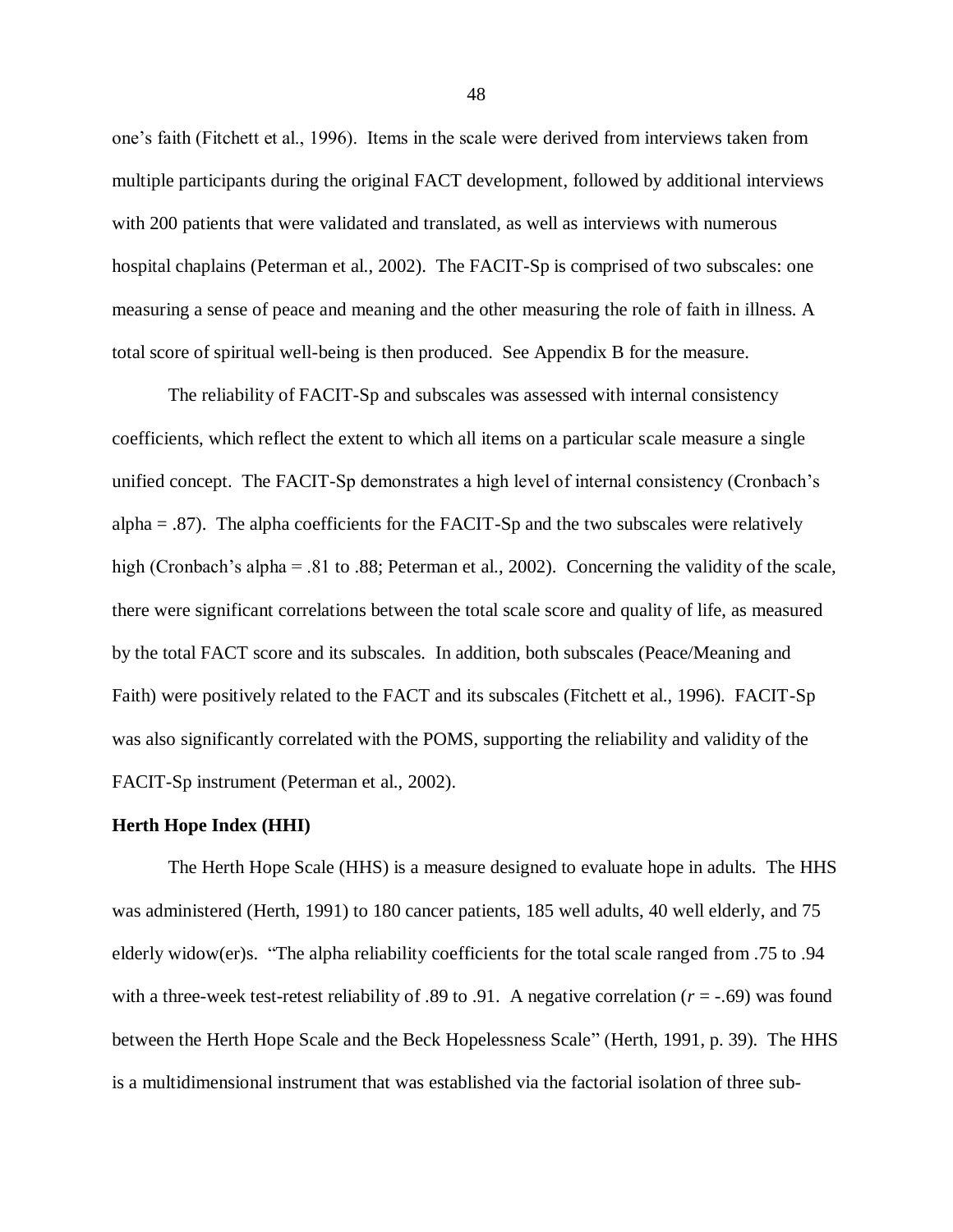one's faith (Fitchett et al., 1996). Items in the scale were derived from interviews taken from multiple participants during the original FACT development, followed by additional interviews with 200 patients that were validated and translated, as well as interviews with numerous hospital chaplains (Peterman et al., 2002). The FACIT-Sp is comprised of two subscales: one measuring a sense of peace and meaning and the other measuring the role of faith in illness. A total score of spiritual well-being is then produced. See Appendix B for the measure.

The reliability of FACIT-Sp and subscales was assessed with internal consistency coefficients, which reflect the extent to which all items on a particular scale measure a single unified concept. The FACIT-Sp demonstrates a high level of internal consistency (Cronbach's alpha = .87). The alpha coefficients for the FACIT-Sp and the two subscales were relatively high (Cronbach's alpha = .81 to .88; Peterman et al., 2002). Concerning the validity of the scale, there were significant correlations between the total scale score and quality of life, as measured by the total FACT score and its subscales. In addition, both subscales (Peace/Meaning and Faith) were positively related to the FACT and its subscales (Fitchett et al., 1996). FACIT-Sp was also significantly correlated with the POMS, supporting the reliability and validity of the FACIT-Sp instrument (Peterman et al., 2002).

**Herth Hope Index (HHI)**

The Herth Hope Scale (HHS) is a measure designed to evaluate hope in adults. The HHS was administered (Herth, 1991) to 180 cancer patients, 185 well adults, 40 well elderly, and 75 elderly widow(er)s. "The alpha reliability coefficients for the total scale ranged from .75 to .94 with a three-week test-retest reliability of .89 to .91. A negative correlation ($r = -.69$) was found between the Herth Hope Scale and the Beck Hopelessness Scale" (Herth, 1991, p. 39). The HHS is a multidimensional instrument that was established via the factorial isolation of three sub-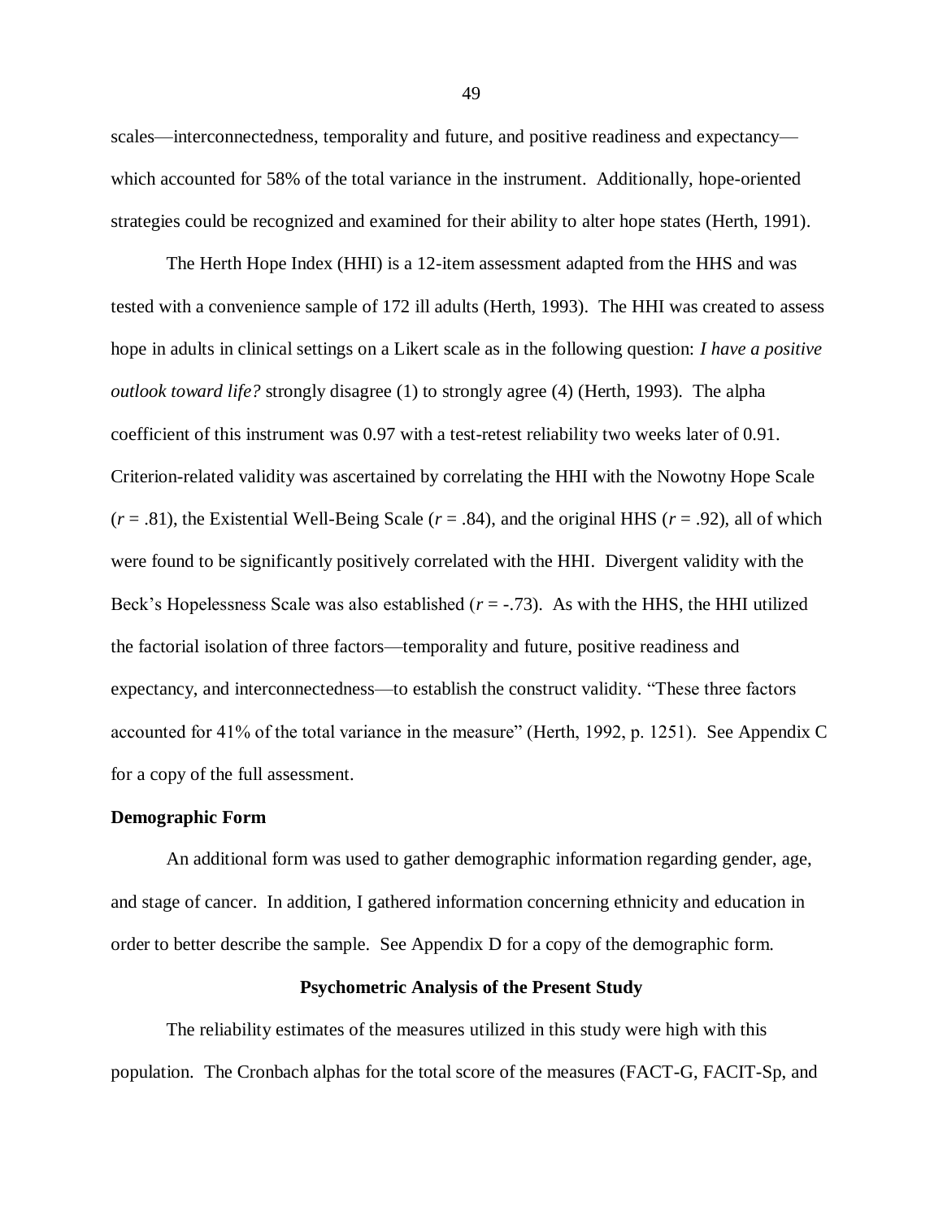scales—interconnectedness, temporality and future, and positive readiness and expectancy—which accounted for 58% of the total variance in the instrument. Additionally, hope-oriented strategies could be recognized and examined for their ability to alter hope states (Herth, 1991).

The Herth Hope Index (HHI) is a 12-item assessment adapted from the HHS and was tested with a convenience sample of 172 ill adults (Herth, 1993). The HHI was created to assess hope in adults in clinical settings on a Likert scale as in the following question: *I have a positive outlook toward life?* strongly disagree (1) to strongly agree (4) (Herth, 1993). The alpha coefficient of this instrument was 0.97 with a test-retest reliability two weeks later of 0.91. Criterion-related validity was ascertained by correlating the HHI with the Nowotny Hope Scale ($r$ = .81), the Existential Well-Being Scale ($r$ = .84), and the original HHS ($r$ = .92), all of which were found to be significantly positively correlated with the HHI. Divergent validity with the Beck's Hopelessness Scale was also established ($r$ = -.73). As with the HHS, the HHI utilized the factorial isolation of three factors—temporality and future, positive readiness and expectancy, and interconnectedness—to establish the construct validity. "These three factors accounted for 41% of the total variance in the measure" (Herth, 1992, p. 1251). See Appendix C for a copy of the full assessment.

**Demographic Form**

An additional form was used to gather demographic information regarding gender, age, and stage of cancer. In addition, I gathered information concerning ethnicity and education in order to better describe the sample. See Appendix D for a copy of the demographic form.

## Psychometric Analysis of the Present Study

The reliability estimates of the measures utilized in this study were high with this population. The Cronbach alphas for the total score of the measures (FACT-G, FACIT-Sp, and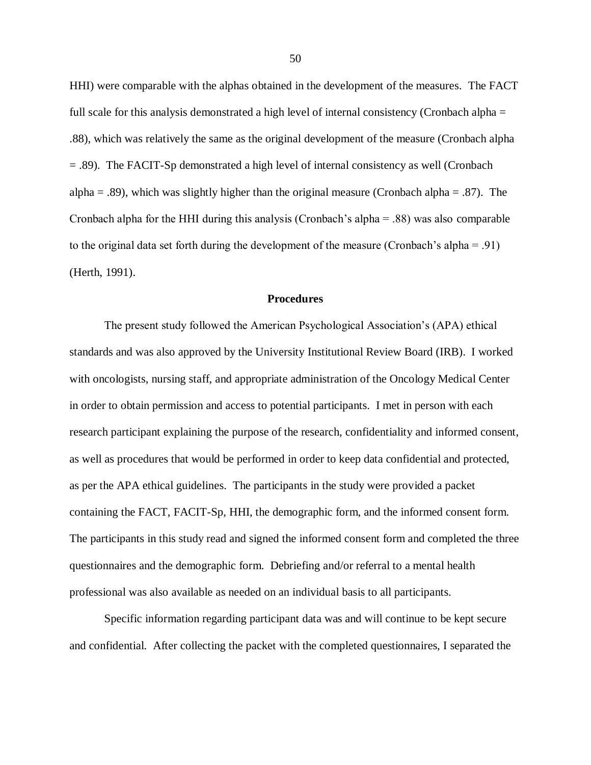HHI) were comparable with the alphas obtained in the development of the measures. The FACT full scale for this analysis demonstrated a high level of internal consistency (Cronbach alpha = .88), which was relatively the same as the original development of the measure (Cronbach alpha = .89). The FACIT-Sp demonstrated a high level of internal consistency as well (Cronbach alpha = .89), which was slightly higher than the original measure (Cronbach alpha = .87). The Cronbach alpha for the HHI during this analysis (Cronbach's alpha = .88) was also comparable to the original data set forth during the development of the measure (Cronbach's alpha = .91) (Herth, 1991).

## Procedures

The present study followed the American Psychological Association's (APA) ethical standards and was also approved by the University Institutional Review Board (IRB). I worked with oncologists, nursing staff, and appropriate administration of the Oncology Medical Center in order to obtain permission and access to potential participants. I met in person with each research participant explaining the purpose of the research, confidentiality and informed consent, as well as procedures that would be performed in order to keep data confidential and protected, as per the APA ethical guidelines. The participants in the study were provided a packet containing the FACT, FACIT-Sp, HHI, the demographic form, and the informed consent form. The participants in this study read and signed the informed consent form and completed the three questionnaires and the demographic form. Debriefing and/or referral to a mental health professional was also available as needed on an individual basis to all participants.

Specific information regarding participant data was and will continue to be kept secure and confidential. After collecting the packet with the completed questionnaires, I separated the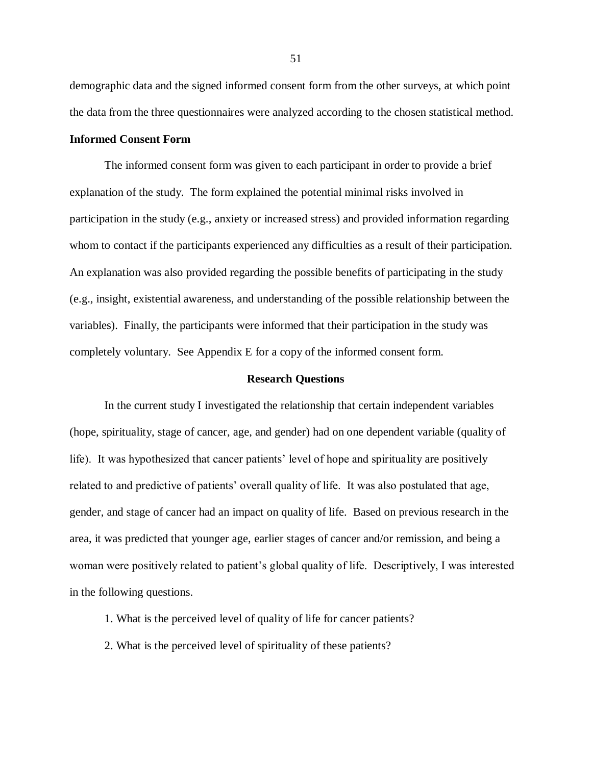demographic data and the signed informed consent form from the other surveys, at which point the data from the three questionnaires were analyzed according to the chosen statistical method.

**Informed Consent Form**

The informed consent form was given to each participant in order to provide a brief explanation of the study. The form explained the potential minimal risks involved in participation in the study (e.g., anxiety or increased stress) and provided information regarding whom to contact if the participants experienced any difficulties as a result of their participation. An explanation was also provided regarding the possible benefits of participating in the study (e.g., insight, existential awareness, and understanding of the possible relationship between the variables). Finally, the participants were informed that their participation in the study was completely voluntary. See Appendix E for a copy of the informed consent form.

## Research Questions

In the current study I investigated the relationship that certain independent variables (hope, spirituality, stage of cancer, age, and gender) had on one dependent variable (quality of life). It was hypothesized that cancer patients' level of hope and spirituality are positively related to and predictive of patients' overall quality of life. It was also postulated that age, gender, and stage of cancer had an impact on quality of life. Based on previous research in the area, it was predicted that younger age, earlier stages of cancer and/or remission, and being a woman were positively related to patient's global quality of life. Descriptively, I was interested in the following questions.

1. What is the perceived level of quality of life for cancer patients?

2. What is the perceived level of spirituality of these patients?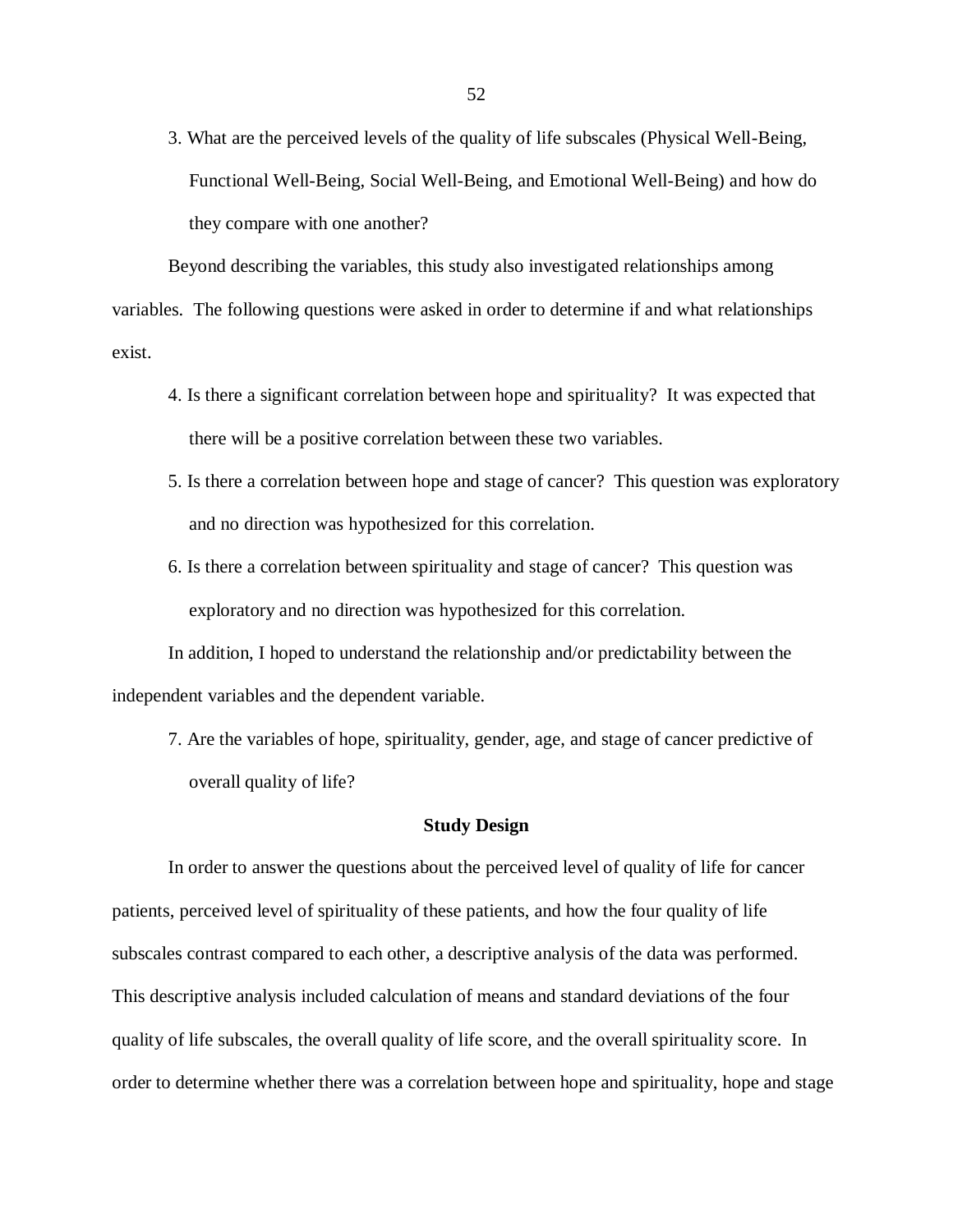3. What are the perceived levels of the quality of life subscales (Physical Well-Being, Functional Well-Being, Social Well-Being, and Emotional Well-Being) and how do they compare with one another?

Beyond describing the variables, this study also investigated relationships among variables. The following questions were asked in order to determine if and what relationships exist.

4. Is there a significant correlation between hope and spirituality? It was expected that there will be a positive correlation between these two variables.
5. Is there a correlation between hope and stage of cancer? This question was exploratory and no direction was hypothesized for this correlation.
6. Is there a correlation between spirituality and stage of cancer? This question was exploratory and no direction was hypothesized for this correlation.

In addition, I hoped to understand the relationship and/or predictability between the independent variables and the dependent variable.

7. Are the variables of hope, spirituality, gender, age, and stage of cancer predictive of overall quality of life?

## Study Design

In order to answer the questions about the perceived level of quality of life for cancer patients, perceived level of spirituality of these patients, and how the four quality of life subscales contrast compared to each other, a descriptive analysis of the data was performed. This descriptive analysis included calculation of means and standard deviations of the four quality of life subscales, the overall quality of life score, and the overall spirituality score. In order to determine whether there was a correlation between hope and spirituality, hope and stage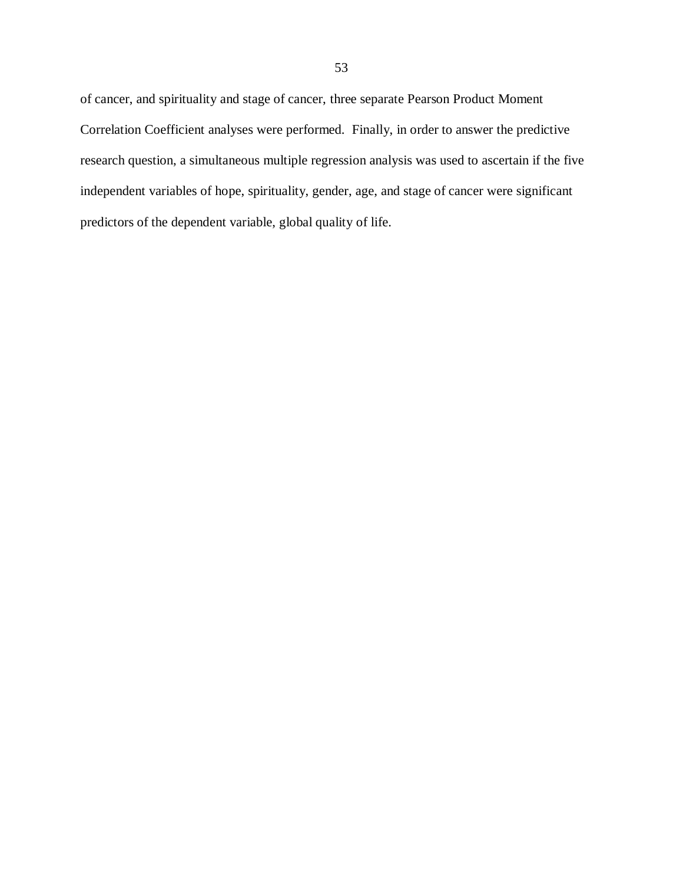of cancer, and spirituality and stage of cancer, three separate Pearson Product Moment Correlation Coefficient analyses were performed. Finally, in order to answer the predictive research question, a simultaneous multiple regression analysis was used to ascertain if the five independent variables of hope, spirituality, gender, age, and stage of cancer were significant predictors of the dependent variable, global quality of life.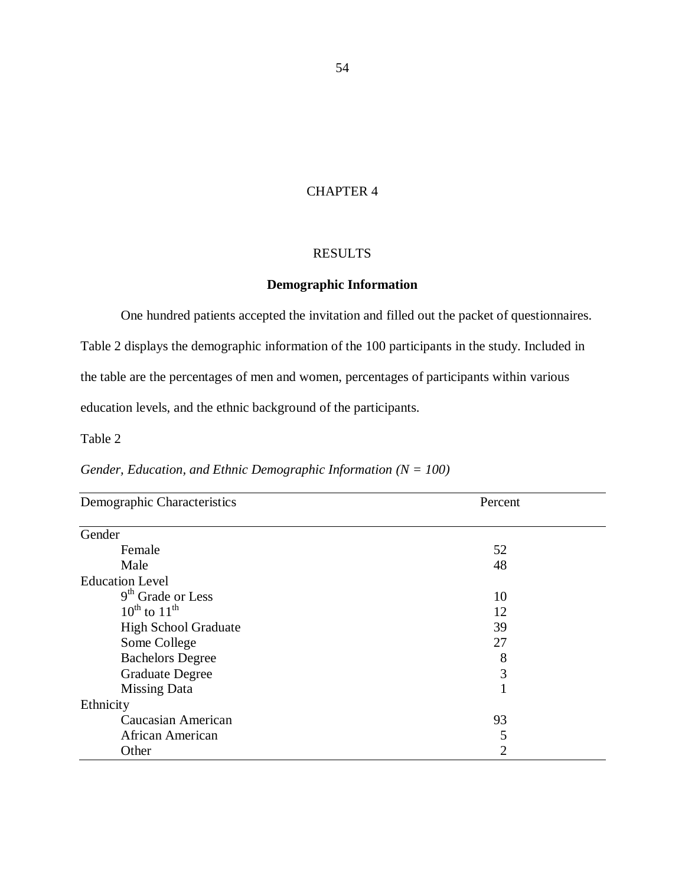# CHAPTER 4

## RESULTS

### Demographic Information

One hundred patients accepted the invitation and filled out the packet of questionnaires. Table 2 displays the demographic information of the 100 participants in the study. Included in the table are the percentages of men and women, percentages of participants within various education levels, and the ethnic background of the participants.

Table 2

*Gender, Education, and Ethnic Demographic Information (N = 100)*

| Demographic Characteristics | Percent |
|---|---|
| Gender | |
| Female | 52 |
| Male | 48 |
| Education Level | |
| 9th Grade or Less | 10 |
| 10th to 11th | 12 |
| High School Graduate | 39 |
| Some College | 27 |
| Bachelors Degree | 8 |
| Graduate Degree | 3 |
| Missing Data | 1 |
| Ethnicity | |
| Caucasian American | 93 |
| African American | 5 |
| Other | 2 |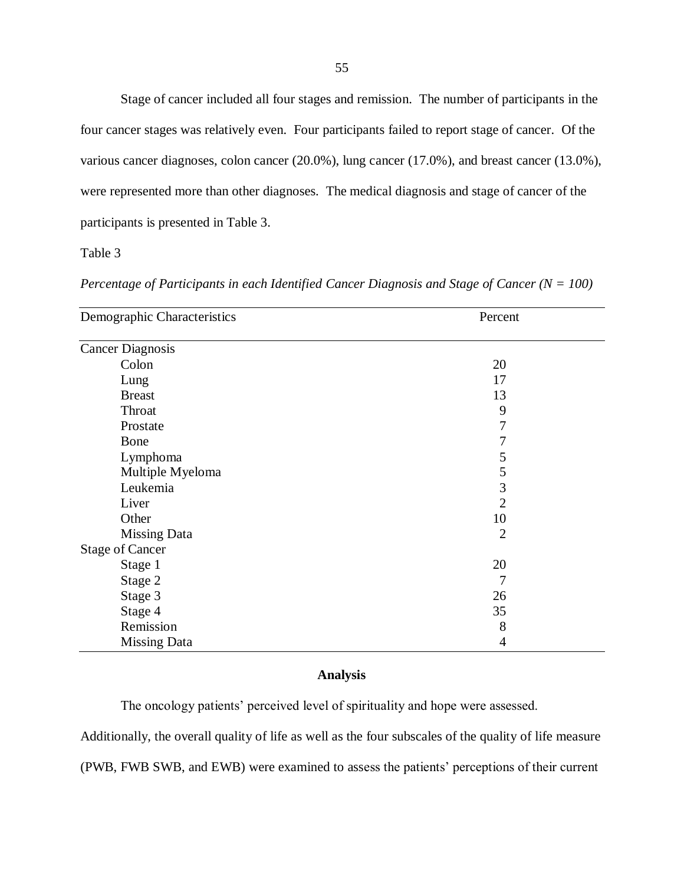Stage of cancer included all four stages and remission. The number of participants in the four cancer stages was relatively even. Four participants failed to report stage of cancer. Of the various cancer diagnoses, colon cancer (20.0%), lung cancer (17.0%), and breast cancer (13.0%), were represented more than other diagnoses. The medical diagnosis and stage of cancer of the participants is presented in Table 3.

Table 3

*Percentage of Participants in each Identified Cancer Diagnosis and Stage of Cancer (N = 100)*

| Demographic Characteristics | Percent |
|---|---|
| Cancer Diagnosis | |
| Colon | 20 |
| Lung | 17 |
| Breast | 13 |
| Throat | 9 |
| Prostate | 7 |
| Bone | 7 |
| Lymphoma | 5 |
| Multiple Myeloma | 5 |
| Leukemia | 3 |
| Liver | 2 |
| Other | 10 |
| Missing Data | 2 |
| Stage of Cancer | |
| Stage 1 | 20 |
| Stage 2 | 7 |
| Stage 3 | 26 |
| Stage 4 | 35 |
| Remission | 8 |
| Missing Data | 4 |

## Analysis

The oncology patients' perceived level of spirituality and hope were assessed. Additionally, the overall quality of life as well as the four subscales of the quality of life measure (PWB, FWB SWB, and EWB) were examined to assess the patients' perceptions of their current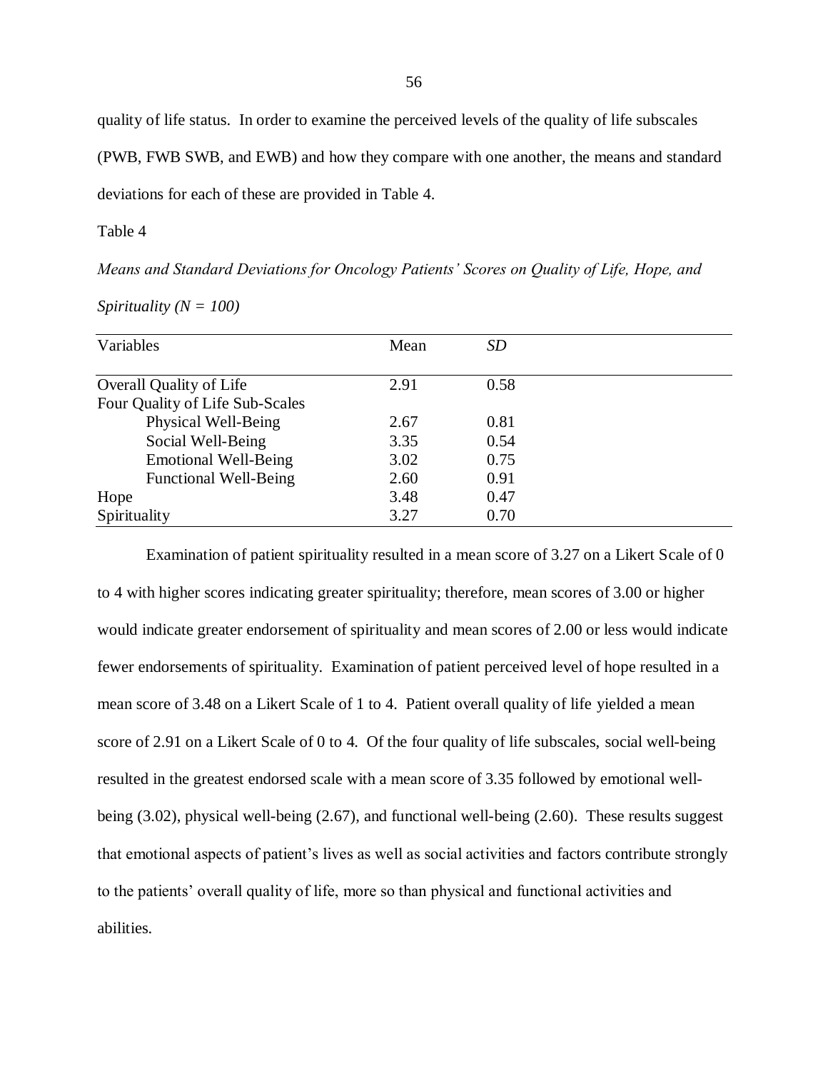quality of life status. In order to examine the perceived levels of the quality of life subscales (PWB, FWB SWB, and EWB) and how they compare with one another, the means and standard deviations for each of these are provided in Table 4.

Table 4

*Means and Standard Deviations for Oncology Patients' Scores on Quality of Life, Hope, and Spirituality (N = 100)*

| Variables | Mean | *SD* |
|---|---|---|
| Overall Quality of Life | 2.91 | 0.58 |
| Four Quality of Life Sub-Scales | | |
| Physical Well-Being | 2.67 | 0.81 |
| Social Well-Being | 3.35 | 0.54 |
| Emotional Well-Being | 3.02 | 0.75 |
| Functional Well-Being | 2.60 | 0.91 |
| Hope | 3.48 | 0.47 |
| Spirituality | 3.27 | 0.70 |

Examination of patient spirituality resulted in a mean score of 3.27 on a Likert Scale of 0 to 4 with higher scores indicating greater spirituality; therefore, mean scores of 3.00 or higher would indicate greater endorsement of spirituality and mean scores of 2.00 or less would indicate fewer endorsements of spirituality. Examination of patient perceived level of hope resulted in a mean score of 3.48 on a Likert Scale of 1 to 4. Patient overall quality of life yielded a mean score of 2.91 on a Likert Scale of 0 to 4. Of the four quality of life subscales, social well-being resulted in the greatest endorsed scale with a mean score of 3.35 followed by emotional well-being (3.02), physical well-being (2.67), and functional well-being (2.60). These results suggest that emotional aspects of patient's lives as well as social activities and factors contribute strongly to the patients' overall quality of life, more so than physical and functional activities and abilities.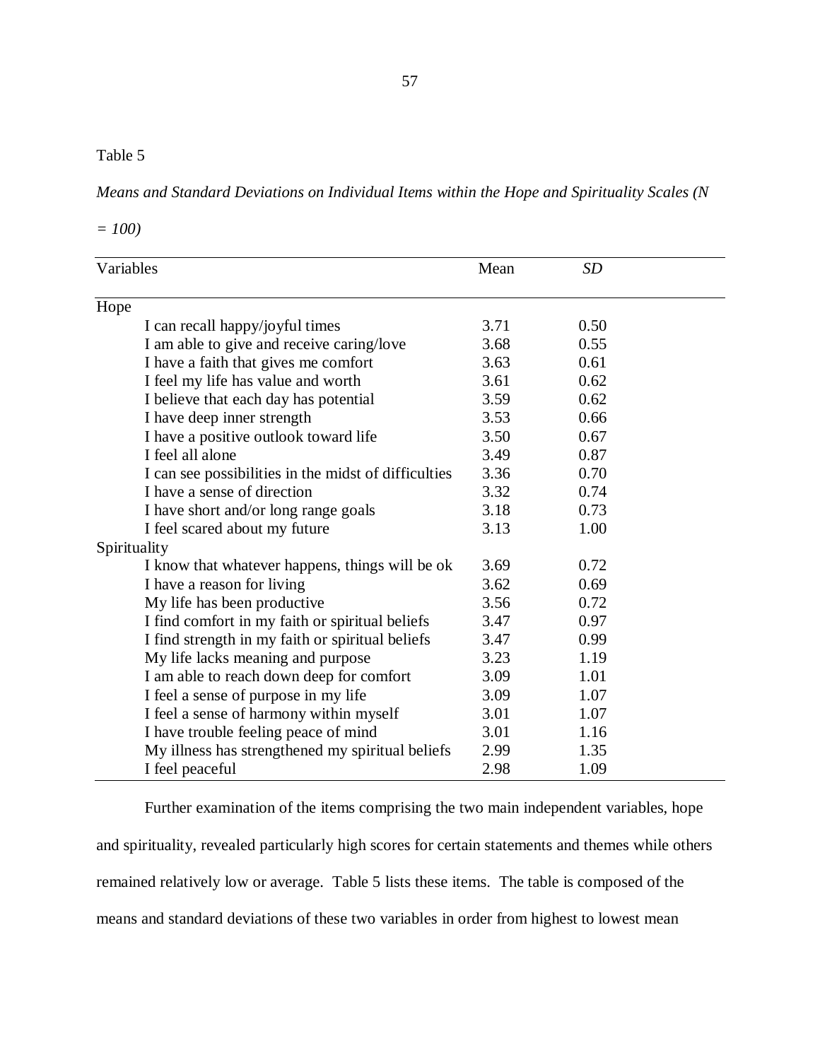Table 5

*Means and Standard Deviations on Individual Items within the Hope and Spirituality Scales (N = 100)*

| Variables | Mean | *SD* |
|---|---|---|
| Hope | | |
| I can recall happy/joyful times | 3.71 | 0.50 |
| I am able to give and receive caring/love | 3.68 | 0.55 |
| I have a faith that gives me comfort | 3.63 | 0.61 |
| I feel my life has value and worth | 3.61 | 0.62 |
| I believe that each day has potential | 3.59 | 0.62 |
| I have deep inner strength | 3.53 | 0.66 |
| I have a positive outlook toward life | 3.50 | 0.67 |
| I feel all alone | 3.49 | 0.87 |
| I can see possibilities in the midst of difficulties | 3.36 | 0.70 |
| I have a sense of direction | 3.32 | 0.74 |
| I have short and/or long range goals | 3.18 | 0.73 |
| I feel scared about my future | 3.13 | 1.00 |
| Spirituality | | |
| I know that whatever happens, things will be ok | 3.69 | 0.72 |
| I have a reason for living | 3.62 | 0.69 |
| My life has been productive | 3.56 | 0.72 |
| I find comfort in my faith or spiritual beliefs | 3.47 | 0.97 |
| I find strength in my faith or spiritual beliefs | 3.47 | 0.99 |
| My life lacks meaning and purpose | 3.23 | 1.19 |
| I am able to reach down deep for comfort | 3.09 | 1.01 |
| I feel a sense of purpose in my life | 3.09 | 1.07 |
| I feel a sense of harmony within myself | 3.01 | 1.07 |
| I have trouble feeling peace of mind | 3.01 | 1.16 |
| My illness has strengthened my spiritual beliefs | 2.99 | 1.35 |
| I feel peaceful | 2.98 | 1.09 |

Further examination of the items comprising the two main independent variables, hope and spirituality, revealed particularly high scores for certain statements and themes while others remained relatively low or average. Table 5 lists these items. The table is composed of the means and standard deviations of these two variables in order from highest to lowest mean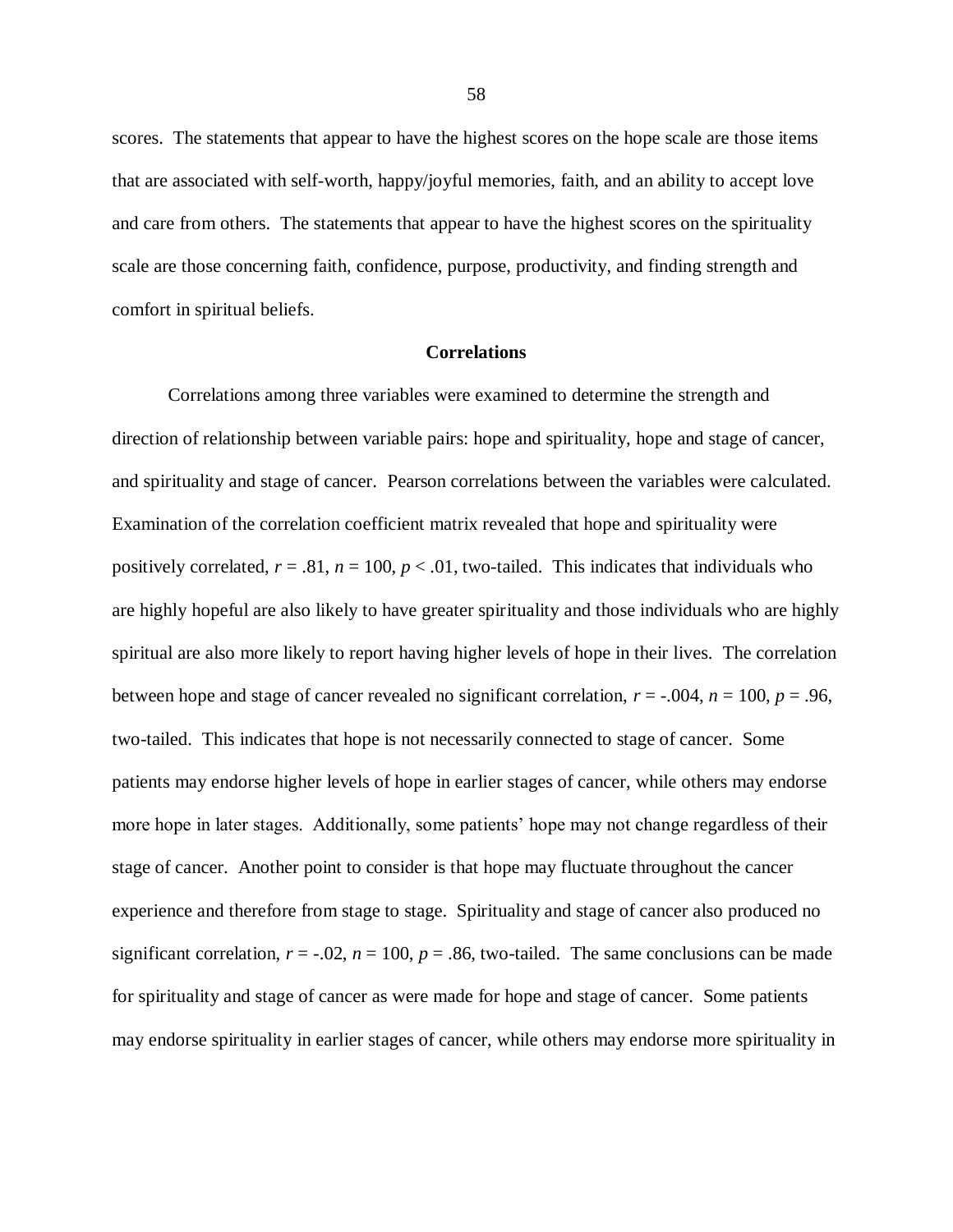scores. The statements that appear to have the highest scores on the hope scale are those items that are associated with self-worth, happy/joyful memories, faith, and an ability to accept love and care from others. The statements that appear to have the highest scores on the spirituality scale are those concerning faith, confidence, purpose, productivity, and finding strength and comfort in spiritual beliefs.

## Correlations

Correlations among three variables were examined to determine the strength and direction of relationship between variable pairs: hope and spirituality, hope and stage of cancer, and spirituality and stage of cancer. Pearson correlations between the variables were calculated. Examination of the correlation coefficient matrix revealed that hope and spirituality were positively correlated, $r = .81$, $n = 100$, $p < .01$, two-tailed. This indicates that individuals who are highly hopeful are also likely to have greater spirituality and those individuals who are highly spiritual are also more likely to report having higher levels of hope in their lives. The correlation between hope and stage of cancer revealed no significant correlation, $r = -.004$, $n = 100$, $p = .96$, two-tailed. This indicates that hope is not necessarily connected to stage of cancer. Some patients may endorse higher levels of hope in earlier stages of cancer, while others may endorse more hope in later stages. Additionally, some patients' hope may not change regardless of their stage of cancer. Another point to consider is that hope may fluctuate throughout the cancer experience and therefore from stage to stage. Spirituality and stage of cancer also produced no significant correlation, $r = -.02$, $n = 100$, $p = .86$, two-tailed. The same conclusions can be made for spirituality and stage of cancer as were made for hope and stage of cancer. Some patients may endorse spirituality in earlier stages of cancer, while others may endorse more spirituality in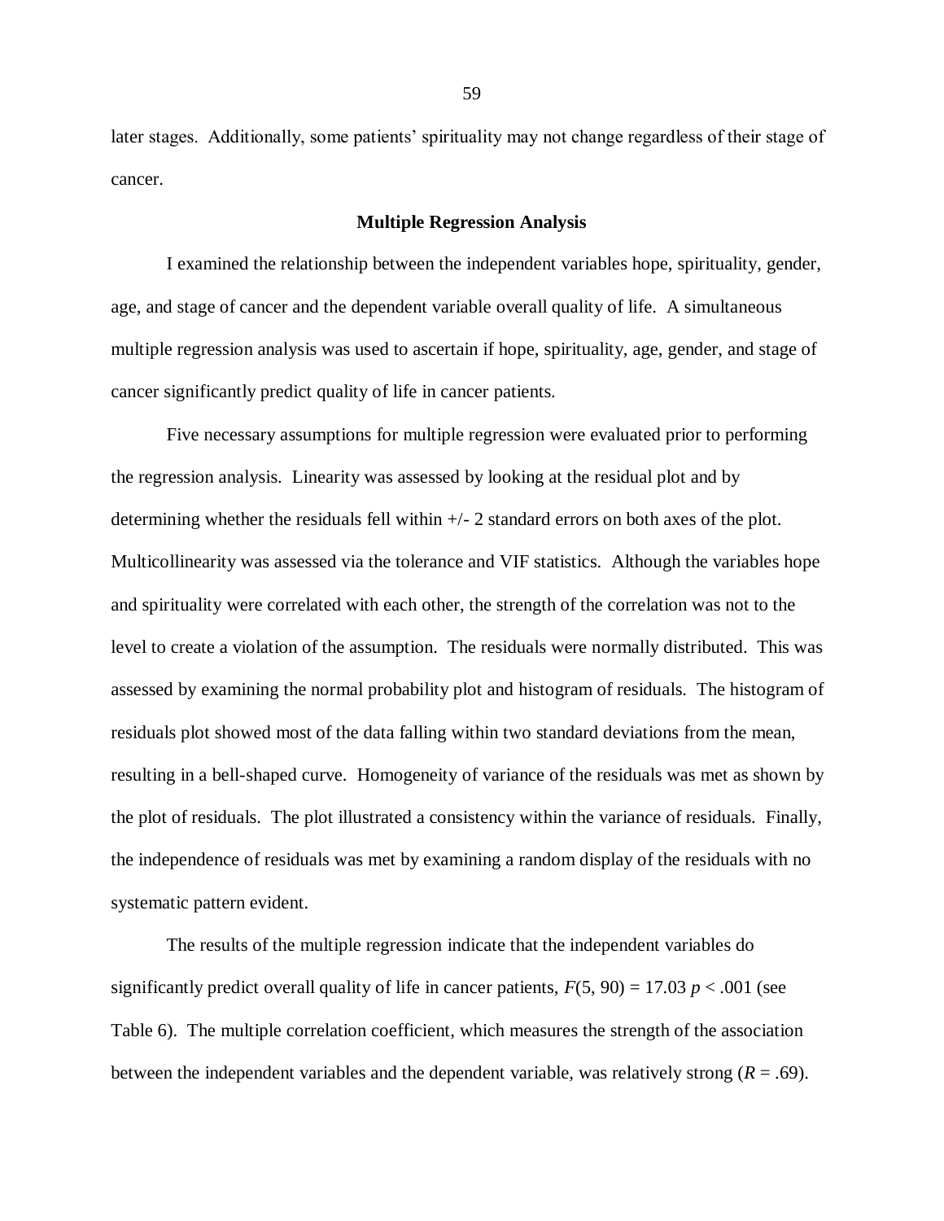later stages. Additionally, some patients' spirituality may not change regardless of their stage of cancer.

### Multiple Regression Analysis

I examined the relationship between the independent variables hope, spirituality, gender, age, and stage of cancer and the dependent variable overall quality of life. A simultaneous multiple regression analysis was used to ascertain if hope, spirituality, age, gender, and stage of cancer significantly predict quality of life in cancer patients.

Five necessary assumptions for multiple regression were evaluated prior to performing the regression analysis. Linearity was assessed by looking at the residual plot and by determining whether the residuals fell within +/- 2 standard errors on both axes of the plot. Multicollinearity was assessed via the tolerance and VIF statistics. Although the variables hope and spirituality were correlated with each other, the strength of the correlation was not to the level to create a violation of the assumption. The residuals were normally distributed. This was assessed by examining the normal probability plot and histogram of residuals. The histogram of residuals plot showed most of the data falling within two standard deviations from the mean, resulting in a bell-shaped curve. Homogeneity of variance of the residuals was met as shown by the plot of residuals. The plot illustrated a consistency within the variance of residuals. Finally, the independence of residuals was met by examining a random display of the residuals with no systematic pattern evident.

The results of the multiple regression indicate that the independent variables do significantly predict overall quality of life in cancer patients, $F(5, 90) = 17.03$ $p < .001$ (see Table 6). The multiple correlation coefficient, which measures the strength of the association between the independent variables and the dependent variable, was relatively strong ($R = .69$).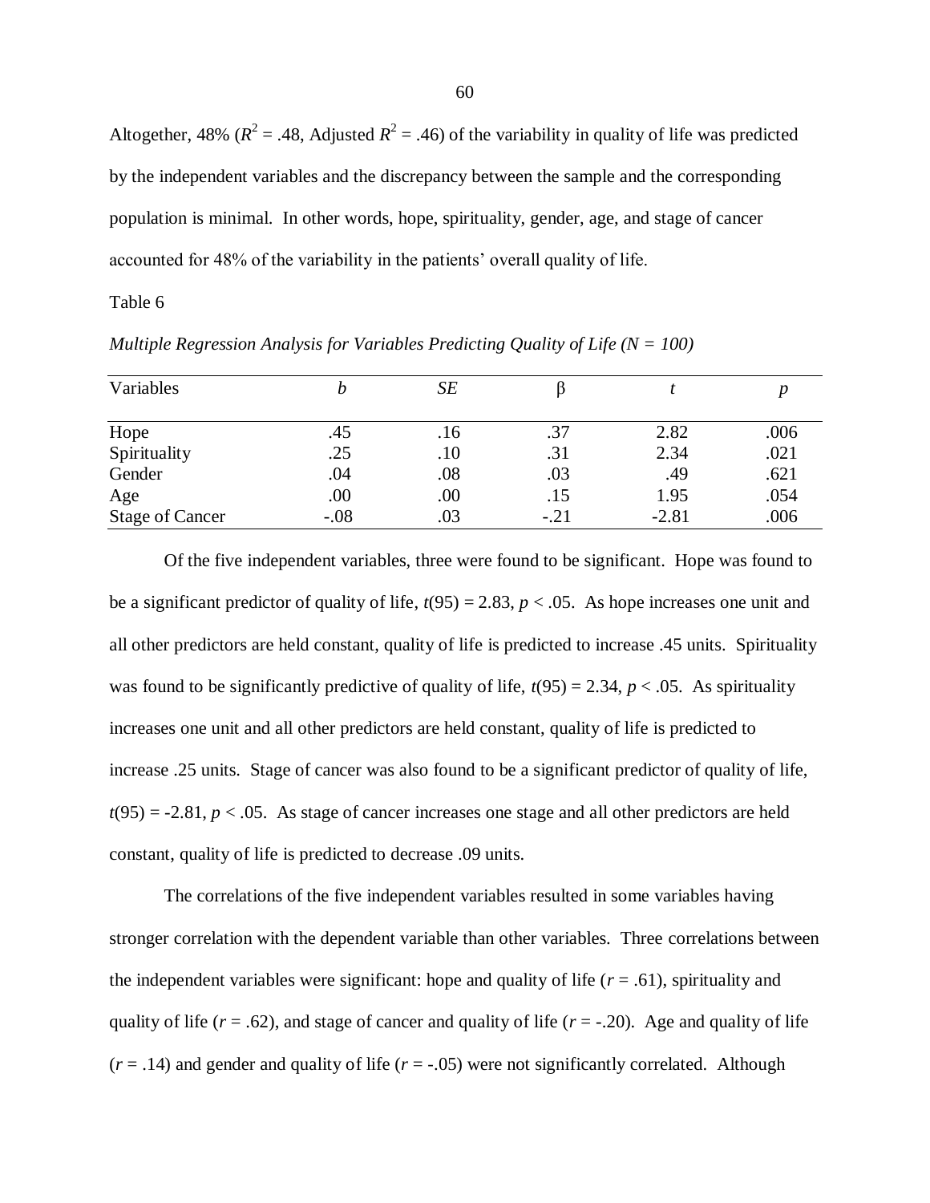Altogether, 48% ($R^2$ = .48, Adjusted $R^2$ = .46) of the variability in quality of life was predicted by the independent variables and the discrepancy between the sample and the corresponding population is minimal. In other words, hope, spirituality, gender, age, and stage of cancer accounted for 48% of the variability in the patients' overall quality of life.

Table 6

*Multiple Regression Analysis for Variables Predicting Quality of Life (N = 100)*

| Variables | *b* | *SE* | β | *t* | *p* |
|---|---|---|---|---|---|
| Hope | .45 | .16 | .37 | 2.82 | .006 |
| Spirituality | .25 | .10 | .31 | 2.34 | .021 |
| Gender | .04 | .08 | .03 | .49 | .621 |
| Age | .00 | .00 | .15 | 1.95 | .054 |
| Stage of Cancer | -.08 | .03 | -.21 | -2.81 | .006 |

Of the five independent variables, three were found to be significant. Hope was found to be a significant predictor of quality of life, $t(95) = 2.83$, $p < .05$. As hope increases one unit and all other predictors are held constant, quality of life is predicted to increase .45 units. Spirituality was found to be significantly predictive of quality of life, $t(95) = 2.34$, $p < .05$. As spirituality increases one unit and all other predictors are held constant, quality of life is predicted to increase .25 units. Stage of cancer was also found to be a significant predictor of quality of life, $t(95) = -2.81$, $p < .05$. As stage of cancer increases one stage and all other predictors are held constant, quality of life is predicted to decrease .09 units.

The correlations of the five independent variables resulted in some variables having stronger correlation with the dependent variable than other variables. Three correlations between the independent variables were significant: hope and quality of life ($r = .61$), spirituality and quality of life ($r = .62$), and stage of cancer and quality of life ($r = -.20$). Age and quality of life ($r = .14$) and gender and quality of life ($r = -.05$) were not significantly correlated. Although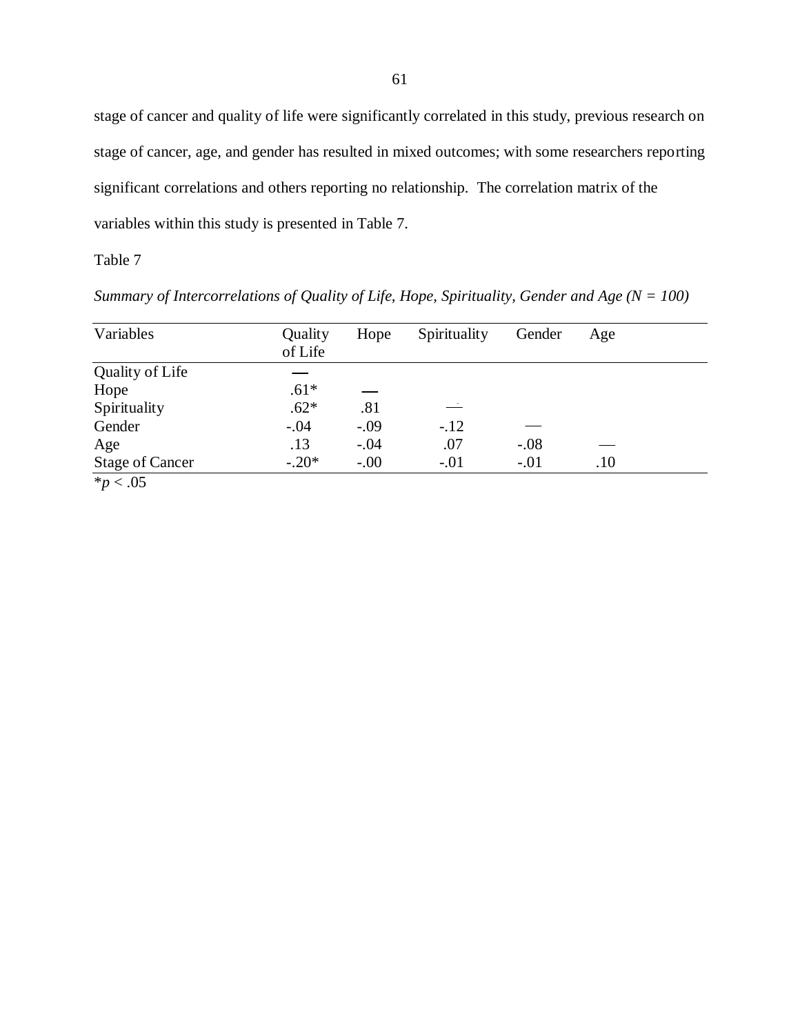stage of cancer and quality of life were significantly correlated in this study, previous research on stage of cancer, age, and gender has resulted in mixed outcomes; with some researchers reporting significant correlations and others reporting no relationship. The correlation matrix of the variables within this study is presented in Table 7.

Table 7

*Summary of Intercorrelations of Quality of Life, Hope, Spirituality, Gender and Age (N = 100)*

| Variables | Quality of Life | Hope | Spirituality | Gender | Age |
|---|---|---|---|---|---|
| Quality of Life | — | | | | |
| Hope | .61* | — | | | |
| Spirituality | .62* | .81 | — | | |
| Gender | -.04 | -.09 | -.12 | — | |
| Age | .13 | -.04 | .07 | -.08 | — |
| Stage of Cancer | -.20* | -.00 | -.01 | -.01 | .10 |

*$p < .05$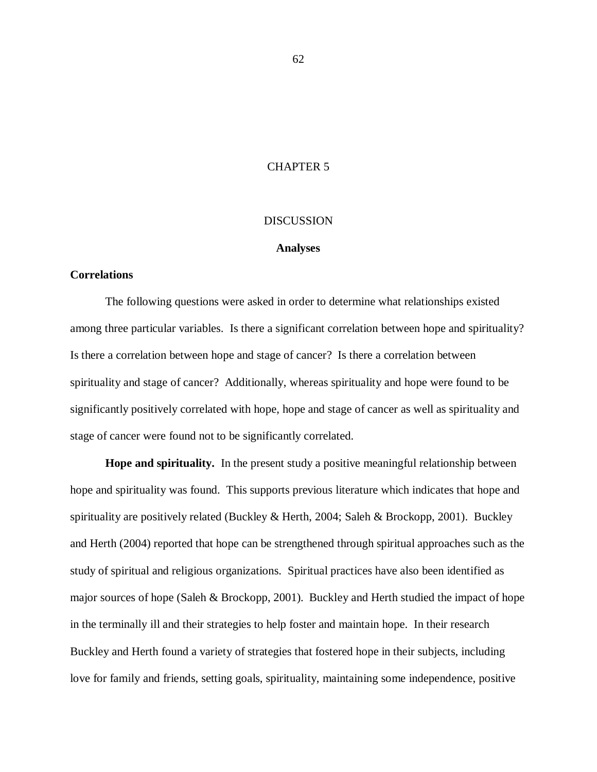# CHAPTER 5

# DISCUSSION

## Analyses

### Correlations

The following questions were asked in order to determine what relationships existed among three particular variables. Is there a significant correlation between hope and spirituality? Is there a correlation between hope and stage of cancer? Is there a correlation between spirituality and stage of cancer? Additionally, whereas spirituality and hope were found to be significantly positively correlated with hope, hope and stage of cancer as well as spirituality and stage of cancer were found not to be significantly correlated.

**Hope and spirituality.** In the present study a positive meaningful relationship between hope and spirituality was found. This supports previous literature which indicates that hope and spirituality are positively related (Buckley & Herth, 2004; Saleh & Brockopp, 2001). Buckley and Herth (2004) reported that hope can be strengthened through spiritual approaches such as the study of spiritual and religious organizations. Spiritual practices have also been identified as major sources of hope (Saleh & Brockopp, 2001). Buckley and Herth studied the impact of hope in the terminally ill and their strategies to help foster and maintain hope. In their research Buckley and Herth found a variety of strategies that fostered hope in their subjects, including love for family and friends, setting goals, spirituality, maintaining some independence, positive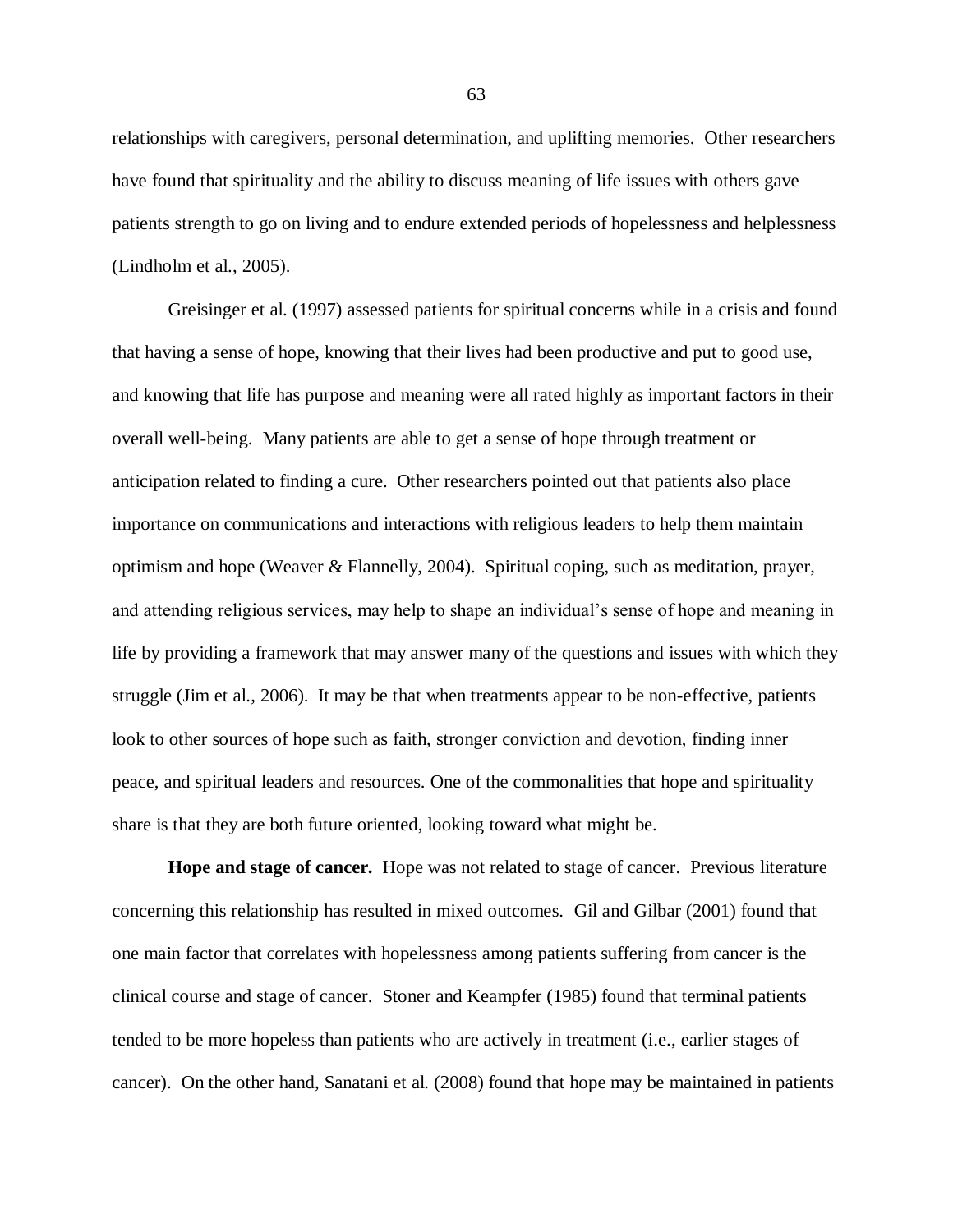relationships with caregivers, personal determination, and uplifting memories. Other researchers have found that spirituality and the ability to discuss meaning of life issues with others gave patients strength to go on living and to endure extended periods of hopelessness and helplessness (Lindholm et al., 2005).

Greisinger et al. (1997) assessed patients for spiritual concerns while in a crisis and found that having a sense of hope, knowing that their lives had been productive and put to good use, and knowing that life has purpose and meaning were all rated highly as important factors in their overall well-being. Many patients are able to get a sense of hope through treatment or anticipation related to finding a cure. Other researchers pointed out that patients also place importance on communications and interactions with religious leaders to help them maintain optimism and hope (Weaver & Flannelly, 2004). Spiritual coping, such as meditation, prayer, and attending religious services, may help to shape an individual's sense of hope and meaning in life by providing a framework that may answer many of the questions and issues with which they struggle (Jim et al., 2006). It may be that when treatments appear to be non-effective, patients look to other sources of hope such as faith, stronger conviction and devotion, finding inner peace, and spiritual leaders and resources. One of the commonalities that hope and spirituality share is that they are both future oriented, looking toward what might be.

**Hope and stage of cancer.** Hope was not related to stage of cancer. Previous literature concerning this relationship has resulted in mixed outcomes. Gil and Gilbar (2001) found that one main factor that correlates with hopelessness among patients suffering from cancer is the clinical course and stage of cancer. Stoner and Keampfer (1985) found that terminal patients tended to be more hopeless than patients who are actively in treatment (i.e., earlier stages of cancer). On the other hand, Sanatani et al. (2008) found that hope may be maintained in patients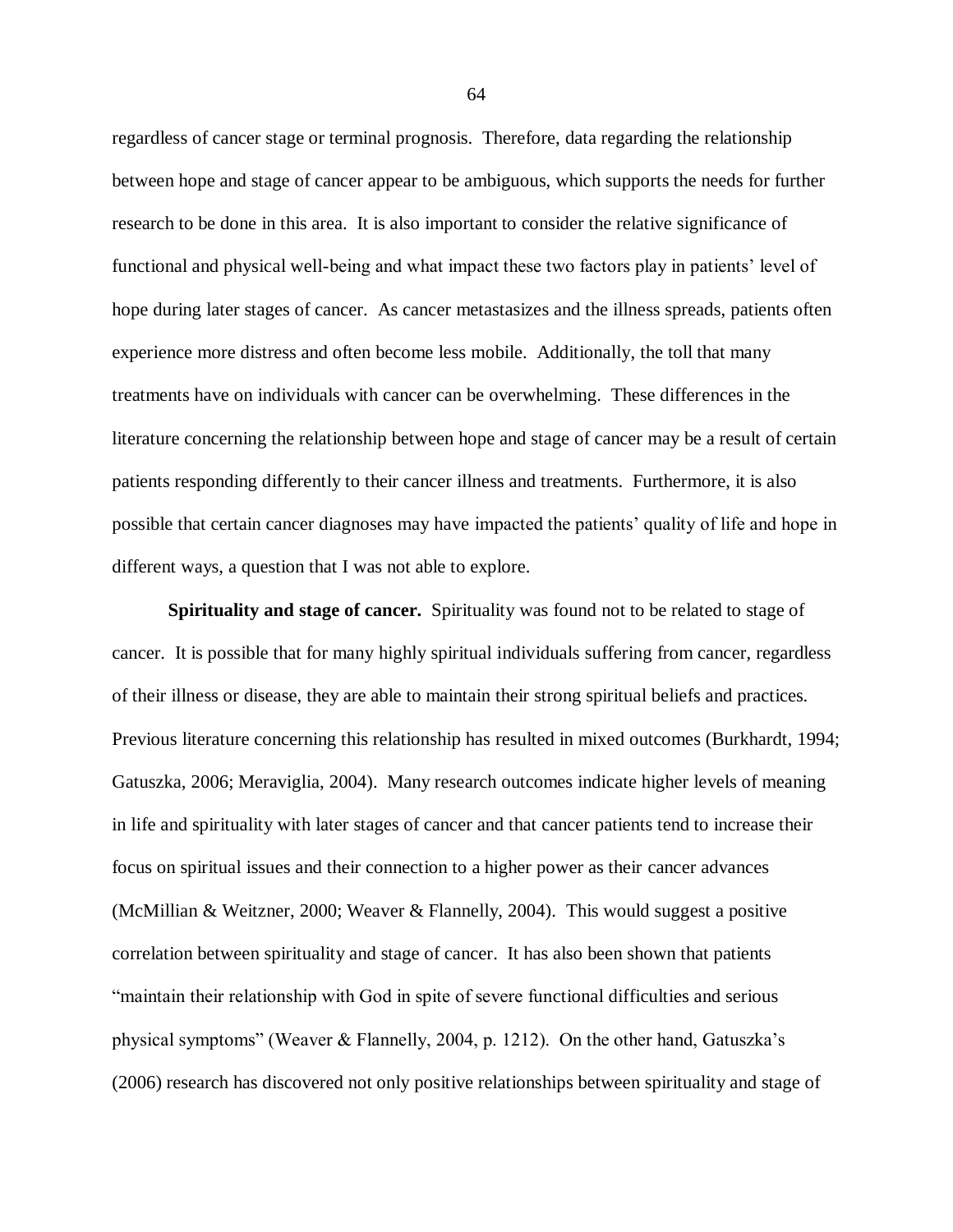regardless of cancer stage or terminal prognosis. Therefore, data regarding the relationship between hope and stage of cancer appear to be ambiguous, which supports the needs for further research to be done in this area. It is also important to consider the relative significance of functional and physical well-being and what impact these two factors play in patients' level of hope during later stages of cancer. As cancer metastasizes and the illness spreads, patients often experience more distress and often become less mobile. Additionally, the toll that many treatments have on individuals with cancer can be overwhelming. These differences in the literature concerning the relationship between hope and stage of cancer may be a result of certain patients responding differently to their cancer illness and treatments. Furthermore, it is also possible that certain cancer diagnoses may have impacted the patients' quality of life and hope in different ways, a question that I was not able to explore.

**Spirituality and stage of cancer.** Spirituality was found not to be related to stage of cancer. It is possible that for many highly spiritual individuals suffering from cancer, regardless of their illness or disease, they are able to maintain their strong spiritual beliefs and practices. Previous literature concerning this relationship has resulted in mixed outcomes (Burkhardt, 1994; Gatuszka, 2006; Meraviglia, 2004). Many research outcomes indicate higher levels of meaning in life and spirituality with later stages of cancer and that cancer patients tend to increase their focus on spiritual issues and their connection to a higher power as their cancer advances (McMillian & Weitzner, 2000; Weaver & Flannelly, 2004). This would suggest a positive correlation between spirituality and stage of cancer. It has also been shown that patients "maintain their relationship with God in spite of severe functional difficulties and serious physical symptoms" (Weaver & Flannelly, 2004, p. 1212). On the other hand, Gatuszka's (2006) research has discovered not only positive relationships between spirituality and stage of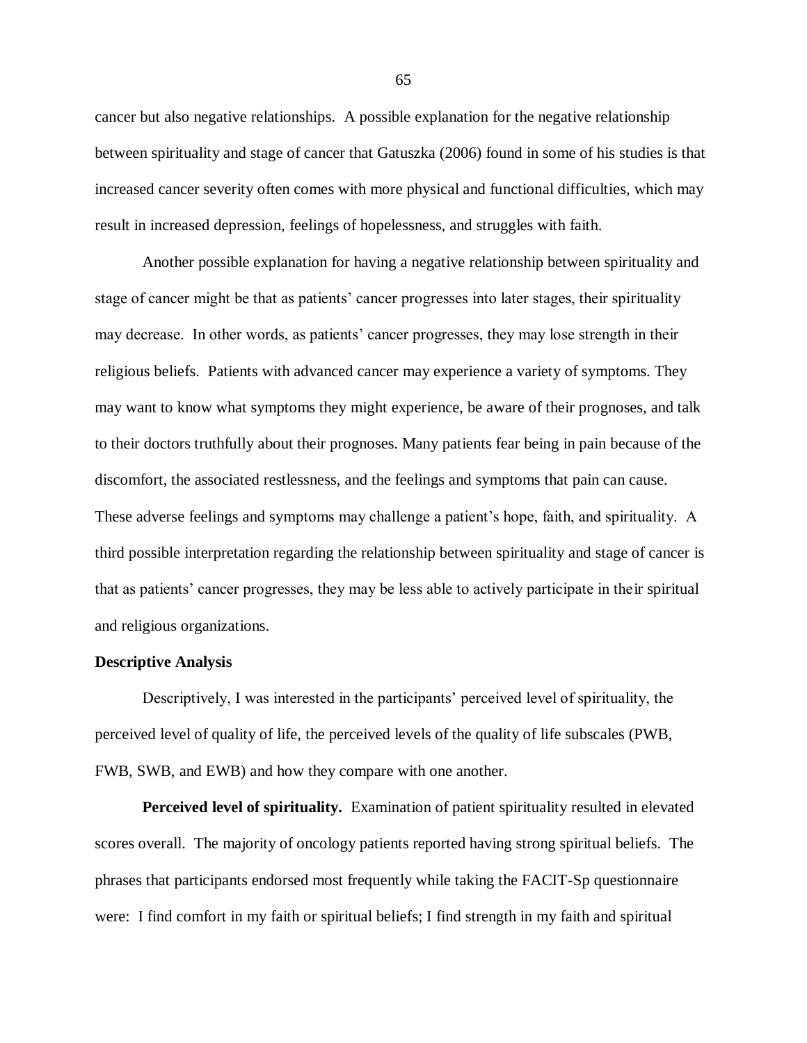cancer but also negative relationships. A possible explanation for the negative relationship between spirituality and stage of cancer that Gatuszka (2006) found in some of his studies is that increased cancer severity often comes with more physical and functional difficulties, which may result in increased depression, feelings of hopelessness, and struggles with faith.

Another possible explanation for having a negative relationship between spirituality and stage of cancer might be that as patients' cancer progresses into later stages, their spirituality may decrease. In other words, as patients' cancer progresses, they may lose strength in their religious beliefs. Patients with advanced cancer may experience a variety of symptoms. They may want to know what symptoms they might experience, be aware of their prognoses, and talk to their doctors truthfully about their prognoses. Many patients fear being in pain because of the discomfort, the associated restlessness, and the feelings and symptoms that pain can cause. These adverse feelings and symptoms may challenge a patient's hope, faith, and spirituality. A third possible interpretation regarding the relationship between spirituality and stage of cancer is that as patients' cancer progresses, they may be less able to actively participate in their spiritual and religious organizations.

### Descriptive Analysis

Descriptively, I was interested in the participants' perceived level of spirituality, the perceived level of quality of life, the perceived levels of the quality of life subscales (PWB, FWB, SWB, and EWB) and how they compare with one another.

**Perceived level of spirituality.** Examination of patient spirituality resulted in elevated scores overall. The majority of oncology patients reported having strong spiritual beliefs. The phrases that participants endorsed most frequently while taking the FACIT-Sp questionnaire were: I find comfort in my faith or spiritual beliefs; I find strength in my faith and spiritual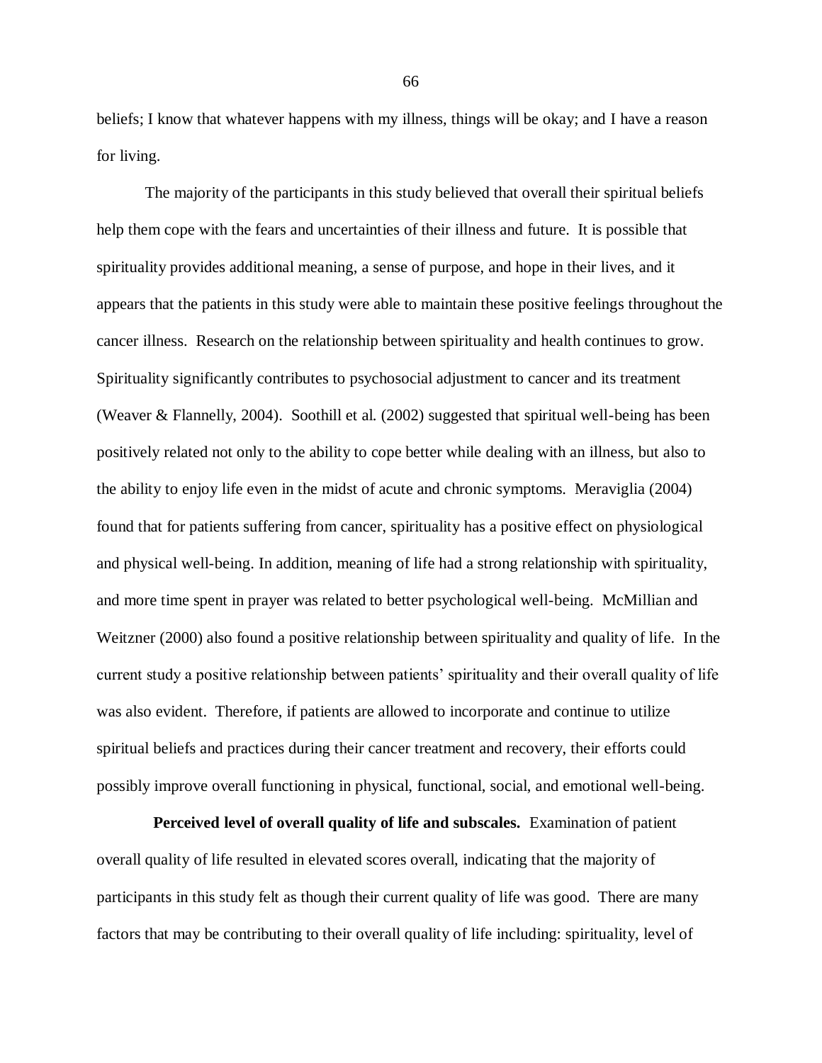beliefs; I know that whatever happens with my illness, things will be okay; and I have a reason for living.

The majority of the participants in this study believed that overall their spiritual beliefs help them cope with the fears and uncertainties of their illness and future. It is possible that spirituality provides additional meaning, a sense of purpose, and hope in their lives, and it appears that the patients in this study were able to maintain these positive feelings throughout the cancer illness. Research on the relationship between spirituality and health continues to grow. Spirituality significantly contributes to psychosocial adjustment to cancer and its treatment (Weaver & Flannelly, 2004). Soothill et al. (2002) suggested that spiritual well-being has been positively related not only to the ability to cope better while dealing with an illness, but also to the ability to enjoy life even in the midst of acute and chronic symptoms. Meraviglia (2004) found that for patients suffering from cancer, spirituality has a positive effect on physiological and physical well-being. In addition, meaning of life had a strong relationship with spirituality, and more time spent in prayer was related to better psychological well-being. McMillian and Weitzner (2000) also found a positive relationship between spirituality and quality of life. In the current study a positive relationship between patients' spirituality and their overall quality of life was also evident. Therefore, if patients are allowed to incorporate and continue to utilize spiritual beliefs and practices during their cancer treatment and recovery, their efforts could possibly improve overall functioning in physical, functional, social, and emotional well-being.

**Perceived level of overall quality of life and subscales.** Examination of patient overall quality of life resulted in elevated scores overall, indicating that the majority of participants in this study felt as though their current quality of life was good. There are many factors that may be contributing to their overall quality of life including: spirituality, level of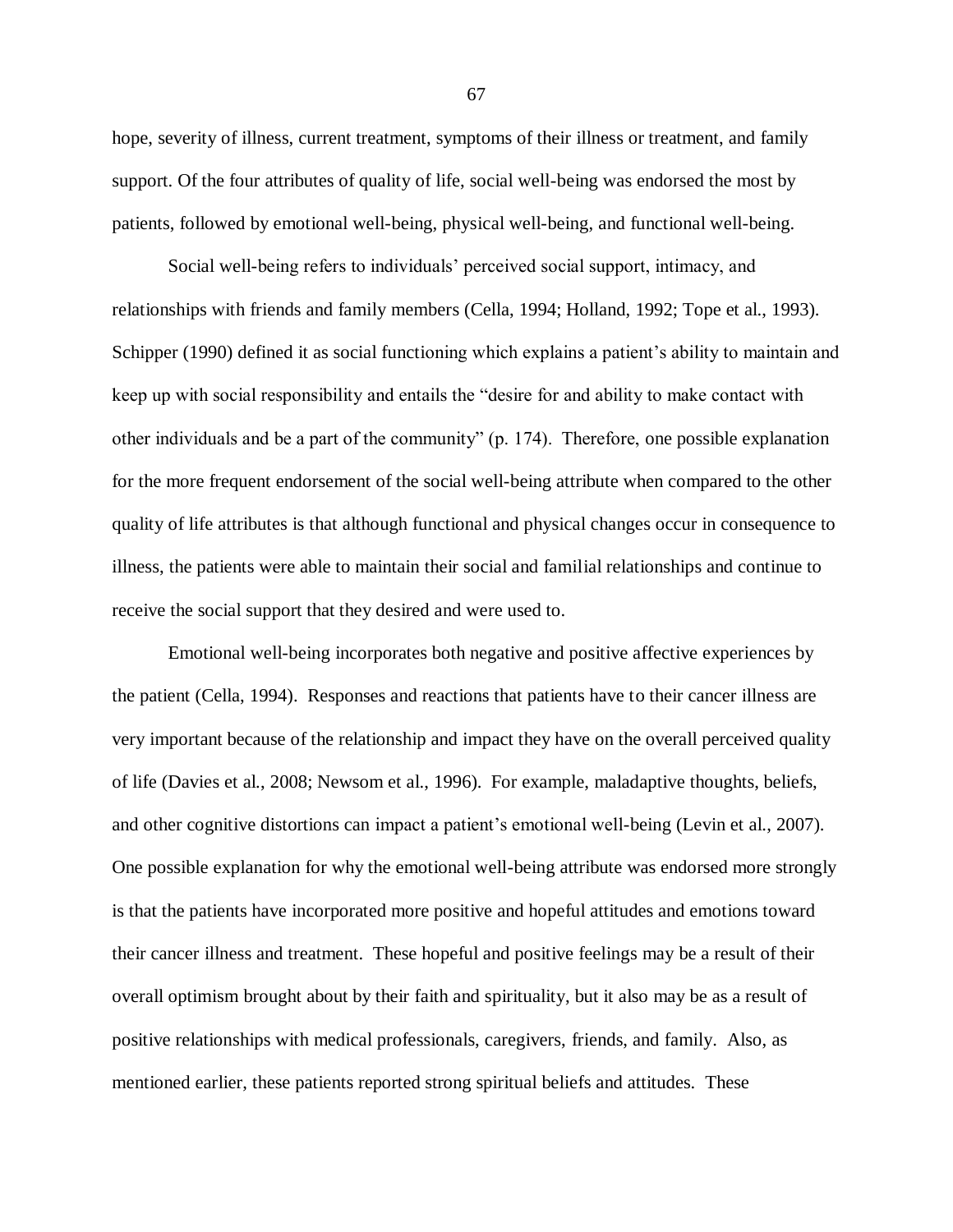hope, severity of illness, current treatment, symptoms of their illness or treatment, and family support. Of the four attributes of quality of life, social well-being was endorsed the most by patients, followed by emotional well-being, physical well-being, and functional well-being.

Social well-being refers to individuals' perceived social support, intimacy, and relationships with friends and family members (Cella, 1994; Holland, 1992; Tope et al., 1993). Schipper (1990) defined it as social functioning which explains a patient's ability to maintain and keep up with social responsibility and entails the "desire for and ability to make contact with other individuals and be a part of the community" (p. 174). Therefore, one possible explanation for the more frequent endorsement of the social well-being attribute when compared to the other quality of life attributes is that although functional and physical changes occur in consequence to illness, the patients were able to maintain their social and familial relationships and continue to receive the social support that they desired and were used to.

Emotional well-being incorporates both negative and positive affective experiences by the patient (Cella, 1994). Responses and reactions that patients have to their cancer illness are very important because of the relationship and impact they have on the overall perceived quality of life (Davies et al., 2008; Newsom et al., 1996). For example, maladaptive thoughts, beliefs, and other cognitive distortions can impact a patient's emotional well-being (Levin et al., 2007). One possible explanation for why the emotional well-being attribute was endorsed more strongly is that the patients have incorporated more positive and hopeful attitudes and emotions toward their cancer illness and treatment. These hopeful and positive feelings may be a result of their overall optimism brought about by their faith and spirituality, but it also may be as a result of positive relationships with medical professionals, caregivers, friends, and family. Also, as mentioned earlier, these patients reported strong spiritual beliefs and attitudes. These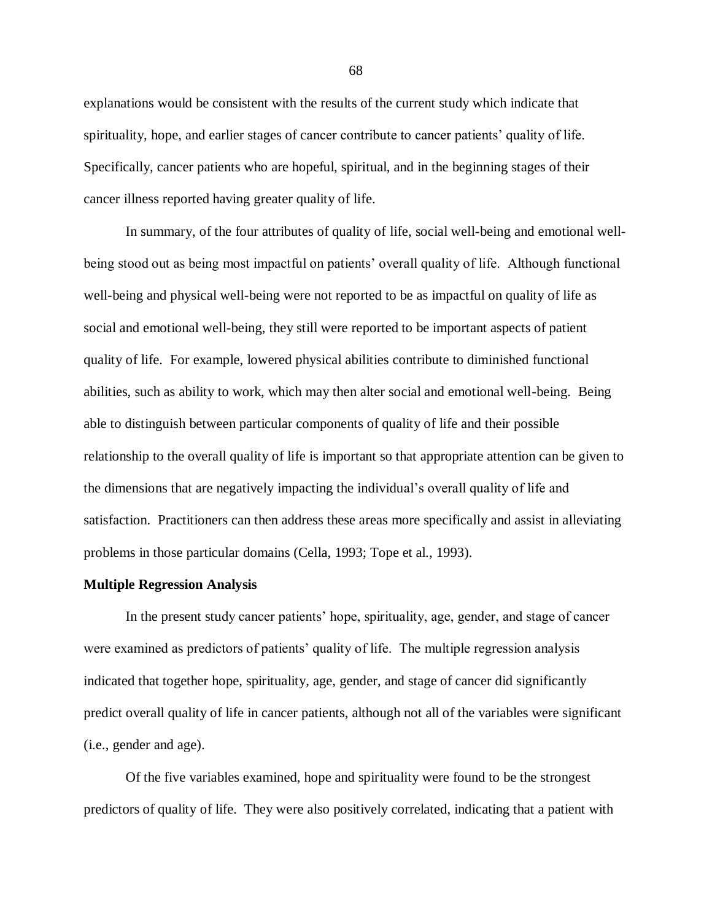explanations would be consistent with the results of the current study which indicate that spirituality, hope, and earlier stages of cancer contribute to cancer patients' quality of life. Specifically, cancer patients who are hopeful, spiritual, and in the beginning stages of their cancer illness reported having greater quality of life.

In summary, of the four attributes of quality of life, social well-being and emotional well-being stood out as being most impactful on patients' overall quality of life. Although functional well-being and physical well-being were not reported to be as impactful on quality of life as social and emotional well-being, they still were reported to be important aspects of patient quality of life. For example, lowered physical abilities contribute to diminished functional abilities, such as ability to work, which may then alter social and emotional well-being. Being able to distinguish between particular components of quality of life and their possible relationship to the overall quality of life is important so that appropriate attention can be given to the dimensions that are negatively impacting the individual's overall quality of life and satisfaction. Practitioners can then address these areas more specifically and assist in alleviating problems in those particular domains (Cella, 1993; Tope et al., 1993).

**Multiple Regression Analysis**

In the present study cancer patients' hope, spirituality, age, gender, and stage of cancer were examined as predictors of patients' quality of life. The multiple regression analysis indicated that together hope, spirituality, age, gender, and stage of cancer did significantly predict overall quality of life in cancer patients, although not all of the variables were significant (i.e., gender and age).

Of the five variables examined, hope and spirituality were found to be the strongest predictors of quality of life. They were also positively correlated, indicating that a patient with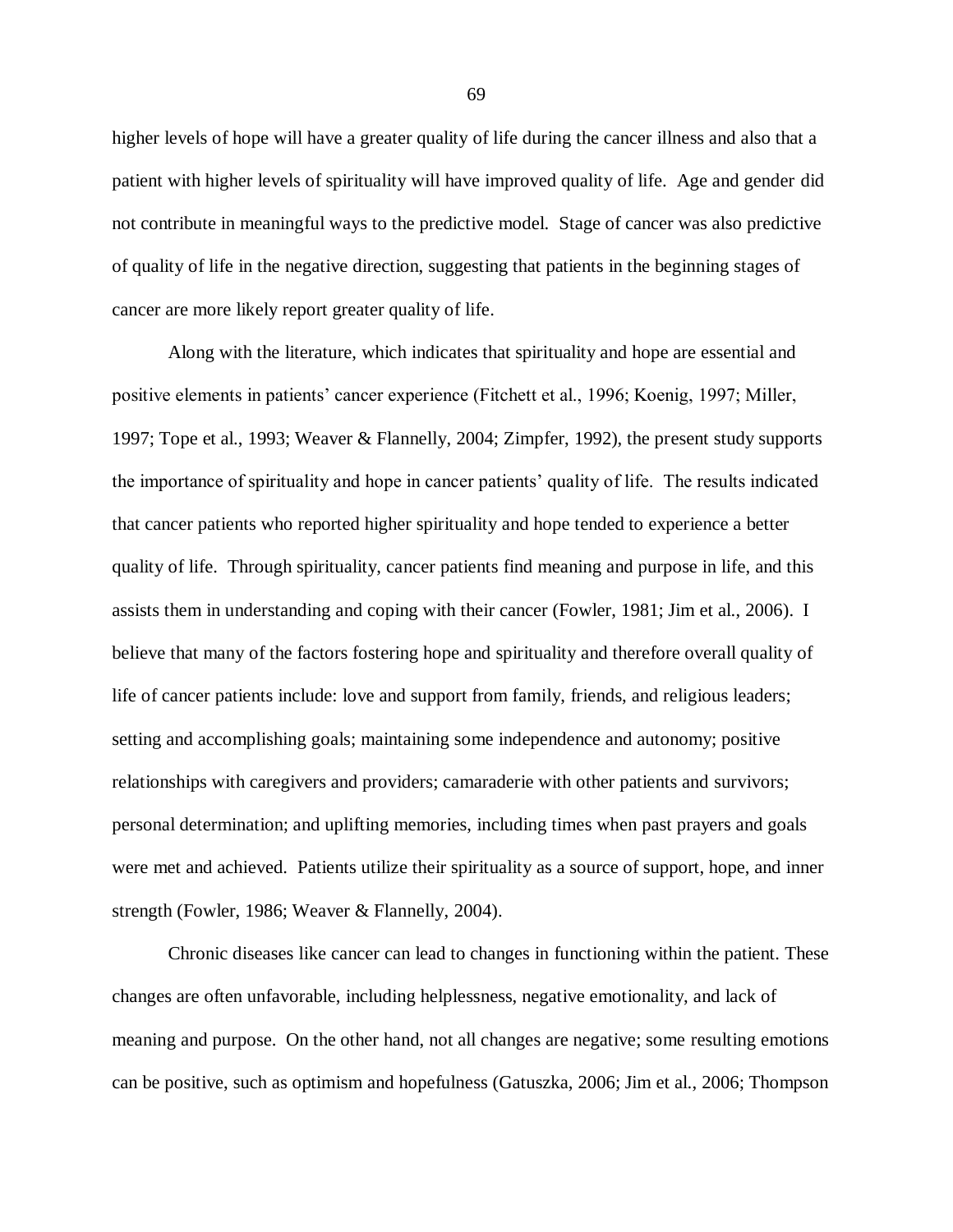higher levels of hope will have a greater quality of life during the cancer illness and also that a patient with higher levels of spirituality will have improved quality of life. Age and gender did not contribute in meaningful ways to the predictive model. Stage of cancer was also predictive of quality of life in the negative direction, suggesting that patients in the beginning stages of cancer are more likely report greater quality of life.

Along with the literature, which indicates that spirituality and hope are essential and positive elements in patients' cancer experience (Fitchett et al., 1996; Koenig, 1997; Miller, 1997; Tope et al., 1993; Weaver & Flannelly, 2004; Zimpfer, 1992), the present study supports the importance of spirituality and hope in cancer patients' quality of life. The results indicated that cancer patients who reported higher spirituality and hope tended to experience a better quality of life. Through spirituality, cancer patients find meaning and purpose in life, and this assists them in understanding and coping with their cancer (Fowler, 1981; Jim et al., 2006). I believe that many of the factors fostering hope and spirituality and therefore overall quality of life of cancer patients include: love and support from family, friends, and religious leaders; setting and accomplishing goals; maintaining some independence and autonomy; positive relationships with caregivers and providers; camaraderie with other patients and survivors; personal determination; and uplifting memories, including times when past prayers and goals were met and achieved. Patients utilize their spirituality as a source of support, hope, and inner strength (Fowler, 1986; Weaver & Flannelly, 2004).

Chronic diseases like cancer can lead to changes in functioning within the patient. These changes are often unfavorable, including helplessness, negative emotionality, and lack of meaning and purpose. On the other hand, not all changes are negative; some resulting emotions can be positive, such as optimism and hopefulness (Gatuszka, 2006; Jim et al., 2006; Thompson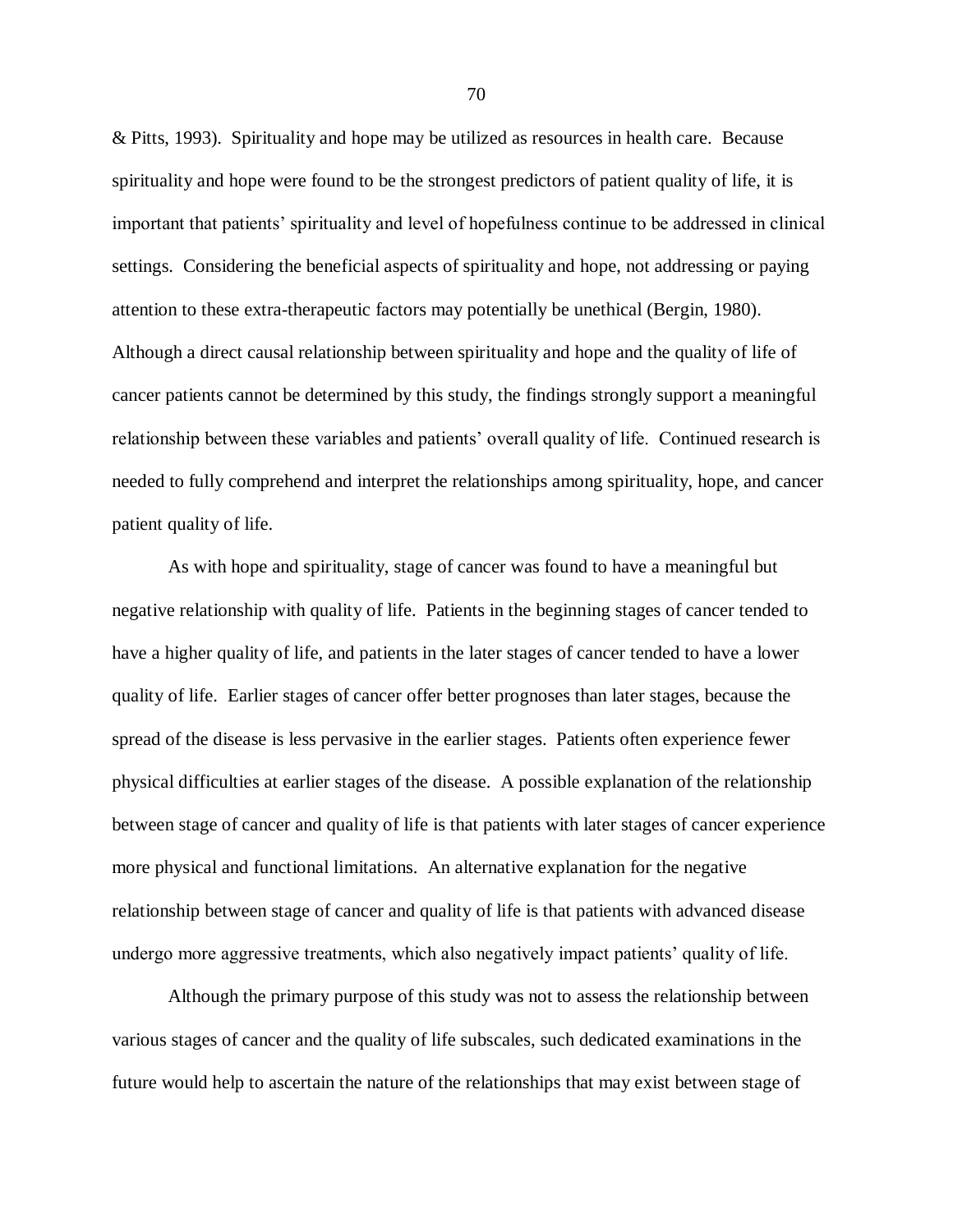& Pitts, 1993). Spirituality and hope may be utilized as resources in health care. Because spirituality and hope were found to be the strongest predictors of patient quality of life, it is important that patients' spirituality and level of hopefulness continue to be addressed in clinical settings. Considering the beneficial aspects of spirituality and hope, not addressing or paying attention to these extra-therapeutic factors may potentially be unethical (Bergin, 1980). Although a direct causal relationship between spirituality and hope and the quality of life of cancer patients cannot be determined by this study, the findings strongly support a meaningful relationship between these variables and patients' overall quality of life. Continued research is needed to fully comprehend and interpret the relationships among spirituality, hope, and cancer patient quality of life.

As with hope and spirituality, stage of cancer was found to have a meaningful but negative relationship with quality of life. Patients in the beginning stages of cancer tended to have a higher quality of life, and patients in the later stages of cancer tended to have a lower quality of life. Earlier stages of cancer offer better prognoses than later stages, because the spread of the disease is less pervasive in the earlier stages. Patients often experience fewer physical difficulties at earlier stages of the disease. A possible explanation of the relationship between stage of cancer and quality of life is that patients with later stages of cancer experience more physical and functional limitations. An alternative explanation for the negative relationship between stage of cancer and quality of life is that patients with advanced disease undergo more aggressive treatments, which also negatively impact patients' quality of life.

Although the primary purpose of this study was not to assess the relationship between various stages of cancer and the quality of life subscales, such dedicated examinations in the future would help to ascertain the nature of the relationships that may exist between stage of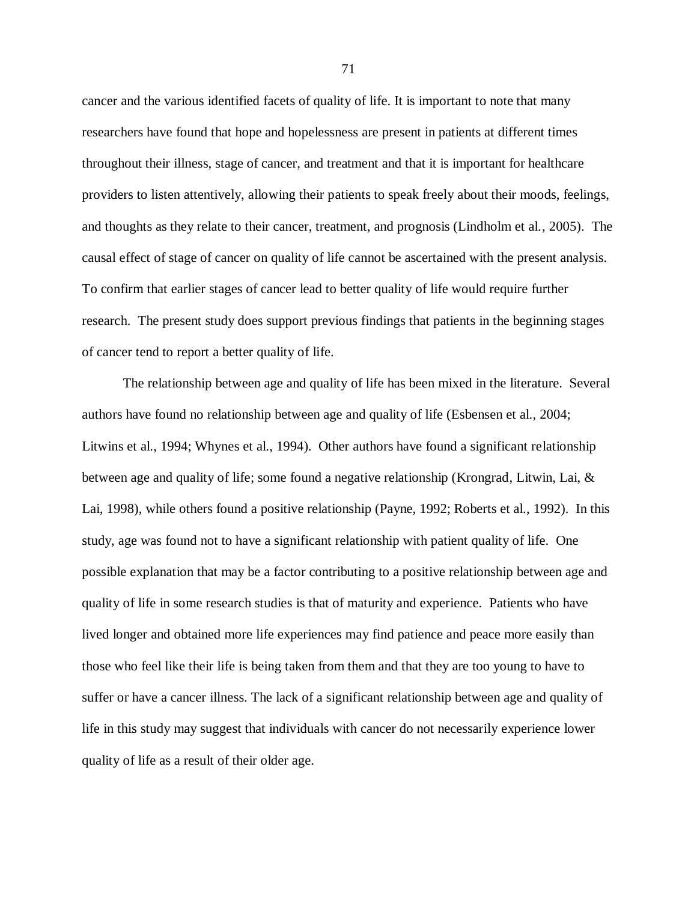cancer and the various identified facets of quality of life. It is important to note that many researchers have found that hope and hopelessness are present in patients at different times throughout their illness, stage of cancer, and treatment and that it is important for healthcare providers to listen attentively, allowing their patients to speak freely about their moods, feelings, and thoughts as they relate to their cancer, treatment, and prognosis (Lindholm et al., 2005). The causal effect of stage of cancer on quality of life cannot be ascertained with the present analysis. To confirm that earlier stages of cancer lead to better quality of life would require further research. The present study does support previous findings that patients in the beginning stages of cancer tend to report a better quality of life.

The relationship between age and quality of life has been mixed in the literature. Several authors have found no relationship between age and quality of life (Esbensen et al., 2004; Litwins et al., 1994; Whynes et al., 1994). Other authors have found a significant relationship between age and quality of life; some found a negative relationship (Krongrad, Litwin, Lai, & Lai, 1998), while others found a positive relationship (Payne, 1992; Roberts et al., 1992). In this study, age was found not to have a significant relationship with patient quality of life. One possible explanation that may be a factor contributing to a positive relationship between age and quality of life in some research studies is that of maturity and experience. Patients who have lived longer and obtained more life experiences may find patience and peace more easily than those who feel like their life is being taken from them and that they are too young to have to suffer or have a cancer illness. The lack of a significant relationship between age and quality of life in this study may suggest that individuals with cancer do not necessarily experience lower quality of life as a result of their older age.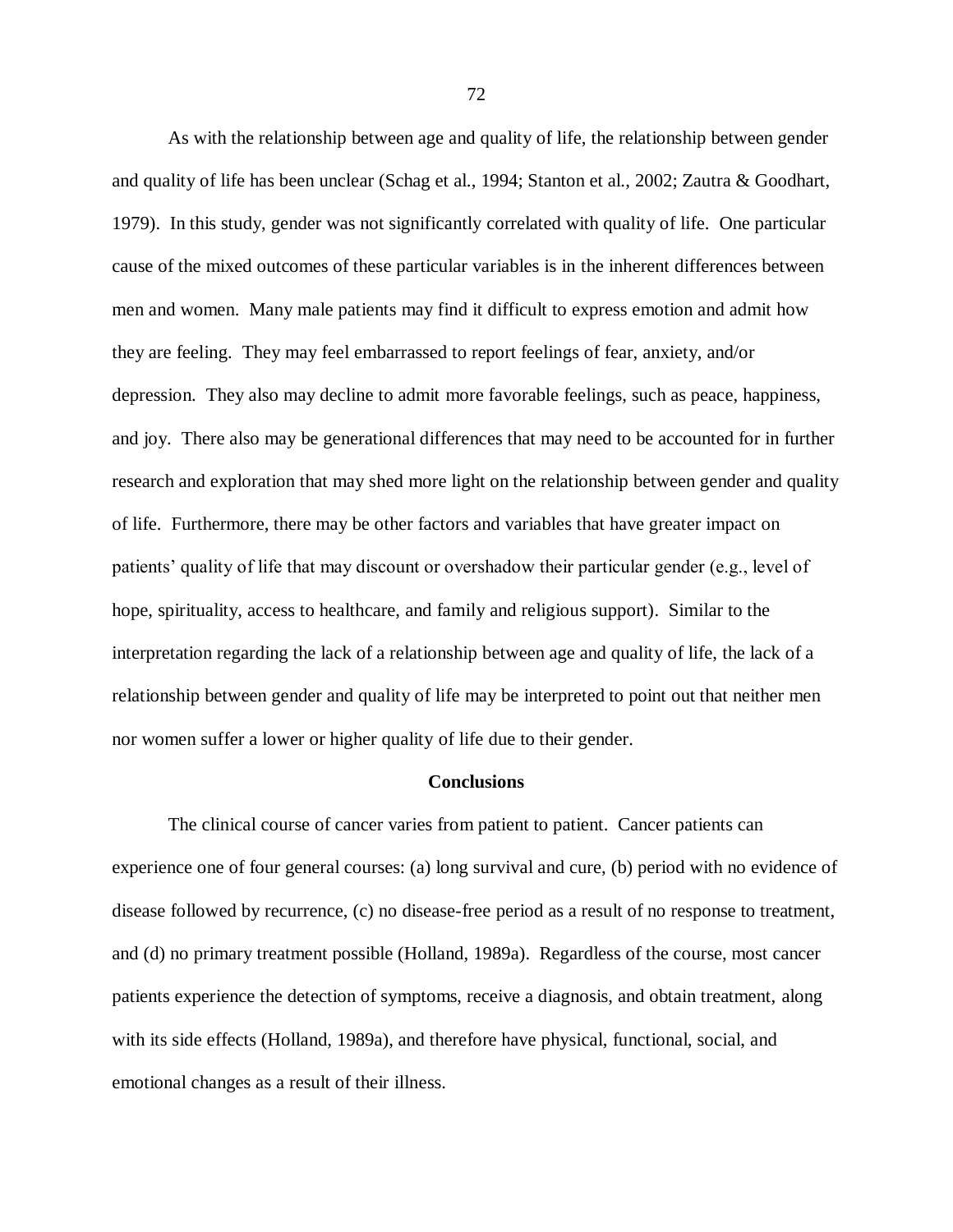As with the relationship between age and quality of life, the relationship between gender and quality of life has been unclear (Schag et al., 1994; Stanton et al., 2002; Zautra & Goodhart, 1979). In this study, gender was not significantly correlated with quality of life. One particular cause of the mixed outcomes of these particular variables is in the inherent differences between men and women. Many male patients may find it difficult to express emotion and admit how they are feeling. They may feel embarrassed to report feelings of fear, anxiety, and/or depression. They also may decline to admit more favorable feelings, such as peace, happiness, and joy. There also may be generational differences that may need to be accounted for in further research and exploration that may shed more light on the relationship between gender and quality of life. Furthermore, there may be other factors and variables that have greater impact on patients' quality of life that may discount or overshadow their particular gender (e.g., level of hope, spirituality, access to healthcare, and family and religious support). Similar to the interpretation regarding the lack of a relationship between age and quality of life, the lack of a relationship between gender and quality of life may be interpreted to point out that neither men nor women suffer a lower or higher quality of life due to their gender.

## Conclusions

The clinical course of cancer varies from patient to patient. Cancer patients can experience one of four general courses: (a) long survival and cure, (b) period with no evidence of disease followed by recurrence, (c) no disease-free period as a result of no response to treatment, and (d) no primary treatment possible (Holland, 1989a). Regardless of the course, most cancer patients experience the detection of symptoms, receive a diagnosis, and obtain treatment, along with its side effects (Holland, 1989a), and therefore have physical, functional, social, and emotional changes as a result of their illness.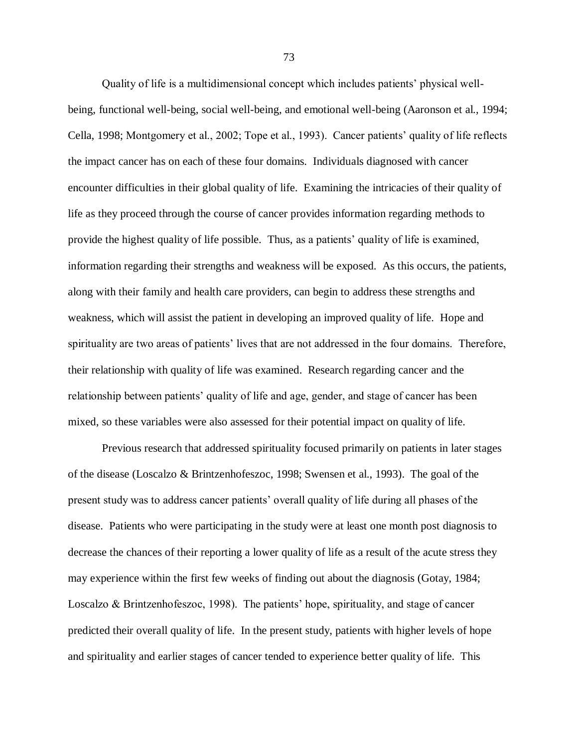Quality of life is a multidimensional concept which includes patients' physical well-being, functional well-being, social well-being, and emotional well-being (Aaronson et al., 1994; Cella, 1998; Montgomery et al., 2002; Tope et al., 1993). Cancer patients' quality of life reflects the impact cancer has on each of these four domains. Individuals diagnosed with cancer encounter difficulties in their global quality of life. Examining the intricacies of their quality of life as they proceed through the course of cancer provides information regarding methods to provide the highest quality of life possible. Thus, as a patients' quality of life is examined, information regarding their strengths and weakness will be exposed. As this occurs, the patients, along with their family and health care providers, can begin to address these strengths and weakness, which will assist the patient in developing an improved quality of life. Hope and spirituality are two areas of patients' lives that are not addressed in the four domains. Therefore, their relationship with quality of life was examined. Research regarding cancer and the relationship between patients' quality of life and age, gender, and stage of cancer has been mixed, so these variables were also assessed for their potential impact on quality of life.

Previous research that addressed spirituality focused primarily on patients in later stages of the disease (Loscalzo & Brintzenhofeszoc, 1998; Swensen et al., 1993). The goal of the present study was to address cancer patients' overall quality of life during all phases of the disease. Patients who were participating in the study were at least one month post diagnosis to decrease the chances of their reporting a lower quality of life as a result of the acute stress they may experience within the first few weeks of finding out about the diagnosis (Gotay, 1984; Loscalzo & Brintzenhofeszoc, 1998). The patients' hope, spirituality, and stage of cancer predicted their overall quality of life. In the present study, patients with higher levels of hope and spirituality and earlier stages of cancer tended to experience better quality of life. This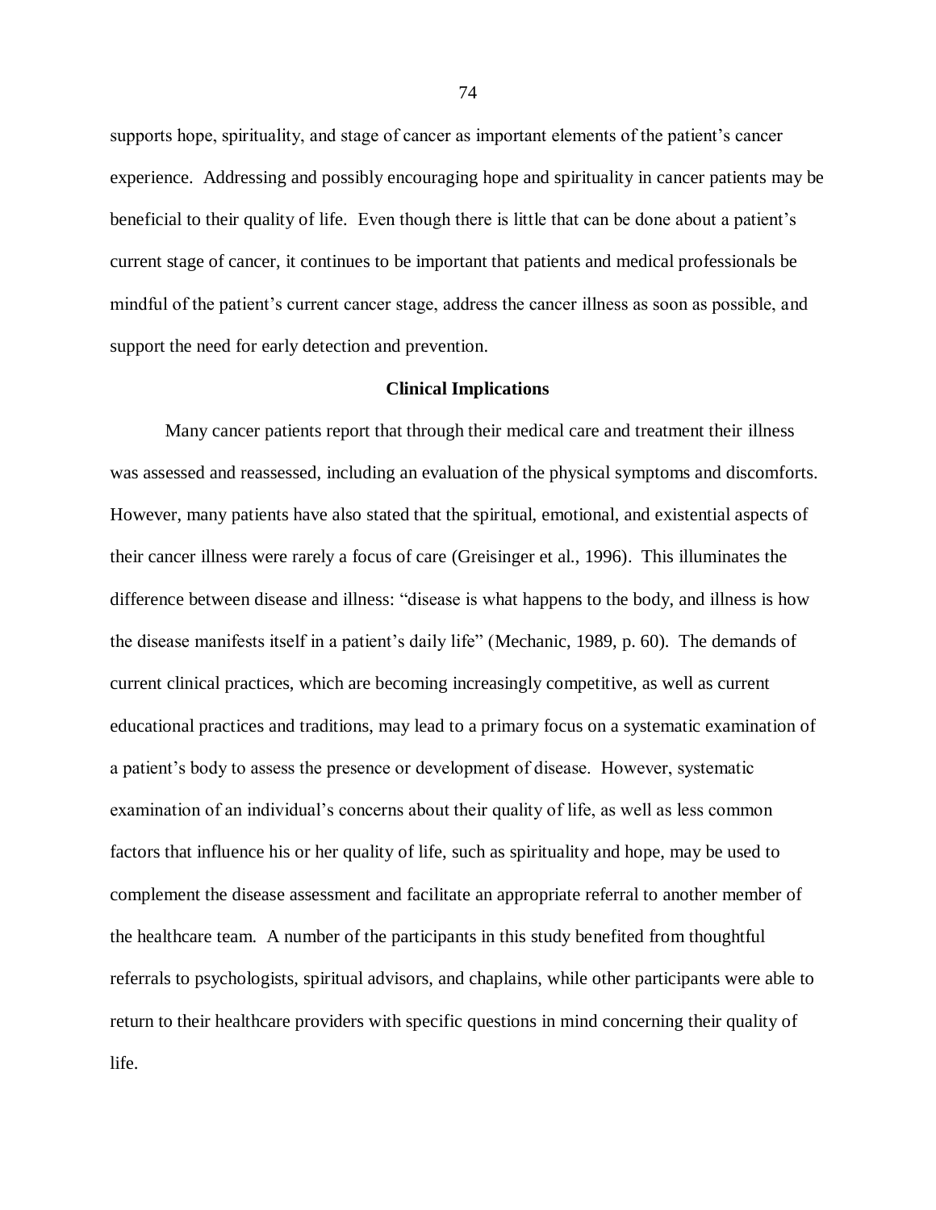supports hope, spirituality, and stage of cancer as important elements of the patient's cancer experience. Addressing and possibly encouraging hope and spirituality in cancer patients may be beneficial to their quality of life. Even though there is little that can be done about a patient's current stage of cancer, it continues to be important that patients and medical professionals be mindful of the patient's current cancer stage, address the cancer illness as soon as possible, and support the need for early detection and prevention.

## Clinical Implications

Many cancer patients report that through their medical care and treatment their illness was assessed and reassessed, including an evaluation of the physical symptoms and discomforts. However, many patients have also stated that the spiritual, emotional, and existential aspects of their cancer illness were rarely a focus of care (Greisinger et al., 1996). This illuminates the difference between disease and illness: "disease is what happens to the body, and illness is how the disease manifests itself in a patient's daily life" (Mechanic, 1989, p. 60). The demands of current clinical practices, which are becoming increasingly competitive, as well as current educational practices and traditions, may lead to a primary focus on a systematic examination of a patient's body to assess the presence or development of disease. However, systematic examination of an individual's concerns about their quality of life, as well as less common factors that influence his or her quality of life, such as spirituality and hope, may be used to complement the disease assessment and facilitate an appropriate referral to another member of the healthcare team. A number of the participants in this study benefited from thoughtful referrals to psychologists, spiritual advisors, and chaplains, while other participants were able to return to their healthcare providers with specific questions in mind concerning their quality of life.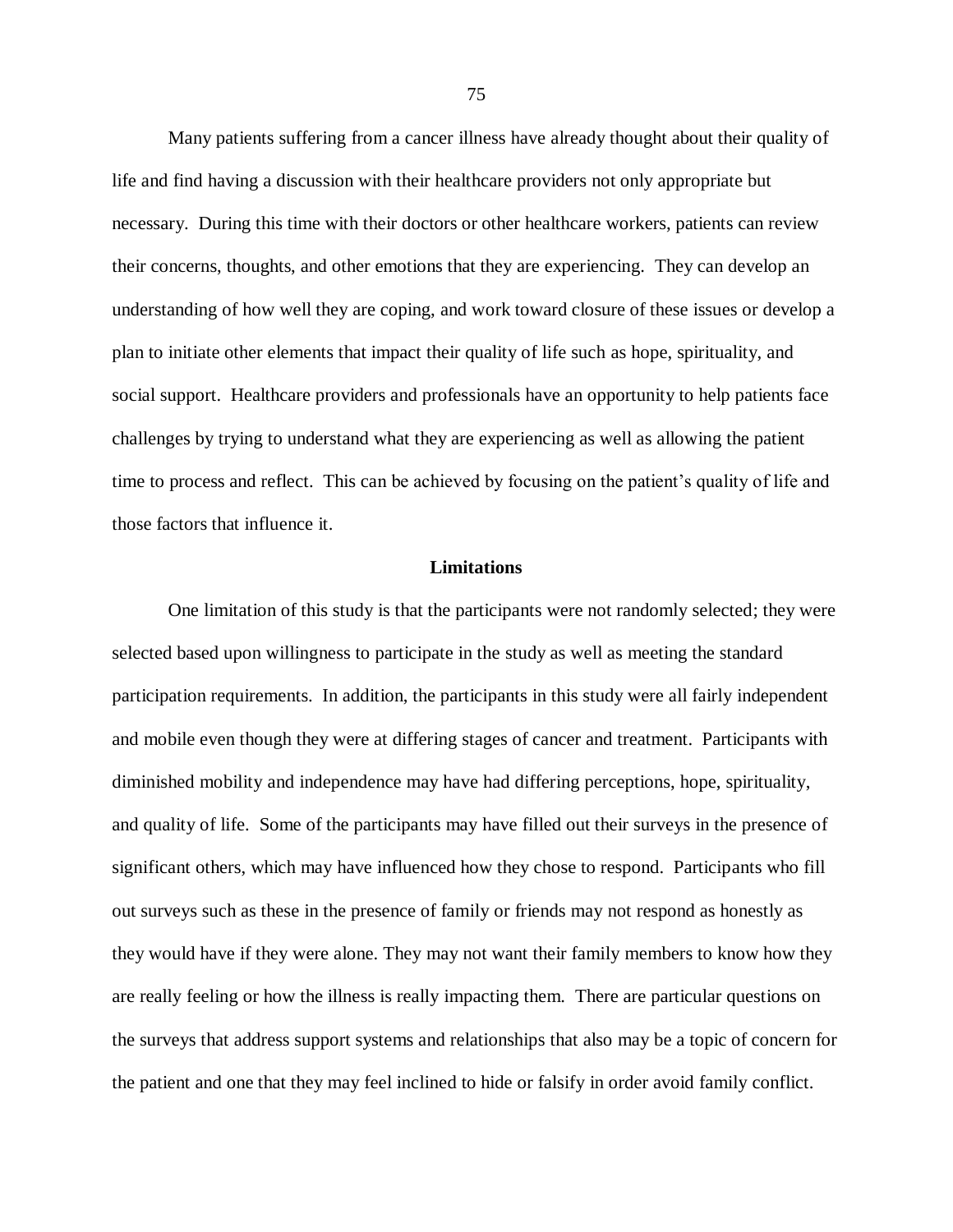Many patients suffering from a cancer illness have already thought about their quality of life and find having a discussion with their healthcare providers not only appropriate but necessary. During this time with their doctors or other healthcare workers, patients can review their concerns, thoughts, and other emotions that they are experiencing. They can develop an understanding of how well they are coping, and work toward closure of these issues or develop a plan to initiate other elements that impact their quality of life such as hope, spirituality, and social support. Healthcare providers and professionals have an opportunity to help patients face challenges by trying to understand what they are experiencing as well as allowing the patient time to process and reflect. This can be achieved by focusing on the patient's quality of life and those factors that influence it.

## Limitations

One limitation of this study is that the participants were not randomly selected; they were selected based upon willingness to participate in the study as well as meeting the standard participation requirements. In addition, the participants in this study were all fairly independent and mobile even though they were at differing stages of cancer and treatment. Participants with diminished mobility and independence may have had differing perceptions, hope, spirituality, and quality of life. Some of the participants may have filled out their surveys in the presence of significant others, which may have influenced how they chose to respond. Participants who fill out surveys such as these in the presence of family or friends may not respond as honestly as they would have if they were alone. They may not want their family members to know how they are really feeling or how the illness is really impacting them. There are particular questions on the surveys that address support systems and relationships that also may be a topic of concern for the patient and one that they may feel inclined to hide or falsify in order avoid family conflict.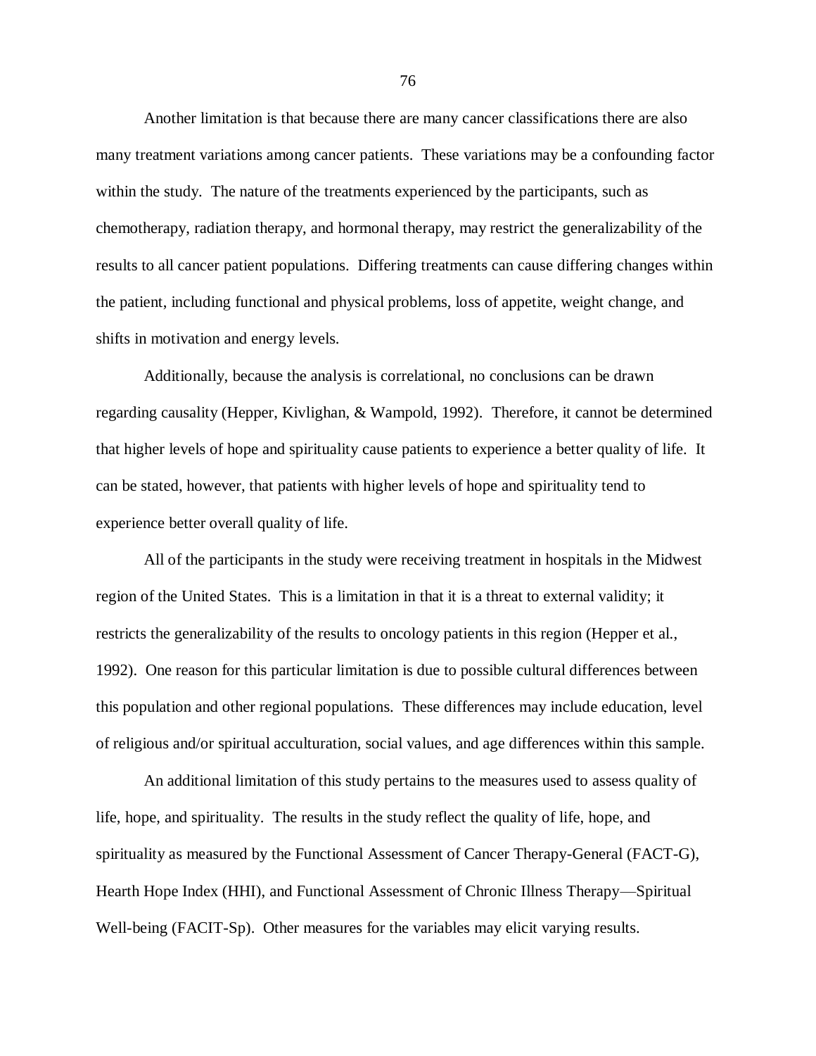Another limitation is that because there are many cancer classifications there are also many treatment variations among cancer patients. These variations may be a confounding factor within the study. The nature of the treatments experienced by the participants, such as chemotherapy, radiation therapy, and hormonal therapy, may restrict the generalizability of the results to all cancer patient populations. Differing treatments can cause differing changes within the patient, including functional and physical problems, loss of appetite, weight change, and shifts in motivation and energy levels.

Additionally, because the analysis is correlational, no conclusions can be drawn regarding causality (Hepper, Kivlighan, & Wampold, 1992). Therefore, it cannot be determined that higher levels of hope and spirituality cause patients to experience a better quality of life. It can be stated, however, that patients with higher levels of hope and spirituality tend to experience better overall quality of life.

All of the participants in the study were receiving treatment in hospitals in the Midwest region of the United States. This is a limitation in that it is a threat to external validity; it restricts the generalizability of the results to oncology patients in this region (Hepper et al., 1992). One reason for this particular limitation is due to possible cultural differences between this population and other regional populations. These differences may include education, level of religious and/or spiritual acculturation, social values, and age differences within this sample.

An additional limitation of this study pertains to the measures used to assess quality of life, hope, and spirituality. The results in the study reflect the quality of life, hope, and spirituality as measured by the Functional Assessment of Cancer Therapy-General (FACT-G), Hearth Hope Index (HHI), and Functional Assessment of Chronic Illness Therapy—Spiritual Well-being (FACIT-Sp). Other measures for the variables may elicit varying results.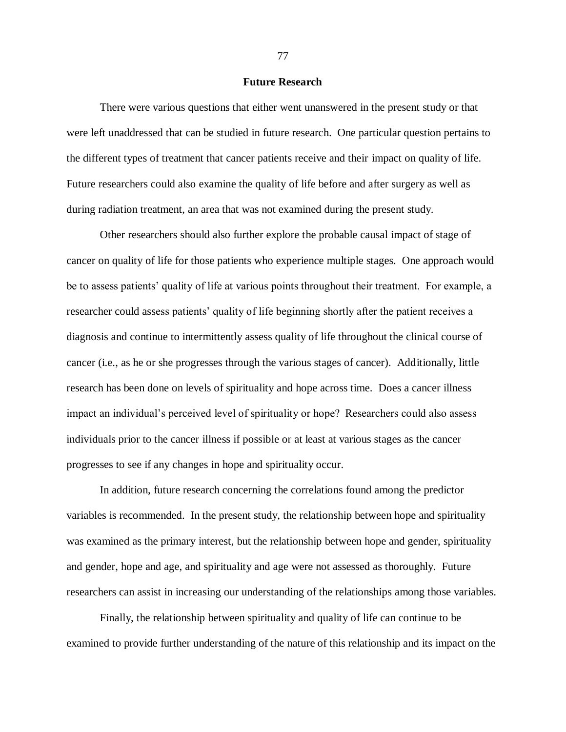## Future Research

There were various questions that either went unanswered in the present study or that were left unaddressed that can be studied in future research. One particular question pertains to the different types of treatment that cancer patients receive and their impact on quality of life. Future researchers could also examine the quality of life before and after surgery as well as during radiation treatment, an area that was not examined during the present study.

Other researchers should also further explore the probable causal impact of stage of cancer on quality of life for those patients who experience multiple stages. One approach would be to assess patients' quality of life at various points throughout their treatment. For example, a researcher could assess patients' quality of life beginning shortly after the patient receives a diagnosis and continue to intermittently assess quality of life throughout the clinical course of cancer (i.e., as he or she progresses through the various stages of cancer). Additionally, little research has been done on levels of spirituality and hope across time. Does a cancer illness impact an individual's perceived level of spirituality or hope? Researchers could also assess individuals prior to the cancer illness if possible or at least at various stages as the cancer progresses to see if any changes in hope and spirituality occur.

In addition, future research concerning the correlations found among the predictor variables is recommended. In the present study, the relationship between hope and spirituality was examined as the primary interest, but the relationship between hope and gender, spirituality and gender, hope and age, and spirituality and age were not assessed as thoroughly. Future researchers can assist in increasing our understanding of the relationships among those variables.

Finally, the relationship between spirituality and quality of life can continue to be examined to provide further understanding of the nature of this relationship and its impact on the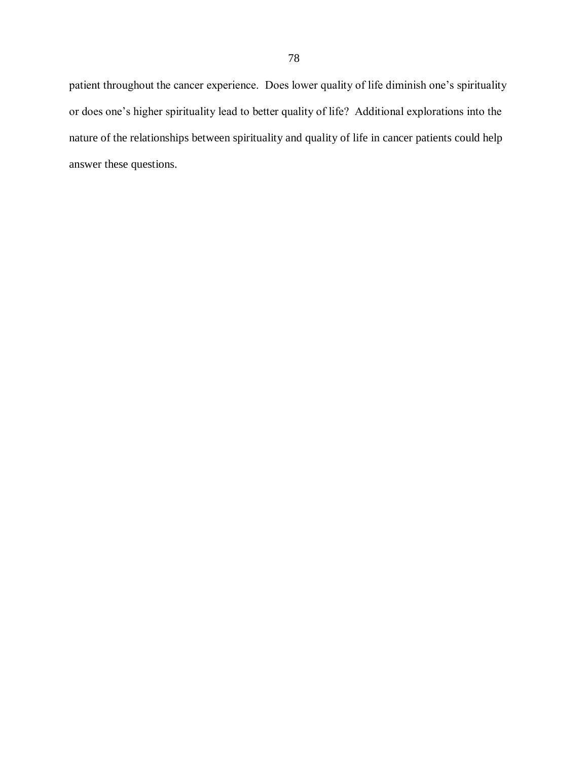patient throughout the cancer experience. Does lower quality of life diminish one's spirituality or does one's higher spirituality lead to better quality of life? Additional explorations into the nature of the relationships between spirituality and quality of life in cancer patients could help answer these questions.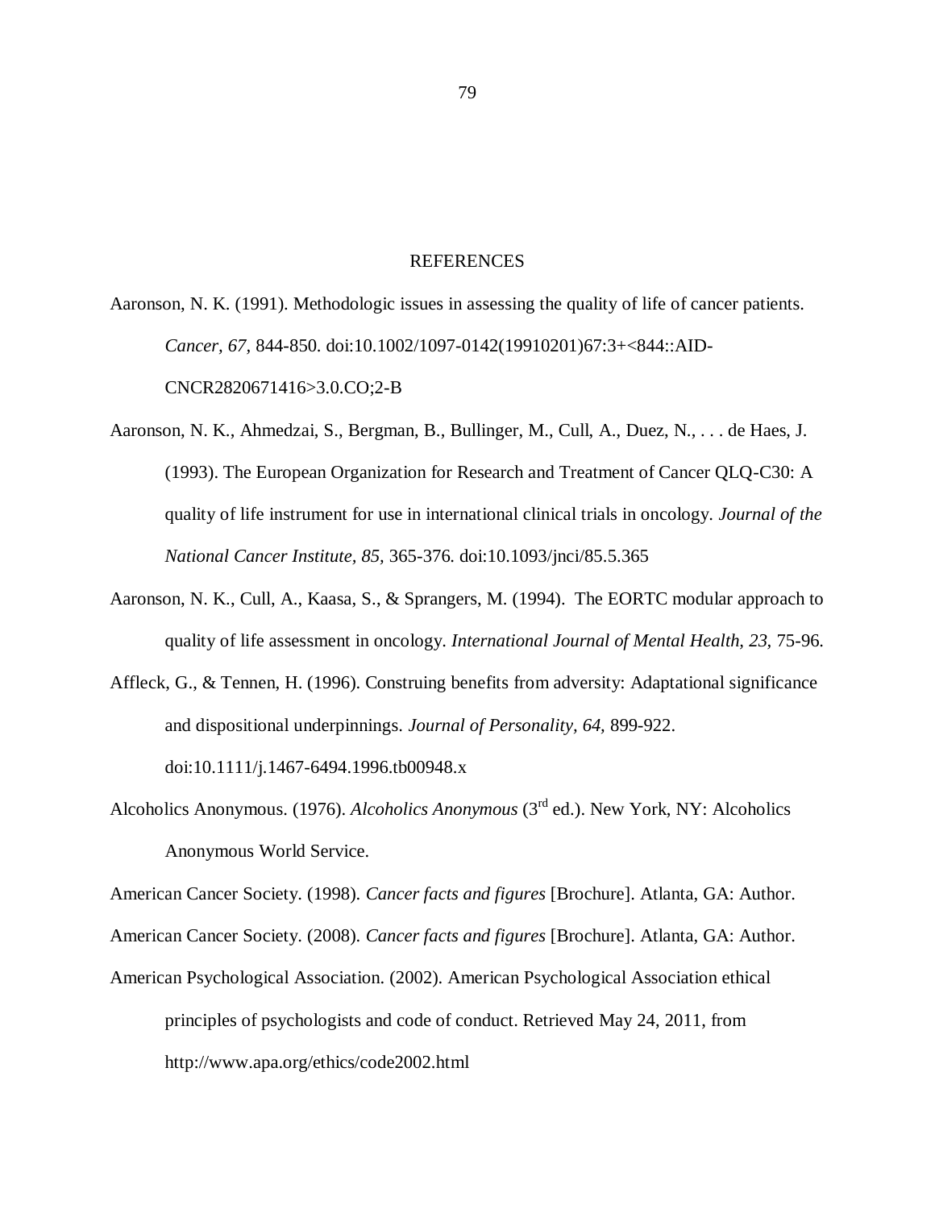# REFERENCES

Aaronson, N. K. (1991). Methodologic issues in assessing the quality of life of cancer patients. *Cancer, 67,* 844-850. doi:10.1002/1097-0142(19910201)67:3+<844::AID-CNCR2820671416>3.0.CO;2-B

Aaronson, N. K., Ahmedzai, S., Bergman, B., Bullinger, M., Cull, A., Duez, N., . . . de Haes, J. (1993). The European Organization for Research and Treatment of Cancer QLQ-C30: A quality of life instrument for use in international clinical trials in oncology. *Journal of the National Cancer Institute, 85,* 365-376. doi:10.1093/jnci/85.5.365

Aaronson, N. K., Cull, A., Kaasa, S., & Sprangers, M. (1994). The EORTC modular approach to quality of life assessment in oncology. *International Journal of Mental Health, 23,* 75-96.

Affleck, G., & Tennen, H. (1996). Construing benefits from adversity: Adaptational significance and dispositional underpinnings. *Journal of Personality, 64,* 899-922. doi:10.1111/j.1467-6494.1996.tb00948.x

Alcoholics Anonymous. (1976). *Alcoholics Anonymous* (3rd ed.). New York, NY: Alcoholics Anonymous World Service.

American Cancer Society. (1998). *Cancer facts and figures* [Brochure]. Atlanta, GA: Author.

American Cancer Society. (2008). *Cancer facts and figures* [Brochure]. Atlanta, GA: Author.

American Psychological Association. (2002). American Psychological Association ethical principles of psychologists and code of conduct. Retrieved May 24, 2011, from http://www.apa.org/ethics/code2002.html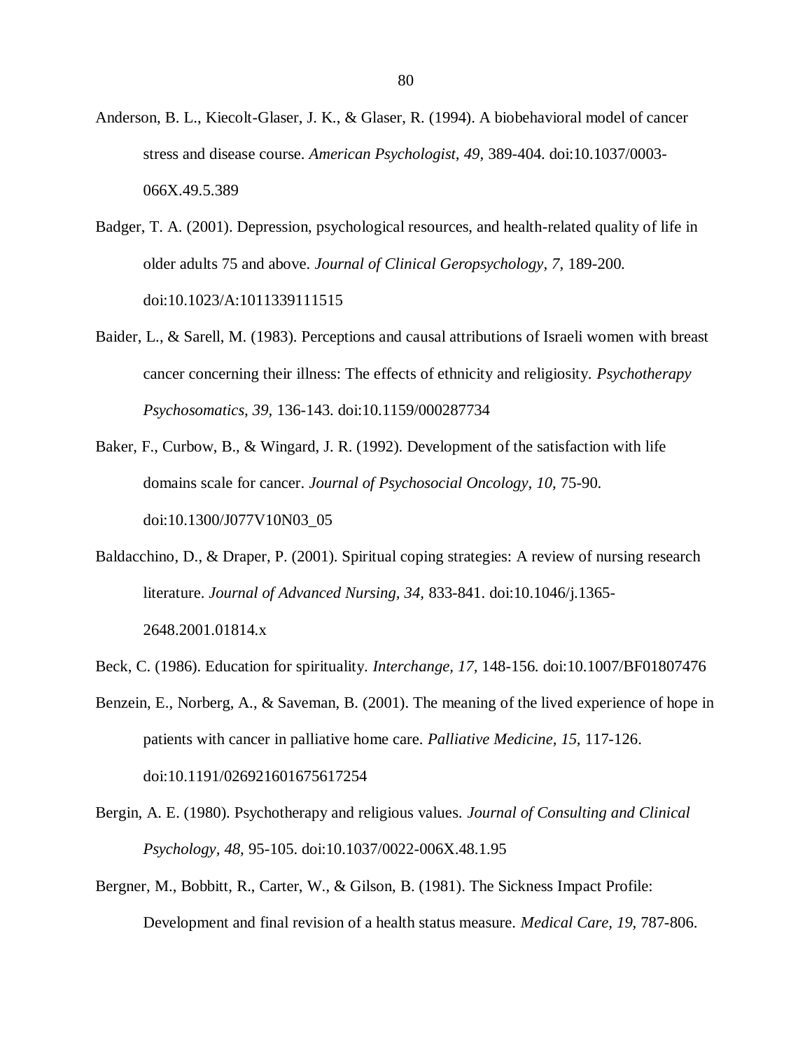Anderson, B. L., Kiecolt-Glaser, J. K., & Glaser, R. (1994). A biobehavioral model of cancer stress and disease course. *American Psychologist, 49*, 389-404. doi:10.1037/0003-066X.49.5.389

Badger, T. A. (2001). Depression, psychological resources, and health-related quality of life in older adults 75 and above. *Journal of Clinical Geropsychology*, *7*, 189-200. doi:10.1023/A:1011339111515

Baider, L., & Sarell, M. (1983). Perceptions and causal attributions of Israeli women with breast cancer concerning their illness: The effects of ethnicity and religiosity. *Psychotherapy Psychosomatics, 39*, 136-143. doi:10.1159/000287734

Baker, F., Curbow, B., & Wingard, J. R. (1992). Development of the satisfaction with life domains scale for cancer. *Journal of Psychosocial Oncology, 10,* 75-90. doi:10.1300/J077V10N03_05

Baldacchino, D., & Draper, P. (2001). Spiritual coping strategies: A review of nursing research literature. *Journal of Advanced Nursing, 34,* 833-841. doi:10.1046/j.1365-2648.2001.01814.x

Beck, C. (1986). Education for spirituality. *Interchange, 17,* 148-156. doi:10.1007/BF01807476

Benzein, E., Norberg, A., & Saveman, B. (2001). The meaning of the lived experience of hope in patients with cancer in palliative home care. *Palliative Medicine, 15,* 117-126. doi:10.1191/026921601675617254

Bergin, A. E. (1980). Psychotherapy and religious values. *Journal of Consulting and Clinical Psychology, 48,* 95-105. doi:10.1037/0022-006X.48.1.95

Bergner, M., Bobbitt, R., Carter, W., & Gilson, B. (1981). The Sickness Impact Profile: Development and final revision of a health status measure. *Medical Care, 19,* 787-806.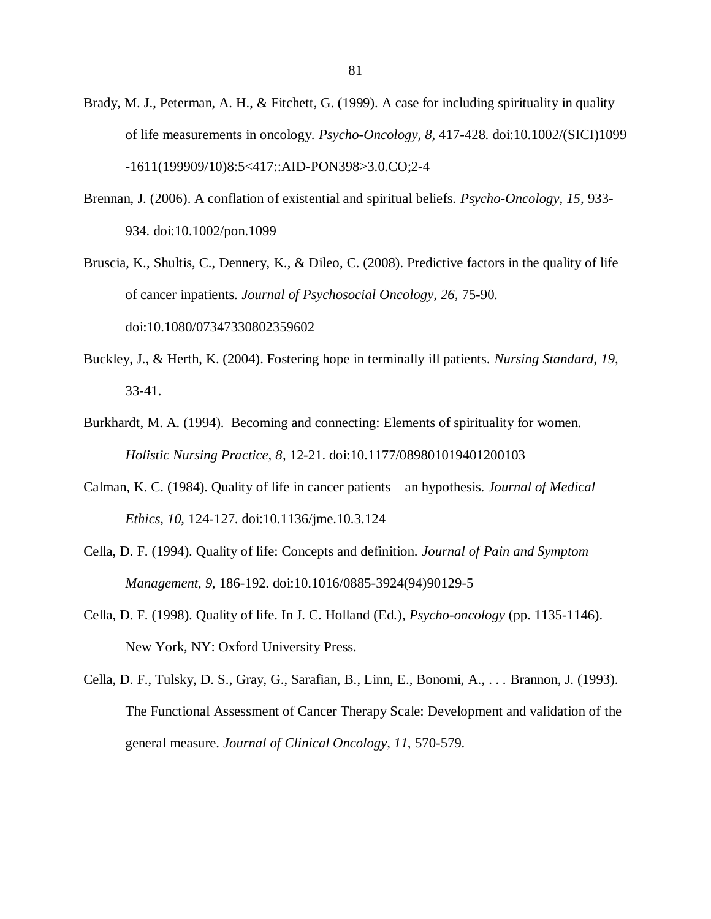Brady, M. J., Peterman, A. H., & Fitchett, G. (1999). A case for including spirituality in quality of life measurements in oncology. *Psycho-Oncology, 8,* 417-428. doi:10.1002/(SICI)1099-1611(199909/10)8:5<417::AID-PON398>3.0.CO;2-4

Brennan, J. (2006). A conflation of existential and spiritual beliefs. *Psycho-Oncology, 15,* 933-934. doi:10.1002/pon.1099

Bruscia, K., Shultis, C., Dennery, K., & Dileo, C. (2008). Predictive factors in the quality of life of cancer inpatients. *Journal of Psychosocial Oncology, 26*, 75-90. doi:10.1080/07347330802359602

Buckley, J., & Herth, K. (2004). Fostering hope in terminally ill patients. *Nursing Standard, 19,* 33-41.

Burkhardt, M. A. (1994). Becoming and connecting: Elements of spirituality for women. *Holistic Nursing Practice, 8,* 12-21. doi:10.1177/089801019401200103

Calman, K. C. (1984). Quality of life in cancer patients—an hypothesis. *Journal of Medical Ethics, 10,* 124-127. doi:10.1136/jme.10.3.124

Cella, D. F. (1994). Quality of life: Concepts and definition. *Journal of Pain and Symptom Management, 9,* 186-192. doi:10.1016/0885-3924(94)90129-5

Cella, D. F. (1998). Quality of life. In J. C. Holland (Ed.), *Psycho-oncology* (pp. 1135-1146). New York, NY: Oxford University Press.

Cella, D. F., Tulsky, D. S., Gray, G., Sarafian, B., Linn, E., Bonomi, A., . . . Brannon, J. (1993). The Functional Assessment of Cancer Therapy Scale: Development and validation of the general measure. *Journal of Clinical Oncology, 11,* 570-579.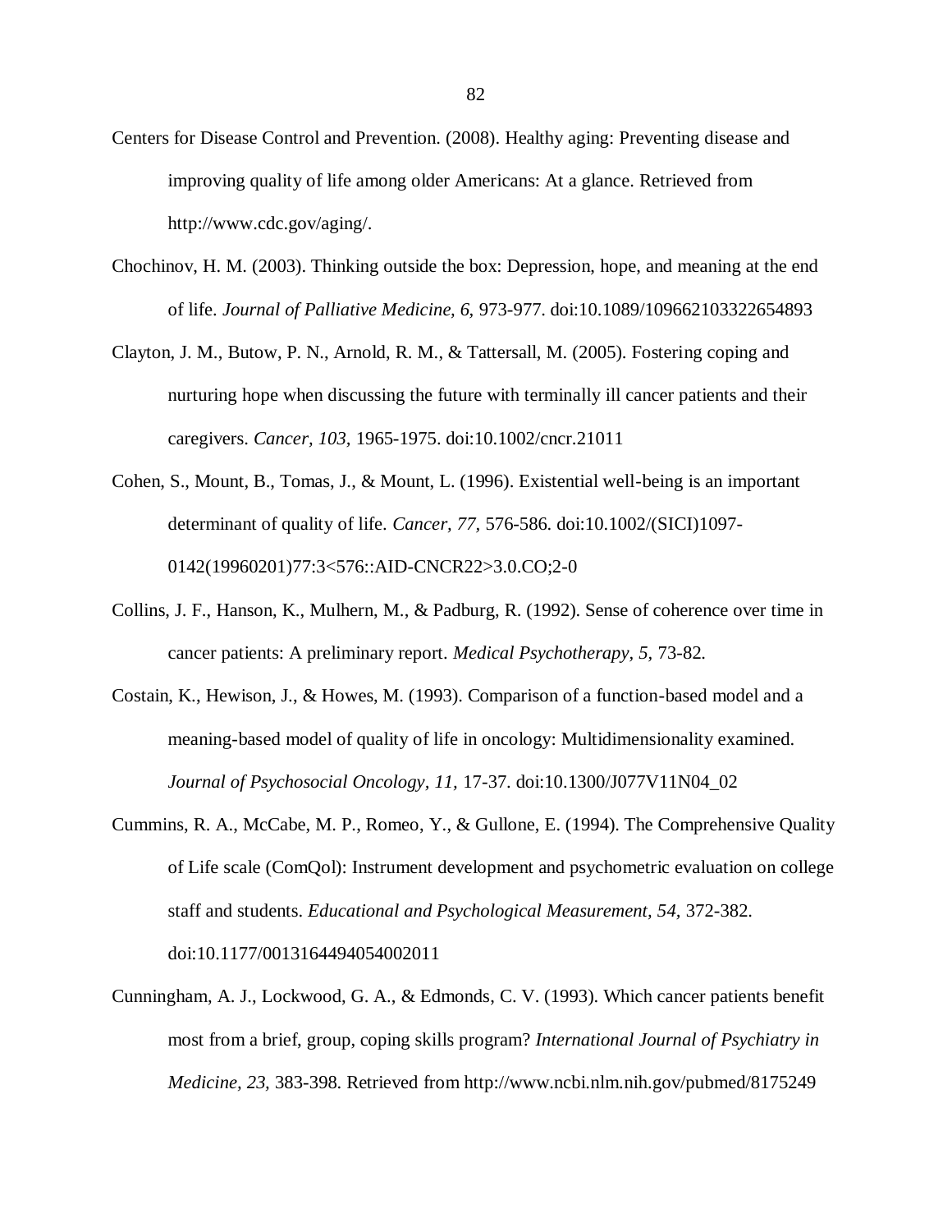Centers for Disease Control and Prevention. (2008). Healthy aging: Preventing disease and improving quality of life among older Americans: At a glance. Retrieved from http://www.cdc.gov/aging/.

Chochinov, H. M. (2003). Thinking outside the box: Depression, hope, and meaning at the end of life. *Journal of Palliative Medicine, 6,* 973-977. doi:10.1089/109662103322654893

Clayton, J. M., Butow, P. N., Arnold, R. M., & Tattersall, M. (2005). Fostering coping and nurturing hope when discussing the future with terminally ill cancer patients and their caregivers. *Cancer, 103,* 1965-1975. doi:10.1002/cncr.21011

Cohen, S., Mount, B., Tomas, J., & Mount, L. (1996). Existential well-being is an important determinant of quality of life. *Cancer, 77,* 576-586. doi:10.1002/(SICI)1097-0142(19960201)77:3<576::AID-CNCR22>3.0.CO;2-0

Collins, J. F., Hanson, K., Mulhern, M., & Padburg, R. (1992). Sense of coherence over time in cancer patients: A preliminary report. *Medical Psychotherapy, 5,* 73-82.

Costain, K., Hewison, J., & Howes, M. (1993). Comparison of a function-based model and a meaning-based model of quality of life in oncology: Multidimensionality examined. *Journal of Psychosocial Oncology, 11,* 17-37. doi:10.1300/J077V11N04_02

Cummins, R. A., McCabe, M. P., Romeo, Y., & Gullone, E. (1994). The Comprehensive Quality of Life scale (ComQol): Instrument development and psychometric evaluation on college staff and students. *Educational and Psychological Measurement, 54,* 372-382. doi:10.1177/0013164494054002011

Cunningham, A. J., Lockwood, G. A., & Edmonds, C. V. (1993). Which cancer patients benefit most from a brief, group, coping skills program? *International Journal of Psychiatry in Medicine, 23,* 383-398. Retrieved from http://www.ncbi.nlm.nih.gov/pubmed/8175249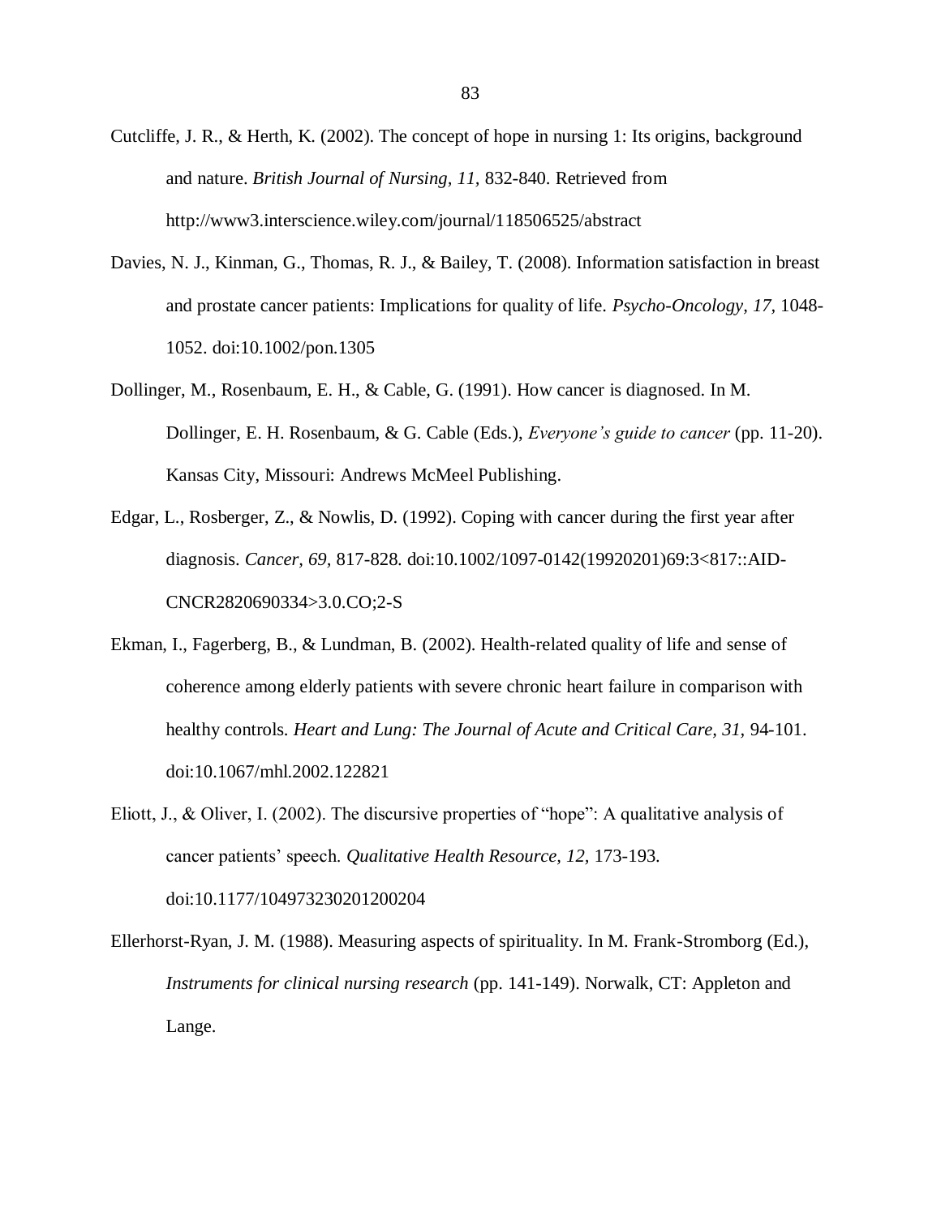Cutcliffe, J. R., & Herth, K. (2002). The concept of hope in nursing 1: Its origins, background and nature. *British Journal of Nursing, 11,* 832-840. Retrieved from http://www3.interscience.wiley.com/journal/118506525/abstract

Davies, N. J., Kinman, G., Thomas, R. J., & Bailey, T. (2008). Information satisfaction in breast and prostate cancer patients: Implications for quality of life. *Psycho-Oncology, 17,* 1048-1052. doi:10.1002/pon.1305

Dollinger, M., Rosenbaum, E. H., & Cable, G. (1991). How cancer is diagnosed. In M. Dollinger, E. H. Rosenbaum, & G. Cable (Eds.), *Everyone's guide to cancer* (pp. 11-20). Kansas City, Missouri: Andrews McMeel Publishing.

Edgar, L., Rosberger, Z., & Nowlis, D. (1992). Coping with cancer during the first year after diagnosis. *Cancer, 69,* 817-828. doi:10.1002/1097-0142(19920201)69:3<817::AID-CNCR2820690334>3.0.CO;2-S

Ekman, I., Fagerberg, B., & Lundman, B. (2002). Health-related quality of life and sense of coherence among elderly patients with severe chronic heart failure in comparison with healthy controls. *Heart and Lung: The Journal of Acute and Critical Care, 31,* 94-101. doi:10.1067/mhl.2002.122821

Eliott, J., & Oliver, I. (2002). The discursive properties of "hope": A qualitative analysis of cancer patients' speech. *Qualitative Health Resource, 12,* 173-193. doi:10.1177/104973230201200204

Ellerhorst-Ryan, J. M. (1988). Measuring aspects of spirituality. In M. Frank-Stromborg (Ed.), *Instruments for clinical nursing research* (pp. 141-149). Norwalk, CT: Appleton and Lange.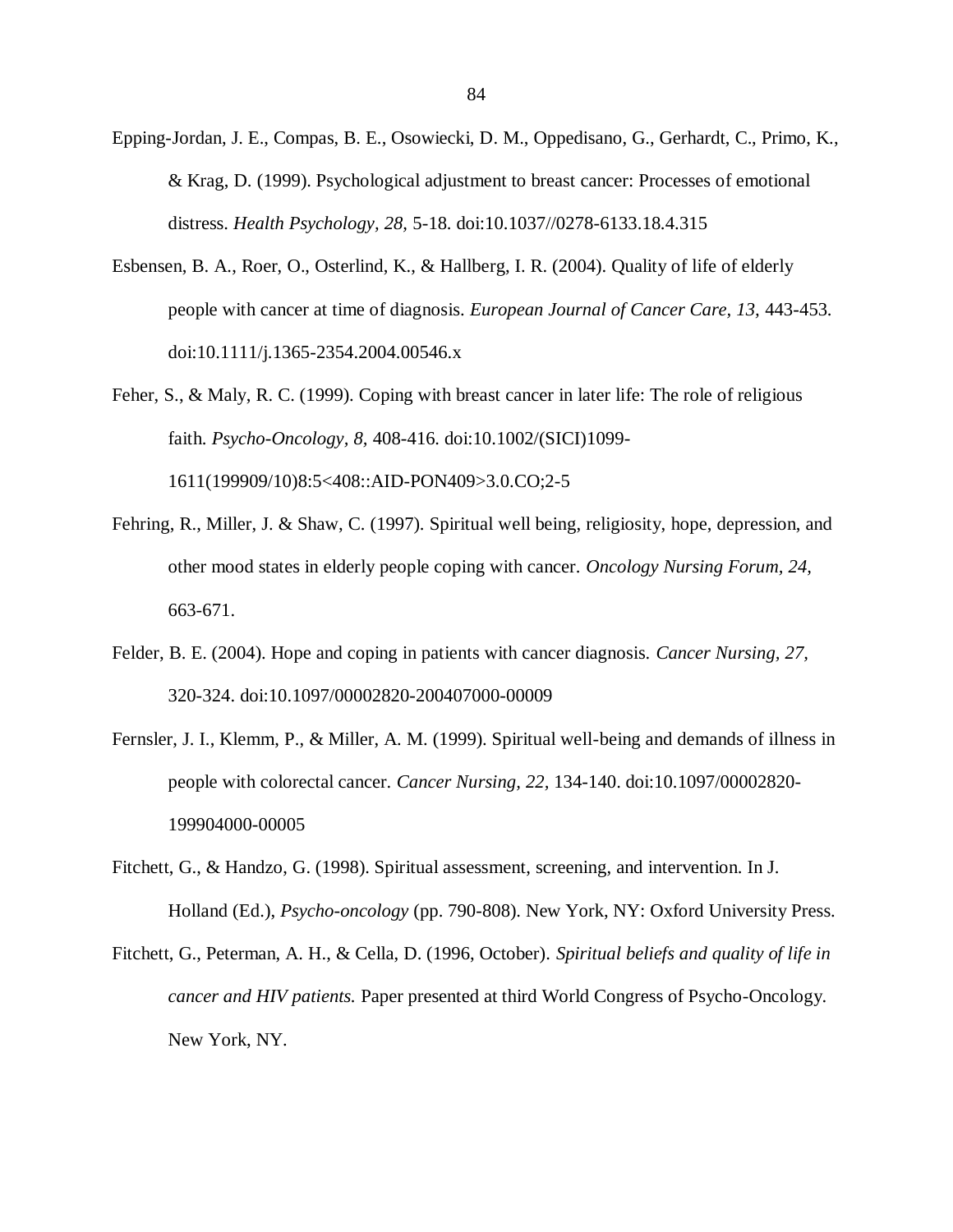Epping-Jordan, J. E., Compas, B. E., Osowiecki, D. M., Oppedisano, G., Gerhardt, C., Primo, K., & Krag, D. (1999). Psychological adjustment to breast cancer: Processes of emotional distress. *Health Psychology, 28,* 5-18. doi:10.1037//0278-6133.18.4.315

Esbensen, B. A., Roer, O., Osterlind, K., & Hallberg, I. R. (2004). Quality of life of elderly people with cancer at time of diagnosis. *European Journal of Cancer Care, 13,* 443-453. doi:10.1111/j.1365-2354.2004.00546.x

Feher, S., & Maly, R. C. (1999). Coping with breast cancer in later life: The role of religious faith. *Psycho-Oncology, 8,* 408-416. doi:10.1002/(SICI)1099-1611(199909/10)8:5<408::AID-PON409>3.0.CO;2-5

Fehring, R., Miller, J. & Shaw, C. (1997). Spiritual well being, religiosity, hope, depression, and other mood states in elderly people coping with cancer. *Oncology Nursing Forum, 24,* 663-671.

Felder, B. E. (2004). Hope and coping in patients with cancer diagnosis. *Cancer Nursing, 27,* 320-324. doi:10.1097/00002820-200407000-00009

Fernsler, J. I., Klemm, P., & Miller, A. M. (1999). Spiritual well-being and demands of illness in people with colorectal cancer. *Cancer Nursing, 22,* 134-140. doi:10.1097/00002820-199904000-00005

Fitchett, G., & Handzo, G. (1998). Spiritual assessment, screening, and intervention. In J. Holland (Ed.), *Psycho-oncology* (pp. 790-808). New York, NY: Oxford University Press.

Fitchett, G., Peterman, A. H., & Cella, D. (1996, October). *Spiritual beliefs and quality of life in cancer and HIV patients.* Paper presented at third World Congress of Psycho-Oncology. New York, NY.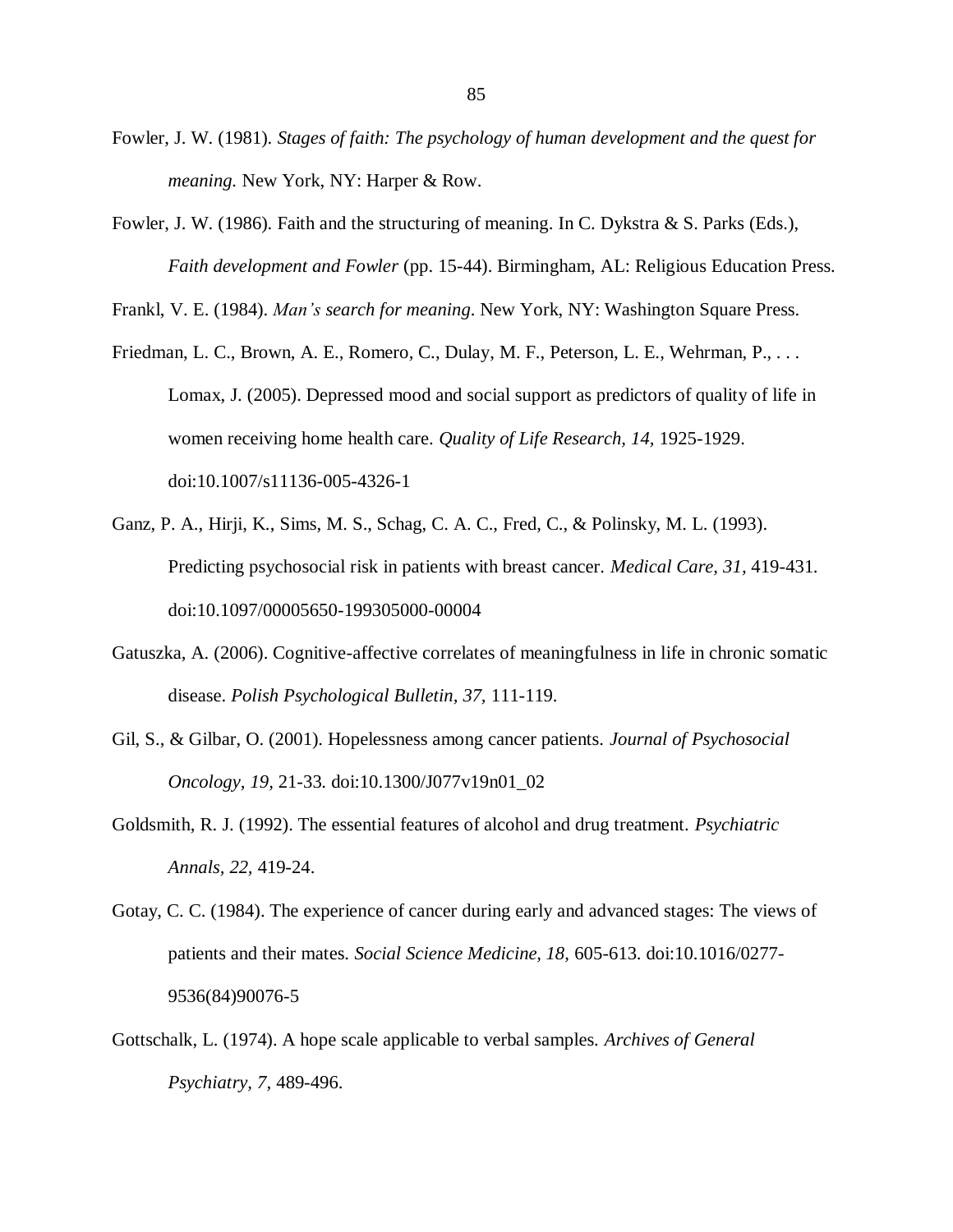Fowler, J. W. (1981). *Stages of faith: The psychology of human development and the quest for meaning.* New York, NY: Harper & Row.

Fowler, J. W. (1986). Faith and the structuring of meaning. In C. Dykstra & S. Parks (Eds.), *Faith development and Fowler* (pp. 15-44). Birmingham, AL: Religious Education Press.

Frankl, V. E. (1984). *Man's search for meaning*. New York, NY: Washington Square Press.

Friedman, L. C., Brown, A. E., Romero, C., Dulay, M. F., Peterson, L. E., Wehrman, P., . . . Lomax, J. (2005). Depressed mood and social support as predictors of quality of life in women receiving home health care. *Quality of Life Research, 14*, 1925-1929. doi:10.1007/s11136-005-4326-1

Ganz, P. A., Hirji, K., Sims, M. S., Schag, C. A. C., Fred, C., & Polinsky, M. L. (1993). Predicting psychosocial risk in patients with breast cancer. *Medical Care, 31,* 419-431. doi:10.1097/00005650-199305000-00004

Gatuszka, A. (2006). Cognitive-affective correlates of meaningfulness in life in chronic somatic disease. *Polish Psychological Bulletin, 37,* 111-119.

Gil, S., & Gilbar, O. (2001). Hopelessness among cancer patients. *Journal of Psychosocial Oncology, 19*, 21-33. doi:10.1300/J077v19n01_02

Goldsmith, R. J. (1992). The essential features of alcohol and drug treatment. *Psychiatric Annals, 22,* 419-24.

Gotay, C. C. (1984). The experience of cancer during early and advanced stages: The views of patients and their mates. *Social Science Medicine, 18,* 605-613. doi:10.1016/0277-9536(84)90076-5

Gottschalk, L. (1974). A hope scale applicable to verbal samples. *Archives of General Psychiatry, 7,* 489-496.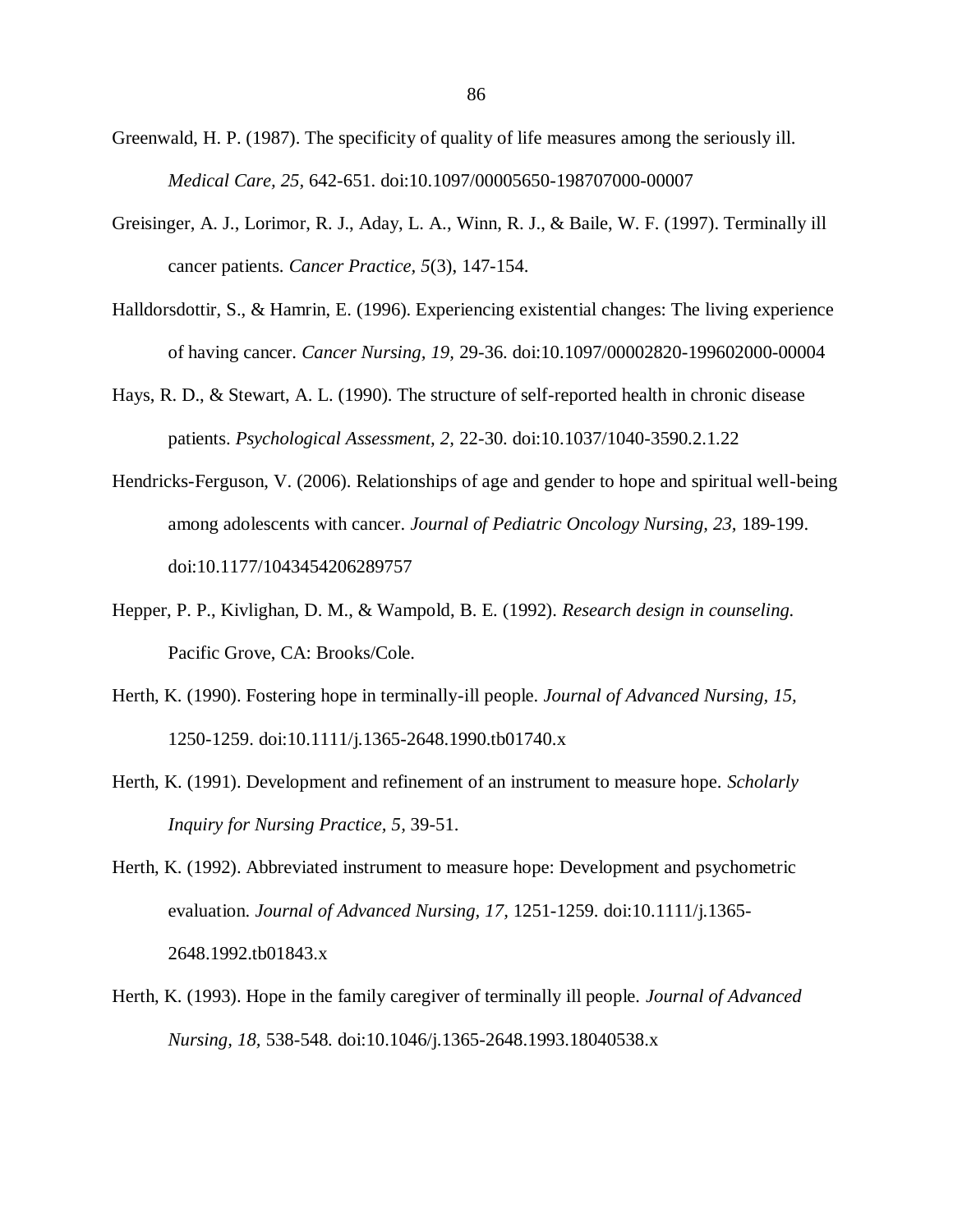Greenwald, H. P. (1987). The specificity of quality of life measures among the seriously ill. *Medical Care, 25,* 642-651. doi:10.1097/00005650-198707000-00007

Greisinger, A. J., Lorimor, R. J., Aday, L. A., Winn, R. J., & Baile, W. F. (1997). Terminally ill cancer patients. *Cancer Practice, 5*(3), 147-154.

Halldorsdottir, S., & Hamrin, E. (1996). Experiencing existential changes: The living experience of having cancer. *Cancer Nursing, 19,* 29-36. doi:10.1097/00002820-199602000-00004

Hays, R. D., & Stewart, A. L. (1990). The structure of self-reported health in chronic disease patients. *Psychological Assessment, 2,* 22-30. doi:10.1037/1040-3590.2.1.22

Hendricks-Ferguson, V. (2006). Relationships of age and gender to hope and spiritual well-being among adolescents with cancer. *Journal of Pediatric Oncology Nursing, 23,* 189-199. doi:10.1177/1043454206289757

Hepper, P. P., Kivlighan, D. M., & Wampold, B. E. (1992). *Research design in counseling.* Pacific Grove, CA: Brooks/Cole.

Herth, K. (1990). Fostering hope in terminally-ill people. *Journal of Advanced Nursing, 15,* 1250-1259. doi:10.1111/j.1365-2648.1990.tb01740.x

Herth, K. (1991). Development and refinement of an instrument to measure hope. *Scholarly Inquiry for Nursing Practice, 5,* 39-51.

Herth, K. (1992). Abbreviated instrument to measure hope: Development and psychometric evaluation. *Journal of Advanced Nursing, 17,* 1251-1259. doi:10.1111/j.1365-2648.1992.tb01843.x

Herth, K. (1993). Hope in the family caregiver of terminally ill people. *Journal of Advanced Nursing, 18,* 538-548. doi:10.1046/j.1365-2648.1993.18040538.x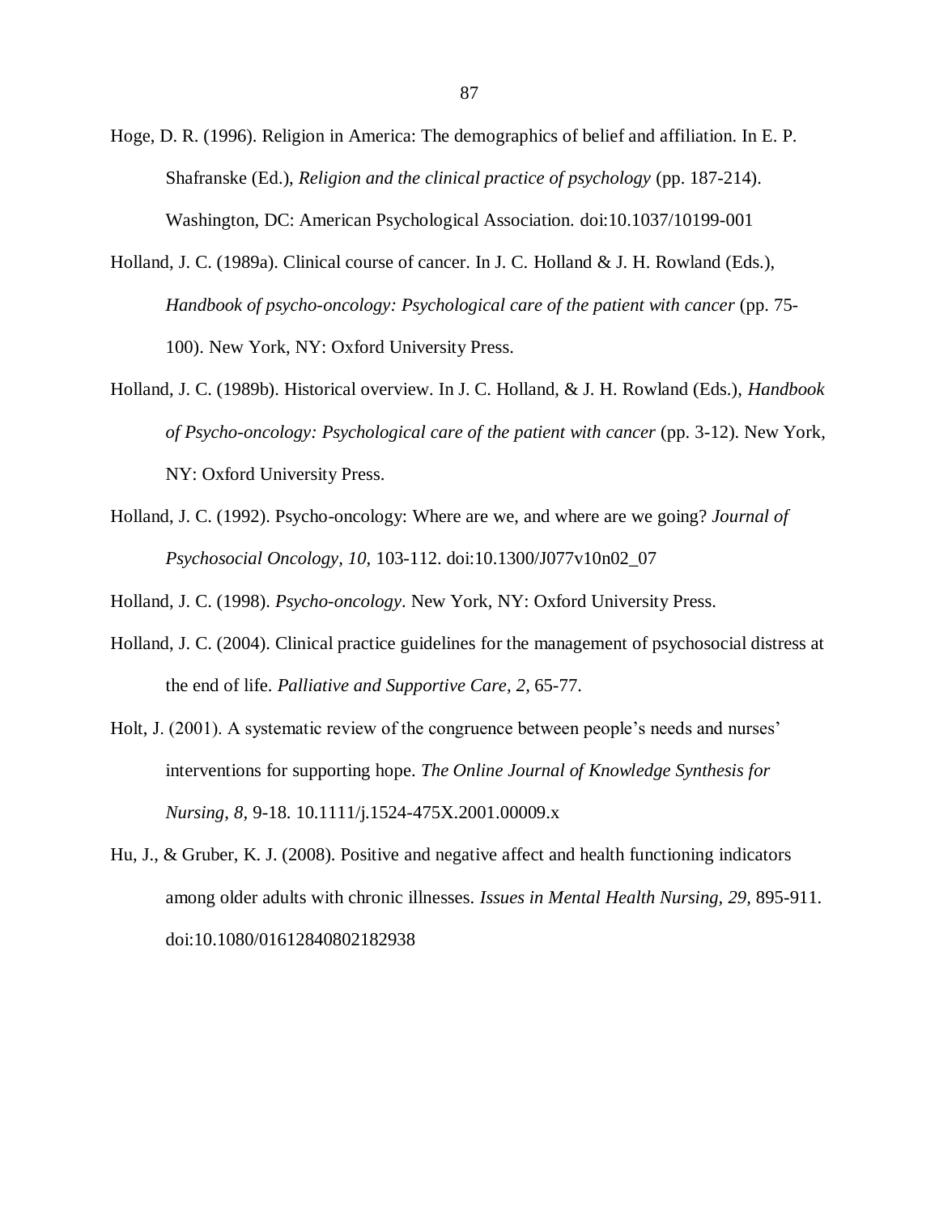Hoge, D. R. (1996). Religion in America: The demographics of belief and affiliation. In E. P. Shafranske (Ed.), *Religion and the clinical practice of psychology* (pp. 187-214). Washington, DC: American Psychological Association. doi:10.1037/10199-001

Holland, J. C. (1989a). Clinical course of cancer. In J. C. Holland & J. H. Rowland (Eds.), *Handbook of psycho-oncology: Psychological care of the patient with cancer* (pp. 75-100). New York, NY: Oxford University Press.

Holland, J. C. (1989b). Historical overview. In J. C. Holland, & J. H. Rowland (Eds.), *Handbook of Psycho-oncology: Psychological care of the patient with cancer* (pp. 3-12). New York, NY: Oxford University Press.

Holland, J. C. (1992). Psycho-oncology: Where are we, and where are we going? *Journal of Psychosocial Oncology, 10,* 103-112. doi:10.1300/J077v10n02_07

Holland, J. C. (1998). *Psycho-oncology*. New York, NY: Oxford University Press.

Holland, J. C. (2004). Clinical practice guidelines for the management of psychosocial distress at the end of life. *Palliative and Supportive Care, 2,* 65-77.

Holt, J. (2001). A systematic review of the congruence between people's needs and nurses' interventions for supporting hope. *The Online Journal of Knowledge Synthesis for Nursing, 8,* 9-18. 10.1111/j.1524-475X.2001.00009.x

Hu, J., & Gruber, K. J. (2008). Positive and negative affect and health functioning indicators among older adults with chronic illnesses. *Issues in Mental Health Nursing, 29,* 895-911. doi:10.1080/01612840802182938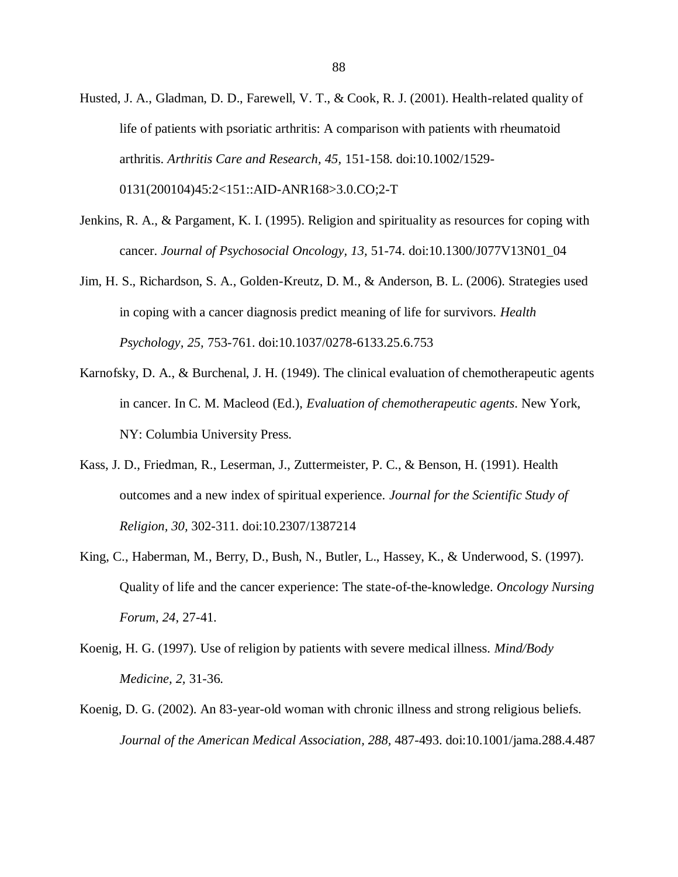Husted, J. A., Gladman, D. D., Farewell, V. T., & Cook, R. J. (2001). Health-related quality of life of patients with psoriatic arthritis: A comparison with patients with rheumatoid arthritis. *Arthritis Care and Research, 45,* 151-158. doi:10.1002/1529-0131(200104)45:2<151::AID-ANR168>3.0.CO;2-T

Jenkins, R. A., & Pargament, K. I. (1995). Religion and spirituality as resources for coping with cancer. *Journal of Psychosocial Oncology, 13,* 51-74. doi:10.1300/J077V13N01_04

Jim, H. S., Richardson, S. A., Golden-Kreutz, D. M., & Anderson, B. L. (2006). Strategies used in coping with a cancer diagnosis predict meaning of life for survivors. *Health Psychology, 25,* 753-761. doi:10.1037/0278-6133.25.6.753

Karnofsky, D. A., & Burchenal, J. H. (1949). The clinical evaluation of chemotherapeutic agents in cancer. In C. M. Macleod (Ed.), *Evaluation of chemotherapeutic agents*. New York, NY: Columbia University Press.

Kass, J. D., Friedman, R., Leserman, J., Zuttermeister, P. C., & Benson, H. (1991). Health outcomes and a new index of spiritual experience. *Journal for the Scientific Study of Religion, 30,* 302-311. doi:10.2307/1387214

King, C., Haberman, M., Berry, D., Bush, N., Butler, L., Hassey, K., & Underwood, S. (1997). Quality of life and the cancer experience: The state-of-the-knowledge. *Oncology Nursing Forum, 24,* 27-41.

Koenig, H. G. (1997). Use of religion by patients with severe medical illness. *Mind/Body Medicine, 2,* 31-36.

Koenig, D. G. (2002). An 83-year-old woman with chronic illness and strong religious beliefs. *Journal of the American Medical Association, 288,* 487-493. doi:10.1001/jama.288.4.487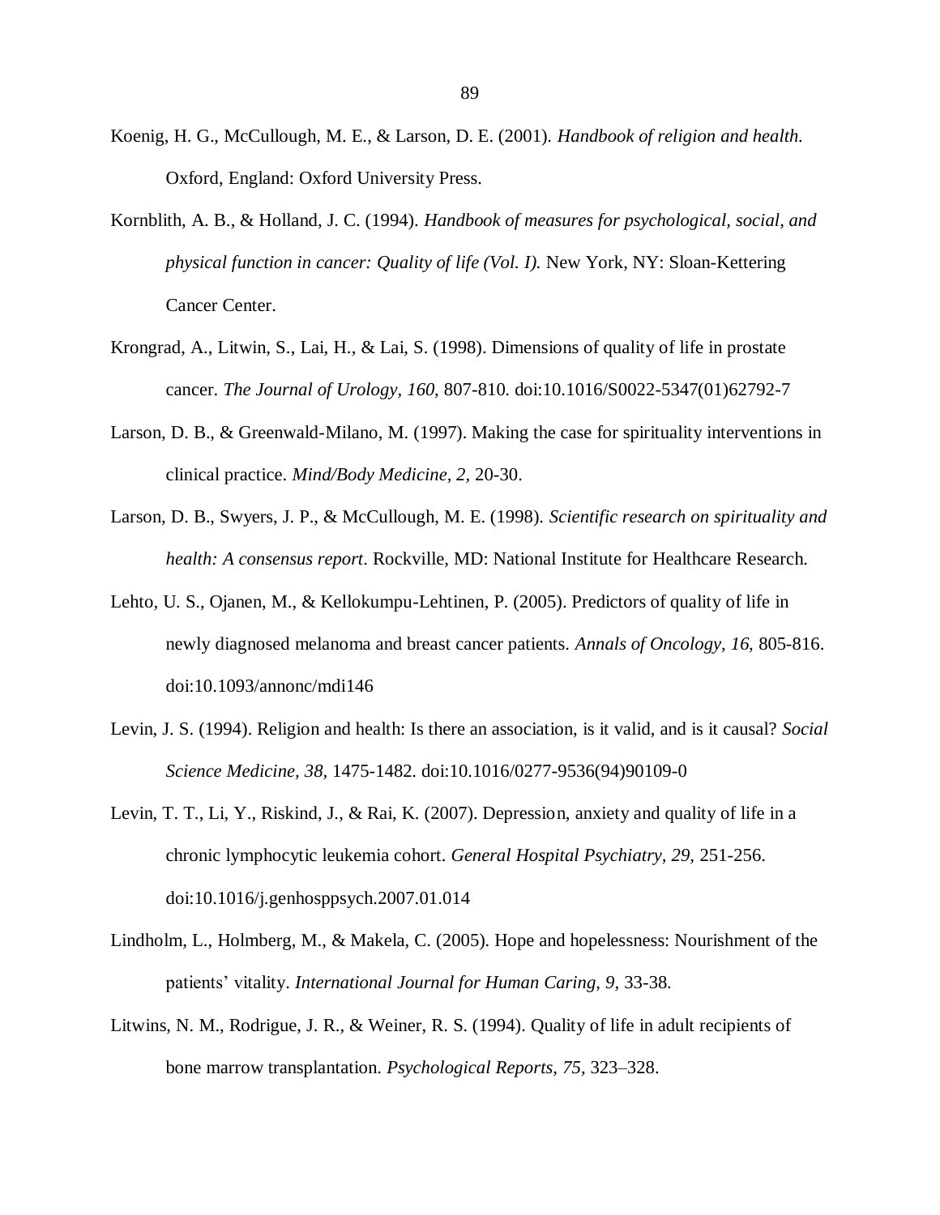Koenig, H. G., McCullough, M. E., & Larson, D. E. (2001). *Handbook of religion and health.* Oxford, England: Oxford University Press.

Kornblith, A. B., & Holland, J. C. (1994). *Handbook of measures for psychological, social, and physical function in cancer: Quality of life (Vol. I).* New York, NY: Sloan-Kettering Cancer Center.

Krongrad, A., Litwin, S., Lai, H., & Lai, S. (1998). Dimensions of quality of life in prostate cancer. *The Journal of Urology, 160,* 807-810. doi:10.1016/S0022-5347(01)62792-7

Larson, D. B., & Greenwald-Milano, M. (1997). Making the case for spirituality interventions in clinical practice. *Mind/Body Medicine, 2,* 20-30.

Larson, D. B., Swyers, J. P., & McCullough, M. E. (1998). *Scientific research on spirituality and health: A consensus report*. Rockville, MD: National Institute for Healthcare Research.

Lehto, U. S., Ojanen, M., & Kellokumpu-Lehtinen, P. (2005). Predictors of quality of life in newly diagnosed melanoma and breast cancer patients. *Annals of Oncology, 16,* 805-816. doi:10.1093/annonc/mdi146

Levin, J. S. (1994). Religion and health: Is there an association, is it valid, and is it causal? *Social Science Medicine, 38,* 1475-1482. doi:10.1016/0277-9536(94)90109-0

Levin, T. T., Li, Y., Riskind, J., & Rai, K. (2007). Depression, anxiety and quality of life in a chronic lymphocytic leukemia cohort. *General Hospital Psychiatry, 29,* 251-256. doi:10.1016/j.genhosppsych.2007.01.014

Lindholm, L., Holmberg, M., & Makela, C. (2005). Hope and hopelessness: Nourishment of the patients' vitality. *International Journal for Human Caring, 9,* 33-38.

Litwins, N. M., Rodrigue, J. R., & Weiner, R. S. (1994). Quality of life in adult recipients of bone marrow transplantation. *Psychological Reports, 75,* 323–328.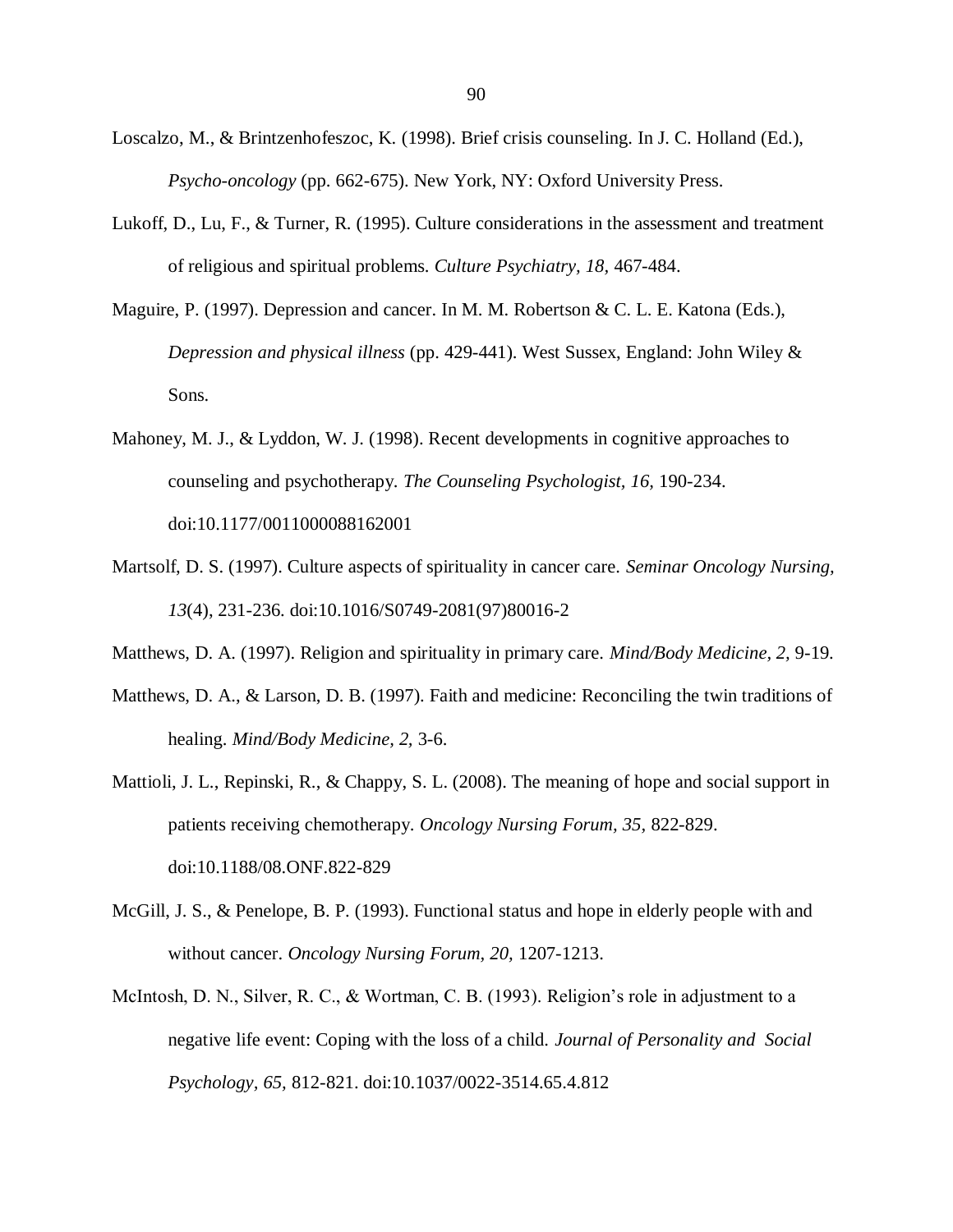Loscalzo, M., & Brintzenhofeszoc, K. (1998). Brief crisis counseling. In J. C. Holland (Ed.), *Psycho-oncology* (pp. 662-675). New York, NY: Oxford University Press.

Lukoff, D., Lu, F., & Turner, R. (1995). Culture considerations in the assessment and treatment of religious and spiritual problems. *Culture Psychiatry, 18,* 467-484.

Maguire, P. (1997). Depression and cancer. In M. M. Robertson & C. L. E. Katona (Eds.), *Depression and physical illness* (pp. 429-441). West Sussex, England: John Wiley & Sons.

Mahoney, M. J., & Lyddon, W. J. (1998). Recent developments in cognitive approaches to counseling and psychotherapy. *The Counseling Psychologist, 16,* 190-234. doi:10.1177/0011000088162001

Martsolf, D. S. (1997). Culture aspects of spirituality in cancer care. *Seminar Oncology Nursing, 13*(4), 231-236. doi:10.1016/S0749-2081(97)80016-2

Matthews, D. A. (1997). Religion and spirituality in primary care. *Mind/Body Medicine, 2,* 9-19.

Matthews, D. A., & Larson, D. B. (1997). Faith and medicine: Reconciling the twin traditions of healing. *Mind/Body Medicine, 2,* 3-6.

Mattioli, J. L., Repinski, R., & Chappy, S. L. (2008). The meaning of hope and social support in patients receiving chemotherapy. *Oncology Nursing Forum, 35,* 822-829. doi:10.1188/08.ONF.822-829

McGill, J. S., & Penelope, B. P. (1993). Functional status and hope in elderly people with and without cancer. *Oncology Nursing Forum, 20,* 1207-1213.

McIntosh, D. N., Silver, R. C., & Wortman, C. B. (1993). Religion's role in adjustment to a negative life event: Coping with the loss of a child. *Journal of Personality and Social Psychology, 65,* 812-821. doi:10.1037/0022-3514.65.4.812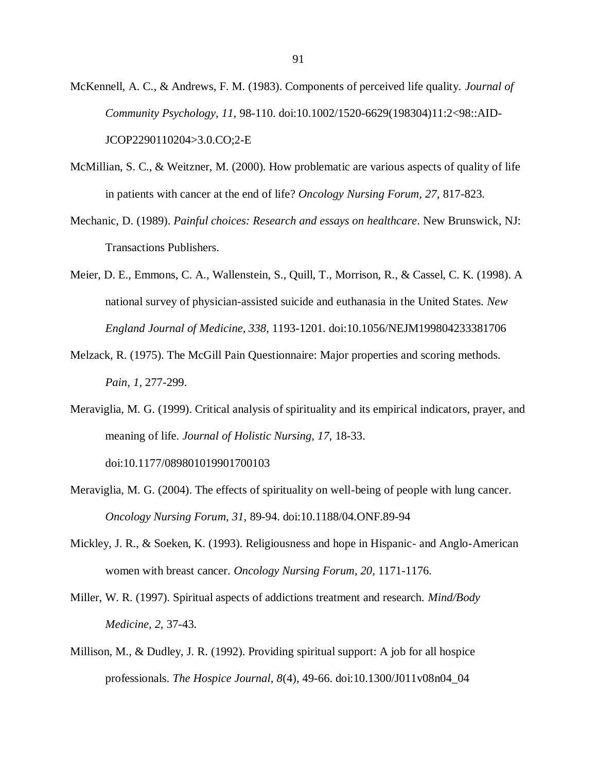McKennell, A. C., & Andrews, F. M. (1983). Components of perceived life quality. *Journal of Community Psychology, 11,* 98-110. doi:10.1002/1520-6629(198304)11:2<98::AID-JCOP2290110204>3.0.CO;2-E

McMillian, S. C., & Weitzner, M. (2000). How problematic are various aspects of quality of life in patients with cancer at the end of life? *Oncology Nursing Forum, 27,* 817-823.

Mechanic, D. (1989). *Painful choices: Research and essays on healthcare*. New Brunswick, NJ: Transactions Publishers.

Meier, D. E., Emmons, C. A., Wallenstein, S., Quill, T., Morrison, R., & Cassel, C. K. (1998). A national survey of physician-assisted suicide and euthanasia in the United States. *New England Journal of Medicine, 338,* 1193-1201. doi:10.1056/NEJM199804233381706

Melzack, R. (1975). The McGill Pain Questionnaire: Major properties and scoring methods. *Pain, 1,* 277-299.

Meraviglia, M. G. (1999). Critical analysis of spirituality and its empirical indicators, prayer, and meaning of life. *Journal of Holistic Nursing, 17,* 18-33. doi:10.1177/089801019901700103

Meraviglia, M. G. (2004). The effects of spirituality on well-being of people with lung cancer. *Oncology Nursing Forum, 31,* 89-94. doi:10.1188/04.ONF.89-94

Mickley, J. R., & Soeken, K. (1993). Religiousness and hope in Hispanic- and Anglo-American women with breast cancer. *Oncology Nursing Forum, 20,* 1171-1176.

Miller, W. R. (1997). Spiritual aspects of addictions treatment and research. *Mind/Body Medicine, 2,* 37-43.

Millison, M., & Dudley, J. R. (1992). Providing spiritual support: A job for all hospice professionals. *The Hospice Journal, 8*(4), 49-66. doi:10.1300/J011v08n04_04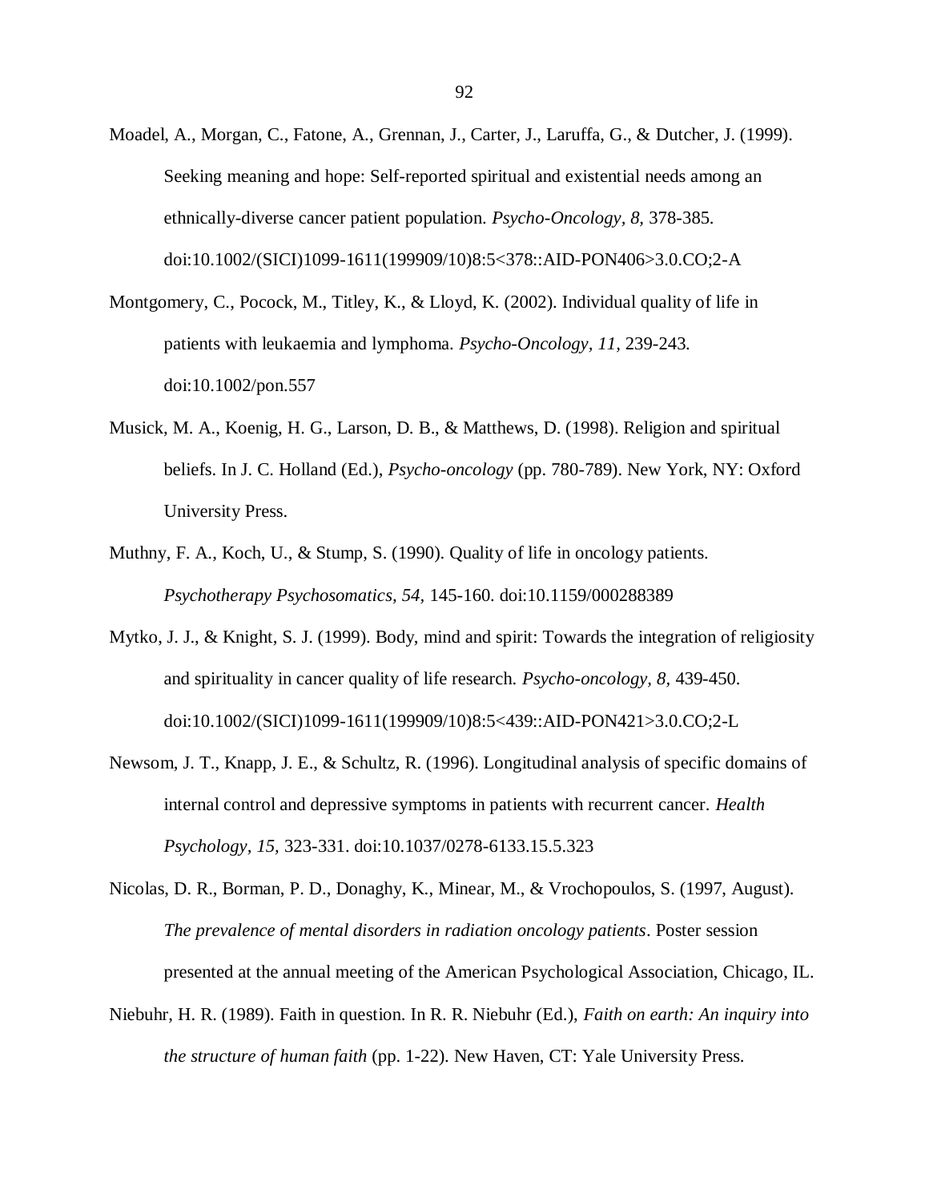Moadel, A., Morgan, C., Fatone, A., Grennan, J., Carter, J., Laruffa, G., & Dutcher, J. (1999). Seeking meaning and hope: Self-reported spiritual and existential needs among an ethnically-diverse cancer patient population. *Psycho-Oncology, 8,* 378-385. doi:10.1002/(SICI)1099-1611(199909/10)8:5<378::AID-PON406>3.0.CO;2-A

Montgomery, C., Pocock, M., Titley, K., & Lloyd, K. (2002). Individual quality of life in patients with leukaemia and lymphoma. *Psycho-Oncology, 11,* 239-243. doi:10.1002/pon.557

Musick, M. A., Koenig, H. G., Larson, D. B., & Matthews, D. (1998). Religion and spiritual beliefs. In J. C. Holland (Ed.), *Psycho-oncology* (pp. 780-789). New York, NY: Oxford University Press.

Muthny, F. A., Koch, U., & Stump, S. (1990). Quality of life in oncology patients. *Psychotherapy Psychosomatics, 54,* 145-160. doi:10.1159/000288389

Mytko, J. J., & Knight, S. J. (1999). Body, mind and spirit: Towards the integration of religiosity and spirituality in cancer quality of life research. *Psycho-oncology, 8,* 439-450. doi:10.1002/(SICI)1099-1611(199909/10)8:5<439::AID-PON421>3.0.CO;2-L

Newsom, J. T., Knapp, J. E., & Schultz, R. (1996). Longitudinal analysis of specific domains of internal control and depressive symptoms in patients with recurrent cancer. *Health Psychology, 15,* 323-331. doi:10.1037/0278-6133.15.5.323

Nicolas, D. R., Borman, P. D., Donaghy, K., Minear, M., & Vrochopoulos, S. (1997, August). *The prevalence of mental disorders in radiation oncology patients*. Poster session presented at the annual meeting of the American Psychological Association, Chicago, IL.

Niebuhr, H. R. (1989). Faith in question. In R. R. Niebuhr (Ed.), *Faith on earth: An inquiry into the structure of human faith* (pp. 1-22). New Haven, CT: Yale University Press.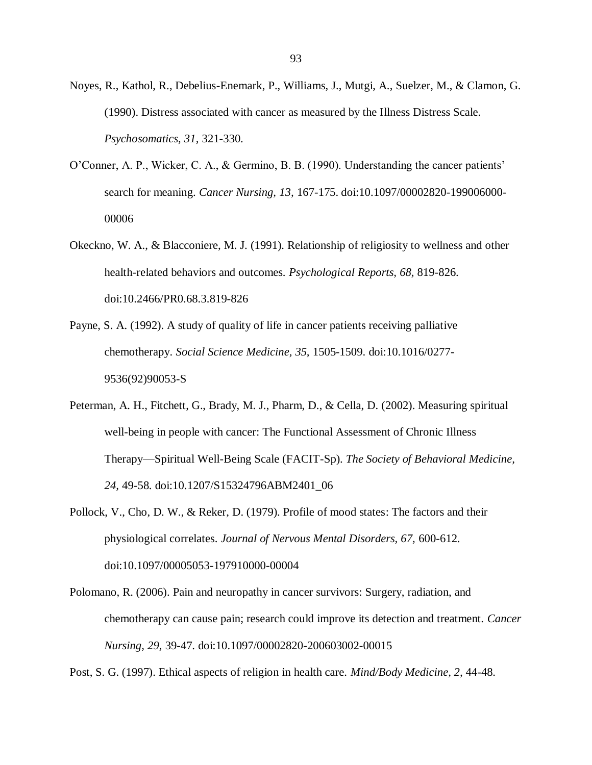Noyes, R., Kathol, R., Debelius-Enemark, P., Williams, J., Mutgi, A., Suelzer, M., & Clamon, G. (1990). Distress associated with cancer as measured by the Illness Distress Scale. *Psychosomatics, 31*, 321-330.

O'Conner, A. P., Wicker, C. A., & Germino, B. B. (1990). Understanding the cancer patients' search for meaning. *Cancer Nursing, 13,* 167-175. doi:10.1097/00002820-199006000-00006

Okeckno, W. A., & Blacconiere, M. J. (1991). Relationship of religiosity to wellness and other health-related behaviors and outcomes. *Psychological Reports, 68*, 819-826. doi:10.2466/PR0.68.3.819-826

Payne, S. A. (1992). A study of quality of life in cancer patients receiving palliative chemotherapy. *Social Science Medicine, 35,* 1505-1509. doi:10.1016/0277-9536(92)90053-S

Peterman, A. H., Fitchett, G., Brady, M. J., Pharm, D., & Cella, D. (2002). Measuring spiritual well-being in people with cancer: The Functional Assessment of Chronic Illness Therapy—Spiritual Well-Being Scale (FACIT-Sp). *The Society of Behavioral Medicine, 24,* 49-58. doi:10.1207/S15324796ABM2401_06

Pollock, V., Cho, D. W., & Reker, D. (1979). Profile of mood states: The factors and their physiological correlates. *Journal of Nervous Mental Disorders, 67,* 600-612. doi:10.1097/00005053-197910000-00004

Polomano, R. (2006). Pain and neuropathy in cancer survivors: Surgery, radiation, and chemotherapy can cause pain; research could improve its detection and treatment. *Cancer Nursing, 29,* 39-47. doi:10.1097/00002820-200603002-00015

Post, S. G. (1997). Ethical aspects of religion in health care. *Mind/Body Medicine, 2,* 44-48.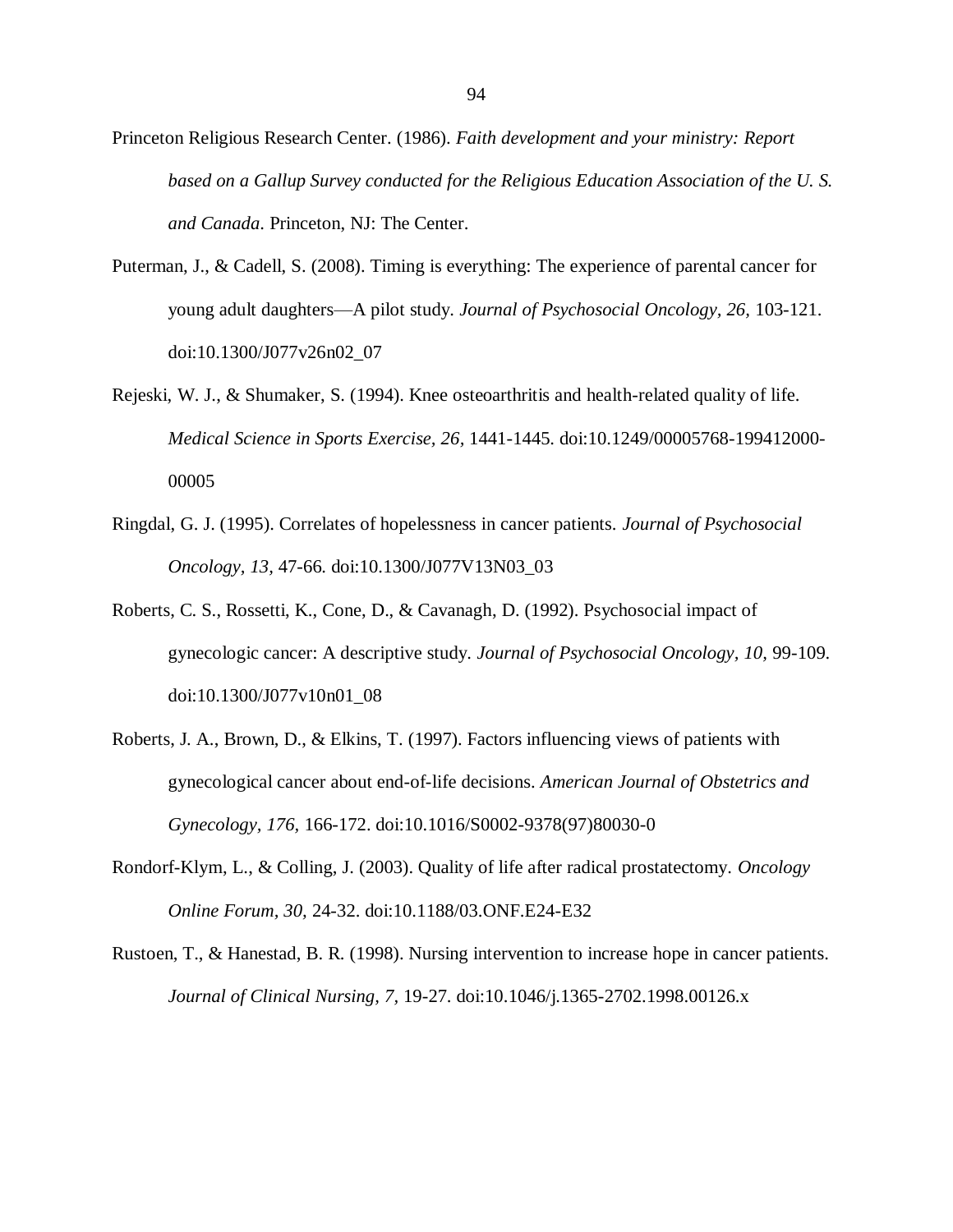Princeton Religious Research Center. (1986). *Faith development and your ministry: Report based on a Gallup Survey conducted for the Religious Education Association of the U. S. and Canada*. Princeton, NJ: The Center.

Puterman, J., & Cadell, S. (2008). Timing is everything: The experience of parental cancer for young adult daughters—A pilot study. *Journal of Psychosocial Oncology, 26,* 103-121. doi:10.1300/J077v26n02_07

Rejeski, W. J., & Shumaker, S. (1994). Knee osteoarthritis and health-related quality of life. *Medical Science in Sports Exercise, 26,* 1441-1445. doi:10.1249/00005768-199412000-00005

Ringdal, G. J. (1995). Correlates of hopelessness in cancer patients. *Journal of Psychosocial Oncology, 13,* 47-66. doi:10.1300/J077V13N03_03

Roberts, C. S., Rossetti, K., Cone, D., & Cavanagh, D. (1992). Psychosocial impact of gynecologic cancer: A descriptive study. *Journal of Psychosocial Oncology, 10,* 99-109. doi:10.1300/J077v10n01_08

Roberts, J. A., Brown, D., & Elkins, T. (1997). Factors influencing views of patients with gynecological cancer about end-of-life decisions. *American Journal of Obstetrics and Gynecology, 176,* 166-172. doi:10.1016/S0002-9378(97)80030-0

Rondorf-Klym, L., & Colling, J. (2003). Quality of life after radical prostatectomy. *Oncology Online Forum, 30,* 24-32. doi:10.1188/03.ONF.E24-E32

Rustoen, T., & Hanestad, B. R. (1998). Nursing intervention to increase hope in cancer patients. *Journal of Clinical Nursing, 7,* 19-27. doi:10.1046/j.1365-2702.1998.00126.x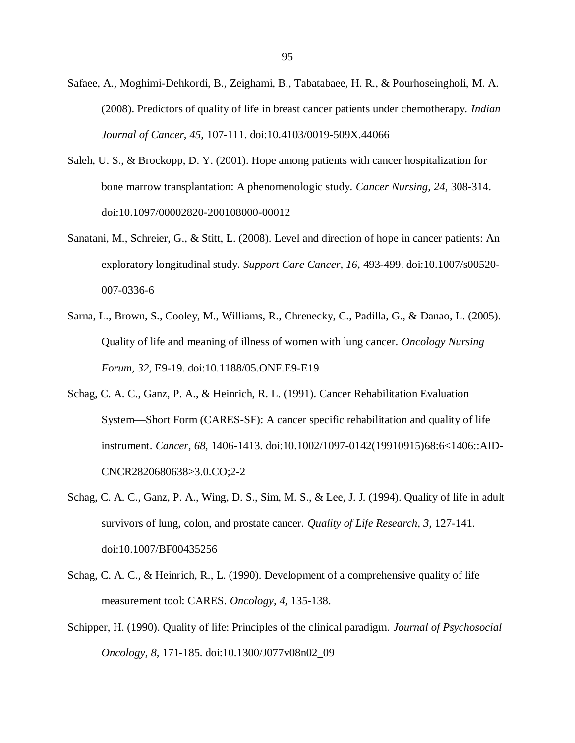Safaee, A., Moghimi-Dehkordi, B., Zeighami, B., Tabatabaee, H. R., & Pourhoseingholi, M. A. (2008). Predictors of quality of life in breast cancer patients under chemotherapy. *Indian Journal of Cancer, 45,* 107-111. doi:10.4103/0019-509X.44066

Saleh, U. S., & Brockopp, D. Y. (2001). Hope among patients with cancer hospitalization for bone marrow transplantation: A phenomenologic study. *Cancer Nursing, 24,* 308-314. doi:10.1097/00002820-200108000-00012

Sanatani, M., Schreier, G., & Stitt, L. (2008). Level and direction of hope in cancer patients: An exploratory longitudinal study. *Support Care Cancer, 16,* 493-499. doi:10.1007/s00520-007-0336-6

Sarna, L., Brown, S., Cooley, M., Williams, R., Chrenecky, C., Padilla, G., & Danao, L. (2005). Quality of life and meaning of illness of women with lung cancer. *Oncology Nursing Forum, 32,* E9-19. doi:10.1188/05.ONF.E9-E19

Schag, C. A. C., Ganz, P. A., & Heinrich, R. L. (1991). Cancer Rehabilitation Evaluation System—Short Form (CARES-SF): A cancer specific rehabilitation and quality of life instrument. *Cancer, 68,* 1406-1413. doi:10.1002/1097-0142(19910915)68:6<1406::AID-CNCR2820680638>3.0.CO;2-2

Schag, C. A. C., Ganz, P. A., Wing, D. S., Sim, M. S., & Lee, J. J. (1994). Quality of life in adult survivors of lung, colon, and prostate cancer. *Quality of Life Research, 3,* 127-141. doi:10.1007/BF00435256

Schag, C. A. C., & Heinrich, R., L. (1990). Development of a comprehensive quality of life measurement tool: CARES. *Oncology, 4,* 135-138.

Schipper, H. (1990). Quality of life: Principles of the clinical paradigm. *Journal of Psychosocial Oncology, 8,* 171-185. doi:10.1300/J077v08n02_09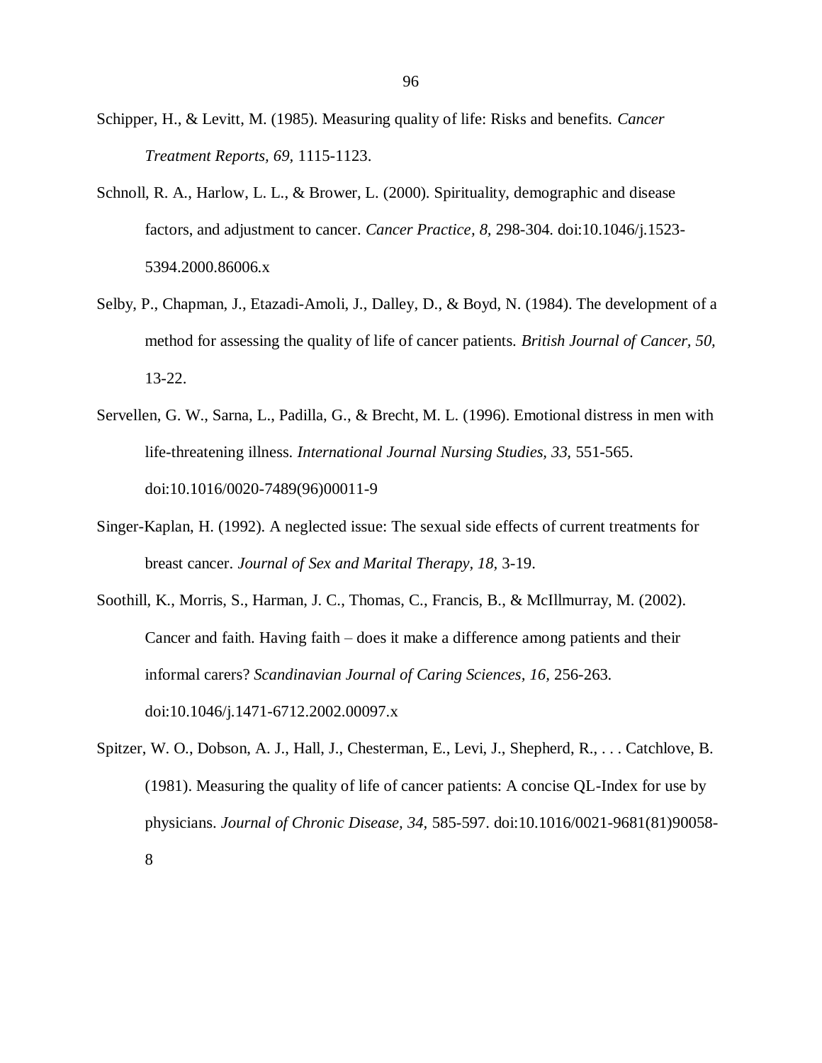Schipper, H., & Levitt, M. (1985). Measuring quality of life: Risks and benefits. *Cancer Treatment Reports, 69,* 1115-1123.

Schnoll, R. A., Harlow, L. L., & Brower, L. (2000). Spirituality, demographic and disease factors, and adjustment to cancer. *Cancer Practice, 8,* 298-304. doi:10.1046/j.1523-5394.2000.86006.x

Selby, P., Chapman, J., Etazadi-Amoli, J., Dalley, D., & Boyd, N. (1984). The development of a method for assessing the quality of life of cancer patients. *British Journal of Cancer, 50,* 13-22.

Servellen, G. W., Sarna, L., Padilla, G., & Brecht, M. L. (1996). Emotional distress in men with life-threatening illness. *International Journal Nursing Studies, 33,* 551-565. doi:10.1016/0020-7489(96)00011-9

Singer-Kaplan, H. (1992). A neglected issue: The sexual side effects of current treatments for breast cancer. *Journal of Sex and Marital Therapy, 18,* 3-19.

Soothill, K., Morris, S., Harman, J. C., Thomas, C., Francis, B., & McIllmurray, M. (2002). Cancer and faith. Having faith – does it make a difference among patients and their informal carers? *Scandinavian Journal of Caring Sciences, 16,* 256-263. doi:10.1046/j.1471-6712.2002.00097.x

Spitzer, W. O., Dobson, A. J., Hall, J., Chesterman, E., Levi, J., Shepherd, R., . . . Catchlove, B. (1981). Measuring the quality of life of cancer patients: A concise QL-Index for use by physicians. *Journal of Chronic Disease, 34,* 585-597. doi:10.1016/0021-9681(81)90058-8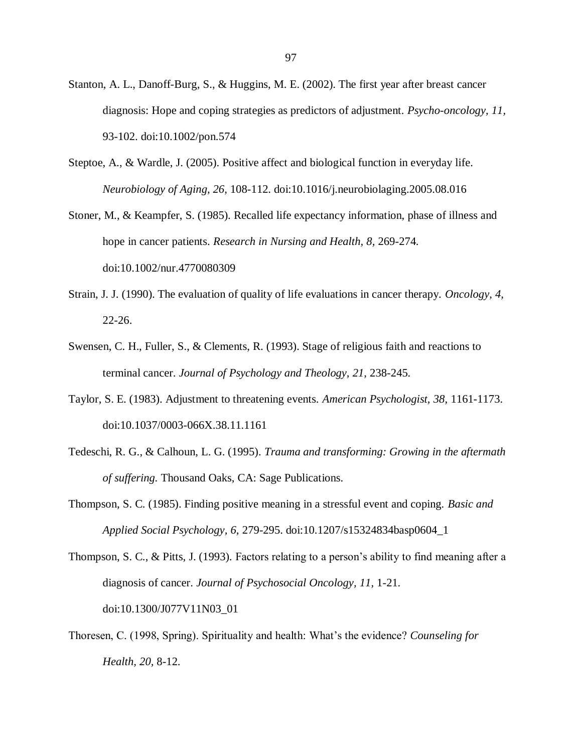Stanton, A. L., Danoff-Burg, S., & Huggins, M. E. (2002). The first year after breast cancer diagnosis: Hope and coping strategies as predictors of adjustment. *Psycho-oncology, 11,* 93-102. doi:10.1002/pon.574

Steptoe, A., & Wardle, J. (2005). Positive affect and biological function in everyday life. *Neurobiology of Aging, 26,* 108-112. doi:10.1016/j.neurobiolaging.2005.08.016

Stoner, M., & Keampfer, S. (1985). Recalled life expectancy information, phase of illness and hope in cancer patients. *Research in Nursing and Health, 8,* 269-274. doi:10.1002/nur.4770080309

Strain, J. J. (1990). The evaluation of quality of life evaluations in cancer therapy. *Oncology, 4,* 22-26.

Swensen, C. H., Fuller, S., & Clements, R. (1993). Stage of religious faith and reactions to terminal cancer. *Journal of Psychology and Theology, 21,* 238-245.

Taylor, S. E. (1983). Adjustment to threatening events. *American Psychologist, 38,* 1161-1173. doi:10.1037/0003-066X.38.11.1161

Tedeschi, R. G., & Calhoun, L. G. (1995). *Trauma and transforming: Growing in the aftermath of suffering.* Thousand Oaks, CA: Sage Publications.

Thompson, S. C. (1985). Finding positive meaning in a stressful event and coping. *Basic and Applied Social Psychology, 6,* 279-295. doi:10.1207/s15324834basp0604_1

Thompson, S. C., & Pitts, J. (1993). Factors relating to a person's ability to find meaning after a diagnosis of cancer. *Journal of Psychosocial Oncology, 11,* 1-21. doi:10.1300/J077V11N03_01

Thoresen, C. (1998, Spring). Spirituality and health: What's the evidence? *Counseling for Health, 20,* 8-12.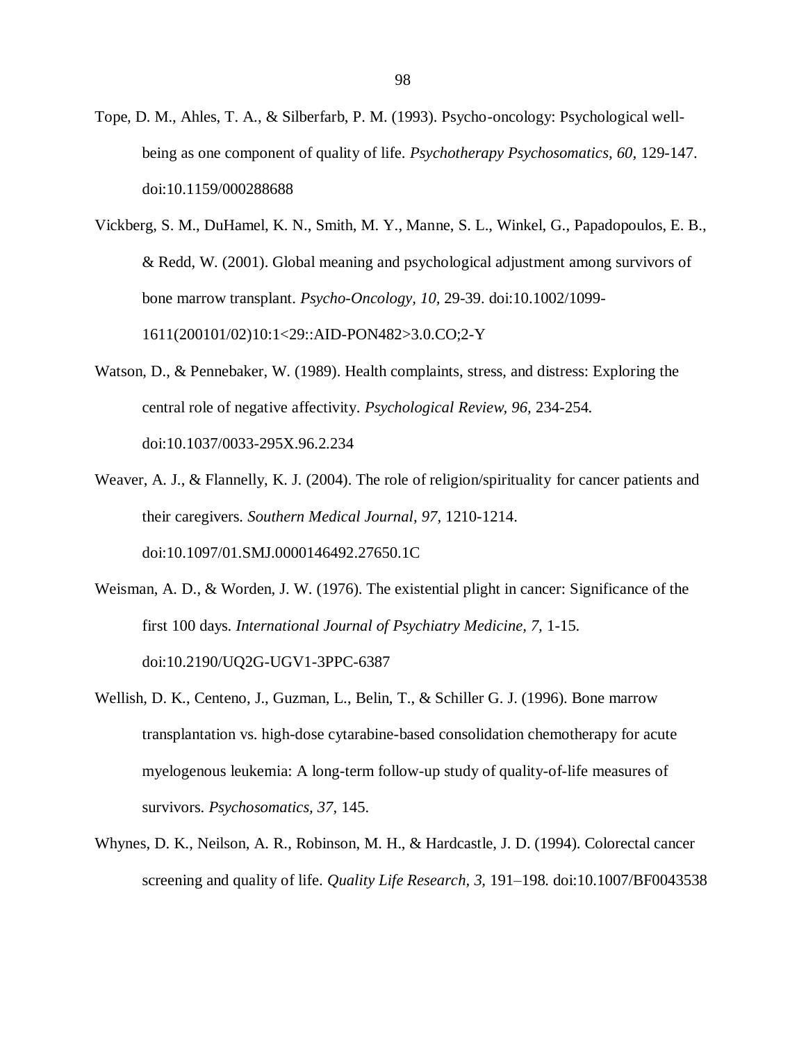Tope, D. M., Ahles, T. A., & Silberfarb, P. M. (1993). Psycho-oncology: Psychological well-being as one component of quality of life. *Psychotherapy Psychosomatics, 60,* 129-147. doi:10.1159/000288688

Vickberg, S. M., DuHamel, K. N., Smith, M. Y., Manne, S. L., Winkel, G., Papadopoulos, E. B., & Redd, W. (2001). Global meaning and psychological adjustment among survivors of bone marrow transplant. *Psycho-Oncology, 10,* 29-39. doi:10.1002/1099-1611(200101/02)10:1<29::AID-PON482>3.0.CO;2-Y

Watson, D., & Pennebaker, W. (1989). Health complaints, stress, and distress: Exploring the central role of negative affectivity. *Psychological Review, 96,* 234-254. doi:10.1037/0033-295X.96.2.234

Weaver, A. J., & Flannelly, K. J. (2004). The role of religion/spirituality for cancer patients and their caregivers. *Southern Medical Journal, 97,* 1210-1214. doi:10.1097/01.SMJ.0000146492.27650.1C

Weisman, A. D., & Worden, J. W. (1976). The existential plight in cancer: Significance of the first 100 days. *International Journal of Psychiatry Medicine, 7,* 1-15. doi:10.2190/UQ2G-UGV1-3PPC-6387

Wellish, D. K., Centeno, J., Guzman, L., Belin, T., & Schiller G. J. (1996). Bone marrow transplantation vs. high-dose cytarabine-based consolidation chemotherapy for acute myelogenous leukemia: A long-term follow-up study of quality-of-life measures of survivors. *Psychosomatics, 37,* 145.

Whynes, D. K., Neilson, A. R., Robinson, M. H., & Hardcastle, J. D. (1994). Colorectal cancer screening and quality of life. *Quality Life Research, 3,* 191–198. doi:10.1007/BF0043538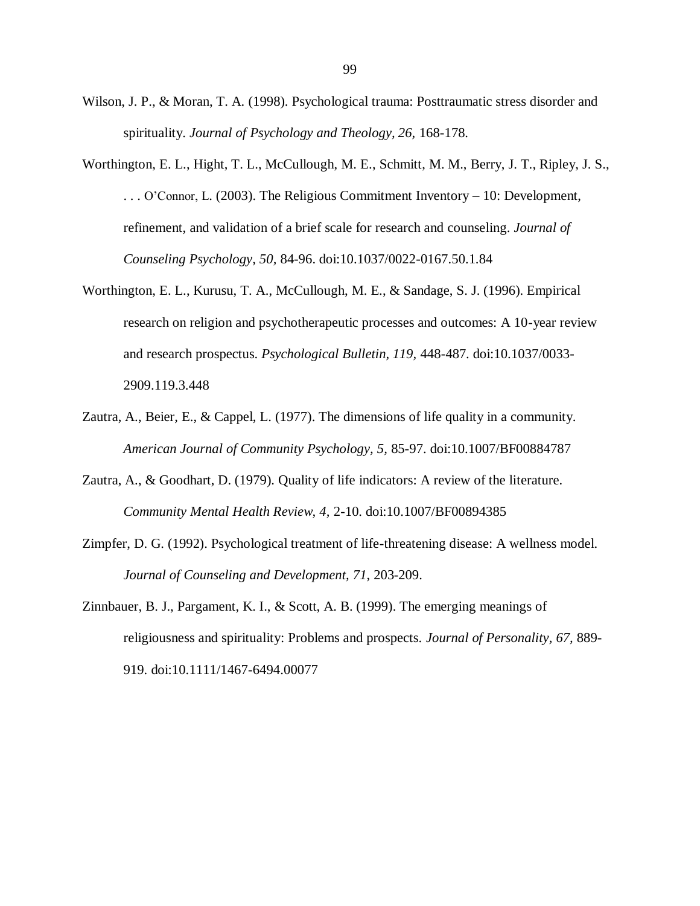Wilson, J. P., & Moran, T. A. (1998). Psychological trauma: Posttraumatic stress disorder and spirituality. *Journal of Psychology and Theology, 26,* 168-178.

Worthington, E. L., Hight, T. L., McCullough, M. E., Schmitt, M. M., Berry, J. T., Ripley, J. S., . . . O'Connor, L. (2003). The Religious Commitment Inventory – 10: Development, refinement, and validation of a brief scale for research and counseling. *Journal of Counseling Psychology, 50,* 84-96. doi:10.1037/0022-0167.50.1.84

Worthington, E. L., Kurusu, T. A., McCullough, M. E., & Sandage, S. J. (1996). Empirical research on religion and psychotherapeutic processes and outcomes: A 10-year review and research prospectus. *Psychological Bulletin, 119,* 448-487. doi:10.1037/0033-2909.119.3.448

Zautra, A., Beier, E., & Cappel, L. (1977). The dimensions of life quality in a community. *American Journal of Community Psychology, 5,* 85-97. doi:10.1007/BF00884787

Zautra, A., & Goodhart, D. (1979). Quality of life indicators: A review of the literature. *Community Mental Health Review, 4,* 2-10. doi:10.1007/BF00894385

Zimpfer, D. G. (1992). Psychological treatment of life-threatening disease: A wellness model. *Journal of Counseling and Development, 71*, 203-209.

Zinnbauer, B. J., Pargament, K. I., & Scott, A. B. (1999). The emerging meanings of religiousness and spirituality: Problems and prospects. *Journal of Personality, 67,* 889-919. doi:10.1111/1467-6494.00077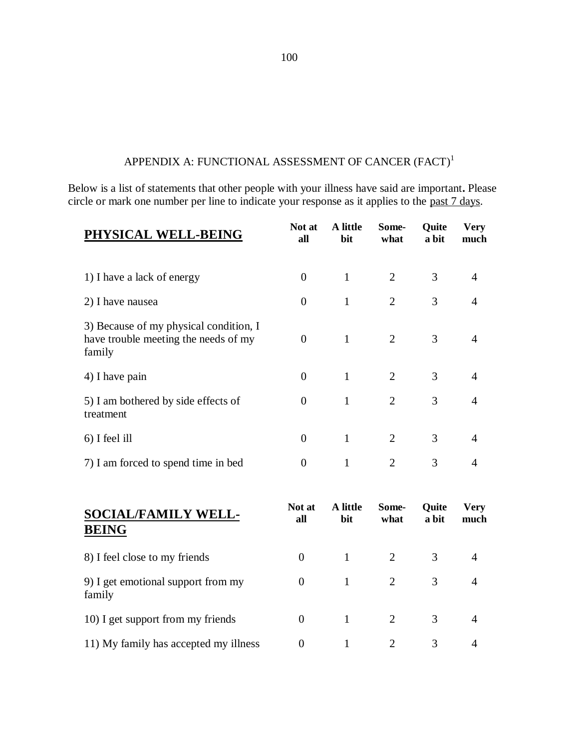APPENDIX A: FUNCTIONAL ASSESSMENT OF CANCER (FACT)[1]

Below is a list of statements that other people with your illness have said are important**.** Please circle or mark one number per line to indicate your response as it applies to the past 7 days.

| **PHYSICAL WELL-BEING** | **Not at all** | **A little bit** | **Some-what** | **Quite a bit** | **Very much** |
|---|---|---|---|---|---|
| 1) I have a lack of energy | 0 | 1 | 2 | 3 | 4 |
| 2) I have nausea | 0 | 1 | 2 | 3 | 4 |
| 3) Because of my physical condition, I have trouble meeting the needs of my family | 0 | 1 | 2 | 3 | 4 |
| 4) I have pain | 0 | 1 | 2 | 3 | 4 |
| 5) I am bothered by side effects of treatment | 0 | 1 | 2 | 3 | 4 |
| 6) I feel ill | 0 | 1 | 2 | 3 | 4 |
| 7) I am forced to spend time in bed | 0 | 1 | 2 | 3 | 4 |

| **SOCIAL/FAMILY WELL-BEING** | **Not at all** | **A little bit** | **Some-what** | **Quite a bit** | **Very much** |
|---|---|---|---|---|---|
| 8) I feel close to my friends | 0 | 1 | 2 | 3 | 4 |
| 9) I get emotional support from my family | 0 | 1 | 2 | 3 | 4 |
| 10) I get support from my friends | 0 | 1 | 2 | 3 | 4 |
| 11) My family has accepted my illness | 0 | 1 | 2 | 3 | 4 |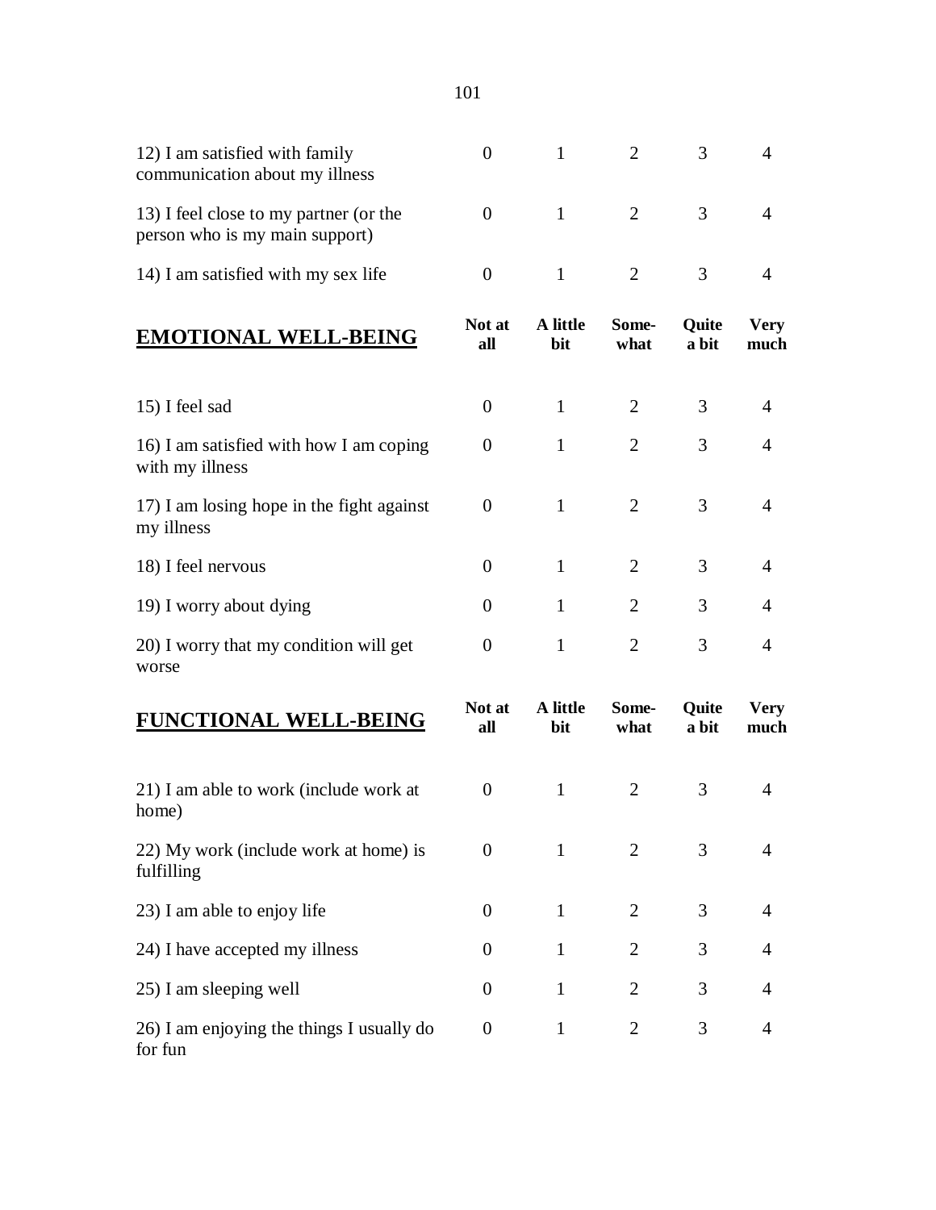| | | | | | |
|---|---|---|---|---|---|
| 12) I am satisfied with family communication about my illness | 0 | 1 | 2 | 3 | 4 |
| 13) I feel close to my partner (or the person who is my main support) | 0 | 1 | 2 | 3 | 4 |
| 14) I am satisfied with my sex life | 0 | 1 | 2 | 3 | 4 |

| **EMOTIONAL WELL-BEING** | **Not at all** | **A little bit** | **Some-what** | **Quite a bit** | **Very much** |
|---|---|---|---|---|---|
| 15) I feel sad | 0 | 1 | 2 | 3 | 4 |
| 16) I am satisfied with how I am coping with my illness | 0 | 1 | 2 | 3 | 4 |
| 17) I am losing hope in the fight against my illness | 0 | 1 | 2 | 3 | 4 |
| 18) I feel nervous | 0 | 1 | 2 | 3 | 4 |
| 19) I worry about dying | 0 | 1 | 2 | 3 | 4 |
| 20) I worry that my condition will get worse | 0 | 1 | 2 | 3 | 4 |

| **FUNCTIONAL WELL-BEING** | **Not at all** | **A little bit** | **Some-what** | **Quite a bit** | **Very much** |
|---|---|---|---|---|---|
| 21) I am able to work (include work at home) | 0 | 1 | 2 | 3 | 4 |
| 22) My work (include work at home) is fulfilling | 0 | 1 | 2 | 3 | 4 |
| 23) I am able to enjoy life | 0 | 1 | 2 | 3 | 4 |
| 24) I have accepted my illness | 0 | 1 | 2 | 3 | 4 |
| 25) I am sleeping well | 0 | 1 | 2 | 3 | 4 |
| 26) I am enjoying the things I usually do for fun | 0 | 1 | 2 | 3 | 4 |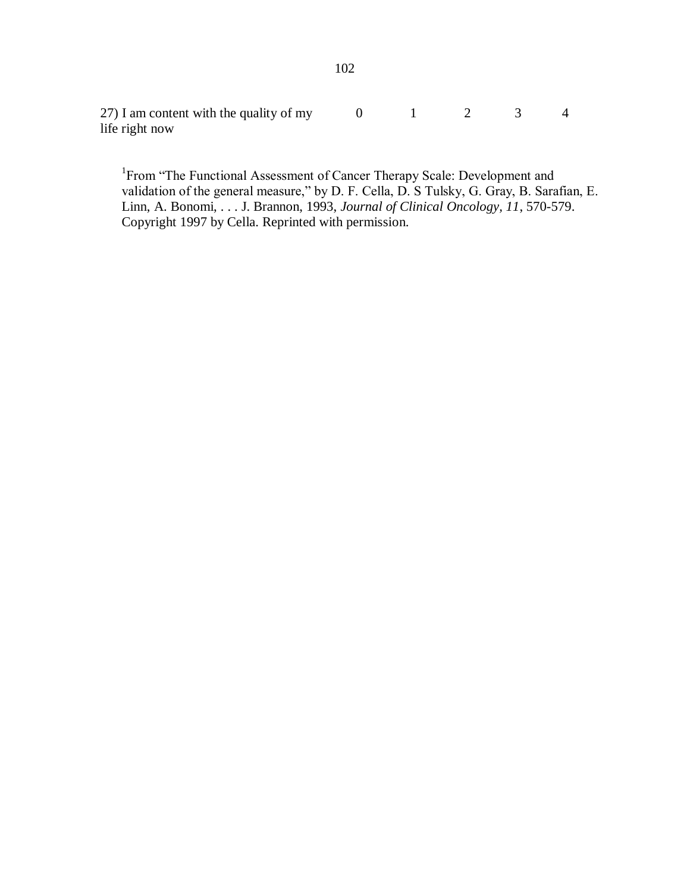| | | | | | |
|---|---|---|---|---|---|
| 27) I am content with the quality of my life right now | 0 | 1 | 2 | 3 | 4 |

[1]From "The Functional Assessment of Cancer Therapy Scale: Development and validation of the general measure," by D. F. Cella, D. S Tulsky, G. Gray, B. Sarafian, E. Linn, A. Bonomi, . . . J. Brannon, 1993, *Journal of Clinical Oncology, 11*, 570-579. Copyright 1997 by Cella. Reprinted with permission.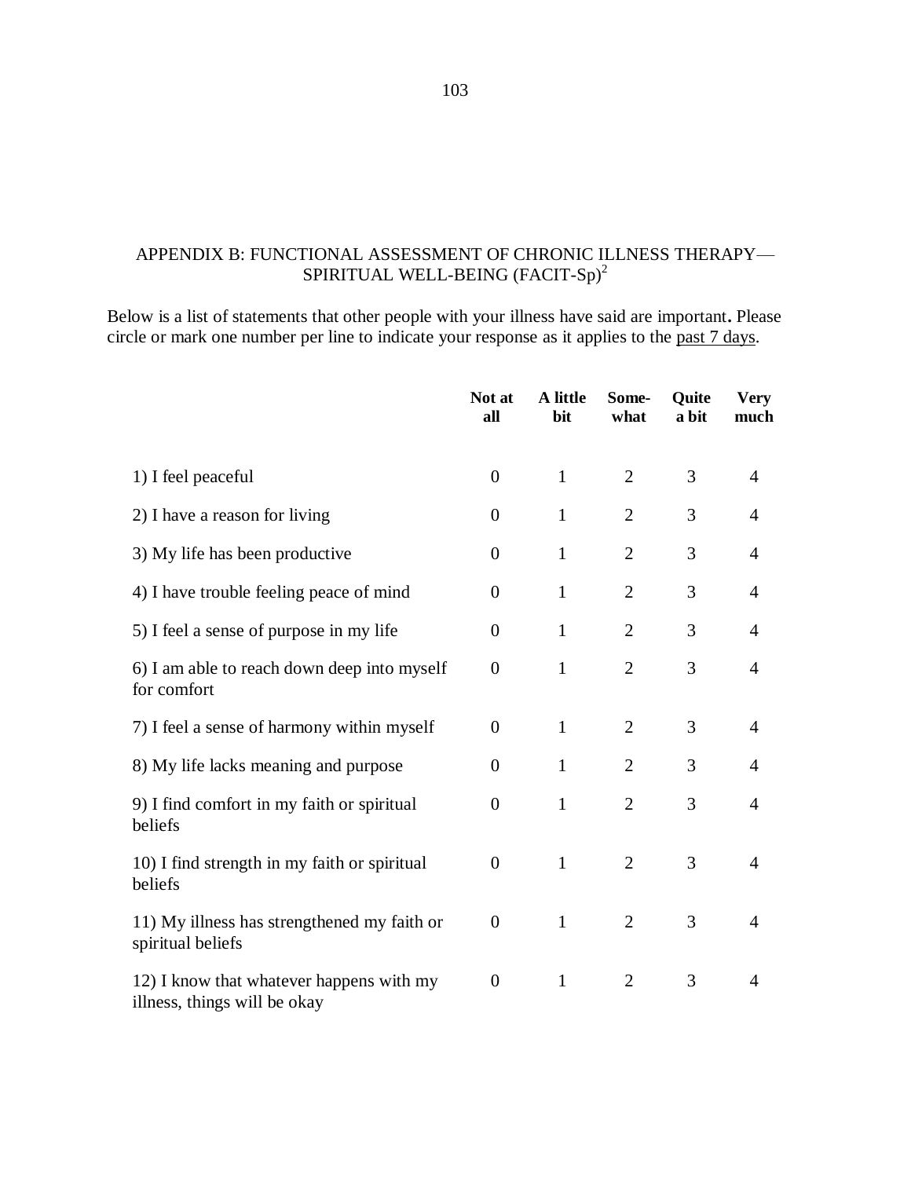## APPENDIX B: FUNCTIONAL ASSESSMENT OF CHRONIC ILLNESS THERAPY—SPIRITUAL WELL-BEING (FACIT-Sp)[2]

Below is a list of statements that other people with your illness have said are important**.** Please circle or mark one number per line to indicate your response as it applies to the past 7 days.

| | **Not at all** | **A little bit** | **Some-what** | **Quite a bit** | **Very much** |
|---|---|---|---|---|---|
| 1) I feel peaceful | 0 | 1 | 2 | 3 | 4 |
| 2) I have a reason for living | 0 | 1 | 2 | 3 | 4 |
| 3) My life has been productive | 0 | 1 | 2 | 3 | 4 |
| 4) I have trouble feeling peace of mind | 0 | 1 | 2 | 3 | 4 |
| 5) I feel a sense of purpose in my life | 0 | 1 | 2 | 3 | 4 |
| 6) I am able to reach down deep into myself for comfort | 0 | 1 | 2 | 3 | 4 |
| 7) I feel a sense of harmony within myself | 0 | 1 | 2 | 3 | 4 |
| 8) My life lacks meaning and purpose | 0 | 1 | 2 | 3 | 4 |
| 9) I find comfort in my faith or spiritual beliefs | 0 | 1 | 2 | 3 | 4 |
| 10) I find strength in my faith or spiritual beliefs | 0 | 1 | 2 | 3 | 4 |
| 11) My illness has strengthened my faith or spiritual beliefs | 0 | 1 | 2 | 3 | 4 |
| 12) I know that whatever happens with my illness, things will be okay | 0 | 1 | 2 | 3 | 4 |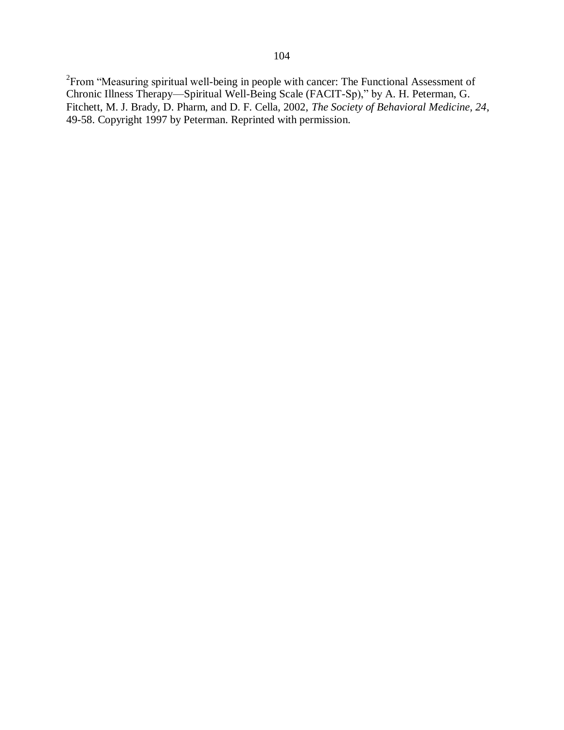[2]From “Measuring spiritual well-being in people with cancer: The Functional Assessment of Chronic Illness Therapy—Spiritual Well-Being Scale (FACIT-Sp),” by A. H. Peterman, G. Fitchett, M. J. Brady, D. Pharm, and D. F. Cella, 2002, *The Society of Behavioral Medicine, 24*, 49-58. Copyright 1997 by Peterman. Reprinted with permission.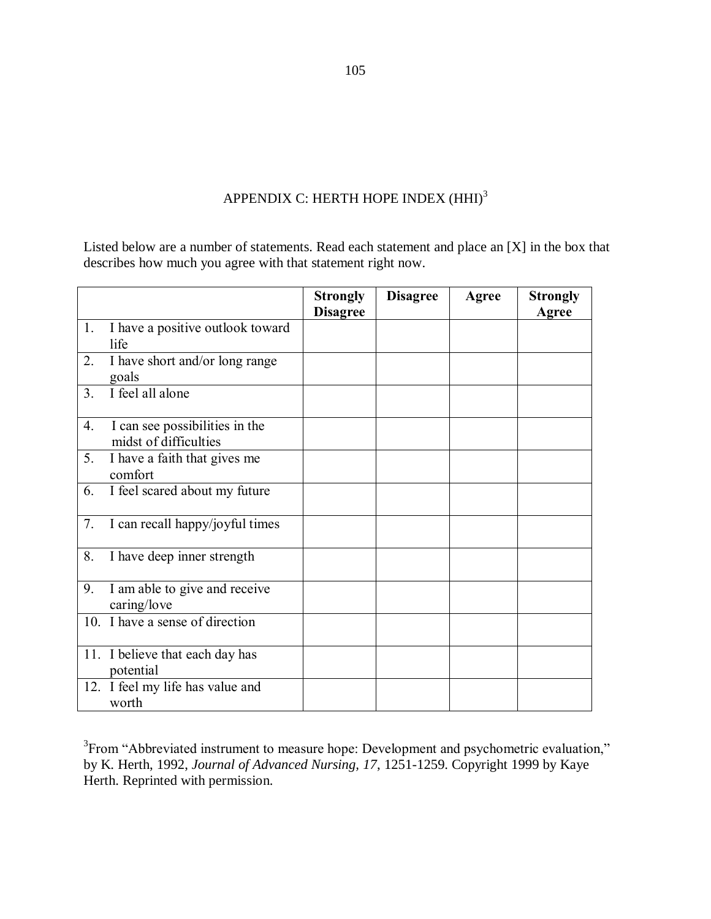# APPENDIX C: HERTH HOPE INDEX (HHI)[3]

Listed below are a number of statements. Read each statement and place an [X] in the box that describes how much you agree with that statement right now.

| | **Strongly Disagree** | **Disagree** | **Agree** | **Strongly Agree** |
|---|---|---|---|---|
| 1. I have a positive outlook toward life | | | | |
| 2. I have short and/or long range goals | | | | |
| 3. I feel all alone | | | | |
| 4. I can see possibilities in the midst of difficulties | | | | |
| 5. I have a faith that gives me comfort | | | | |
| 6. I feel scared about my future | | | | |
| 7. I can recall happy/joyful times | | | | |
| 8. I have deep inner strength | | | | |
| 9. I am able to give and receive caring/love | | | | |
| 10. I have a sense of direction | | | | |
| 11. I believe that each day has potential | | | | |
| 12. I feel my life has value and worth | | | | |

[3]From "Abbreviated instrument to measure hope: Development and psychometric evaluation," by K. Herth, 1992, *Journal of Advanced Nursing, 17,* 1251-1259. Copyright 1999 by Kaye Herth. Reprinted with permission.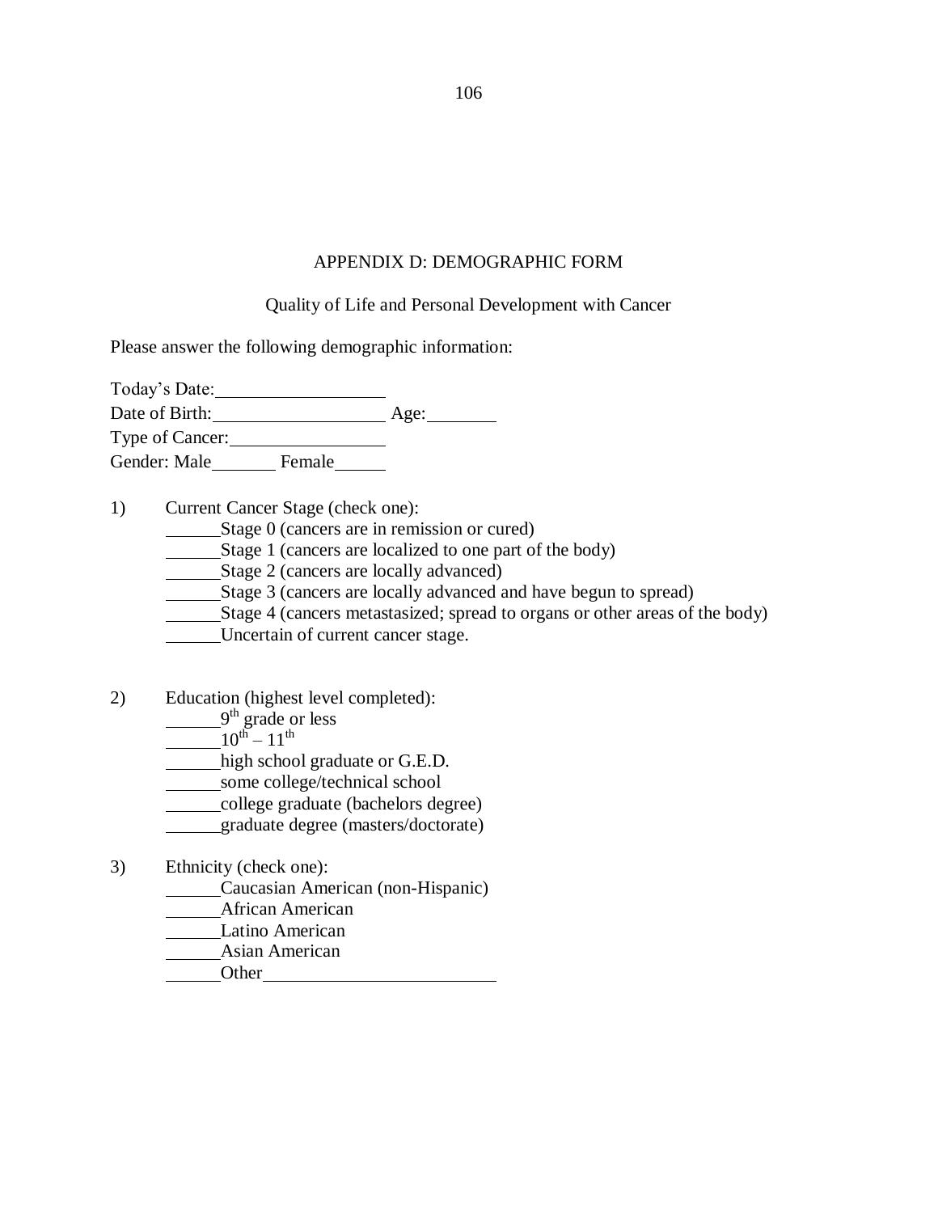## APPENDIX D: DEMOGRAPHIC FORM

Quality of Life and Personal Development with Cancer

Please answer the following demographic information:

Today's Date: ______________

Date of Birth: ______________ Age: ________

Type of Cancer: ______________

Gender: Male _______ Female ______

1) Current Cancer Stage (check one):
   ______Stage 0 (cancers are in remission or cured)
   ______Stage 1 (cancers are localized to one part of the body)
   ______Stage 2 (cancers are locally advanced)
   ______Stage 3 (cancers are locally advanced and have begun to spread)
   ______Stage 4 (cancers metastasized; spread to organs or other areas of the body)
   ______Uncertain of current cancer stage.

2) Education (highest level completed):
   ______9th grade or less
   ______10th – 11th
   ______high school graduate or G.E.D.
   ______some college/technical school
   ______college graduate (bachelors degree)
   ______graduate degree (masters/doctorate)

3) Ethnicity (check one):
   ______Caucasian American (non-Hispanic)
   ______African American
   ______Latino American
   ______Asian American
   ______Other ______________________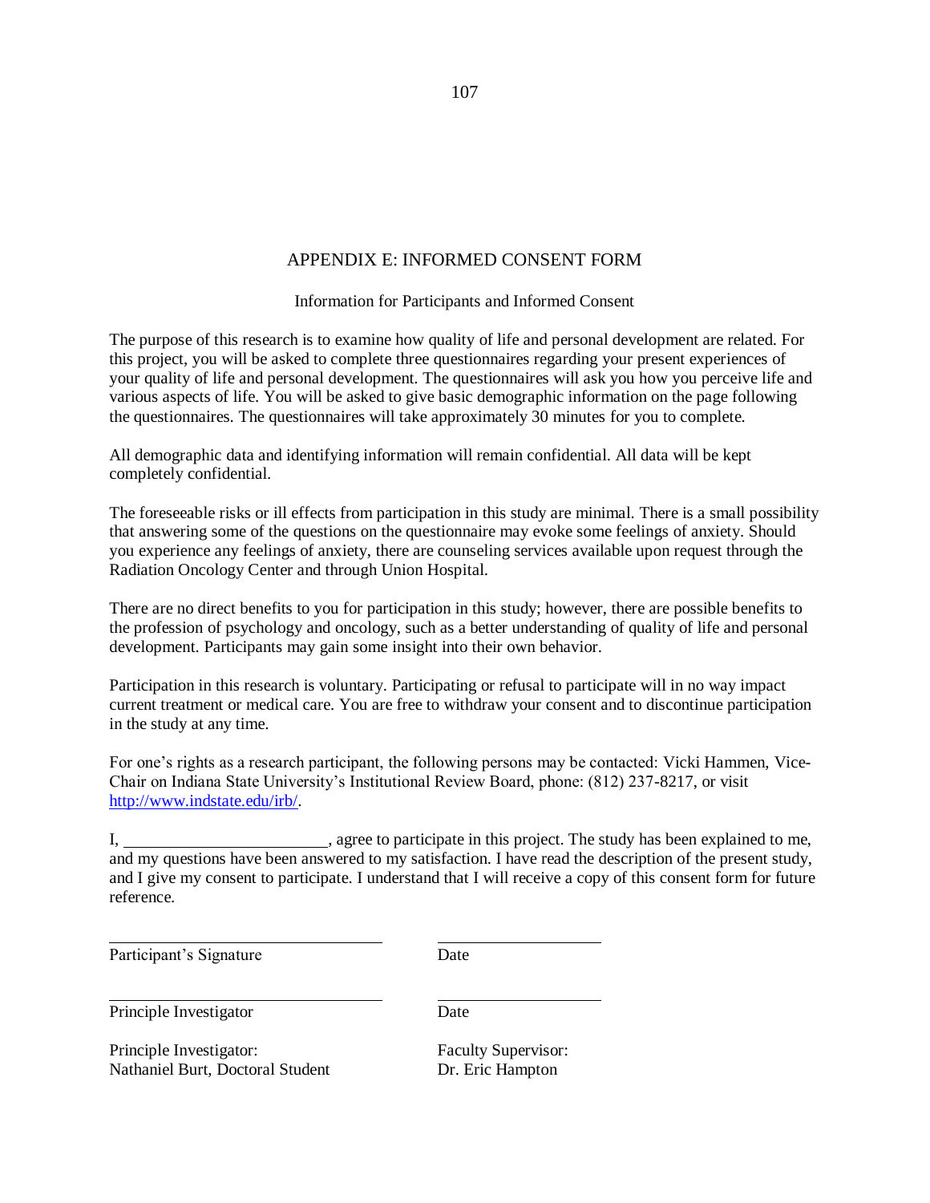# APPENDIX E: INFORMED CONSENT FORM

## Information for Participants and Informed Consent

The purpose of this research is to examine how quality of life and personal development are related. For this project, you will be asked to complete three questionnaires regarding your present experiences of your quality of life and personal development. The questionnaires will ask you how you perceive life and various aspects of life. You will be asked to give basic demographic information on the page following the questionnaires. The questionnaires will take approximately 30 minutes for you to complete.

All demographic data and identifying information will remain confidential. All data will be kept completely confidential.

The foreseeable risks or ill effects from participation in this study are minimal. There is a small possibility that answering some of the questions on the questionnaire may evoke some feelings of anxiety. Should you experience any feelings of anxiety, there are counseling services available upon request through the Radiation Oncology Center and through Union Hospital.

There are no direct benefits to you for participation in this study; however, there are possible benefits to the profession of psychology and oncology, such as a better understanding of quality of life and personal development. Participants may gain some insight into their own behavior.

Participation in this research is voluntary. Participating or refusal to participate will in no way impact current treatment or medical care. You are free to withdraw your consent and to discontinue participation in the study at any time.

For one's rights as a research participant, the following persons may be contacted: Vicki Hammen, Vice-Chair on Indiana State University's Institutional Review Board, phone: (812) 237-8217, or visit http://www.indstate.edu/irb/.

I, ________________________, agree to participate in this project. The study has been explained to me, and my questions have been answered to my satisfaction. I have read the description of the present study, and I give my consent to participate. I understand that I will receive a copy of this consent form for future reference.

| ________________________________ | ____________________ |
|---|---|
| Participant's Signature | Date |
| ________________________________ | ____________________ |
| Principle Investigator | Date |

| | |
|---|---|
| Principle Investigator: | Faculty Supervisor: |
| Nathaniel Burt, Doctoral Student | Dr. Eric Hampton |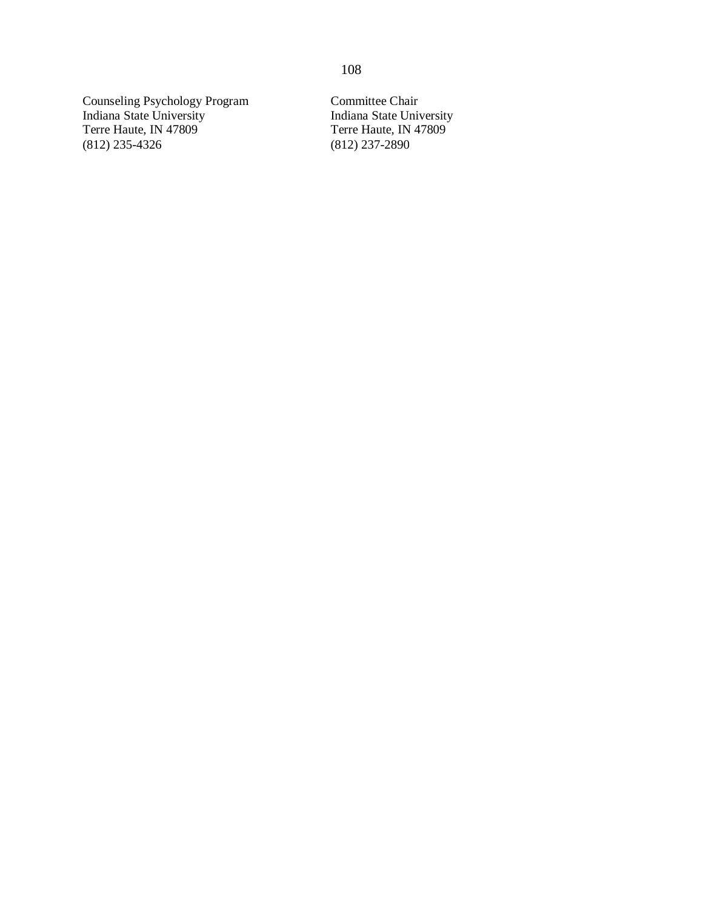Counseling Psychology Program
Indiana State University
Terre Haute, IN 47809
(812) 235-4326

Committee Chair
Indiana State University
Terre Haute, IN 47809
(812) 237-2890